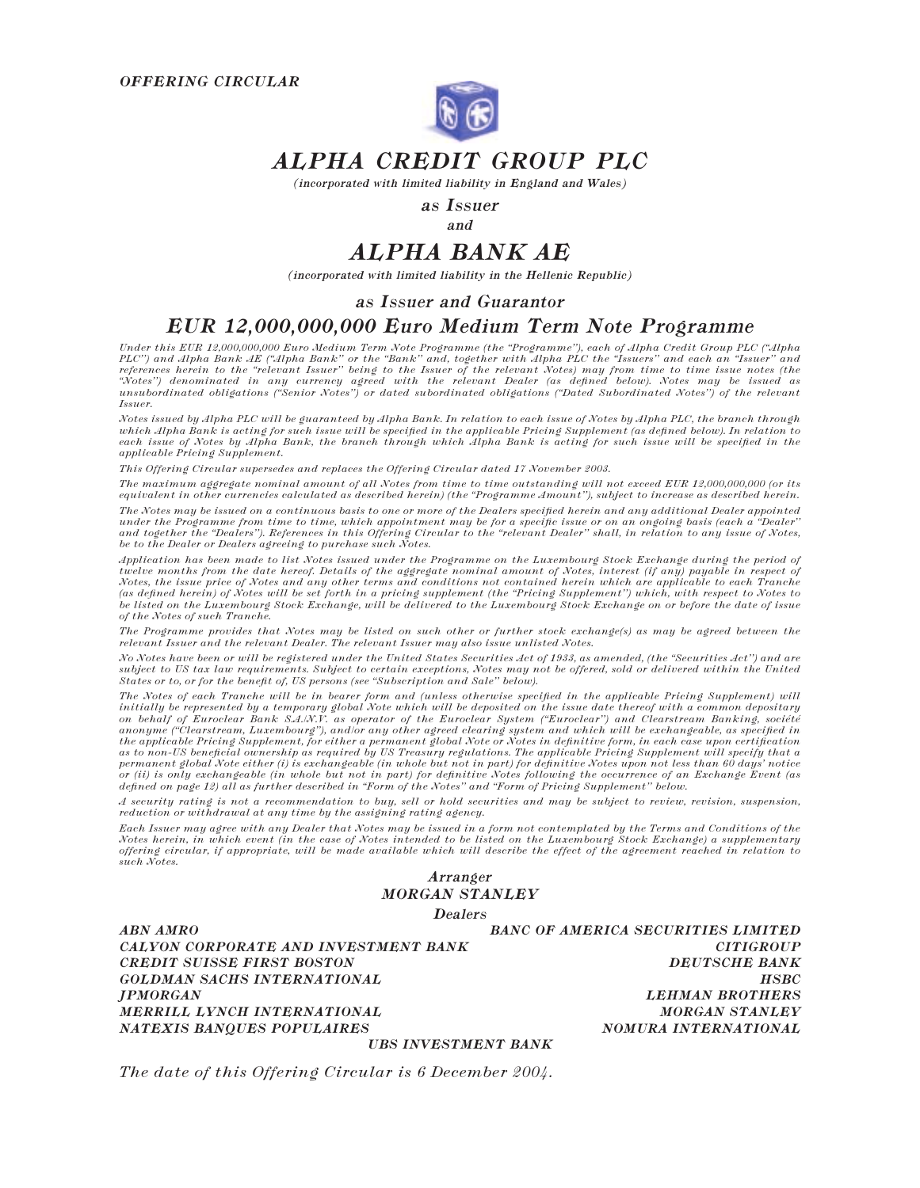***OFFERING CIRCULAR***

# *ALPHA CREDIT GROUP PLC*

***(incorporated with limited liability in England and Wales)***

***as Issuer***

***and***

# *ALPHA BANK AE*

***(incorporated with limited liability in the Hellenic Republic)***

***as Issuer and Guarantor***

## *EUR 12,000,000,000 Euro Medium Term Note Programme*

*Under this EUR 12,000,000,000 Euro Medium Term Note Programme (the "Programme"), each of Alpha Credit Group PLC ("Alpha PLC") and Alpha Bank AE ("Alpha Bank" or the "Bank" and, together with Alpha PLC the "Issuers" and each an "Issuer" and references herein to the "relevant Issuer" being to the Issuer of the relevant Notes) may from time to time issue notes (the "Notes") denominated in any currency agreed with the relevant Dealer (as defined below). Notes may be issued as unsubordinated obligations ("Senior Notes") or dated subordinated obligations ("Dated Subordinated Notes") of the relevant Issuer.*

*Notes issued by Alpha PLC will be guaranteed by Alpha Bank. In relation to each issue of Notes by Alpha PLC, the branch through which Alpha Bank is acting for such issue will be specified in the applicable Pricing Supplement (as defined below). In relation to each issue of Notes by Alpha Bank, the branch through which Alpha Bank is acting for such issue will be specified in the applicable Pricing Supplement.*

*This Offering Circular supersedes and replaces the Offering Circular dated 17 November 2003.*

*The maximum aggregate nominal amount of all Notes from time to time outstanding will not exceed EUR 12,000,000,000 (or its equivalent in other currencies calculated as described herein) (the "Programme Amount"), subject to increase as described herein.*

*The Notes may be issued on a continuous basis to one or more of the Dealers specified herein and any additional Dealer appointed under the Programme from time to time, which appointment may be for a specific issue or on an ongoing basis (each a "Dealer" and together the "Dealers"). References in this Offering Circular to the "relevant Dealer" shall, in relation to any issue of Notes, be to the Dealer or Dealers agreeing to purchase such Notes.*

*Application has been made to list Notes issued under the Programme on the Luxembourg Stock Exchange during the period of twelve months from the date hereof. Details of the aggregate nominal amount of Notes, interest (if any) payable in respect of Notes, the issue price of Notes and any other terms and conditions not contained herein which are applicable to each Tranche (as defined herein) of Notes will be set forth in a pricing supplement (the "Pricing Supplement") which, with respect to Notes to be listed on the Luxembourg Stock Exchange, will be delivered to the Luxembourg Stock Exchange on or before the date of issue of the Notes of such Tranche.*

*The Programme provides that Notes may be listed on such other or further stock exchange(s) as may be agreed between the relevant Issuer and the relevant Dealer. The relevant Issuer may also issue unlisted Notes.*

*No Notes have been or will be registered under the United States Securities Act of 1933, as amended, (the "Securities Act") and are subject to US tax law requirements. Subject to certain exceptions, Notes may not be offered, sold or delivered within the United States or to, or for the benefit of, US persons (see "Subscription and Sale" below).*

*The Notes of each Tranche will be in bearer form and (unless otherwise specified in the applicable Pricing Supplement) will initially be represented by a temporary global Note which will be deposited on the issue date thereof with a common depositary on behalf of Euroclear Bank S.A./N.V. as operator of the Euroclear System ("Euroclear") and Clearstream Banking, société anonyme ("Clearstream, Luxembourg"), and/or any other agreed clearing system and which will be exchangeable, as specified in the applicable Pricing Supplement, for either a permanent global Note or Notes in definitive form, in each case upon certification as to non-US beneficial ownership as required by US Treasury regulations. The applicable Pricing Supplement will specify that a permanent global Note either (i) is exchangeable (in whole but not in part) for definitive Notes upon not less than 60 days' notice or (ii) is only exchangeable (in whole but not in part) for definitive Notes following the occurrence of an Exchange Event (as defined on page 12) all as further described in "Form of the Notes" and "Form of Pricing Supplement" below.*

*A security rating is not a recommendation to buy, sell or hold securities and may be subject to review, revision, suspension, reduction or withdrawal at any time by the assigning rating agency.*

*Each Issuer may agree with any Dealer that Notes may be issued in a form not contemplated by the Terms and Conditions of the Notes herein, in which event (in the case of Notes intended to be listed on the Luxembourg Stock Exchange) a supplementary offering circular, if appropriate, will be made available which will describe the effect of the agreement reached in relation to such Notes.*

***Arranger***

***MORGAN STANLEY***

***Dealers***

***ABN AMRO***
***BANC OF AMERICA SECURITIES LIMITED***
***CALYON CORPORATE AND INVESTMENT BANK***
***CITIGROUP***
***CREDIT SUISSE FIRST BOSTON***
***DEUTSCHE BANK***
***GOLDMAN SACHS INTERNATIONAL***
***HSBC***
***JPMORGAN***
***LEHMAN BROTHERS***
***MERRILL LYNCH INTERNATIONAL***
***MORGAN STANLEY***
***NATEXIS BANQUES POPULAIRES***
***NOMURA INTERNATIONAL***
***UBS INVESTMENT BANK***

*The date of this Offering Circular is 6 December 2004.*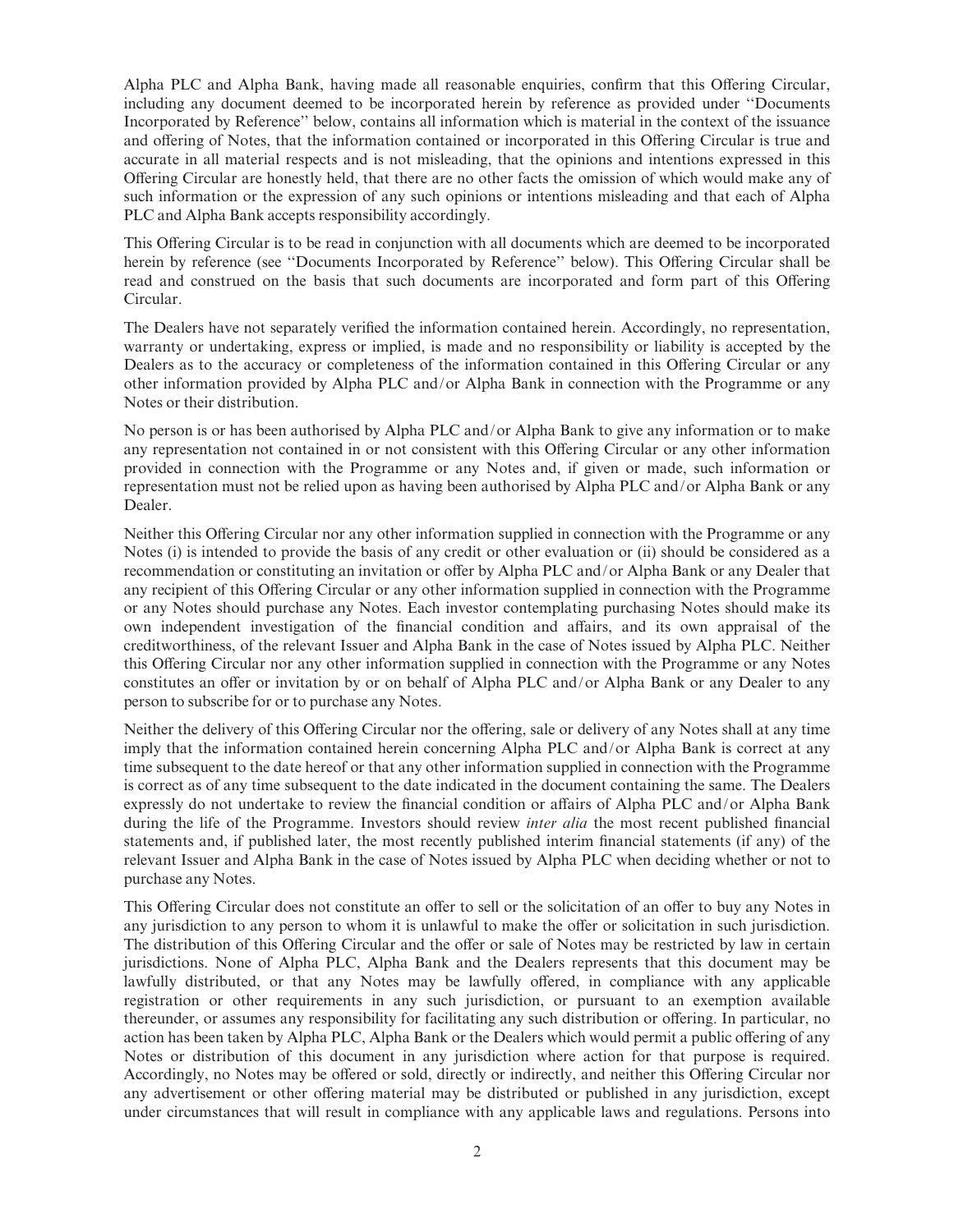Alpha PLC and Alpha Bank, having made all reasonable enquiries, confirm that this Offering Circular, including any document deemed to be incorporated herein by reference as provided under ''Documents Incorporated by Reference'' below, contains all information which is material in the context of the issuance and offering of Notes, that the information contained or incorporated in this Offering Circular is true and accurate in all material respects and is not misleading, that the opinions and intentions expressed in this Offering Circular are honestly held, that there are no other facts the omission of which would make any of such information or the expression of any such opinions or intentions misleading and that each of Alpha PLC and Alpha Bank accepts responsibility accordingly.

This Offering Circular is to be read in conjunction with all documents which are deemed to be incorporated herein by reference (see ''Documents Incorporated by Reference'' below). This Offering Circular shall be read and construed on the basis that such documents are incorporated and form part of this Offering Circular.

The Dealers have not separately verified the information contained herein. Accordingly, no representation, warranty or undertaking, express or implied, is made and no responsibility or liability is accepted by the Dealers as to the accuracy or completeness of the information contained in this Offering Circular or any other information provided by Alpha PLC and/or Alpha Bank in connection with the Programme or any Notes or their distribution.

No person is or has been authorised by Alpha PLC and/or Alpha Bank to give any information or to make any representation not contained in or not consistent with this Offering Circular or any other information provided in connection with the Programme or any Notes and, if given or made, such information or representation must not be relied upon as having been authorised by Alpha PLC and/or Alpha Bank or any Dealer.

Neither this Offering Circular nor any other information supplied in connection with the Programme or any Notes (i) is intended to provide the basis of any credit or other evaluation or (ii) should be considered as a recommendation or constituting an invitation or offer by Alpha PLC and/or Alpha Bank or any Dealer that any recipient of this Offering Circular or any other information supplied in connection with the Programme or any Notes should purchase any Notes. Each investor contemplating purchasing Notes should make its own independent investigation of the financial condition and affairs, and its own appraisal of the creditworthiness, of the relevant Issuer and Alpha Bank in the case of Notes issued by Alpha PLC. Neither this Offering Circular nor any other information supplied in connection with the Programme or any Notes constitutes an offer or invitation by or on behalf of Alpha PLC and/or Alpha Bank or any Dealer to any person to subscribe for or to purchase any Notes.

Neither the delivery of this Offering Circular nor the offering, sale or delivery of any Notes shall at any time imply that the information contained herein concerning Alpha PLC and/or Alpha Bank is correct at any time subsequent to the date hereof or that any other information supplied in connection with the Programme is correct as of any time subsequent to the date indicated in the document containing the same. The Dealers expressly do not undertake to review the financial condition or affairs of Alpha PLC and/or Alpha Bank during the life of the Programme. Investors should review *inter alia* the most recent published financial statements and, if published later, the most recently published interim financial statements (if any) of the relevant Issuer and Alpha Bank in the case of Notes issued by Alpha PLC when deciding whether or not to purchase any Notes.

This Offering Circular does not constitute an offer to sell or the solicitation of an offer to buy any Notes in any jurisdiction to any person to whom it is unlawful to make the offer or solicitation in such jurisdiction. The distribution of this Offering Circular and the offer or sale of Notes may be restricted by law in certain jurisdictions. None of Alpha PLC, Alpha Bank and the Dealers represents that this document may be lawfully distributed, or that any Notes may be lawfully offered, in compliance with any applicable registration or other requirements in any such jurisdiction, or pursuant to an exemption available thereunder, or assumes any responsibility for facilitating any such distribution or offering. In particular, no action has been taken by Alpha PLC, Alpha Bank or the Dealers which would permit a public offering of any Notes or distribution of this document in any jurisdiction where action for that purpose is required. Accordingly, no Notes may be offered or sold, directly or indirectly, and neither this Offering Circular nor any advertisement or other offering material may be distributed or published in any jurisdiction, except under circumstances that will result in compliance with any applicable laws and regulations. Persons into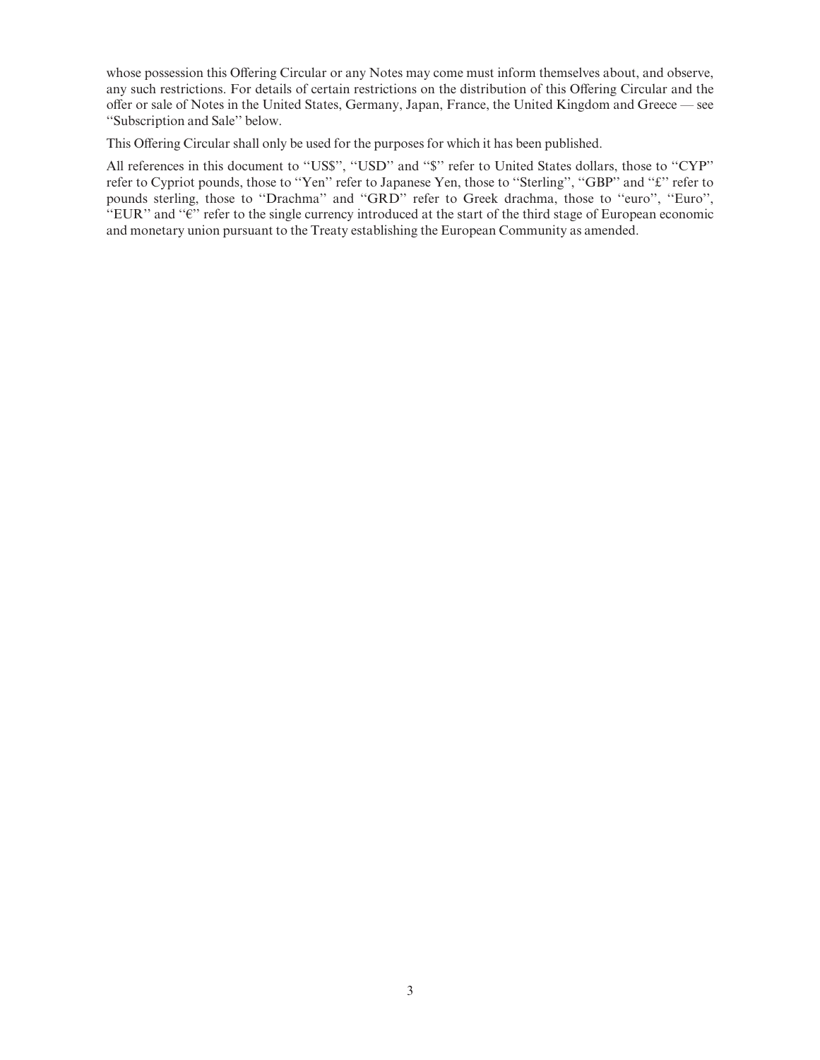whose possession this Offering Circular or any Notes may come must inform themselves about, and observe, any such restrictions. For details of certain restrictions on the distribution of this Offering Circular and the offer or sale of Notes in the United States, Germany, Japan, France, the United Kingdom and Greece — see ''Subscription and Sale'' below.

This Offering Circular shall only be used for the purposes for which it has been published.

All references in this document to ''US$'', ''USD'' and ''$'' refer to United States dollars, those to ''CYP'' refer to Cypriot pounds, those to ''Yen'' refer to Japanese Yen, those to ''Sterling'', ''GBP'' and ''£'' refer to pounds sterling, those to ''Drachma'' and ''GRD'' refer to Greek drachma, those to ''euro'', ''Euro'', ''EUR'' and ''€'' refer to the single currency introduced at the start of the third stage of European economic and monetary union pursuant to the Treaty establishing the European Community as amended.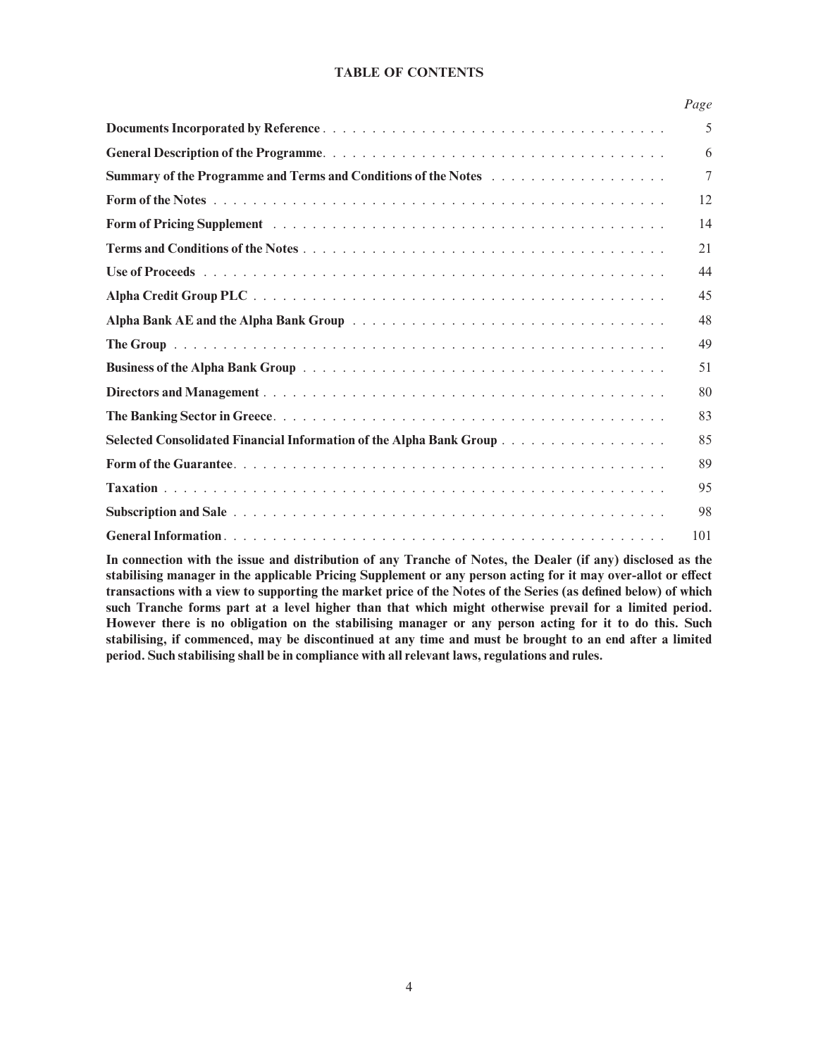# TABLE OF CONTENTS

| | Page |
|---|---|
| **Documents Incorporated by Reference** | 5 |
| **General Description of the Programme** | 6 |
| **Summary of the Programme and Terms and Conditions of the Notes** | 7 |
| **Form of the Notes** | 12 |
| **Form of Pricing Supplement** | 14 |
| **Terms and Conditions of the Notes** | 21 |
| **Use of Proceeds** | 44 |
| **Alpha Credit Group PLC** | 45 |
| **Alpha Bank AE and the Alpha Bank Group** | 48 |
| **The Group** | 49 |
| **Business of the Alpha Bank Group** | 51 |
| **Directors and Management** | 80 |
| **The Banking Sector in Greece** | 83 |
| **Selected Consolidated Financial Information of the Alpha Bank Group** | 85 |
| **Form of the Guarantee** | 89 |
| **Taxation** | 95 |
| **Subscription and Sale** | 98 |
| **General Information** | 101 |

**In connection with the issue and distribution of any Tranche of Notes, the Dealer (if any) disclosed as the stabilising manager in the applicable Pricing Supplement or any person acting for it may over-allot or effect transactions with a view to supporting the market price of the Notes of the Series (as defined below) of which such Tranche forms part at a level higher than that which might otherwise prevail for a limited period. However there is no obligation on the stabilising manager or any person acting for it to do this. Such stabilising, if commenced, may be discontinued at any time and must be brought to an end after a limited period. Such stabilising shall be in compliance with all relevant laws, regulations and rules.**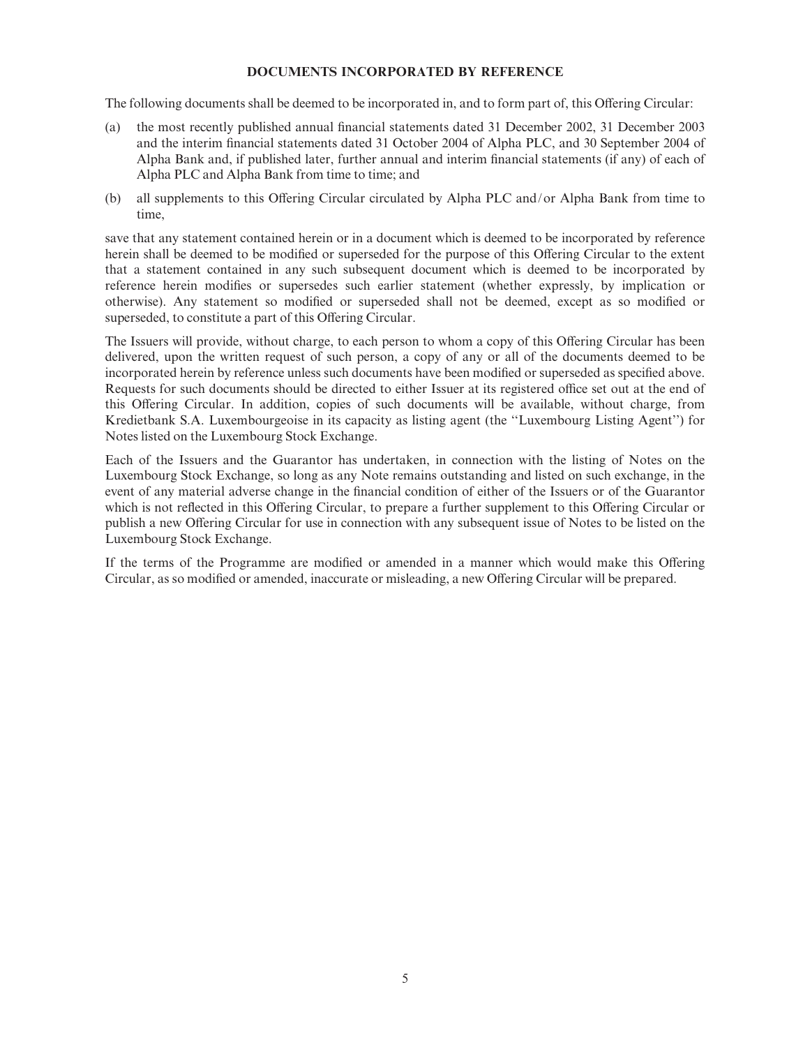## DOCUMENTS INCORPORATED BY REFERENCE

The following documents shall be deemed to be incorporated in, and to form part of, this Offering Circular:

(a) the most recently published annual financial statements dated 31 December 2002, 31 December 2003 and the interim financial statements dated 31 October 2004 of Alpha PLC, and 30 September 2004 of Alpha Bank and, if published later, further annual and interim financial statements (if any) of each of Alpha PLC and Alpha Bank from time to time; and

(b) all supplements to this Offering Circular circulated by Alpha PLC and/or Alpha Bank from time to time,

save that any statement contained herein or in a document which is deemed to be incorporated by reference herein shall be deemed to be modified or superseded for the purpose of this Offering Circular to the extent that a statement contained in any such subsequent document which is deemed to be incorporated by reference herein modifies or supersedes such earlier statement (whether expressly, by implication or otherwise). Any statement so modified or superseded shall not be deemed, except as so modified or superseded, to constitute a part of this Offering Circular.

The Issuers will provide, without charge, to each person to whom a copy of this Offering Circular has been delivered, upon the written request of such person, a copy of any or all of the documents deemed to be incorporated herein by reference unless such documents have been modified or superseded as specified above. Requests for such documents should be directed to either Issuer at its registered office set out at the end of this Offering Circular. In addition, copies of such documents will be available, without charge, from Kredietbank S.A. Luxembourgeoise in its capacity as listing agent (the "Luxembourg Listing Agent") for Notes listed on the Luxembourg Stock Exchange.

Each of the Issuers and the Guarantor has undertaken, in connection with the listing of Notes on the Luxembourg Stock Exchange, so long as any Note remains outstanding and listed on such exchange, in the event of any material adverse change in the financial condition of either of the Issuers or of the Guarantor which is not reflected in this Offering Circular, to prepare a further supplement to this Offering Circular or publish a new Offering Circular for use in connection with any subsequent issue of Notes to be listed on the Luxembourg Stock Exchange.

If the terms of the Programme are modified or amended in a manner which would make this Offering Circular, as so modified or amended, inaccurate or misleading, a new Offering Circular will be prepared.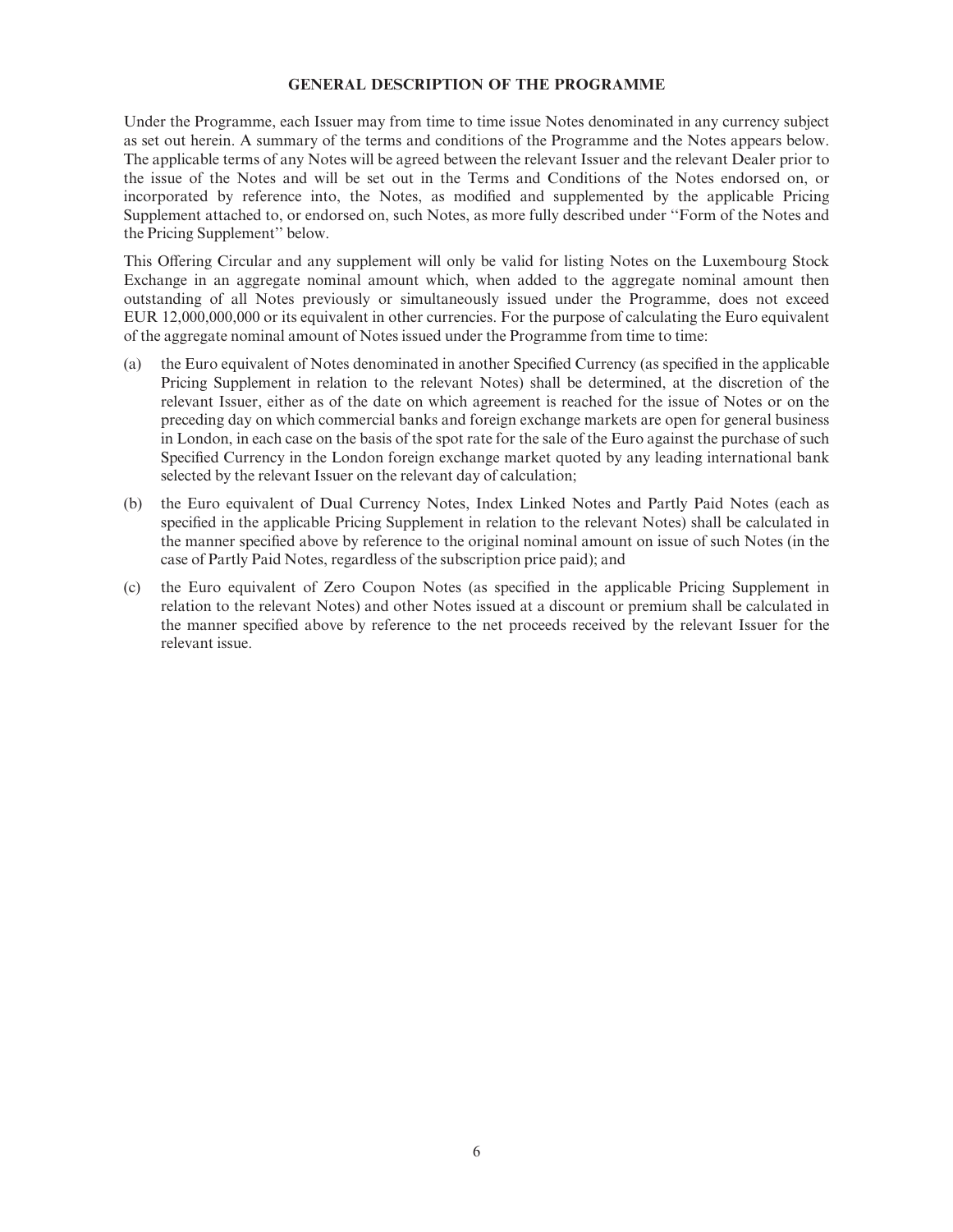## GENERAL DESCRIPTION OF THE PROGRAMME

Under the Programme, each Issuer may from time to time issue Notes denominated in any currency subject as set out herein. A summary of the terms and conditions of the Programme and the Notes appears below. The applicable terms of any Notes will be agreed between the relevant Issuer and the relevant Dealer prior to the issue of the Notes and will be set out in the Terms and Conditions of the Notes endorsed on, or incorporated by reference into, the Notes, as modified and supplemented by the applicable Pricing Supplement attached to, or endorsed on, such Notes, as more fully described under ''Form of the Notes and the Pricing Supplement'' below.

This Offering Circular and any supplement will only be valid for listing Notes on the Luxembourg Stock Exchange in an aggregate nominal amount which, when added to the aggregate nominal amount then outstanding of all Notes previously or simultaneously issued under the Programme, does not exceed EUR 12,000,000,000 or its equivalent in other currencies. For the purpose of calculating the Euro equivalent of the aggregate nominal amount of Notes issued under the Programme from time to time:

(a) the Euro equivalent of Notes denominated in another Specified Currency (as specified in the applicable Pricing Supplement in relation to the relevant Notes) shall be determined, at the discretion of the relevant Issuer, either as of the date on which agreement is reached for the issue of Notes or on the preceding day on which commercial banks and foreign exchange markets are open for general business in London, in each case on the basis of the spot rate for the sale of the Euro against the purchase of such Specified Currency in the London foreign exchange market quoted by any leading international bank selected by the relevant Issuer on the relevant day of calculation;

(b) the Euro equivalent of Dual Currency Notes, Index Linked Notes and Partly Paid Notes (each as specified in the applicable Pricing Supplement in relation to the relevant Notes) shall be calculated in the manner specified above by reference to the original nominal amount on issue of such Notes (in the case of Partly Paid Notes, regardless of the subscription price paid); and

(c) the Euro equivalent of Zero Coupon Notes (as specified in the applicable Pricing Supplement in relation to the relevant Notes) and other Notes issued at a discount or premium shall be calculated in the manner specified above by reference to the net proceeds received by the relevant Issuer for the relevant issue.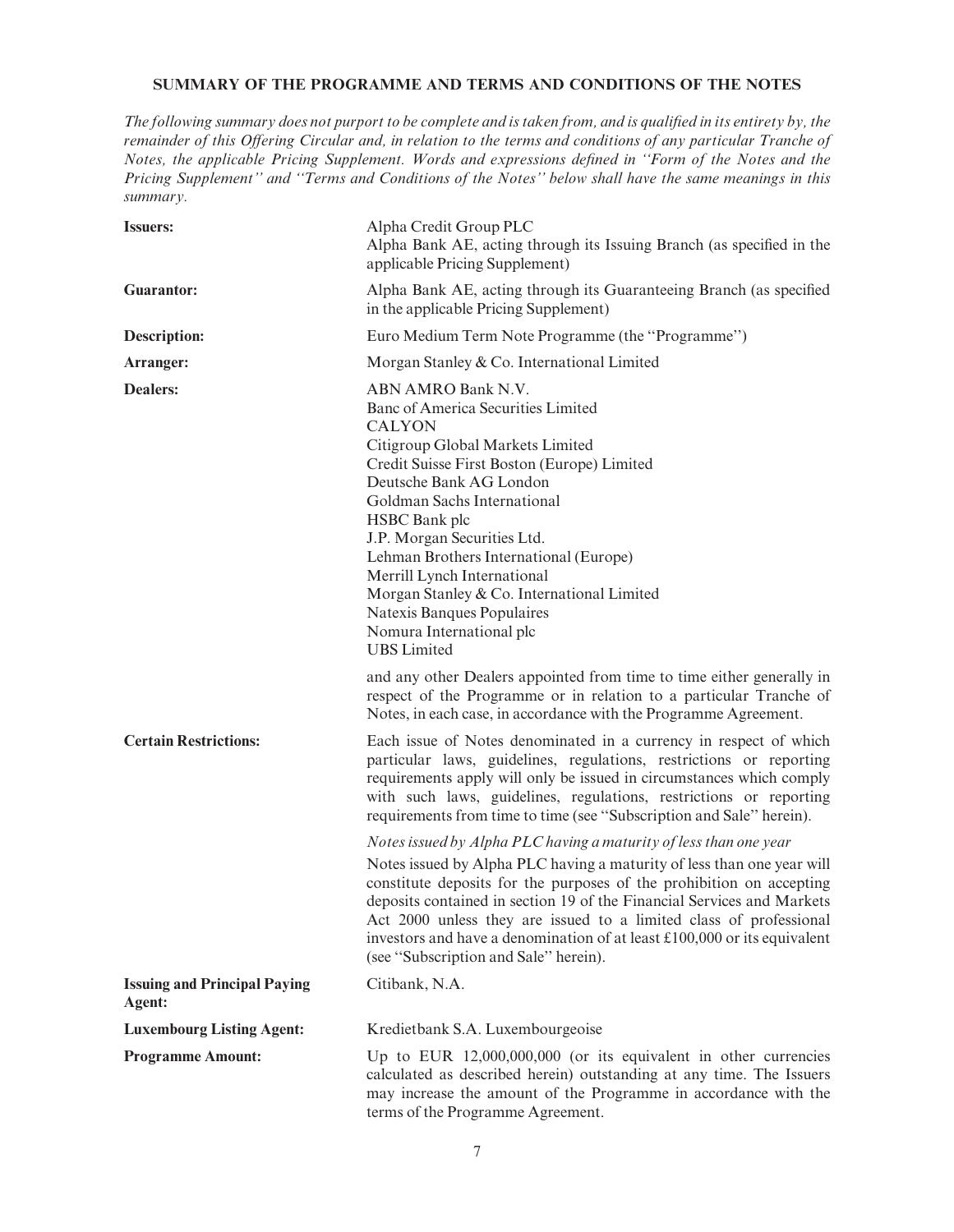## SUMMARY OF THE PROGRAMME AND TERMS AND CONDITIONS OF THE NOTES

*The following summary does not purport to be complete and is taken from, and is qualified in its entirety by, the remainder of this Offering Circular and, in relation to the terms and conditions of any particular Tranche of Notes, the applicable Pricing Supplement. Words and expressions defined in ''Form of the Notes and the Pricing Supplement'' and ''Terms and Conditions of the Notes'' below shall have the same meanings in this summary.*

**Issuers:** Alpha Credit Group PLC
Alpha Bank AE, acting through its Issuing Branch (as specified in the applicable Pricing Supplement)

**Guarantor:** Alpha Bank AE, acting through its Guaranteeing Branch (as specified in the applicable Pricing Supplement)

**Description:** Euro Medium Term Note Programme (the ''Programme'')

**Arranger:** Morgan Stanley & Co. International Limited

**Dealers:**
ABN AMRO Bank N.V.
Banc of America Securities Limited
CALYON
Citigroup Global Markets Limited
Credit Suisse First Boston (Europe) Limited
Deutsche Bank AG London
Goldman Sachs International
HSBC Bank plc
J.P. Morgan Securities Ltd.
Lehman Brothers International (Europe)
Merrill Lynch International
Morgan Stanley & Co. International Limited
Natexis Banques Populaires
Nomura International plc
UBS Limited

and any other Dealers appointed from time to time either generally in respect of the Programme or in relation to a particular Tranche of Notes, in each case, in accordance with the Programme Agreement.

**Certain Restrictions:** Each issue of Notes denominated in a currency in respect of which particular laws, guidelines, regulations, restrictions or reporting requirements apply will only be issued in circumstances which comply with such laws, guidelines, regulations, restrictions or reporting requirements from time to time (see ''Subscription and Sale'' herein).

*Notes issued by Alpha PLC having a maturity of less than one year*

Notes issued by Alpha PLC having a maturity of less than one year will constitute deposits for the purposes of the prohibition on accepting deposits contained in section 19 of the Financial Services and Markets Act 2000 unless they are issued to a limited class of professional investors and have a denomination of at least £100,000 or its equivalent (see ''Subscription and Sale'' herein).

**Issuing and Principal Paying Agent:** Citibank, N.A.

**Luxembourg Listing Agent:** Kredietbank S.A. Luxembourgeoise

**Programme Amount:** Up to EUR 12,000,000,000 (or its equivalent in other currencies calculated as described herein) outstanding at any time. The Issuers may increase the amount of the Programme in accordance with the terms of the Programme Agreement.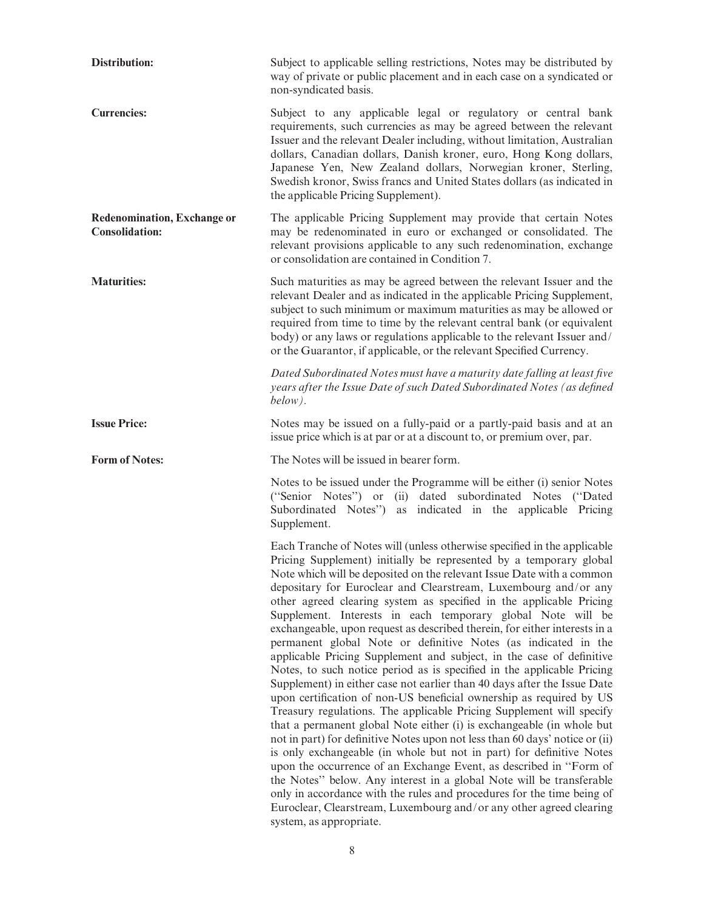**Distribution:** Subject to applicable selling restrictions, Notes may be distributed by way of private or public placement and in each case on a syndicated or non-syndicated basis.

**Currencies:** Subject to any applicable legal or regulatory or central bank requirements, such currencies as may be agreed between the relevant Issuer and the relevant Dealer including, without limitation, Australian dollars, Canadian dollars, Danish kroner, euro, Hong Kong dollars, Japanese Yen, New Zealand dollars, Norwegian kroner, Sterling, Swedish kronor, Swiss francs and United States dollars (as indicated in the applicable Pricing Supplement).

**Redenomination, Exchange or Consolidation:** The applicable Pricing Supplement may provide that certain Notes may be redenominated in euro or exchanged or consolidated. The relevant provisions applicable to any such redenomination, exchange or consolidation are contained in Condition 7.

**Maturities:** Such maturities as may be agreed between the relevant Issuer and the relevant Dealer and as indicated in the applicable Pricing Supplement, subject to such minimum or maximum maturities as may be allowed or required from time to time by the relevant central bank (or equivalent body) or any laws or regulations applicable to the relevant Issuer and/or the Guarantor, if applicable, or the relevant Specified Currency.

*Dated Subordinated Notes must have a maturity date falling at least five years after the Issue Date of such Dated Subordinated Notes (as defined below).*

**Issue Price:** Notes may be issued on a fully-paid or a partly-paid basis and at an issue price which is at par or at a discount to, or premium over, par.

**Form of Notes:** The Notes will be issued in bearer form.

Notes to be issued under the Programme will be either (i) senior Notes ("Senior Notes") or (ii) dated subordinated Notes ("Dated Subordinated Notes") as indicated in the applicable Pricing Supplement.

Each Tranche of Notes will (unless otherwise specified in the applicable Pricing Supplement) initially be represented by a temporary global Note which will be deposited on the relevant Issue Date with a common depositary for Euroclear and Clearstream, Luxembourg and/or any other agreed clearing system as specified in the applicable Pricing Supplement. Interests in each temporary global Note will be exchangeable, upon request as described therein, for either interests in a permanent global Note or definitive Notes (as indicated in the applicable Pricing Supplement and subject, in the case of definitive Notes, to such notice period as is specified in the applicable Pricing Supplement) in either case not earlier than 40 days after the Issue Date upon certification of non-US beneficial ownership as required by US Treasury regulations. The applicable Pricing Supplement will specify that a permanent global Note either (i) is exchangeable (in whole but not in part) for definitive Notes upon not less than 60 days' notice or (ii) is only exchangeable (in whole but not in part) for definitive Notes upon the occurrence of an Exchange Event, as described in "Form of the Notes" below. Any interest in a global Note will be transferable only in accordance with the rules and procedures for the time being of Euroclear, Clearstream, Luxembourg and/or any other agreed clearing system, as appropriate.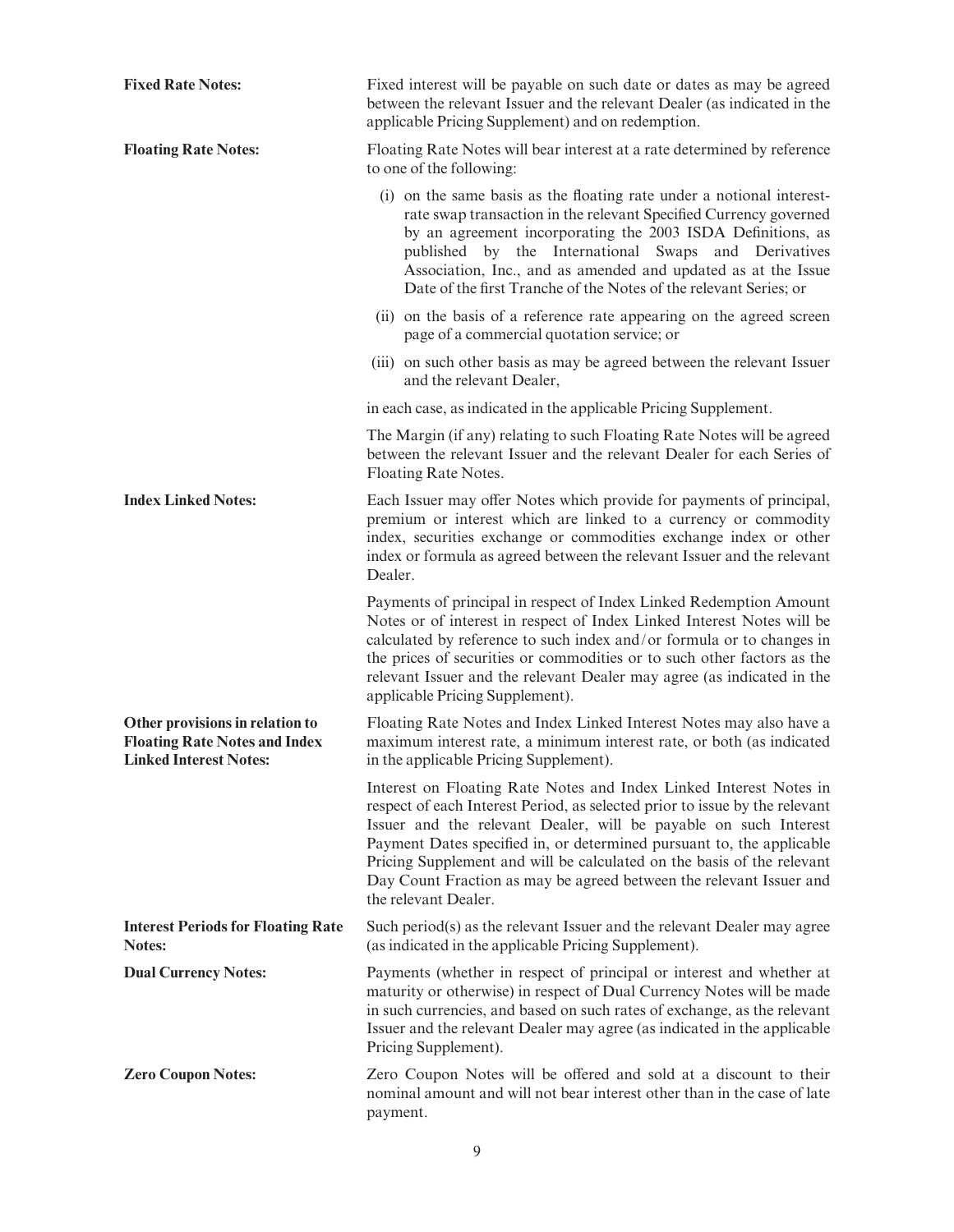**Fixed Rate Notes:** Fixed interest will be payable on such date or dates as may be agreed between the relevant Issuer and the relevant Dealer (as indicated in the applicable Pricing Supplement) and on redemption.

**Floating Rate Notes:** Floating Rate Notes will bear interest at a rate determined by reference to one of the following:

(i) on the same basis as the floating rate under a notional interest-rate swap transaction in the relevant Specified Currency governed by an agreement incorporating the 2003 ISDA Definitions, as published by the International Swaps and Derivatives Association, Inc., and as amended and updated as at the Issue Date of the first Tranche of the Notes of the relevant Series; or

(ii) on the basis of a reference rate appearing on the agreed screen page of a commercial quotation service; or

(iii) on such other basis as may be agreed between the relevant Issuer and the relevant Dealer,

in each case, as indicated in the applicable Pricing Supplement.

The Margin (if any) relating to such Floating Rate Notes will be agreed between the relevant Issuer and the relevant Dealer for each Series of Floating Rate Notes.

**Index Linked Notes:** Each Issuer may offer Notes which provide for payments of principal, premium or interest which are linked to a currency or commodity index, securities exchange or commodities exchange index or other index or formula as agreed between the relevant Issuer and the relevant Dealer.

Payments of principal in respect of Index Linked Redemption Amount Notes or of interest in respect of Index Linked Interest Notes will be calculated by reference to such index and/or formula or to changes in the prices of securities or commodities or to such other factors as the relevant Issuer and the relevant Dealer may agree (as indicated in the applicable Pricing Supplement).

**Other provisions in relation to Floating Rate Notes and Index Linked Interest Notes:** Floating Rate Notes and Index Linked Interest Notes may also have a maximum interest rate, a minimum interest rate, or both (as indicated in the applicable Pricing Supplement).

Interest on Floating Rate Notes and Index Linked Interest Notes in respect of each Interest Period, as selected prior to issue by the relevant Issuer and the relevant Dealer, will be payable on such Interest Payment Dates specified in, or determined pursuant to, the applicable Pricing Supplement and will be calculated on the basis of the relevant Day Count Fraction as may be agreed between the relevant Issuer and the relevant Dealer.

**Interest Periods for Floating Rate Notes:** Such period(s) as the relevant Issuer and the relevant Dealer may agree (as indicated in the applicable Pricing Supplement).

**Dual Currency Notes:** Payments (whether in respect of principal or interest and whether at maturity or otherwise) in respect of Dual Currency Notes will be made in such currencies, and based on such rates of exchange, as the relevant Issuer and the relevant Dealer may agree (as indicated in the applicable Pricing Supplement).

**Zero Coupon Notes:** Zero Coupon Notes will be offered and sold at a discount to their nominal amount and will not bear interest other than in the case of late payment.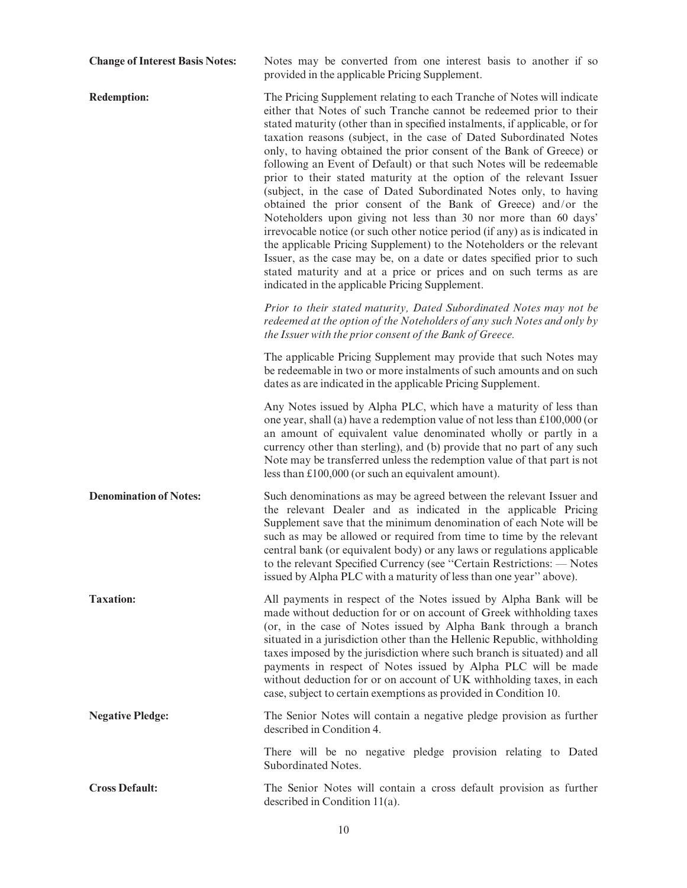**Change of Interest Basis Notes:** Notes may be converted from one interest basis to another if so provided in the applicable Pricing Supplement.

**Redemption:** The Pricing Supplement relating to each Tranche of Notes will indicate either that Notes of such Tranche cannot be redeemed prior to their stated maturity (other than in specified instalments, if applicable, or for taxation reasons (subject, in the case of Dated Subordinated Notes only, to having obtained the prior consent of the Bank of Greece) or following an Event of Default) or that such Notes will be redeemable prior to their stated maturity at the option of the relevant Issuer (subject, in the case of Dated Subordinated Notes only, to having obtained the prior consent of the Bank of Greece) and/or the Noteholders upon giving not less than 30 nor more than 60 days' irrevocable notice (or such other notice period (if any) as is indicated in the applicable Pricing Supplement) to the Noteholders or the relevant Issuer, as the case may be, on a date or dates specified prior to such stated maturity and at a price or prices and on such terms as are indicated in the applicable Pricing Supplement.

*Prior to their stated maturity, Dated Subordinated Notes may not be redeemed at the option of the Noteholders of any such Notes and only by the Issuer with the prior consent of the Bank of Greece.*

The applicable Pricing Supplement may provide that such Notes may be redeemable in two or more instalments of such amounts and on such dates as are indicated in the applicable Pricing Supplement.

Any Notes issued by Alpha PLC, which have a maturity of less than one year, shall (a) have a redemption value of not less than £100,000 (or an amount of equivalent value denominated wholly or partly in a currency other than sterling), and (b) provide that no part of any such Note may be transferred unless the redemption value of that part is not less than £100,000 (or such an equivalent amount).

**Denomination of Notes:** Such denominations as may be agreed between the relevant Issuer and the relevant Dealer and as indicated in the applicable Pricing Supplement save that the minimum denomination of each Note will be such as may be allowed or required from time to time by the relevant central bank (or equivalent body) or any laws or regulations applicable to the relevant Specified Currency (see ''Certain Restrictions: — Notes issued by Alpha PLC with a maturity of less than one year'' above).

**Taxation:** All payments in respect of the Notes issued by Alpha Bank will be made without deduction for or on account of Greek withholding taxes (or, in the case of Notes issued by Alpha Bank through a branch situated in a jurisdiction other than the Hellenic Republic, withholding taxes imposed by the jurisdiction where such branch is situated) and all payments in respect of Notes issued by Alpha PLC will be made without deduction for or on account of UK withholding taxes, in each case, subject to certain exemptions as provided in Condition 10.

**Negative Pledge:** The Senior Notes will contain a negative pledge provision as further described in Condition 4.

There will be no negative pledge provision relating to Dated Subordinated Notes.

**Cross Default:** The Senior Notes will contain a cross default provision as further described in Condition 11(a).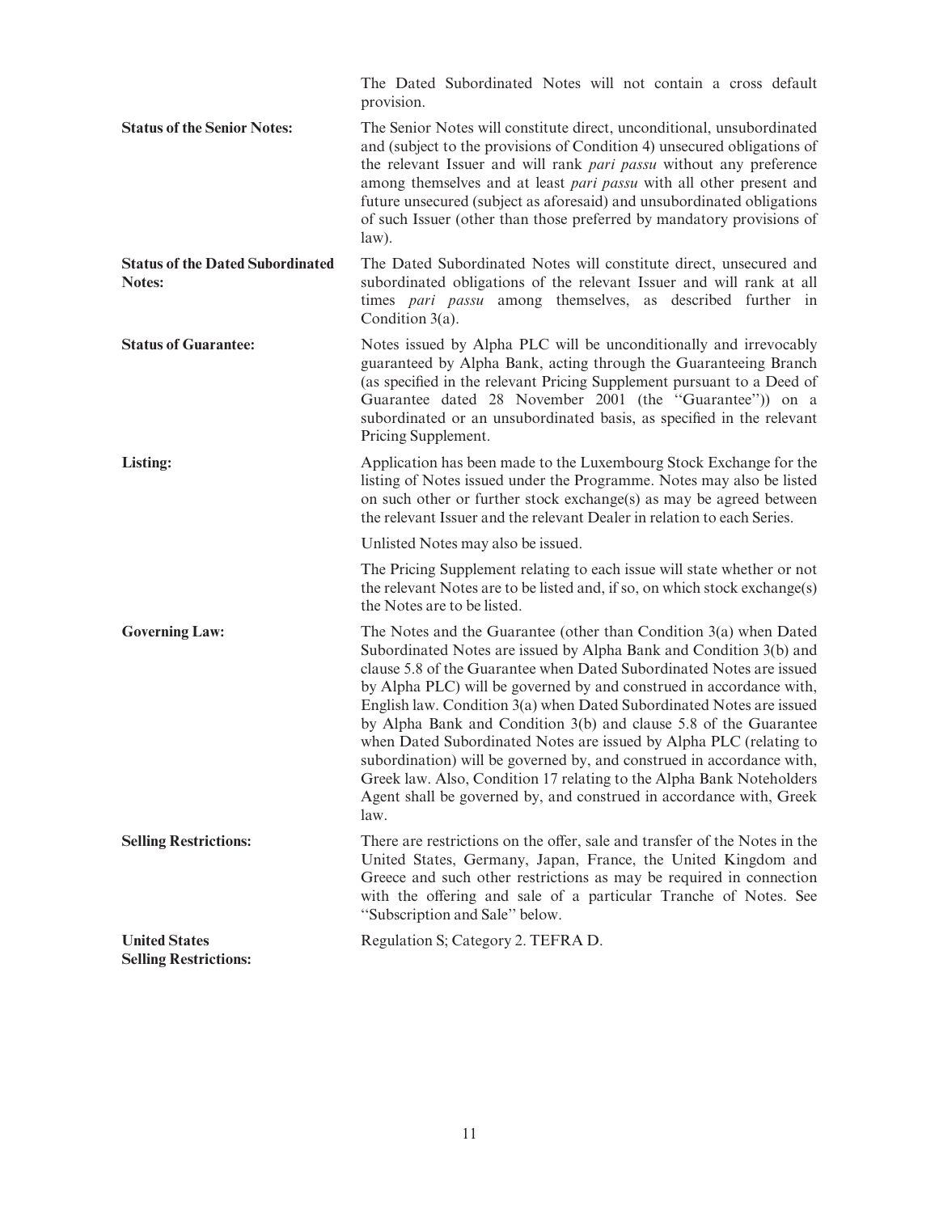The Dated Subordinated Notes will not contain a cross default provision.

**Status of the Senior Notes:** The Senior Notes will constitute direct, unconditional, unsubordinated and (subject to the provisions of Condition 4) unsecured obligations of the relevant Issuer and will rank *pari passu* without any preference among themselves and at least *pari passu* with all other present and future unsecured (subject as aforesaid) and unsubordinated obligations of such Issuer (other than those preferred by mandatory provisions of law).

**Status of the Dated Subordinated Notes:** The Dated Subordinated Notes will constitute direct, unsecured and subordinated obligations of the relevant Issuer and will rank at all times *pari passu* among themselves, as described further in Condition 3(a).

**Status of Guarantee:** Notes issued by Alpha PLC will be unconditionally and irrevocably guaranteed by Alpha Bank, acting through the Guaranteeing Branch (as specified in the relevant Pricing Supplement pursuant to a Deed of Guarantee dated 28 November 2001 (the ''Guarantee'')) on a subordinated or an unsubordinated basis, as specified in the relevant Pricing Supplement.

**Listing:** Application has been made to the Luxembourg Stock Exchange for the listing of Notes issued under the Programme. Notes may also be listed on such other or further stock exchange(s) as may be agreed between the relevant Issuer and the relevant Dealer in relation to each Series.

Unlisted Notes may also be issued.

The Pricing Supplement relating to each issue will state whether or not the relevant Notes are to be listed and, if so, on which stock exchange(s) the Notes are to be listed.

**Governing Law:** The Notes and the Guarantee (other than Condition 3(a) when Dated Subordinated Notes are issued by Alpha Bank and Condition 3(b) and clause 5.8 of the Guarantee when Dated Subordinated Notes are issued by Alpha PLC) will be governed by and construed in accordance with, English law. Condition 3(a) when Dated Subordinated Notes are issued by Alpha Bank and Condition 3(b) and clause 5.8 of the Guarantee when Dated Subordinated Notes are issued by Alpha PLC (relating to subordination) will be governed by, and construed in accordance with, Greek law. Also, Condition 17 relating to the Alpha Bank Noteholders Agent shall be governed by, and construed in accordance with, Greek law.

**Selling Restrictions:** There are restrictions on the offer, sale and transfer of the Notes in the United States, Germany, Japan, France, the United Kingdom and Greece and such other restrictions as may be required in connection with the offering and sale of a particular Tranche of Notes. See ''Subscription and Sale'' below.

**United States Selling Restrictions:** Regulation S; Category 2. TEFRA D.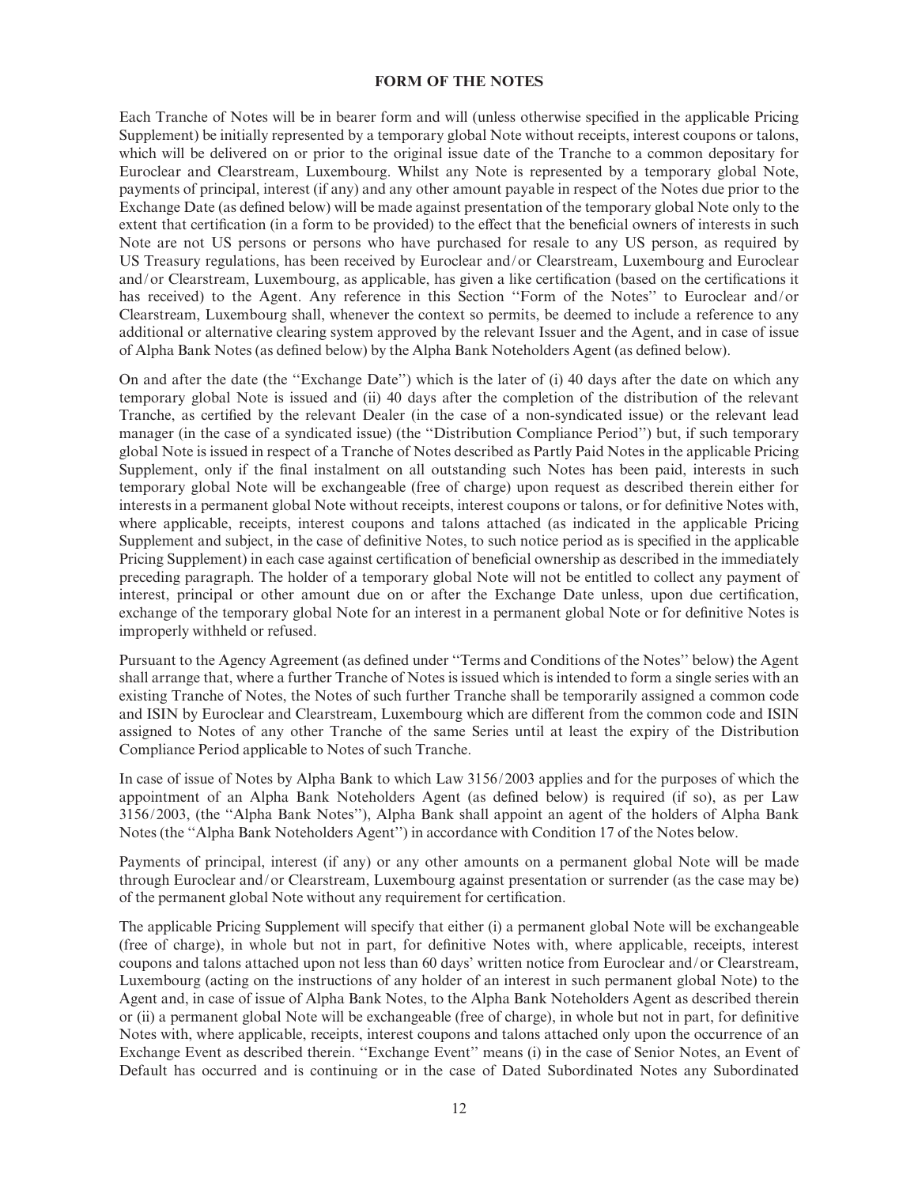## FORM OF THE NOTES

Each Tranche of Notes will be in bearer form and will (unless otherwise specified in the applicable Pricing Supplement) be initially represented by a temporary global Note without receipts, interest coupons or talons, which will be delivered on or prior to the original issue date of the Tranche to a common depositary for Euroclear and Clearstream, Luxembourg. Whilst any Note is represented by a temporary global Note, payments of principal, interest (if any) and any other amount payable in respect of the Notes due prior to the Exchange Date (as defined below) will be made against presentation of the temporary global Note only to the extent that certification (in a form to be provided) to the effect that the beneficial owners of interests in such Note are not US persons or persons who have purchased for resale to any US person, as required by US Treasury regulations, has been received by Euroclear and/or Clearstream, Luxembourg and Euroclear and/or Clearstream, Luxembourg, as applicable, has given a like certification (based on the certifications it has received) to the Agent. Any reference in this Section ''Form of the Notes'' to Euroclear and/or Clearstream, Luxembourg shall, whenever the context so permits, be deemed to include a reference to any additional or alternative clearing system approved by the relevant Issuer and the Agent, and in case of issue of Alpha Bank Notes (as defined below) by the Alpha Bank Noteholders Agent (as defined below).

On and after the date (the ''Exchange Date'') which is the later of (i) 40 days after the date on which any temporary global Note is issued and (ii) 40 days after the completion of the distribution of the relevant Tranche, as certified by the relevant Dealer (in the case of a non-syndicated issue) or the relevant lead manager (in the case of a syndicated issue) (the ''Distribution Compliance Period'') but, if such temporary global Note is issued in respect of a Tranche of Notes described as Partly Paid Notes in the applicable Pricing Supplement, only if the final instalment on all outstanding such Notes has been paid, interests in such temporary global Note will be exchangeable (free of charge) upon request as described therein either for interests in a permanent global Note without receipts, interest coupons or talons, or for definitive Notes with, where applicable, receipts, interest coupons and talons attached (as indicated in the applicable Pricing Supplement and subject, in the case of definitive Notes, to such notice period as is specified in the applicable Pricing Supplement) in each case against certification of beneficial ownership as described in the immediately preceding paragraph. The holder of a temporary global Note will not be entitled to collect any payment of interest, principal or other amount due on or after the Exchange Date unless, upon due certification, exchange of the temporary global Note for an interest in a permanent global Note or for definitive Notes is improperly withheld or refused.

Pursuant to the Agency Agreement (as defined under ''Terms and Conditions of the Notes'' below) the Agent shall arrange that, where a further Tranche of Notes is issued which is intended to form a single series with an existing Tranche of Notes, the Notes of such further Tranche shall be temporarily assigned a common code and ISIN by Euroclear and Clearstream, Luxembourg which are different from the common code and ISIN assigned to Notes of any other Tranche of the same Series until at least the expiry of the Distribution Compliance Period applicable to Notes of such Tranche.

In case of issue of Notes by Alpha Bank to which Law 3156/2003 applies and for the purposes of which the appointment of an Alpha Bank Noteholders Agent (as defined below) is required (if so), as per Law 3156/2003, (the ''Alpha Bank Notes''), Alpha Bank shall appoint an agent of the holders of Alpha Bank Notes (the ''Alpha Bank Noteholders Agent'') in accordance with Condition 17 of the Notes below.

Payments of principal, interest (if any) or any other amounts on a permanent global Note will be made through Euroclear and/or Clearstream, Luxembourg against presentation or surrender (as the case may be) of the permanent global Note without any requirement for certification.

The applicable Pricing Supplement will specify that either (i) a permanent global Note will be exchangeable (free of charge), in whole but not in part, for definitive Notes with, where applicable, receipts, interest coupons and talons attached upon not less than 60 days' written notice from Euroclear and/or Clearstream, Luxembourg (acting on the instructions of any holder of an interest in such permanent global Note) to the Agent and, in case of issue of Alpha Bank Notes, to the Alpha Bank Noteholders Agent as described therein or (ii) a permanent global Note will be exchangeable (free of charge), in whole but not in part, for definitive Notes with, where applicable, receipts, interest coupons and talons attached only upon the occurrence of an Exchange Event as described therein. ''Exchange Event'' means (i) in the case of Senior Notes, an Event of Default has occurred and is continuing or in the case of Dated Subordinated Notes any Subordinated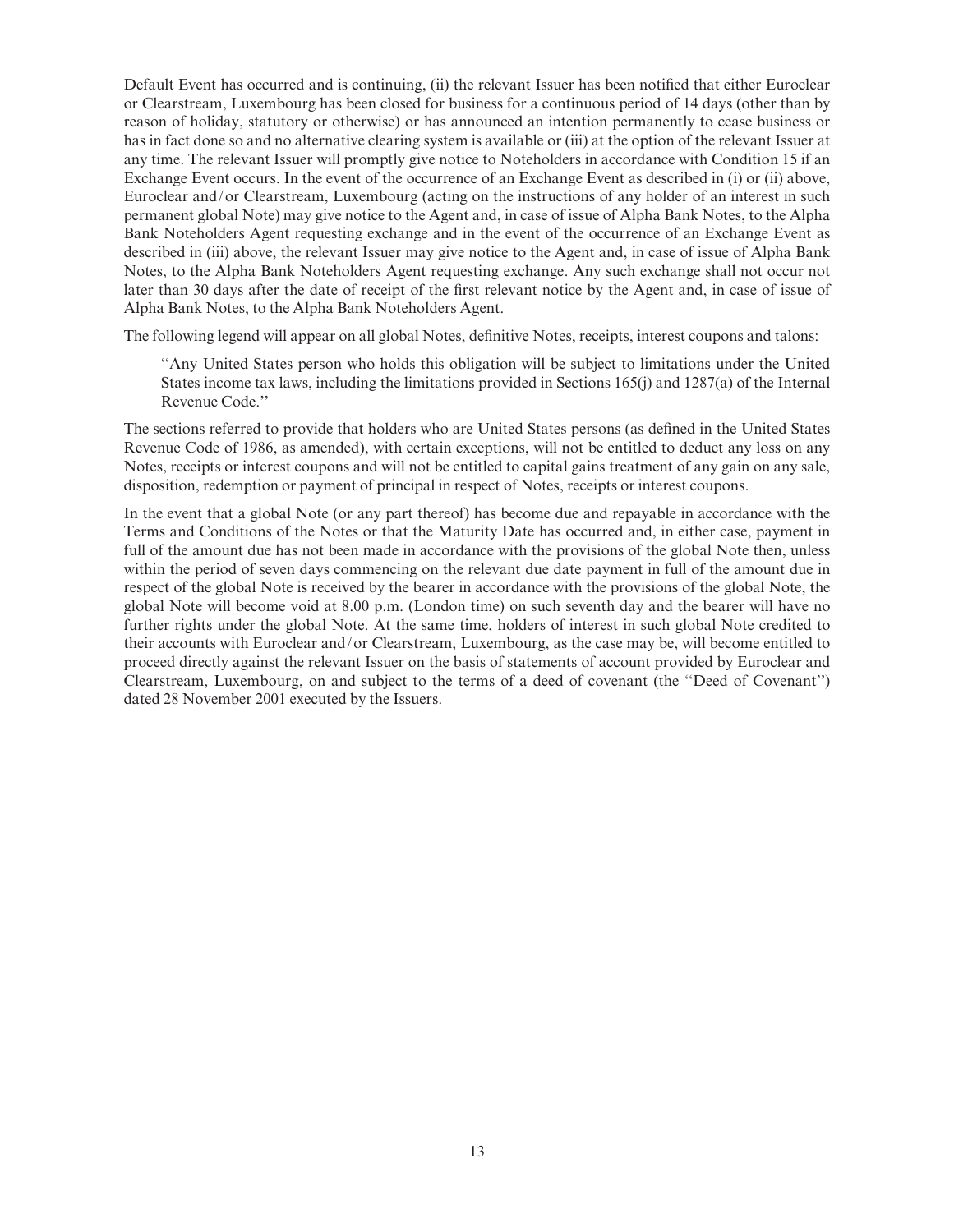Default Event has occurred and is continuing, (ii) the relevant Issuer has been notified that either Euroclear or Clearstream, Luxembourg has been closed for business for a continuous period of 14 days (other than by reason of holiday, statutory or otherwise) or has announced an intention permanently to cease business or has in fact done so and no alternative clearing system is available or (iii) at the option of the relevant Issuer at any time. The relevant Issuer will promptly give notice to Noteholders in accordance with Condition 15 if an Exchange Event occurs. In the event of the occurrence of an Exchange Event as described in (i) or (ii) above, Euroclear and/or Clearstream, Luxembourg (acting on the instructions of any holder of an interest in such permanent global Note) may give notice to the Agent and, in case of issue of Alpha Bank Notes, to the Alpha Bank Noteholders Agent requesting exchange and in the event of the occurrence of an Exchange Event as described in (iii) above, the relevant Issuer may give notice to the Agent and, in case of issue of Alpha Bank Notes, to the Alpha Bank Noteholders Agent requesting exchange. Any such exchange shall not occur not later than 30 days after the date of receipt of the first relevant notice by the Agent and, in case of issue of Alpha Bank Notes, to the Alpha Bank Noteholders Agent.

The following legend will appear on all global Notes, definitive Notes, receipts, interest coupons and talons:

> "Any United States person who holds this obligation will be subject to limitations under the United States income tax laws, including the limitations provided in Sections 165(j) and 1287(a) of the Internal Revenue Code."

The sections referred to provide that holders who are United States persons (as defined in the United States Revenue Code of 1986, as amended), with certain exceptions, will not be entitled to deduct any loss on any Notes, receipts or interest coupons and will not be entitled to capital gains treatment of any gain on any sale, disposition, redemption or payment of principal in respect of Notes, receipts or interest coupons.

In the event that a global Note (or any part thereof) has become due and repayable in accordance with the Terms and Conditions of the Notes or that the Maturity Date has occurred and, in either case, payment in full of the amount due has not been made in accordance with the provisions of the global Note then, unless within the period of seven days commencing on the relevant due date payment in full of the amount due in respect of the global Note is received by the bearer in accordance with the provisions of the global Note, the global Note will become void at 8.00 p.m. (London time) on such seventh day and the bearer will have no further rights under the global Note. At the same time, holders of interest in such global Note credited to their accounts with Euroclear and/or Clearstream, Luxembourg, as the case may be, will become entitled to proceed directly against the relevant Issuer on the basis of statements of account provided by Euroclear and Clearstream, Luxembourg, on and subject to the terms of a deed of covenant (the "Deed of Covenant") dated 28 November 2001 executed by the Issuers.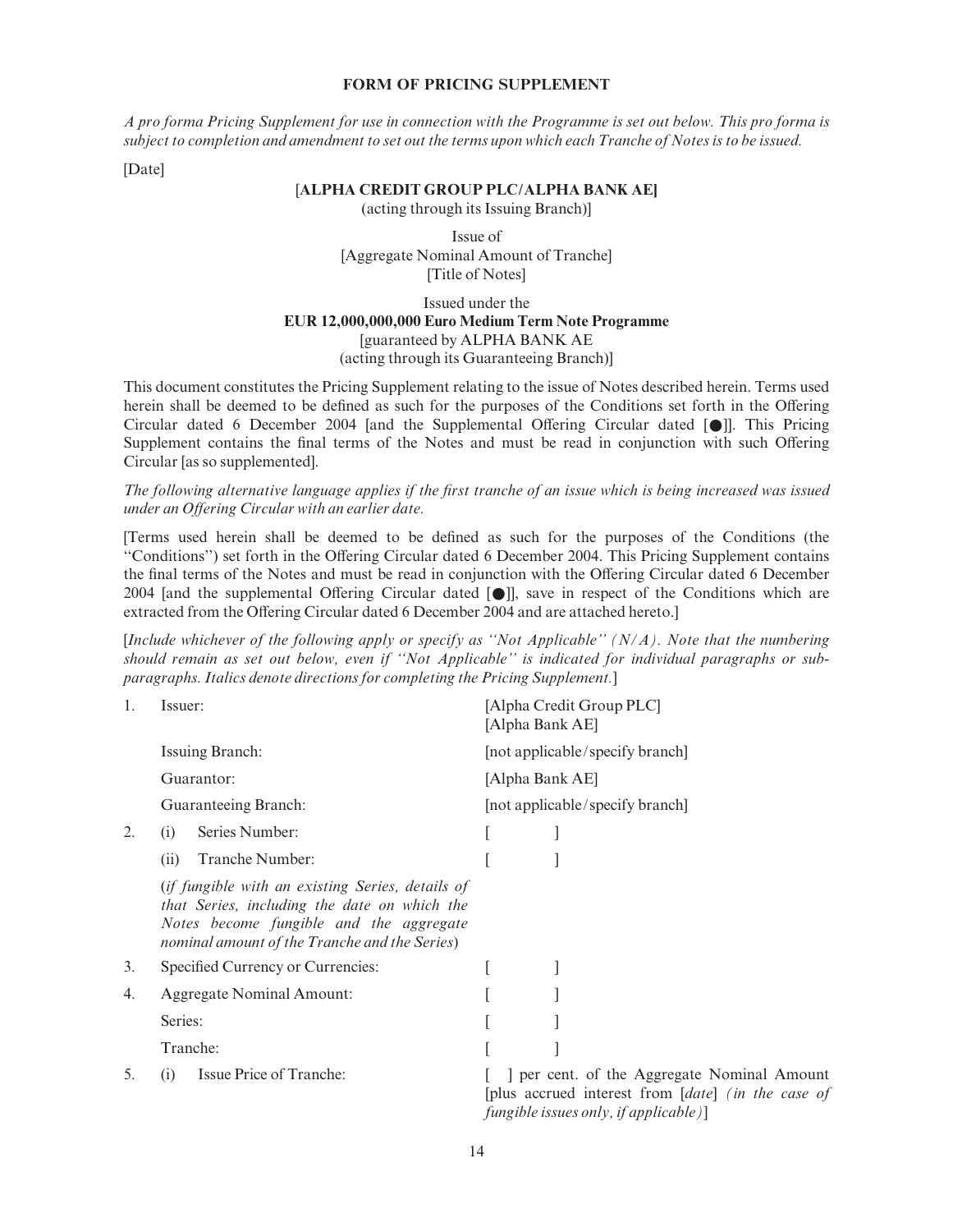# FORM OF PRICING SUPPLEMENT

*A pro forma Pricing Supplement for use in connection with the Programme is set out below. This pro forma is subject to completion and amendment to set out the terms upon which each Tranche of Notes is to be issued.*

[Date]

**[ALPHA CREDIT GROUP PLC/ALPHA BANK AE]**
(acting through its Issuing Branch)]

Issue of
[Aggregate Nominal Amount of Tranche]
[Title of Notes]

Issued under the
**EUR 12,000,000,000 Euro Medium Term Note Programme**
[guaranteed by ALPHA BANK AE
(acting through its Guaranteeing Branch)]

This document constitutes the Pricing Supplement relating to the issue of Notes described herein. Terms used herein shall be deemed to be defined as such for the purposes of the Conditions set forth in the Offering Circular dated 6 December 2004 [and the Supplemental Offering Circular dated [●]]. This Pricing Supplement contains the final terms of the Notes and must be read in conjunction with such Offering Circular [as so supplemented].

*The following alternative language applies if the first tranche of an issue which is being increased was issued under an Offering Circular with an earlier date.*

[Terms used herein shall be deemed to be defined as such for the purposes of the Conditions (the "Conditions") set forth in the Offering Circular dated 6 December 2004. This Pricing Supplement contains the final terms of the Notes and must be read in conjunction with the Offering Circular dated 6 December 2004 [and the supplemental Offering Circular dated [●]], save in respect of the Conditions which are extracted from the Offering Circular dated 6 December 2004 and are attached hereto.]

[*Include whichever of the following apply or specify as "Not Applicable" (N/A). Note that the numbering should remain as set out below, even if "Not Applicable" is indicated for individual paragraphs or sub-paragraphs. Italics denote directions for completing the Pricing Supplement.*]

| | | |
|---|---|---|
| 1. | Issuer: | [Alpha Credit Group PLC] [Alpha Bank AE] |
| | Issuing Branch: | [not applicable/specify branch] |
| | Guarantor: | [Alpha Bank AE] |
| | Guaranteeing Branch: | [not applicable/specify branch] |
| 2. | (i) Series Number: | [ ] |
| | (ii) Tranche Number: | [ ] |
| | (*if fungible with an existing Series, details of that Series, including the date on which the Notes become fungible and the aggregate nominal amount of the Tranche and the Series*) | |
| 3. | Specified Currency or Currencies: | [ ] |
| 4. | Aggregate Nominal Amount: | [ ] |
| | Series: | [ ] |
| | Tranche: | [ ] |
| 5. | (i) Issue Price of Tranche: | [ ] per cent. of the Aggregate Nominal Amount [plus accrued interest from [*date*] *(in the case of fungible issues only, if applicable)*] |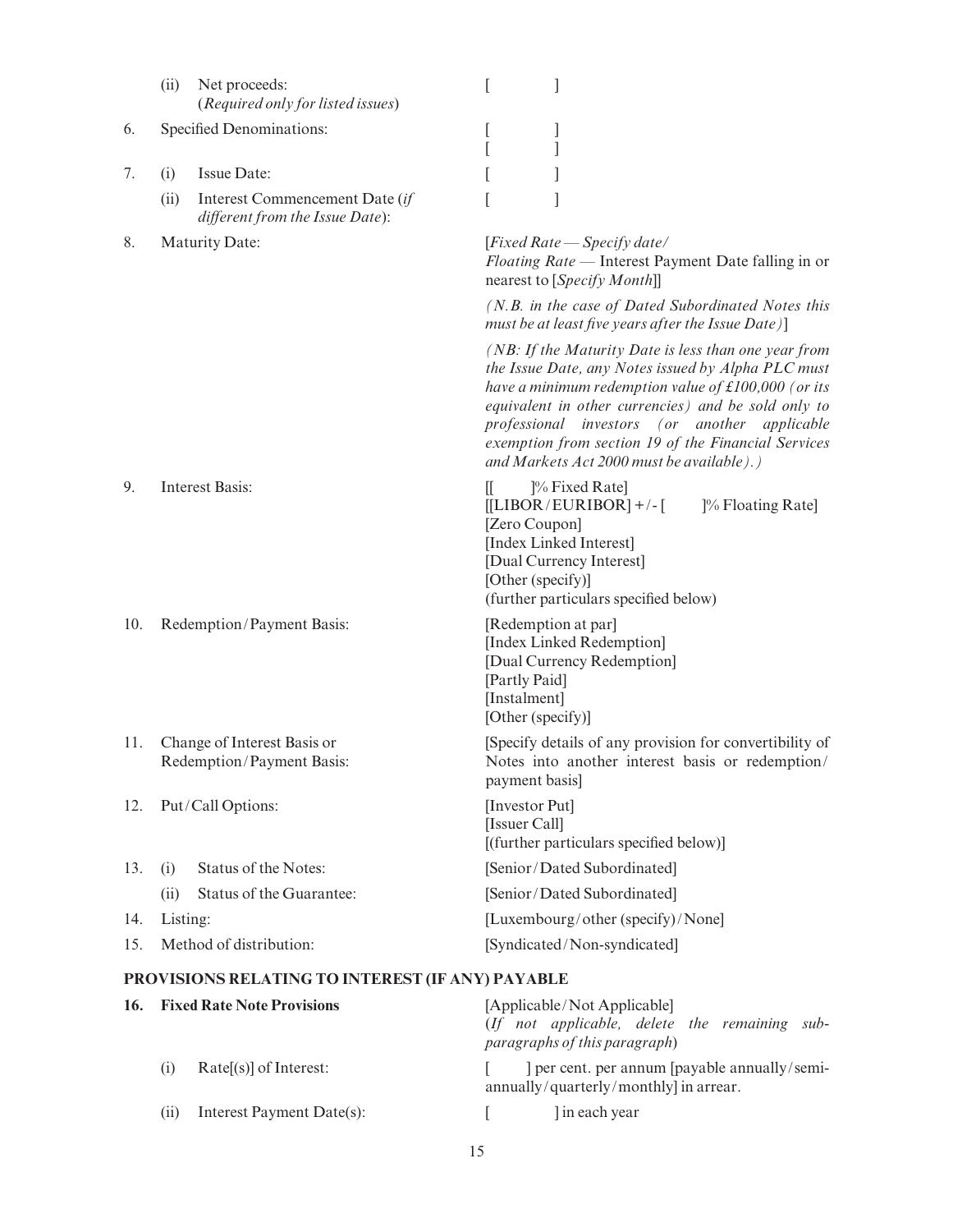| | | | |
|---|---|---|---|
| | (ii) | Net proceeds: (*Required only for listed issues*) | [ ] |
| 6. | | Specified Denominations: | [ ]<br>[ ] |
| 7. | (i) | Issue Date: | [ ] |
| | (ii) | Interest Commencement Date (*if different from the Issue Date*): | [ ] |
| 8. | | Maturity Date: | [*Fixed Rate — Specify date/ Floating Rate* — Interest Payment Date falling in or nearest to [*Specify Month*]]<br><br>*(N.B. in the case of Dated Subordinated Notes this must be at least five years after the Issue Date)*]<br><br>*(NB: If the Maturity Date is less than one year from the Issue Date, any Notes issued by Alpha PLC must have a minimum redemption value of £100,000 (or its equivalent in other currencies) and be sold only to professional investors (or another applicable exemption from section 19 of the Financial Services and Markets Act 2000 must be available).)* |
| 9. | | Interest Basis: | [[ ]% Fixed Rate]<br>[[LIBOR/EURIBOR] +/- [ ]% Floating Rate]<br>[Zero Coupon]<br>[Index Linked Interest]<br>[Dual Currency Interest]<br>[Other (specify)]<br>(further particulars specified below) |
| 10. | | Redemption/Payment Basis: | [Redemption at par]<br>[Index Linked Redemption]<br>[Dual Currency Redemption]<br>[Partly Paid]<br>[Instalment]<br>[Other (specify)] |
| 11. | | Change of Interest Basis or Redemption/Payment Basis: | [Specify details of any provision for convertibility of Notes into another interest basis or redemption/payment basis] |
| 12. | | Put/Call Options: | [Investor Put]<br>[Issuer Call]<br>[(further particulars specified below)] |
| 13. | (i) | Status of the Notes: | [Senior/Dated Subordinated] |
| | (ii) | Status of the Guarantee: | [Senior/Dated Subordinated] |
| 14. | | Listing: | [Luxembourg/other (specify)/None] |
| 15. | | Method of distribution: | [Syndicated/Non-syndicated] |

## PROVISIONS RELATING TO INTEREST (IF ANY) PAYABLE

| | | | |
|---|---|---|---|
| **16.** | | **Fixed Rate Note Provisions** | [Applicable/Not Applicable]<br>(*If not applicable, delete the remaining sub-paragraphs of this paragraph*) |
| | (i) | Rate[(s)] of Interest: | [ ] per cent. per annum [payable annually/semi-annually/quarterly/monthly] in arrear. |
| | (ii) | Interest Payment Date(s): | [ ] in each year |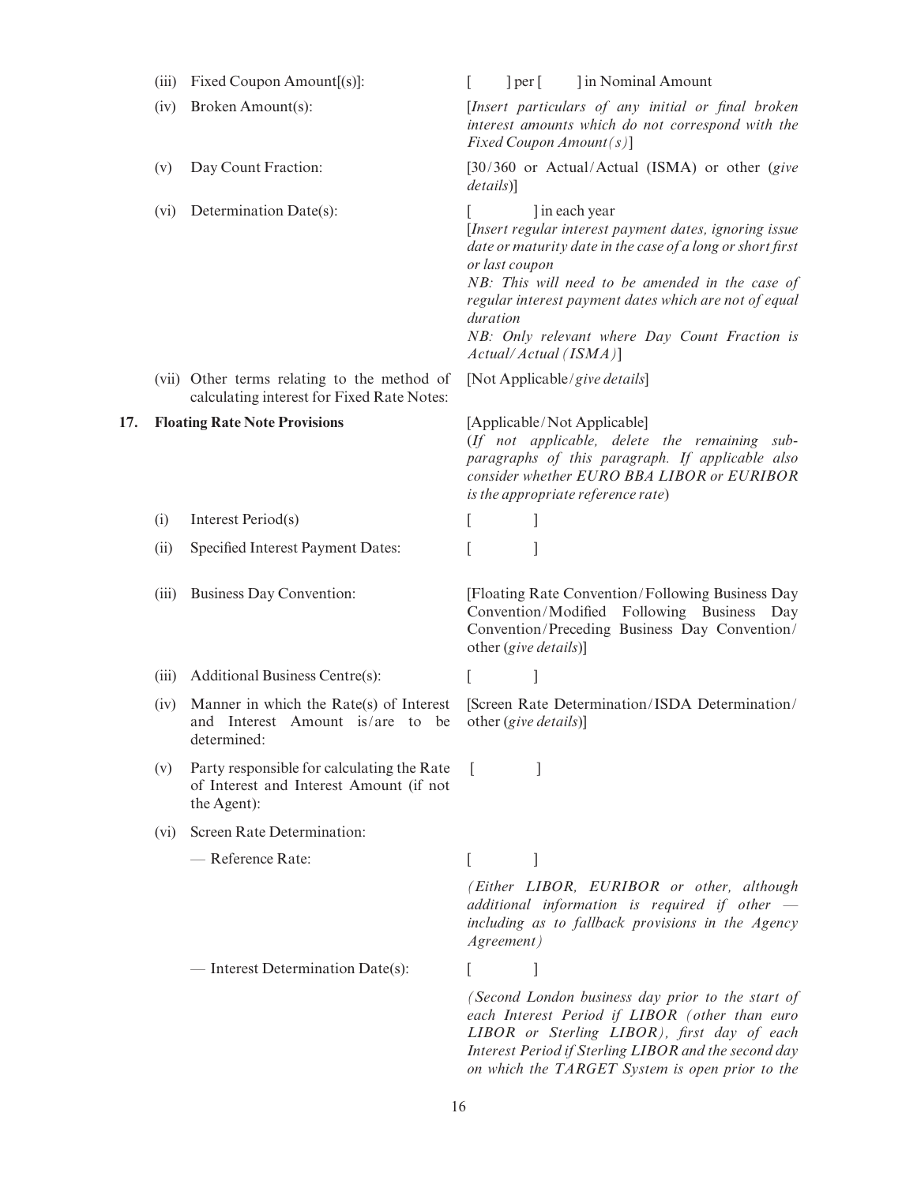| | | |
|---|---|---|
| (iii) | Fixed Coupon Amount[(s)]: | [ ] per [ ] in Nominal Amount |
| (iv) | Broken Amount(s): | [*Insert particulars of any initial or final broken interest amounts which do not correspond with the Fixed Coupon Amount(s)*] |
| (v) | Day Count Fraction: | [30/360 or Actual/Actual (ISMA) or other (*give details*)] |
| (vi) | Determination Date(s): | [ ] in each year<br>[*Insert regular interest payment dates, ignoring issue date or maturity date in the case of a long or short first or last coupon*<br>*NB: This will need to be amended in the case of regular interest payment dates which are not of equal duration*<br>*NB: Only relevant where Day Count Fraction is Actual/Actual (ISMA)*] |
| (vii) | Other terms relating to the method of calculating interest for Fixed Rate Notes: | [Not Applicable/*give details*] |

**17. Floating Rate Note Provisions** — [Applicable/Not Applicable]
(*If not applicable, delete the remaining sub-paragraphs of this paragraph. If applicable also consider whether EURO BBA LIBOR or EURIBOR is the appropriate reference rate*)

| | | |
|---|---|---|
| (i) | Interest Period(s) | [ ] |
| (ii) | Specified Interest Payment Dates: | [ ] |
| (iii) | Business Day Convention: | [Floating Rate Convention/Following Business Day Convention/Modified Following Business Day Convention/Preceding Business Day Convention/ other (*give details*)] |
| (iii) | Additional Business Centre(s): | [ ] |
| (iv) | Manner in which the Rate(s) of Interest and Interest Amount is/are to be determined: | [Screen Rate Determination/ISDA Determination/ other (*give details*)] |
| (v) | Party responsible for calculating the Rate of Interest and Interest Amount (if not the Agent): | [ ] |
| (vi) | Screen Rate Determination: | |
| | — Reference Rate: | [ ]<br>*(Either LIBOR, EURIBOR or other, although additional information is required if other — including as to fallback provisions in the Agency Agreement)* |
| | — Interest Determination Date(s): | [ ]<br>*(Second London business day prior to the start of each Interest Period if LIBOR (other than euro LIBOR or Sterling LIBOR), first day of each Interest Period if Sterling LIBOR and the second day on which the TARGET System is open prior to the* |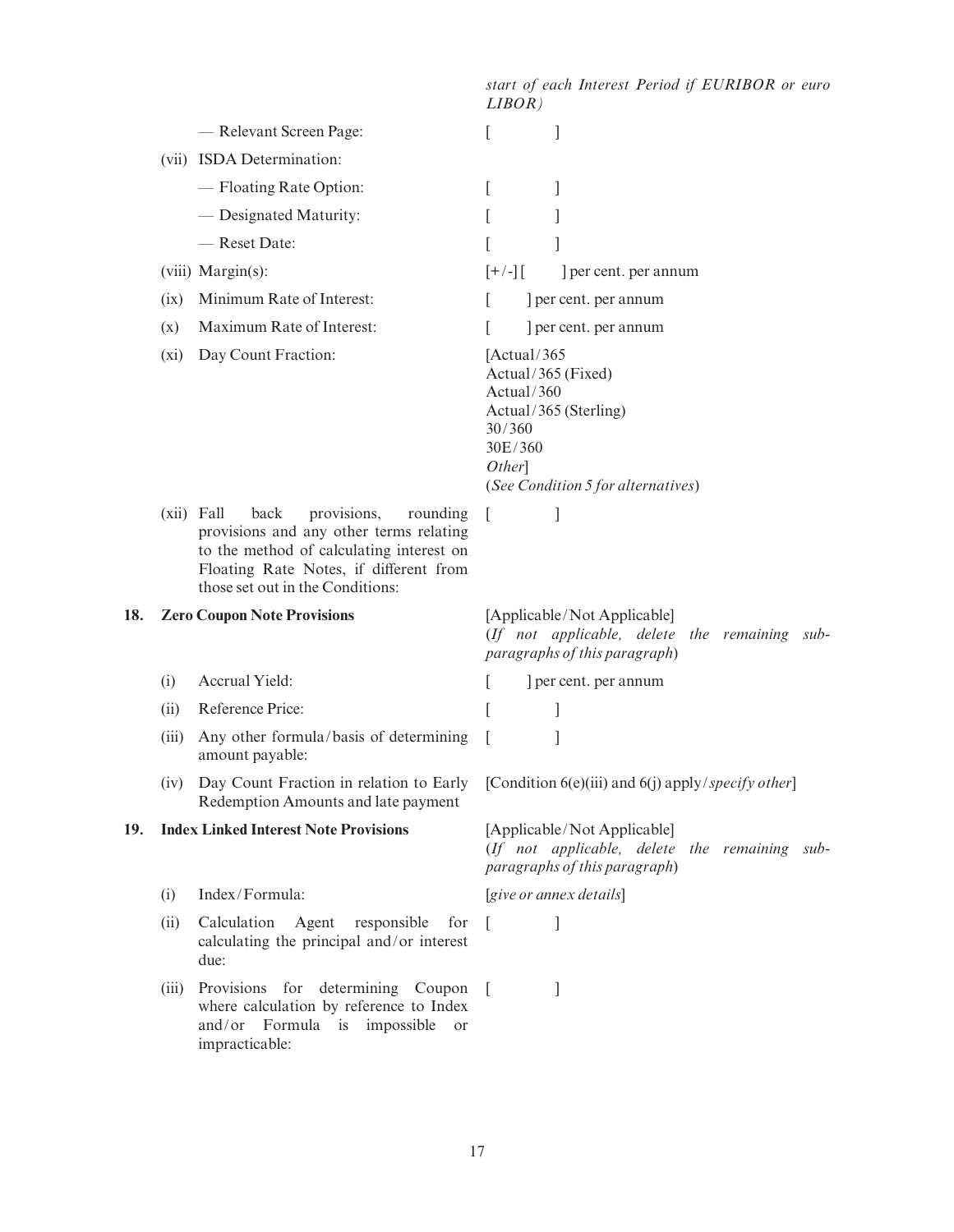| | | |
|---|---|---|
| | | *start of each Interest Period if EURIBOR or euro LIBOR)* |
| | — Relevant Screen Page: | [ ] |
| (vii) | ISDA Determination: | |
| | — Floating Rate Option: | [ ] |
| | — Designated Maturity: | [ ] |
| | — Reset Date: | [ ] |
| (viii) | Margin(s): | [+/-] [ ] per cent. per annum |
| (ix) | Minimum Rate of Interest: | [ ] per cent. per annum |
| (x) | Maximum Rate of Interest: | [ ] per cent. per annum |
| (xi) | Day Count Fraction: | [Actual/365<br>Actual/365 (Fixed)<br>Actual/360<br>Actual/365 (Sterling)<br>30/360<br>30E/360<br>*Other*]<br>(*See Condition 5 for alternatives*) |
| (xii) | Fall back provisions, rounding provisions and any other terms relating to the method of calculating interest on Floating Rate Notes, if different from those set out in the Conditions: | [ ] |

**18. Zero Coupon Note Provisions** — [Applicable/Not Applicable] (*If not applicable, delete the remaining sub-paragraphs of this paragraph*)

| | | |
|---|---|---|
| (i) | Accrual Yield: | [ ] per cent. per annum |
| (ii) | Reference Price: | [ ] |
| (iii) | Any other formula/basis of determining amount payable: | [ ] |
| (iv) | Day Count Fraction in relation to Early Redemption Amounts and late payment | [Condition 6(e)(iii) and 6(j) apply/*specify other*] |

**19. Index Linked Interest Note Provisions** — [Applicable/Not Applicable] (*If not applicable, delete the remaining sub-paragraphs of this paragraph*)

| | | |
|---|---|---|
| (i) | Index/Formula: | [*give or annex details*] |
| (ii) | Calculation Agent responsible for calculating the principal and/or interest due: | [ ] |
| (iii) | Provisions for determining Coupon where calculation by reference to Index and/or Formula is impossible or impracticable: | [ ] |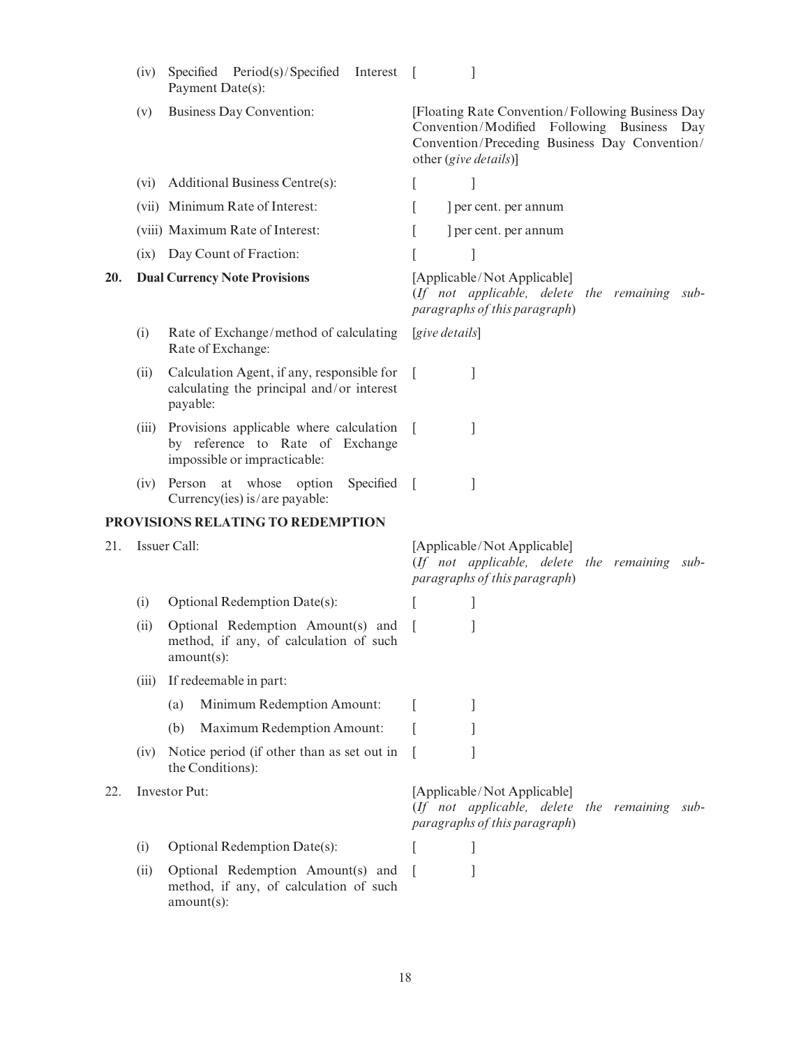| | | |
|---|---|---|
| | (iv) Specified Period(s)/Specified Interest Payment Date(s): | [ ] |
| | (v) Business Day Convention: | [Floating Rate Convention/Following Business Day Convention/Modified Following Business Day Convention/Preceding Business Day Convention/ other (*give details*)] |
| | (vi) Additional Business Centre(s): | [ ] |
| | (vii) Minimum Rate of Interest: | [ ] per cent. per annum |
| | (viii) Maximum Rate of Interest: | [ ] per cent. per annum |
| | (ix) Day Count of Fraction: | [ ] |
| **20.** | **Dual Currency Note Provisions** | [Applicable/Not Applicable] (*If not applicable, delete the remaining sub-paragraphs of this paragraph*) |
| | (i) Rate of Exchange/method of calculating Rate of Exchange: | [*give details*] |
| | (ii) Calculation Agent, if any, responsible for calculating the principal and/or interest payable: | [ ] |
| | (iii) Provisions applicable where calculation by reference to Rate of Exchange impossible or impracticable: | [ ] |
| | (iv) Person at whose option Specified Currency(ies) is/are payable: | [ ] |

**PROVISIONS RELATING TO REDEMPTION**

| | | |
|---|---|---|
| 21. | Issuer Call: | [Applicable/Not Applicable] (*If not applicable, delete the remaining sub-paragraphs of this paragraph*) |
| | (i) Optional Redemption Date(s): | [ ] |
| | (ii) Optional Redemption Amount(s) and method, if any, of calculation of such amount(s): | [ ] |
| | (iii) If redeemable in part: | |
| | (a) Minimum Redemption Amount: | [ ] |
| | (b) Maximum Redemption Amount: | [ ] |
| | (iv) Notice period (if other than as set out in the Conditions): | [ ] |
| 22. | Investor Put: | [Applicable/Not Applicable] (*If not applicable, delete the remaining sub-paragraphs of this paragraph*) |
| | (i) Optional Redemption Date(s): | [ ] |
| | (ii) Optional Redemption Amount(s) and method, if any, of calculation of such amount(s): | [ ] |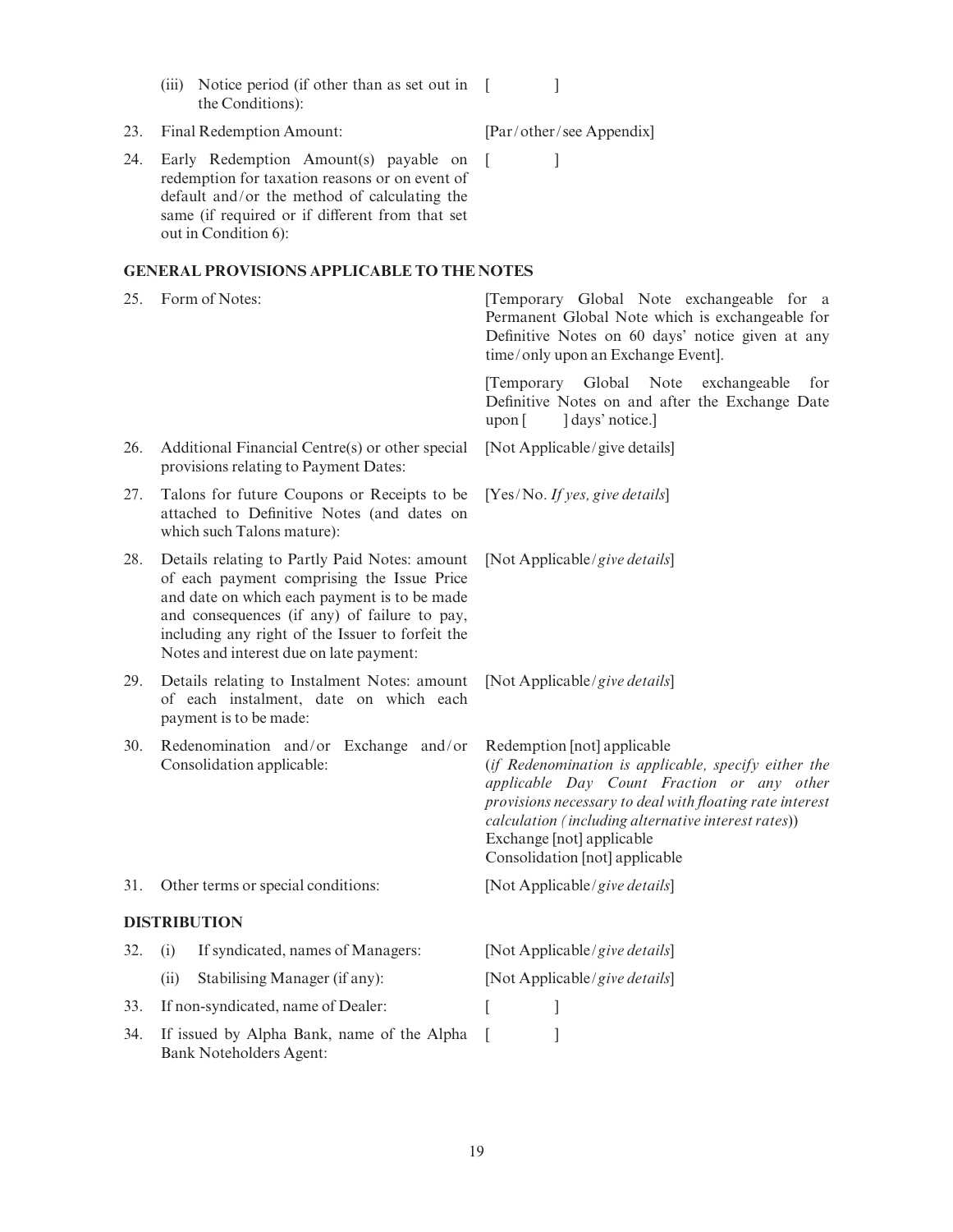| | | |
|---|---|---|
| | (iii) Notice period (if other than as set out in the Conditions): | [ ] |
| 23. | Final Redemption Amount: | [Par/other/see Appendix] |
| 24. | Early Redemption Amount(s) payable on redemption for taxation reasons or on event of default and/or the method of calculating the same (if required or if different from that set out in Condition 6): | [ ] |

**GENERAL PROVISIONS APPLICABLE TO THE NOTES**

| | | |
|---|---|---|
| 25. | Form of Notes: | [Temporary Global Note exchangeable for a Permanent Global Note which is exchangeable for Definitive Notes on 60 days' notice given at any time/only upon an Exchange Event].<br><br>[Temporary Global Note exchangeable for Definitive Notes on and after the Exchange Date upon [ ] days' notice.] |
| 26. | Additional Financial Centre(s) or other special provisions relating to Payment Dates: | [Not Applicable/give details] |
| 27. | Talons for future Coupons or Receipts to be attached to Definitive Notes (and dates on which such Talons mature): | [Yes/No. *If yes, give details*] |
| 28. | Details relating to Partly Paid Notes: amount of each payment comprising the Issue Price and date on which each payment is to be made and consequences (if any) of failure to pay, including any right of the Issuer to forfeit the Notes and interest due on late payment: | [Not Applicable/*give details*] |
| 29. | Details relating to Instalment Notes: amount of each instalment, date on which each payment is to be made: | [Not Applicable/*give details*] |
| 30. | Redenomination and/or Exchange and/or Consolidation applicable: | Redemption [not] applicable<br>(*if Redenomination is applicable, specify either the applicable Day Count Fraction or any other provisions necessary to deal with floating rate interest calculation (including alternative interest rates)*)<br>Exchange [not] applicable<br>Consolidation [not] applicable |
| 31. | Other terms or special conditions: | [Not Applicable/*give details*] |

**DISTRIBUTION**

| | | |
|---|---|---|
| 32. | (i) If syndicated, names of Managers: | [Not Applicable/*give details*] |
| | (ii) Stabilising Manager (if any): | [Not Applicable/*give details*] |
| 33. | If non-syndicated, name of Dealer: | [ ] |
| 34. | If issued by Alpha Bank, name of the Alpha Bank Noteholders Agent: | [ ] |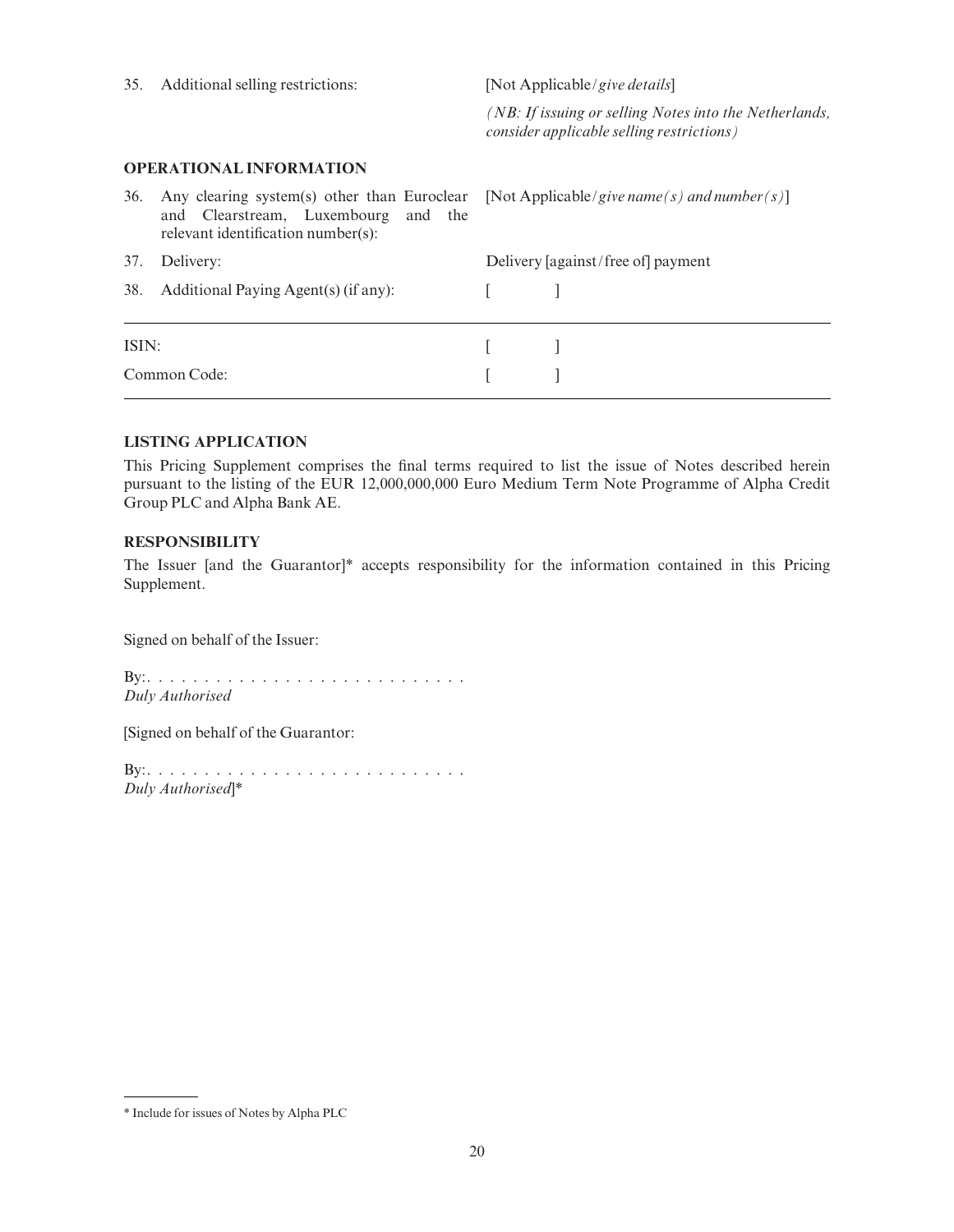| | | |
|---|---|---|
| 35. | Additional selling restrictions: | [Not Applicable/*give details*]<br>*(NB: If issuing or selling Notes into the Netherlands, consider applicable selling restrictions)* |

**OPERATIONAL INFORMATION**

| | | |
|---|---|---|
| 36. | Any clearing system(s) other than Euroclear and Clearstream, Luxembourg and the relevant identification number(s): | [Not Applicable/*give name(s) and number(s)*] |
| 37. | Delivery: | Delivery [against/free of] payment |
| 38. | Additional Paying Agent(s) (if any): | [ ] |

| | |
|---|---|
| ISIN: | [ ] |
| Common Code: | [ ] |

**LISTING APPLICATION**

This Pricing Supplement comprises the final terms required to list the issue of Notes described herein pursuant to the listing of the EUR 12,000,000,000 Euro Medium Term Note Programme of Alpha Credit Group PLC and Alpha Bank AE.

**RESPONSIBILITY**

The Issuer [and the Guarantor]* accepts responsibility for the information contained in this Pricing Supplement.

Signed on behalf of the Issuer:

By:. . . . . . . . . . . . . . . . . . . . . . . . . . . .
*Duly Authorised*

[Signed on behalf of the Guarantor:

By:. . . . . . . . . . . . . . . . . . . . . . . . . . . .
*Duly Authorised*]*

---

\* Include for issues of Notes by Alpha PLC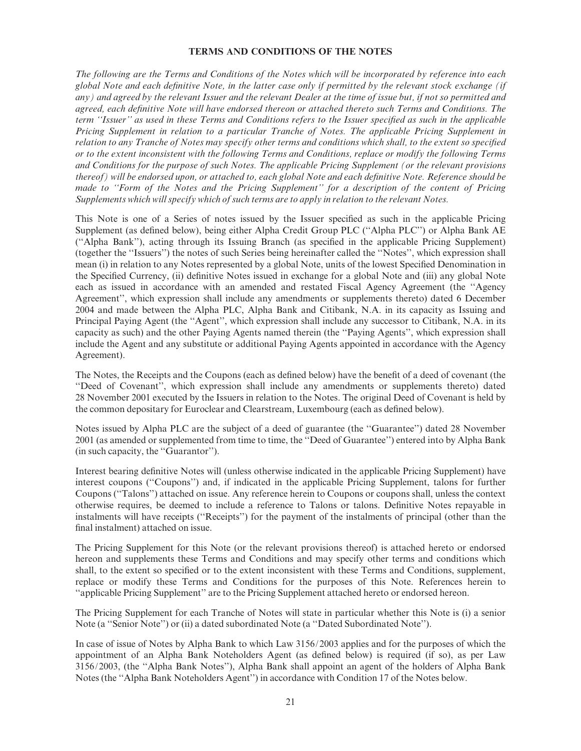# TERMS AND CONDITIONS OF THE NOTES

*The following are the Terms and Conditions of the Notes which will be incorporated by reference into each global Note and each definitive Note, in the latter case only if permitted by the relevant stock exchange (if any) and agreed by the relevant Issuer and the relevant Dealer at the time of issue but, if not so permitted and agreed, each definitive Note will have endorsed thereon or attached thereto such Terms and Conditions. The term ''Issuer'' as used in these Terms and Conditions refers to the Issuer specified as such in the applicable Pricing Supplement in relation to a particular Tranche of Notes. The applicable Pricing Supplement in relation to any Tranche of Notes may specify other terms and conditions which shall, to the extent so specified or to the extent inconsistent with the following Terms and Conditions, replace or modify the following Terms and Conditions for the purpose of such Notes. The applicable Pricing Supplement (or the relevant provisions thereof) will be endorsed upon, or attached to, each global Note and each definitive Note. Reference should be made to ''Form of the Notes and the Pricing Supplement'' for a description of the content of Pricing Supplements which will specify which of such terms are to apply in relation to the relevant Notes.*

This Note is one of a Series of notes issued by the Issuer specified as such in the applicable Pricing Supplement (as defined below), being either Alpha Credit Group PLC (''Alpha PLC'') or Alpha Bank AE (''Alpha Bank''), acting through its Issuing Branch (as specified in the applicable Pricing Supplement) (together the ''Issuers'') the notes of such Series being hereinafter called the ''Notes'', which expression shall mean (i) in relation to any Notes represented by a global Note, units of the lowest Specified Denomination in the Specified Currency, (ii) definitive Notes issued in exchange for a global Note and (iii) any global Note each as issued in accordance with an amended and restated Fiscal Agency Agreement (the ''Agency Agreement'', which expression shall include any amendments or supplements thereto) dated 6 December 2004 and made between the Alpha PLC, Alpha Bank and Citibank, N.A. in its capacity as Issuing and Principal Paying Agent (the ''Agent'', which expression shall include any successor to Citibank, N.A. in its capacity as such) and the other Paying Agents named therein (the ''Paying Agents'', which expression shall include the Agent and any substitute or additional Paying Agents appointed in accordance with the Agency Agreement).

The Notes, the Receipts and the Coupons (each as defined below) have the benefit of a deed of covenant (the ''Deed of Covenant'', which expression shall include any amendments or supplements thereto) dated 28 November 2001 executed by the Issuers in relation to the Notes. The original Deed of Covenant is held by the common depositary for Euroclear and Clearstream, Luxembourg (each as defined below).

Notes issued by Alpha PLC are the subject of a deed of guarantee (the ''Guarantee'') dated 28 November 2001 (as amended or supplemented from time to time, the ''Deed of Guarantee'') entered into by Alpha Bank (in such capacity, the ''Guarantor'').

Interest bearing definitive Notes will (unless otherwise indicated in the applicable Pricing Supplement) have interest coupons (''Coupons'') and, if indicated in the applicable Pricing Supplement, talons for further Coupons (''Talons'') attached on issue. Any reference herein to Coupons or coupons shall, unless the context otherwise requires, be deemed to include a reference to Talons or talons. Definitive Notes repayable in instalments will have receipts (''Receipts'') for the payment of the instalments of principal (other than the final instalment) attached on issue.

The Pricing Supplement for this Note (or the relevant provisions thereof) is attached hereto or endorsed hereon and supplements these Terms and Conditions and may specify other terms and conditions which shall, to the extent so specified or to the extent inconsistent with these Terms and Conditions, supplement, replace or modify these Terms and Conditions for the purposes of this Note. References herein to ''applicable Pricing Supplement'' are to the Pricing Supplement attached hereto or endorsed hereon.

The Pricing Supplement for each Tranche of Notes will state in particular whether this Note is (i) a senior Note (a ''Senior Note'') or (ii) a dated subordinated Note (a ''Dated Subordinated Note'').

In case of issue of Notes by Alpha Bank to which Law 3156/2003 applies and for the purposes of which the appointment of an Alpha Bank Noteholders Agent (as defined below) is required (if so), as per Law 3156/2003, (the ''Alpha Bank Notes''), Alpha Bank shall appoint an agent of the holders of Alpha Bank Notes (the ''Alpha Bank Noteholders Agent'') in accordance with Condition 17 of the Notes below.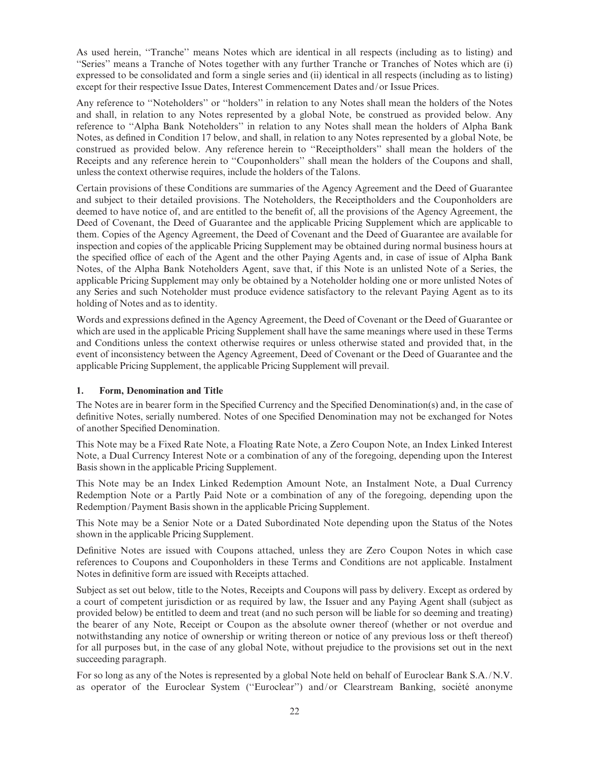As used herein, ''Tranche'' means Notes which are identical in all respects (including as to listing) and ''Series'' means a Tranche of Notes together with any further Tranche or Tranches of Notes which are (i) expressed to be consolidated and form a single series and (ii) identical in all respects (including as to listing) except for their respective Issue Dates, Interest Commencement Dates and/or Issue Prices.

Any reference to ''Noteholders'' or ''holders'' in relation to any Notes shall mean the holders of the Notes and shall, in relation to any Notes represented by a global Note, be construed as provided below. Any reference to ''Alpha Bank Noteholders'' in relation to any Notes shall mean the holders of Alpha Bank Notes, as defined in Condition 17 below, and shall, in relation to any Notes represented by a global Note, be construed as provided below. Any reference herein to ''Receiptholders'' shall mean the holders of the Receipts and any reference herein to ''Couponholders'' shall mean the holders of the Coupons and shall, unless the context otherwise requires, include the holders of the Talons.

Certain provisions of these Conditions are summaries of the Agency Agreement and the Deed of Guarantee and subject to their detailed provisions. The Noteholders, the Receiptholders and the Couponholders are deemed to have notice of, and are entitled to the benefit of, all the provisions of the Agency Agreement, the Deed of Covenant, the Deed of Guarantee and the applicable Pricing Supplement which are applicable to them. Copies of the Agency Agreement, the Deed of Covenant and the Deed of Guarantee are available for inspection and copies of the applicable Pricing Supplement may be obtained during normal business hours at the specified office of each of the Agent and the other Paying Agents and, in case of issue of Alpha Bank Notes, of the Alpha Bank Noteholders Agent, save that, if this Note is an unlisted Note of a Series, the applicable Pricing Supplement may only be obtained by a Noteholder holding one or more unlisted Notes of any Series and such Noteholder must produce evidence satisfactory to the relevant Paying Agent as to its holding of Notes and as to identity.

Words and expressions defined in the Agency Agreement, the Deed of Covenant or the Deed of Guarantee or which are used in the applicable Pricing Supplement shall have the same meanings where used in these Terms and Conditions unless the context otherwise requires or unless otherwise stated and provided that, in the event of inconsistency between the Agency Agreement, Deed of Covenant or the Deed of Guarantee and the applicable Pricing Supplement, the applicable Pricing Supplement will prevail.

## 1. Form, Denomination and Title

The Notes are in bearer form in the Specified Currency and the Specified Denomination(s) and, in the case of definitive Notes, serially numbered. Notes of one Specified Denomination may not be exchanged for Notes of another Specified Denomination.

This Note may be a Fixed Rate Note, a Floating Rate Note, a Zero Coupon Note, an Index Linked Interest Note, a Dual Currency Interest Note or a combination of any of the foregoing, depending upon the Interest Basis shown in the applicable Pricing Supplement.

This Note may be an Index Linked Redemption Amount Note, an Instalment Note, a Dual Currency Redemption Note or a Partly Paid Note or a combination of any of the foregoing, depending upon the Redemption/Payment Basis shown in the applicable Pricing Supplement.

This Note may be a Senior Note or a Dated Subordinated Note depending upon the Status of the Notes shown in the applicable Pricing Supplement.

Definitive Notes are issued with Coupons attached, unless they are Zero Coupon Notes in which case references to Coupons and Couponholders in these Terms and Conditions are not applicable. Instalment Notes in definitive form are issued with Receipts attached.

Subject as set out below, title to the Notes, Receipts and Coupons will pass by delivery. Except as ordered by a court of competent jurisdiction or as required by law, the Issuer and any Paying Agent shall (subject as provided below) be entitled to deem and treat (and no such person will be liable for so deeming and treating) the bearer of any Note, Receipt or Coupon as the absolute owner thereof (whether or not overdue and notwithstanding any notice of ownership or writing thereon or notice of any previous loss or theft thereof) for all purposes but, in the case of any global Note, without prejudice to the provisions set out in the next succeeding paragraph.

For so long as any of the Notes is represented by a global Note held on behalf of Euroclear Bank S.A./N.V. as operator of the Euroclear System (''Euroclear'') and/or Clearstream Banking, société anonyme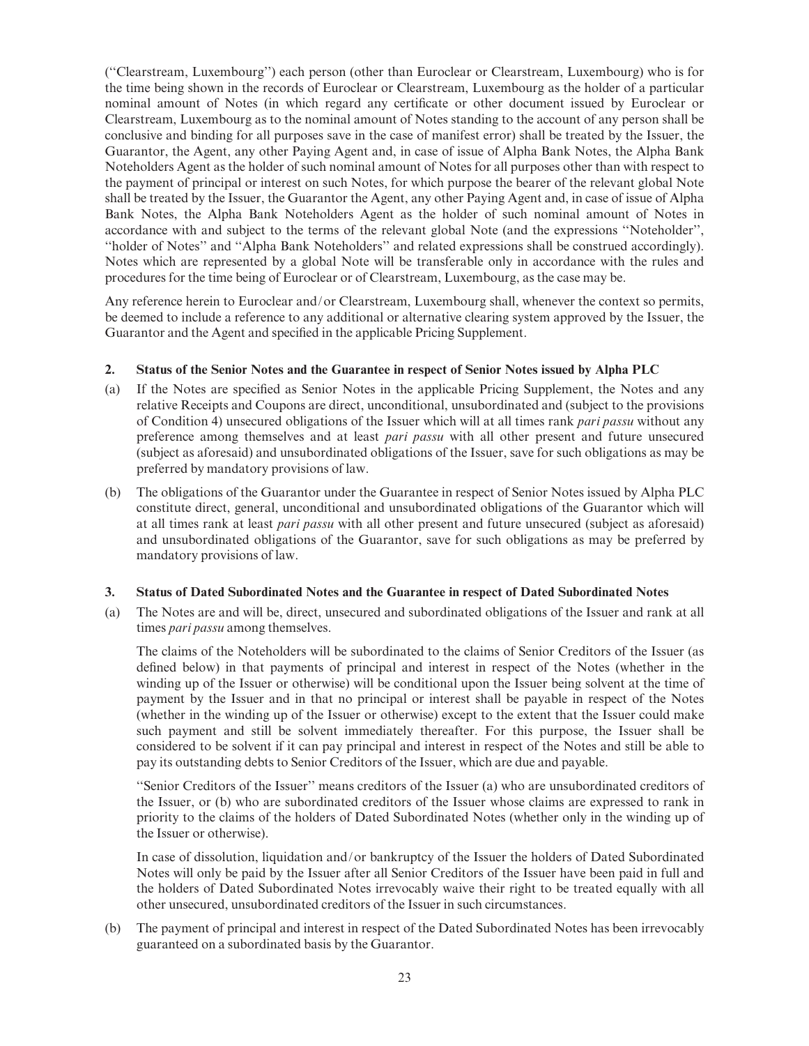("Clearstream, Luxembourg") each person (other than Euroclear or Clearstream, Luxembourg) who is for the time being shown in the records of Euroclear or Clearstream, Luxembourg as the holder of a particular nominal amount of Notes (in which regard any certificate or other document issued by Euroclear or Clearstream, Luxembourg as to the nominal amount of Notes standing to the account of any person shall be conclusive and binding for all purposes save in the case of manifest error) shall be treated by the Issuer, the Guarantor, the Agent, any other Paying Agent and, in case of issue of Alpha Bank Notes, the Alpha Bank Noteholders Agent as the holder of such nominal amount of Notes for all purposes other than with respect to the payment of principal or interest on such Notes, for which purpose the bearer of the relevant global Note shall be treated by the Issuer, the Guarantor the Agent, any other Paying Agent and, in case of issue of Alpha Bank Notes, the Alpha Bank Noteholders Agent as the holder of such nominal amount of Notes in accordance with and subject to the terms of the relevant global Note (and the expressions "Noteholder", "holder of Notes" and "Alpha Bank Noteholders" and related expressions shall be construed accordingly). Notes which are represented by a global Note will be transferable only in accordance with the rules and procedures for the time being of Euroclear or of Clearstream, Luxembourg, as the case may be.

Any reference herein to Euroclear and/or Clearstream, Luxembourg shall, whenever the context so permits, be deemed to include a reference to any additional or alternative clearing system approved by the Issuer, the Guarantor and the Agent and specified in the applicable Pricing Supplement.

**2. Status of the Senior Notes and the Guarantee in respect of Senior Notes issued by Alpha PLC**

(a) If the Notes are specified as Senior Notes in the applicable Pricing Supplement, the Notes and any relative Receipts and Coupons are direct, unconditional, unsubordinated and (subject to the provisions of Condition 4) unsecured obligations of the Issuer which will at all times rank *pari passu* without any preference among themselves and at least *pari passu* with all other present and future unsecured (subject as aforesaid) and unsubordinated obligations of the Issuer, save for such obligations as may be preferred by mandatory provisions of law.

(b) The obligations of the Guarantor under the Guarantee in respect of Senior Notes issued by Alpha PLC constitute direct, general, unconditional and unsubordinated obligations of the Guarantor which will at all times rank at least *pari passu* with all other present and future unsecured (subject as aforesaid) and unsubordinated obligations of the Guarantor, save for such obligations as may be preferred by mandatory provisions of law.

**3. Status of Dated Subordinated Notes and the Guarantee in respect of Dated Subordinated Notes**

(a) The Notes are and will be, direct, unsecured and subordinated obligations of the Issuer and rank at all times *pari passu* among themselves.

The claims of the Noteholders will be subordinated to the claims of Senior Creditors of the Issuer (as defined below) in that payments of principal and interest in respect of the Notes (whether in the winding up of the Issuer or otherwise) will be conditional upon the Issuer being solvent at the time of payment by the Issuer and in that no principal or interest shall be payable in respect of the Notes (whether in the winding up of the Issuer or otherwise) except to the extent that the Issuer could make such payment and still be solvent immediately thereafter. For this purpose, the Issuer shall be considered to be solvent if it can pay principal and interest in respect of the Notes and still be able to pay its outstanding debts to Senior Creditors of the Issuer, which are due and payable.

"Senior Creditors of the Issuer" means creditors of the Issuer (a) who are unsubordinated creditors of the Issuer, or (b) who are subordinated creditors of the Issuer whose claims are expressed to rank in priority to the claims of the holders of Dated Subordinated Notes (whether only in the winding up of the Issuer or otherwise).

In case of dissolution, liquidation and/or bankruptcy of the Issuer the holders of Dated Subordinated Notes will only be paid by the Issuer after all Senior Creditors of the Issuer have been paid in full and the holders of Dated Subordinated Notes irrevocably waive their right to be treated equally with all other unsecured, unsubordinated creditors of the Issuer in such circumstances.

(b) The payment of principal and interest in respect of the Dated Subordinated Notes has been irrevocably guaranteed on a subordinated basis by the Guarantor.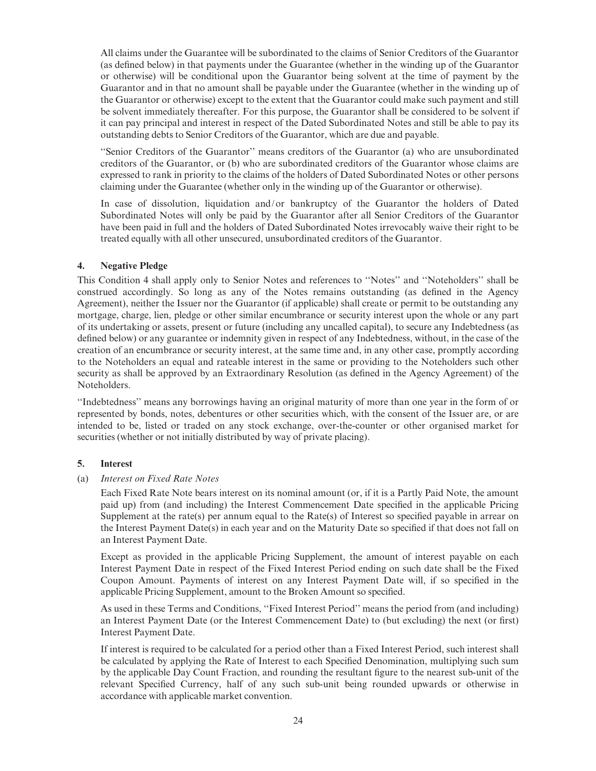All claims under the Guarantee will be subordinated to the claims of Senior Creditors of the Guarantor (as defined below) in that payments under the Guarantee (whether in the winding up of the Guarantor or otherwise) will be conditional upon the Guarantor being solvent at the time of payment by the Guarantor and in that no amount shall be payable under the Guarantee (whether in the winding up of the Guarantor or otherwise) except to the extent that the Guarantor could make such payment and still be solvent immediately thereafter. For this purpose, the Guarantor shall be considered to be solvent if it can pay principal and interest in respect of the Dated Subordinated Notes and still be able to pay its outstanding debts to Senior Creditors of the Guarantor, which are due and payable.

''Senior Creditors of the Guarantor'' means creditors of the Guarantor (a) who are unsubordinated creditors of the Guarantor, or (b) who are subordinated creditors of the Guarantor whose claims are expressed to rank in priority to the claims of the holders of Dated Subordinated Notes or other persons claiming under the Guarantee (whether only in the winding up of the Guarantor or otherwise).

In case of dissolution, liquidation and/or bankruptcy of the Guarantor the holders of Dated Subordinated Notes will only be paid by the Guarantor after all Senior Creditors of the Guarantor have been paid in full and the holders of Dated Subordinated Notes irrevocably waive their right to be treated equally with all other unsecured, unsubordinated creditors of the Guarantor.

## 4. Negative Pledge

This Condition 4 shall apply only to Senior Notes and references to ''Notes'' and ''Noteholders'' shall be construed accordingly. So long as any of the Notes remains outstanding (as defined in the Agency Agreement), neither the Issuer nor the Guarantor (if applicable) shall create or permit to be outstanding any mortgage, charge, lien, pledge or other similar encumbrance or security interest upon the whole or any part of its undertaking or assets, present or future (including any uncalled capital), to secure any Indebtedness (as defined below) or any guarantee or indemnity given in respect of any Indebtedness, without, in the case of the creation of an encumbrance or security interest, at the same time and, in any other case, promptly according to the Noteholders an equal and rateable interest in the same or providing to the Noteholders such other security as shall be approved by an Extraordinary Resolution (as defined in the Agency Agreement) of the Noteholders.

''Indebtedness'' means any borrowings having an original maturity of more than one year in the form of or represented by bonds, notes, debentures or other securities which, with the consent of the Issuer are, or are intended to be, listed or traded on any stock exchange, over-the-counter or other organised market for securities (whether or not initially distributed by way of private placing).

## 5. Interest

(a) *Interest on Fixed Rate Notes*

Each Fixed Rate Note bears interest on its nominal amount (or, if it is a Partly Paid Note, the amount paid up) from (and including) the Interest Commencement Date specified in the applicable Pricing Supplement at the rate(s) per annum equal to the Rate(s) of Interest so specified payable in arrear on the Interest Payment Date(s) in each year and on the Maturity Date so specified if that does not fall on an Interest Payment Date.

Except as provided in the applicable Pricing Supplement, the amount of interest payable on each Interest Payment Date in respect of the Fixed Interest Period ending on such date shall be the Fixed Coupon Amount. Payments of interest on any Interest Payment Date will, if so specified in the applicable Pricing Supplement, amount to the Broken Amount so specified.

As used in these Terms and Conditions, ''Fixed Interest Period'' means the period from (and including) an Interest Payment Date (or the Interest Commencement Date) to (but excluding) the next (or first) Interest Payment Date.

If interest is required to be calculated for a period other than a Fixed Interest Period, such interest shall be calculated by applying the Rate of Interest to each Specified Denomination, multiplying such sum by the applicable Day Count Fraction, and rounding the resultant figure to the nearest sub-unit of the relevant Specified Currency, half of any such sub-unit being rounded upwards or otherwise in accordance with applicable market convention.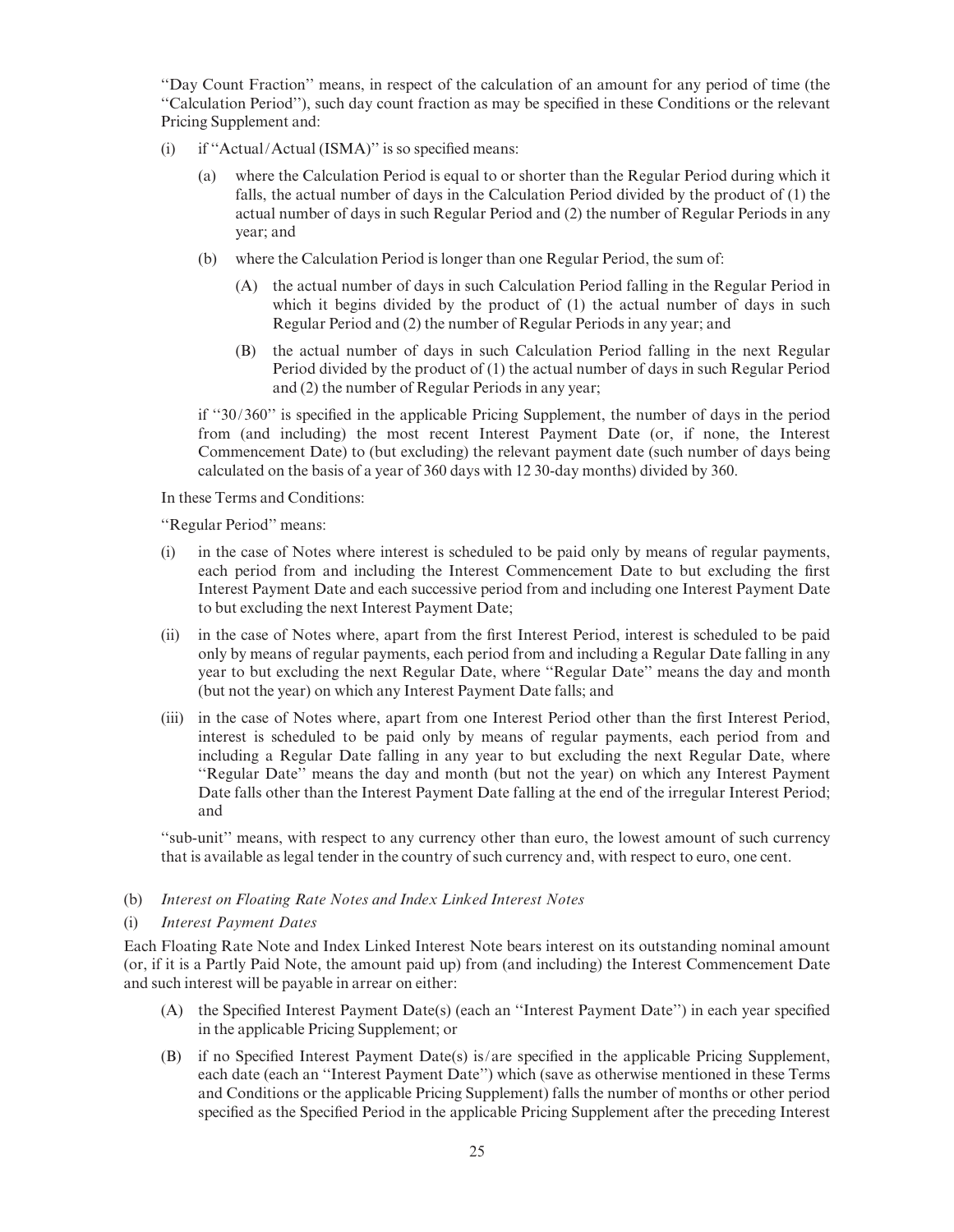"Day Count Fraction" means, in respect of the calculation of an amount for any period of time (the "Calculation Period"), such day count fraction as may be specified in these Conditions or the relevant Pricing Supplement and:

(i) if "Actual/Actual (ISMA)" is so specified means:

  (a) where the Calculation Period is equal to or shorter than the Regular Period during which it falls, the actual number of days in the Calculation Period divided by the product of (1) the actual number of days in such Regular Period and (2) the number of Regular Periods in any year; and

  (b) where the Calculation Period is longer than one Regular Period, the sum of:

    (A) the actual number of days in such Calculation Period falling in the Regular Period in which it begins divided by the product of (1) the actual number of days in such Regular Period and (2) the number of Regular Periods in any year; and

    (B) the actual number of days in such Calculation Period falling in the next Regular Period divided by the product of (1) the actual number of days in such Regular Period and (2) the number of Regular Periods in any year;

  if "30/360" is specified in the applicable Pricing Supplement, the number of days in the period from (and including) the most recent Interest Payment Date (or, if none, the Interest Commencement Date) to (but excluding) the relevant payment date (such number of days being calculated on the basis of a year of 360 days with 12 30-day months) divided by 360.

In these Terms and Conditions:

"Regular Period" means:

(i) in the case of Notes where interest is scheduled to be paid only by means of regular payments, each period from and including the Interest Commencement Date to but excluding the first Interest Payment Date and each successive period from and including one Interest Payment Date to but excluding the next Interest Payment Date;

(ii) in the case of Notes where, apart from the first Interest Period, interest is scheduled to be paid only by means of regular payments, each period from and including a Regular Date falling in any year to but excluding the next Regular Date, where "Regular Date" means the day and month (but not the year) on which any Interest Payment Date falls; and

(iii) in the case of Notes where, apart from one Interest Period other than the first Interest Period, interest is scheduled to be paid only by means of regular payments, each period from and including a Regular Date falling in any year to but excluding the next Regular Date, where "Regular Date" means the day and month (but not the year) on which any Interest Payment Date falls other than the Interest Payment Date falling at the end of the irregular Interest Period; and

"sub-unit" means, with respect to any currency other than euro, the lowest amount of such currency that is available as legal tender in the country of such currency and, with respect to euro, one cent.

(b) *Interest on Floating Rate Notes and Index Linked Interest Notes*

(i) *Interest Payment Dates*

Each Floating Rate Note and Index Linked Interest Note bears interest on its outstanding nominal amount (or, if it is a Partly Paid Note, the amount paid up) from (and including) the Interest Commencement Date and such interest will be payable in arrear on either:

(A) the Specified Interest Payment Date(s) (each an "Interest Payment Date") in each year specified in the applicable Pricing Supplement; or

(B) if no Specified Interest Payment Date(s) is/are specified in the applicable Pricing Supplement, each date (each an "Interest Payment Date") which (save as otherwise mentioned in these Terms and Conditions or the applicable Pricing Supplement) falls the number of months or other period specified as the Specified Period in the applicable Pricing Supplement after the preceding Interest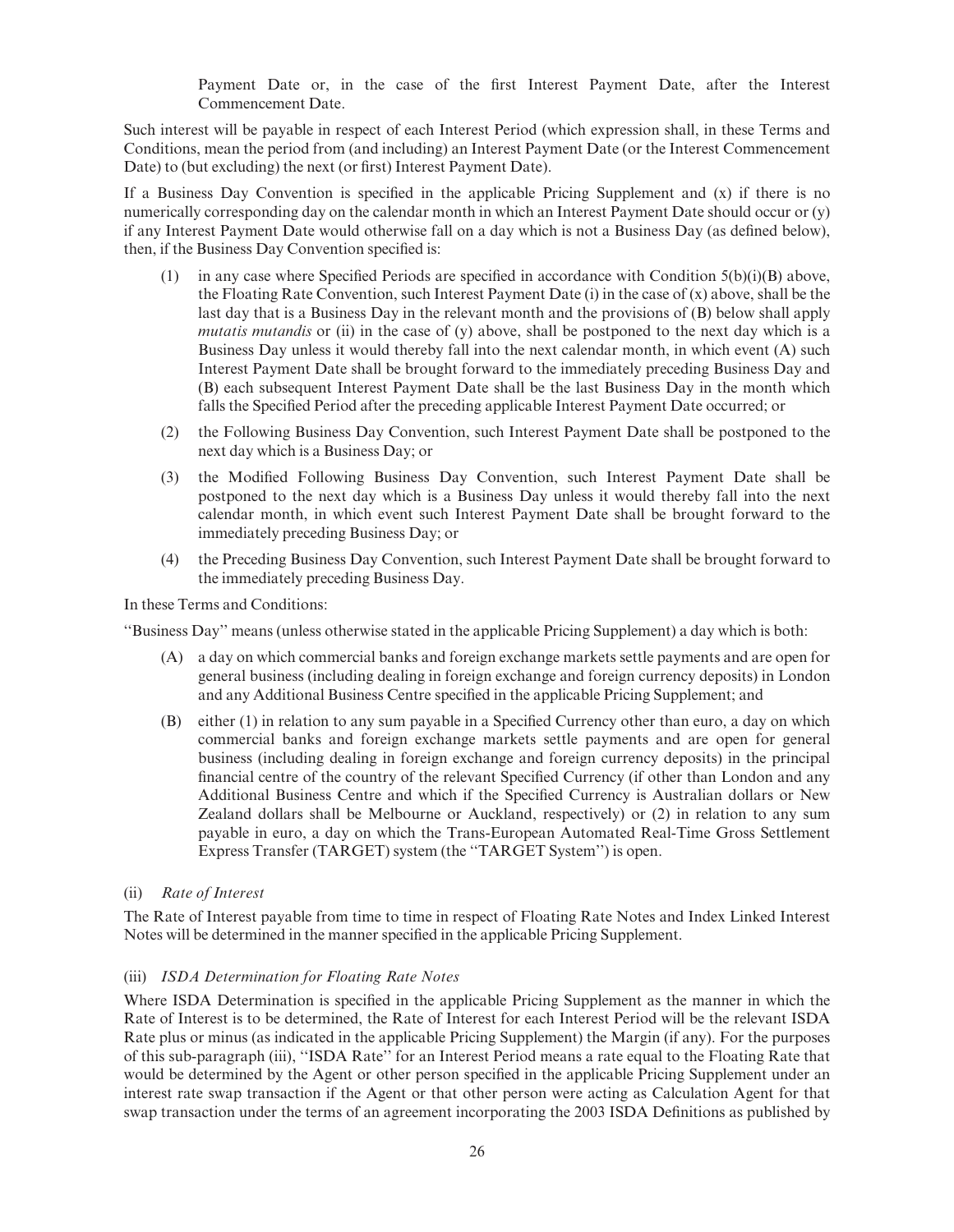Payment Date or, in the case of the first Interest Payment Date, after the Interest Commencement Date.

Such interest will be payable in respect of each Interest Period (which expression shall, in these Terms and Conditions, mean the period from (and including) an Interest Payment Date (or the Interest Commencement Date) to (but excluding) the next (or first) Interest Payment Date).

If a Business Day Convention is specified in the applicable Pricing Supplement and (x) if there is no numerically corresponding day on the calendar month in which an Interest Payment Date should occur or (y) if any Interest Payment Date would otherwise fall on a day which is not a Business Day (as defined below), then, if the Business Day Convention specified is:

(1) in any case where Specified Periods are specified in accordance with Condition 5(b)(i)(B) above, the Floating Rate Convention, such Interest Payment Date (i) in the case of (x) above, shall be the last day that is a Business Day in the relevant month and the provisions of (B) below shall apply *mutatis mutandis* or (ii) in the case of (y) above, shall be postponed to the next day which is a Business Day unless it would thereby fall into the next calendar month, in which event (A) such Interest Payment Date shall be brought forward to the immediately preceding Business Day and (B) each subsequent Interest Payment Date shall be the last Business Day in the month which falls the Specified Period after the preceding applicable Interest Payment Date occurred; or

(2) the Following Business Day Convention, such Interest Payment Date shall be postponed to the next day which is a Business Day; or

(3) the Modified Following Business Day Convention, such Interest Payment Date shall be postponed to the next day which is a Business Day unless it would thereby fall into the next calendar month, in which event such Interest Payment Date shall be brought forward to the immediately preceding Business Day; or

(4) the Preceding Business Day Convention, such Interest Payment Date shall be brought forward to the immediately preceding Business Day.

In these Terms and Conditions:

"Business Day" means (unless otherwise stated in the applicable Pricing Supplement) a day which is both:

(A) a day on which commercial banks and foreign exchange markets settle payments and are open for general business (including dealing in foreign exchange and foreign currency deposits) in London and any Additional Business Centre specified in the applicable Pricing Supplement; and

(B) either (1) in relation to any sum payable in a Specified Currency other than euro, a day on which commercial banks and foreign exchange markets settle payments and are open for general business (including dealing in foreign exchange and foreign currency deposits) in the principal financial centre of the country of the relevant Specified Currency (if other than London and any Additional Business Centre and which if the Specified Currency is Australian dollars or New Zealand dollars shall be Melbourne or Auckland, respectively) or (2) in relation to any sum payable in euro, a day on which the Trans-European Automated Real-Time Gross Settlement Express Transfer (TARGET) system (the "TARGET System") is open.

(ii) *Rate of Interest*

The Rate of Interest payable from time to time in respect of Floating Rate Notes and Index Linked Interest Notes will be determined in the manner specified in the applicable Pricing Supplement.

(iii) *ISDA Determination for Floating Rate Notes*

Where ISDA Determination is specified in the applicable Pricing Supplement as the manner in which the Rate of Interest is to be determined, the Rate of Interest for each Interest Period will be the relevant ISDA Rate plus or minus (as indicated in the applicable Pricing Supplement) the Margin (if any). For the purposes of this sub-paragraph (iii), "ISDA Rate" for an Interest Period means a rate equal to the Floating Rate that would be determined by the Agent or other person specified in the applicable Pricing Supplement under an interest rate swap transaction if the Agent or that other person were acting as Calculation Agent for that swap transaction under the terms of an agreement incorporating the 2003 ISDA Definitions as published by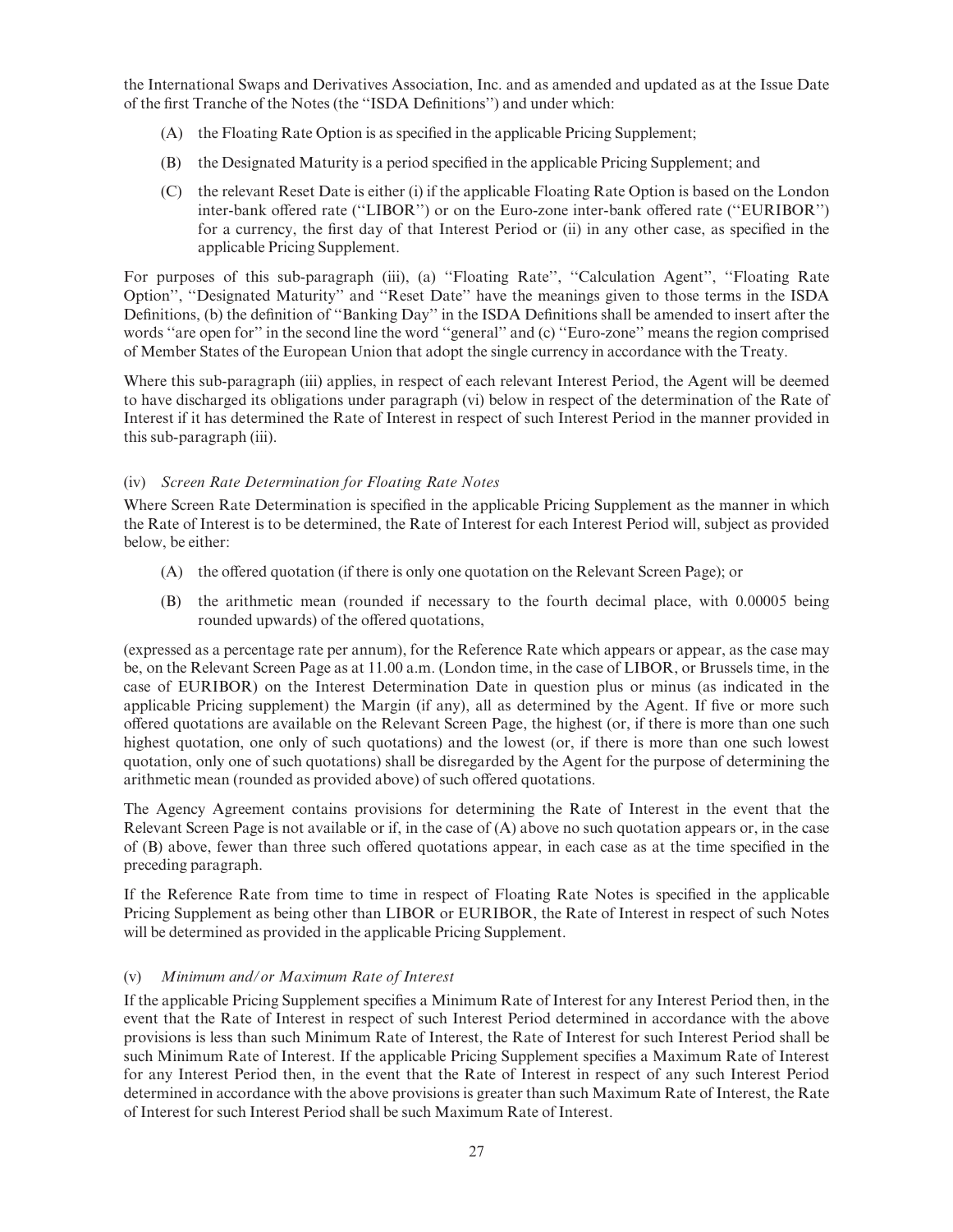the International Swaps and Derivatives Association, Inc. and as amended and updated as at the Issue Date of the first Tranche of the Notes (the ''ISDA Definitions'') and under which:

(A) the Floating Rate Option is as specified in the applicable Pricing Supplement;

(B) the Designated Maturity is a period specified in the applicable Pricing Supplement; and

(C) the relevant Reset Date is either (i) if the applicable Floating Rate Option is based on the London inter-bank offered rate (''LIBOR'') or on the Euro-zone inter-bank offered rate (''EURIBOR'') for a currency, the first day of that Interest Period or (ii) in any other case, as specified in the applicable Pricing Supplement.

For purposes of this sub-paragraph (iii), (a) ''Floating Rate'', ''Calculation Agent'', ''Floating Rate Option'', ''Designated Maturity'' and ''Reset Date'' have the meanings given to those terms in the ISDA Definitions, (b) the definition of ''Banking Day'' in the ISDA Definitions shall be amended to insert after the words ''are open for'' in the second line the word ''general'' and (c) ''Euro-zone'' means the region comprised of Member States of the European Union that adopt the single currency in accordance with the Treaty.

Where this sub-paragraph (iii) applies, in respect of each relevant Interest Period, the Agent will be deemed to have discharged its obligations under paragraph (vi) below in respect of the determination of the Rate of Interest if it has determined the Rate of Interest in respect of such Interest Period in the manner provided in this sub-paragraph (iii).

(iv) *Screen Rate Determination for Floating Rate Notes*

Where Screen Rate Determination is specified in the applicable Pricing Supplement as the manner in which the Rate of Interest is to be determined, the Rate of Interest for each Interest Period will, subject as provided below, be either:

(A) the offered quotation (if there is only one quotation on the Relevant Screen Page); or

(B) the arithmetic mean (rounded if necessary to the fourth decimal place, with 0.00005 being rounded upwards) of the offered quotations,

(expressed as a percentage rate per annum), for the Reference Rate which appears or appear, as the case may be, on the Relevant Screen Page as at 11.00 a.m. (London time, in the case of LIBOR, or Brussels time, in the case of EURIBOR) on the Interest Determination Date in question plus or minus (as indicated in the applicable Pricing supplement) the Margin (if any), all as determined by the Agent. If five or more such offered quotations are available on the Relevant Screen Page, the highest (or, if there is more than one such highest quotation, one only of such quotations) and the lowest (or, if there is more than one such lowest quotation, only one of such quotations) shall be disregarded by the Agent for the purpose of determining the arithmetic mean (rounded as provided above) of such offered quotations.

The Agency Agreement contains provisions for determining the Rate of Interest in the event that the Relevant Screen Page is not available or if, in the case of (A) above no such quotation appears or, in the case of (B) above, fewer than three such offered quotations appear, in each case as at the time specified in the preceding paragraph.

If the Reference Rate from time to time in respect of Floating Rate Notes is specified in the applicable Pricing Supplement as being other than LIBOR or EURIBOR, the Rate of Interest in respect of such Notes will be determined as provided in the applicable Pricing Supplement.

(v) *Minimum and/or Maximum Rate of Interest*

If the applicable Pricing Supplement specifies a Minimum Rate of Interest for any Interest Period then, in the event that the Rate of Interest in respect of such Interest Period determined in accordance with the above provisions is less than such Minimum Rate of Interest, the Rate of Interest for such Interest Period shall be such Minimum Rate of Interest. If the applicable Pricing Supplement specifies a Maximum Rate of Interest for any Interest Period then, in the event that the Rate of Interest in respect of any such Interest Period determined in accordance with the above provisions is greater than such Maximum Rate of Interest, the Rate of Interest for such Interest Period shall be such Maximum Rate of Interest.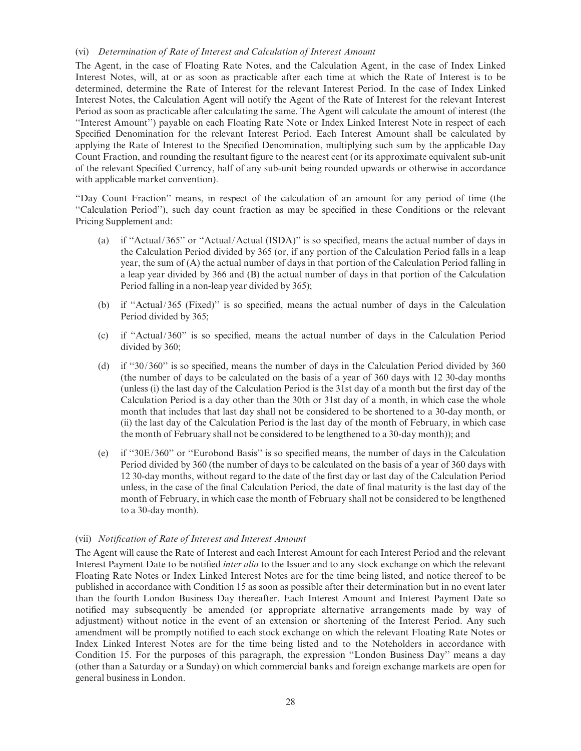(vi) *Determination of Rate of Interest and Calculation of Interest Amount*

The Agent, in the case of Floating Rate Notes, and the Calculation Agent, in the case of Index Linked Interest Notes, will, at or as soon as practicable after each time at which the Rate of Interest is to be determined, determine the Rate of Interest for the relevant Interest Period. In the case of Index Linked Interest Notes, the Calculation Agent will notify the Agent of the Rate of Interest for the relevant Interest Period as soon as practicable after calculating the same. The Agent will calculate the amount of interest (the "Interest Amount") payable on each Floating Rate Note or Index Linked Interest Note in respect of each Specified Denomination for the relevant Interest Period. Each Interest Amount shall be calculated by applying the Rate of Interest to the Specified Denomination, multiplying such sum by the applicable Day Count Fraction, and rounding the resultant figure to the nearest cent (or its approximate equivalent sub-unit of the relevant Specified Currency, half of any sub-unit being rounded upwards or otherwise in accordance with applicable market convention).

"Day Count Fraction" means, in respect of the calculation of an amount for any period of time (the "Calculation Period"), such day count fraction as may be specified in these Conditions or the relevant Pricing Supplement and:

(a) if "Actual/365" or "Actual/Actual (ISDA)" is so specified, means the actual number of days in the Calculation Period divided by 365 (or, if any portion of the Calculation Period falls in a leap year, the sum of (A) the actual number of days in that portion of the Calculation Period falling in a leap year divided by 366 and (B) the actual number of days in that portion of the Calculation Period falling in a non-leap year divided by 365);

(b) if "Actual/365 (Fixed)" is so specified, means the actual number of days in the Calculation Period divided by 365;

(c) if "Actual/360" is so specified, means the actual number of days in the Calculation Period divided by 360;

(d) if "30/360" is so specified, means the number of days in the Calculation Period divided by 360 (the number of days to be calculated on the basis of a year of 360 days with 12 30-day months (unless (i) the last day of the Calculation Period is the 31st day of a month but the first day of the Calculation Period is a day other than the 30th or 31st day of a month, in which case the whole month that includes that last day shall not be considered to be shortened to a 30-day month, or (ii) the last day of the Calculation Period is the last day of the month of February, in which case the month of February shall not be considered to be lengthened to a 30-day month)); and

(e) if "30E/360" or "Eurobond Basis" is so specified means, the number of days in the Calculation Period divided by 360 (the number of days to be calculated on the basis of a year of 360 days with 12 30-day months, without regard to the date of the first day or last day of the Calculation Period unless, in the case of the final Calculation Period, the date of final maturity is the last day of the month of February, in which case the month of February shall not be considered to be lengthened to a 30-day month).

(vii) *Notification of Rate of Interest and Interest Amount*

The Agent will cause the Rate of Interest and each Interest Amount for each Interest Period and the relevant Interest Payment Date to be notified *inter alia* to the Issuer and to any stock exchange on which the relevant Floating Rate Notes or Index Linked Interest Notes are for the time being listed, and notice thereof to be published in accordance with Condition 15 as soon as possible after their determination but in no event later than the fourth London Business Day thereafter. Each Interest Amount and Interest Payment Date so notified may subsequently be amended (or appropriate alternative arrangements made by way of adjustment) without notice in the event of an extension or shortening of the Interest Period. Any such amendment will be promptly notified to each stock exchange on which the relevant Floating Rate Notes or Index Linked Interest Notes are for the time being listed and to the Noteholders in accordance with Condition 15. For the purposes of this paragraph, the expression "London Business Day" means a day (other than a Saturday or a Sunday) on which commercial banks and foreign exchange markets are open for general business in London.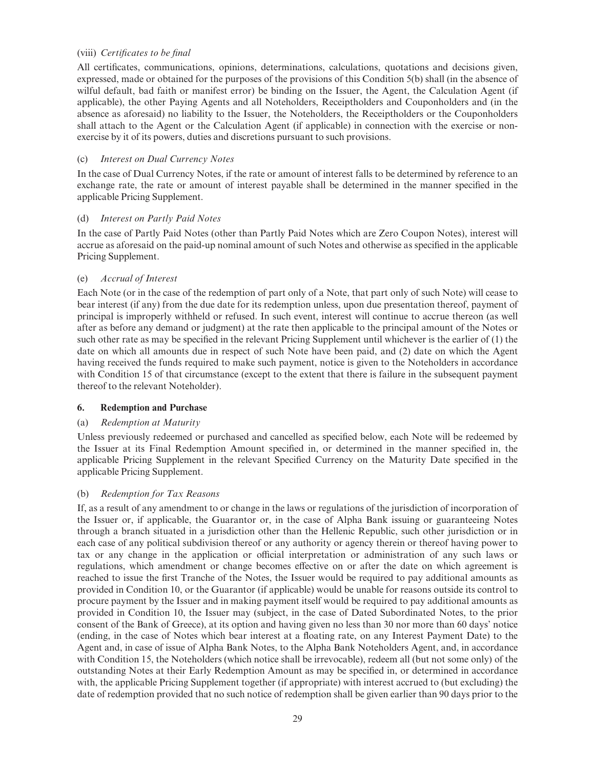(viii) *Certificates to be final*

All certificates, communications, opinions, determinations, calculations, quotations and decisions given, expressed, made or obtained for the purposes of the provisions of this Condition 5(b) shall (in the absence of wilful default, bad faith or manifest error) be binding on the Issuer, the Agent, the Calculation Agent (if applicable), the other Paying Agents and all Noteholders, Receiptholders and Couponholders and (in the absence as aforesaid) no liability to the Issuer, the Noteholders, the Receiptholders or the Couponholders shall attach to the Agent or the Calculation Agent (if applicable) in connection with the exercise or non-exercise by it of its powers, duties and discretions pursuant to such provisions.

(c) *Interest on Dual Currency Notes*

In the case of Dual Currency Notes, if the rate or amount of interest falls to be determined by reference to an exchange rate, the rate or amount of interest payable shall be determined in the manner specified in the applicable Pricing Supplement.

(d) *Interest on Partly Paid Notes*

In the case of Partly Paid Notes (other than Partly Paid Notes which are Zero Coupon Notes), interest will accrue as aforesaid on the paid-up nominal amount of such Notes and otherwise as specified in the applicable Pricing Supplement.

(e) *Accrual of Interest*

Each Note (or in the case of the redemption of part only of a Note, that part only of such Note) will cease to bear interest (if any) from the due date for its redemption unless, upon due presentation thereof, payment of principal is improperly withheld or refused. In such event, interest will continue to accrue thereon (as well after as before any demand or judgment) at the rate then applicable to the principal amount of the Notes or such other rate as may be specified in the relevant Pricing Supplement until whichever is the earlier of (1) the date on which all amounts due in respect of such Note have been paid, and (2) date on which the Agent having received the funds required to make such payment, notice is given to the Noteholders in accordance with Condition 15 of that circumstance (except to the extent that there is failure in the subsequent payment thereof to the relevant Noteholder).

## 6. Redemption and Purchase

(a) *Redemption at Maturity*

Unless previously redeemed or purchased and cancelled as specified below, each Note will be redeemed by the Issuer at its Final Redemption Amount specified in, or determined in the manner specified in, the applicable Pricing Supplement in the relevant Specified Currency on the Maturity Date specified in the applicable Pricing Supplement.

(b) *Redemption for Tax Reasons*

If, as a result of any amendment to or change in the laws or regulations of the jurisdiction of incorporation of the Issuer or, if applicable, the Guarantor or, in the case of Alpha Bank issuing or guaranteeing Notes through a branch situated in a jurisdiction other than the Hellenic Republic, such other jurisdiction or in each case of any political subdivision thereof or any authority or agency therein or thereof having power to tax or any change in the application or official interpretation or administration of any such laws or regulations, which amendment or change becomes effective on or after the date on which agreement is reached to issue the first Tranche of the Notes, the Issuer would be required to pay additional amounts as provided in Condition 10, or the Guarantor (if applicable) would be unable for reasons outside its control to procure payment by the Issuer and in making payment itself would be required to pay additional amounts as provided in Condition 10, the Issuer may (subject, in the case of Dated Subordinated Notes, to the prior consent of the Bank of Greece), at its option and having given no less than 30 nor more than 60 days' notice (ending, in the case of Notes which bear interest at a floating rate, on any Interest Payment Date) to the Agent and, in case of issue of Alpha Bank Notes, to the Alpha Bank Noteholders Agent, and, in accordance with Condition 15, the Noteholders (which notice shall be irrevocable), redeem all (but not some only) of the outstanding Notes at their Early Redemption Amount as may be specified in, or determined in accordance with, the applicable Pricing Supplement together (if appropriate) with interest accrued to (but excluding) the date of redemption provided that no such notice of redemption shall be given earlier than 90 days prior to the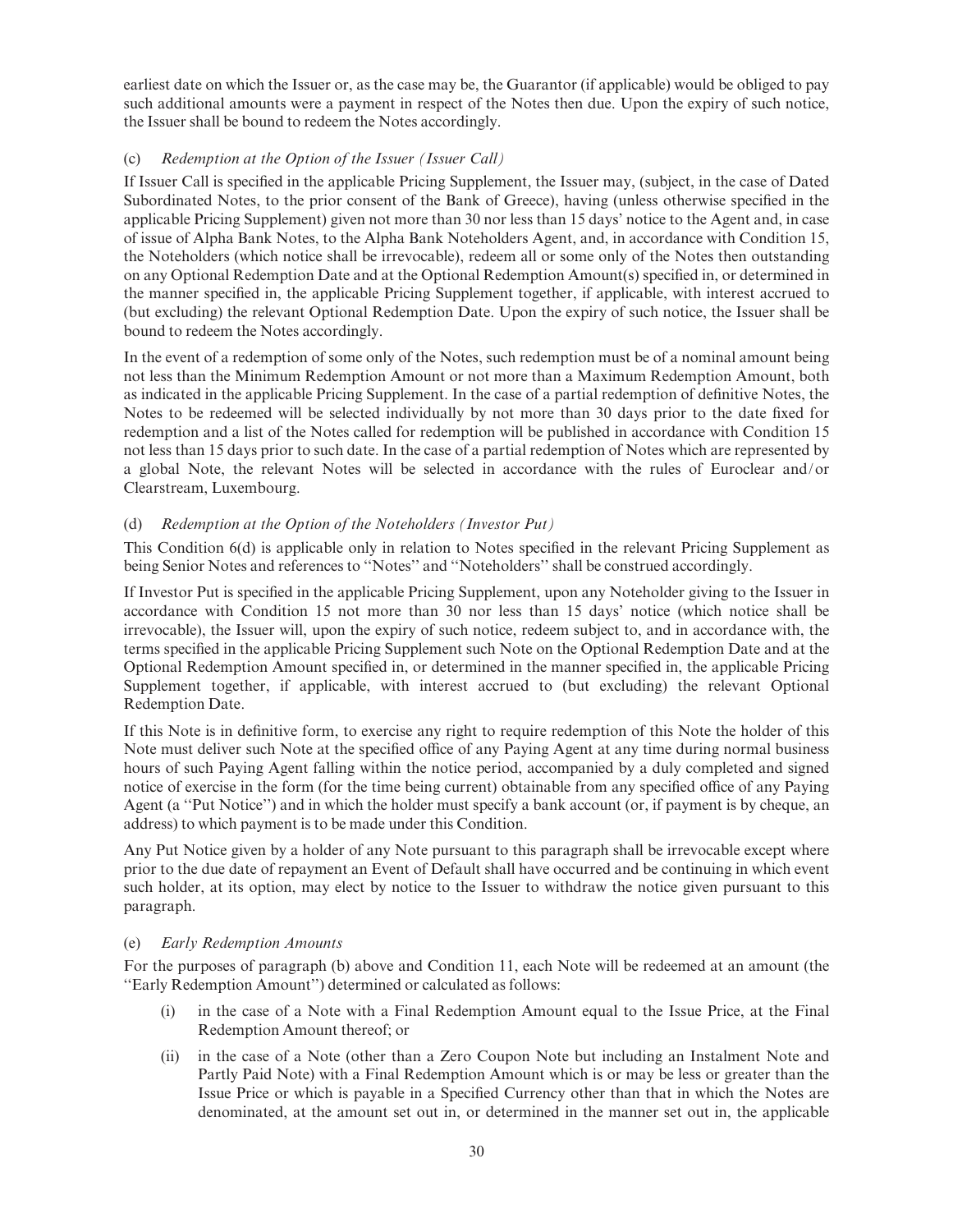earliest date on which the Issuer or, as the case may be, the Guarantor (if applicable) would be obliged to pay such additional amounts were a payment in respect of the Notes then due. Upon the expiry of such notice, the Issuer shall be bound to redeem the Notes accordingly.

(c) *Redemption at the Option of the Issuer (Issuer Call)*

If Issuer Call is specified in the applicable Pricing Supplement, the Issuer may, (subject, in the case of Dated Subordinated Notes, to the prior consent of the Bank of Greece), having (unless otherwise specified in the applicable Pricing Supplement) given not more than 30 nor less than 15 days' notice to the Agent and, in case of issue of Alpha Bank Notes, to the Alpha Bank Noteholders Agent, and, in accordance with Condition 15, the Noteholders (which notice shall be irrevocable), redeem all or some only of the Notes then outstanding on any Optional Redemption Date and at the Optional Redemption Amount(s) specified in, or determined in the manner specified in, the applicable Pricing Supplement together, if applicable, with interest accrued to (but excluding) the relevant Optional Redemption Date. Upon the expiry of such notice, the Issuer shall be bound to redeem the Notes accordingly.

In the event of a redemption of some only of the Notes, such redemption must be of a nominal amount being not less than the Minimum Redemption Amount or not more than a Maximum Redemption Amount, both as indicated in the applicable Pricing Supplement. In the case of a partial redemption of definitive Notes, the Notes to be redeemed will be selected individually by not more than 30 days prior to the date fixed for redemption and a list of the Notes called for redemption will be published in accordance with Condition 15 not less than 15 days prior to such date. In the case of a partial redemption of Notes which are represented by a global Note, the relevant Notes will be selected in accordance with the rules of Euroclear and/or Clearstream, Luxembourg.

(d) *Redemption at the Option of the Noteholders (Investor Put)*

This Condition 6(d) is applicable only in relation to Notes specified in the relevant Pricing Supplement as being Senior Notes and references to "Notes" and "Noteholders" shall be construed accordingly.

If Investor Put is specified in the applicable Pricing Supplement, upon any Noteholder giving to the Issuer in accordance with Condition 15 not more than 30 nor less than 15 days' notice (which notice shall be irrevocable), the Issuer will, upon the expiry of such notice, redeem subject to, and in accordance with, the terms specified in the applicable Pricing Supplement such Note on the Optional Redemption Date and at the Optional Redemption Amount specified in, or determined in the manner specified in, the applicable Pricing Supplement together, if applicable, with interest accrued to (but excluding) the relevant Optional Redemption Date.

If this Note is in definitive form, to exercise any right to require redemption of this Note the holder of this Note must deliver such Note at the specified office of any Paying Agent at any time during normal business hours of such Paying Agent falling within the notice period, accompanied by a duly completed and signed notice of exercise in the form (for the time being current) obtainable from any specified office of any Paying Agent (a "Put Notice") and in which the holder must specify a bank account (or, if payment is by cheque, an address) to which payment is to be made under this Condition.

Any Put Notice given by a holder of any Note pursuant to this paragraph shall be irrevocable except where prior to the due date of repayment an Event of Default shall have occurred and be continuing in which event such holder, at its option, may elect by notice to the Issuer to withdraw the notice given pursuant to this paragraph.

(e) *Early Redemption Amounts*

For the purposes of paragraph (b) above and Condition 11, each Note will be redeemed at an amount (the "Early Redemption Amount") determined or calculated as follows:

(i) in the case of a Note with a Final Redemption Amount equal to the Issue Price, at the Final Redemption Amount thereof; or

(ii) in the case of a Note (other than a Zero Coupon Note but including an Instalment Note and Partly Paid Note) with a Final Redemption Amount which is or may be less or greater than the Issue Price or which is payable in a Specified Currency other than that in which the Notes are denominated, at the amount set out in, or determined in the manner set out in, the applicable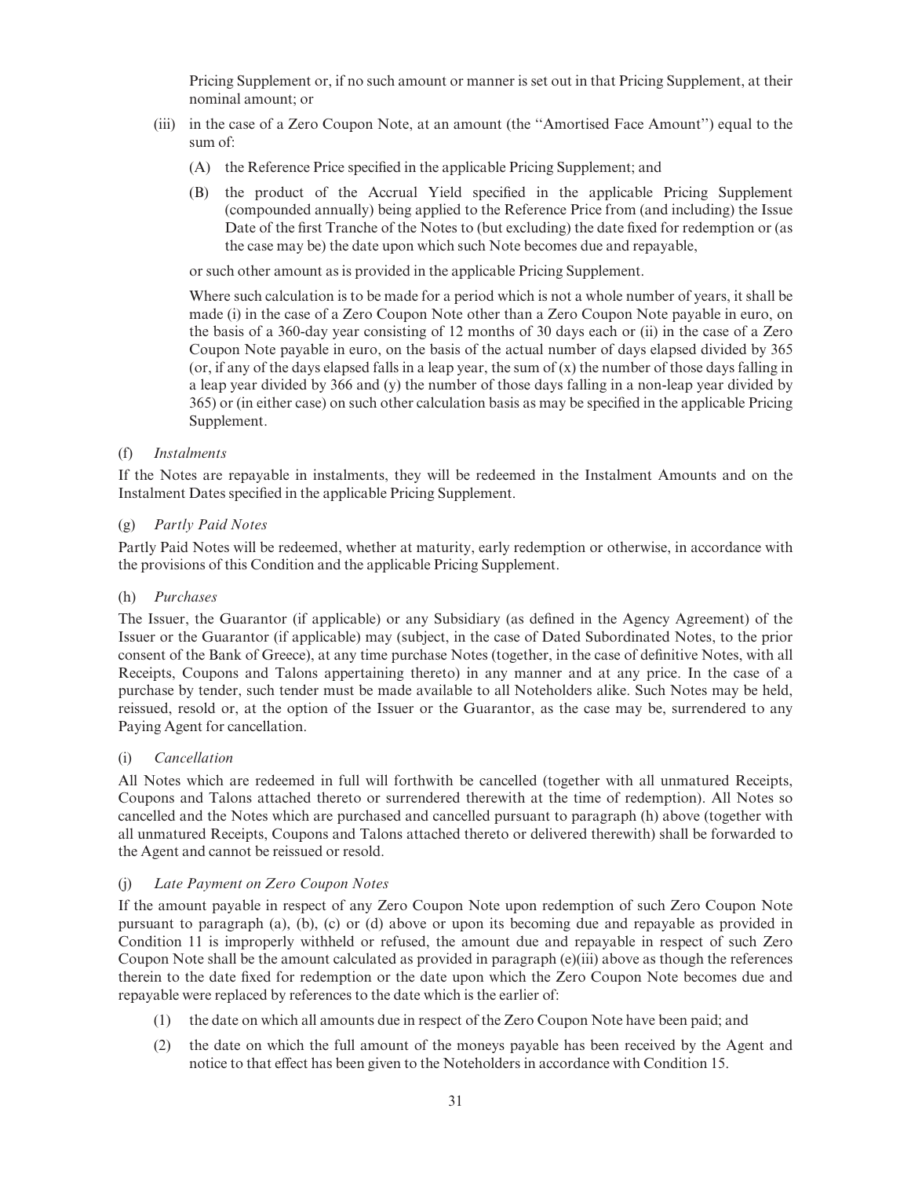Pricing Supplement or, if no such amount or manner is set out in that Pricing Supplement, at their nominal amount; or

(iii) in the case of a Zero Coupon Note, at an amount (the "Amortised Face Amount") equal to the sum of:

(A) the Reference Price specified in the applicable Pricing Supplement; and

(B) the product of the Accrual Yield specified in the applicable Pricing Supplement (compounded annually) being applied to the Reference Price from (and including) the Issue Date of the first Tranche of the Notes to (but excluding) the date fixed for redemption or (as the case may be) the date upon which such Note becomes due and repayable,

or such other amount as is provided in the applicable Pricing Supplement.

Where such calculation is to be made for a period which is not a whole number of years, it shall be made (i) in the case of a Zero Coupon Note other than a Zero Coupon Note payable in euro, on the basis of a 360-day year consisting of 12 months of 30 days each or (ii) in the case of a Zero Coupon Note payable in euro, on the basis of the actual number of days elapsed divided by 365 (or, if any of the days elapsed falls in a leap year, the sum of (x) the number of those days falling in a leap year divided by 366 and (y) the number of those days falling in a non-leap year divided by 365) or (in either case) on such other calculation basis as may be specified in the applicable Pricing Supplement.

(f) *Instalments*

If the Notes are repayable in instalments, they will be redeemed in the Instalment Amounts and on the Instalment Dates specified in the applicable Pricing Supplement.

(g) *Partly Paid Notes*

Partly Paid Notes will be redeemed, whether at maturity, early redemption or otherwise, in accordance with the provisions of this Condition and the applicable Pricing Supplement.

(h) *Purchases*

The Issuer, the Guarantor (if applicable) or any Subsidiary (as defined in the Agency Agreement) of the Issuer or the Guarantor (if applicable) may (subject, in the case of Dated Subordinated Notes, to the prior consent of the Bank of Greece), at any time purchase Notes (together, in the case of definitive Notes, with all Receipts, Coupons and Talons appertaining thereto) in any manner and at any price. In the case of a purchase by tender, such tender must be made available to all Noteholders alike. Such Notes may be held, reissued, resold or, at the option of the Issuer or the Guarantor, as the case may be, surrendered to any Paying Agent for cancellation.

(i) *Cancellation*

All Notes which are redeemed in full will forthwith be cancelled (together with all unmatured Receipts, Coupons and Talons attached thereto or surrendered therewith at the time of redemption). All Notes so cancelled and the Notes which are purchased and cancelled pursuant to paragraph (h) above (together with all unmatured Receipts, Coupons and Talons attached thereto or delivered therewith) shall be forwarded to the Agent and cannot be reissued or resold.

(j) *Late Payment on Zero Coupon Notes*

If the amount payable in respect of any Zero Coupon Note upon redemption of such Zero Coupon Note pursuant to paragraph (a), (b), (c) or (d) above or upon its becoming due and repayable as provided in Condition 11 is improperly withheld or refused, the amount due and repayable in respect of such Zero Coupon Note shall be the amount calculated as provided in paragraph (e)(iii) above as though the references therein to the date fixed for redemption or the date upon which the Zero Coupon Note becomes due and repayable were replaced by references to the date which is the earlier of:

(1) the date on which all amounts due in respect of the Zero Coupon Note have been paid; and

(2) the date on which the full amount of the moneys payable has been received by the Agent and notice to that effect has been given to the Noteholders in accordance with Condition 15.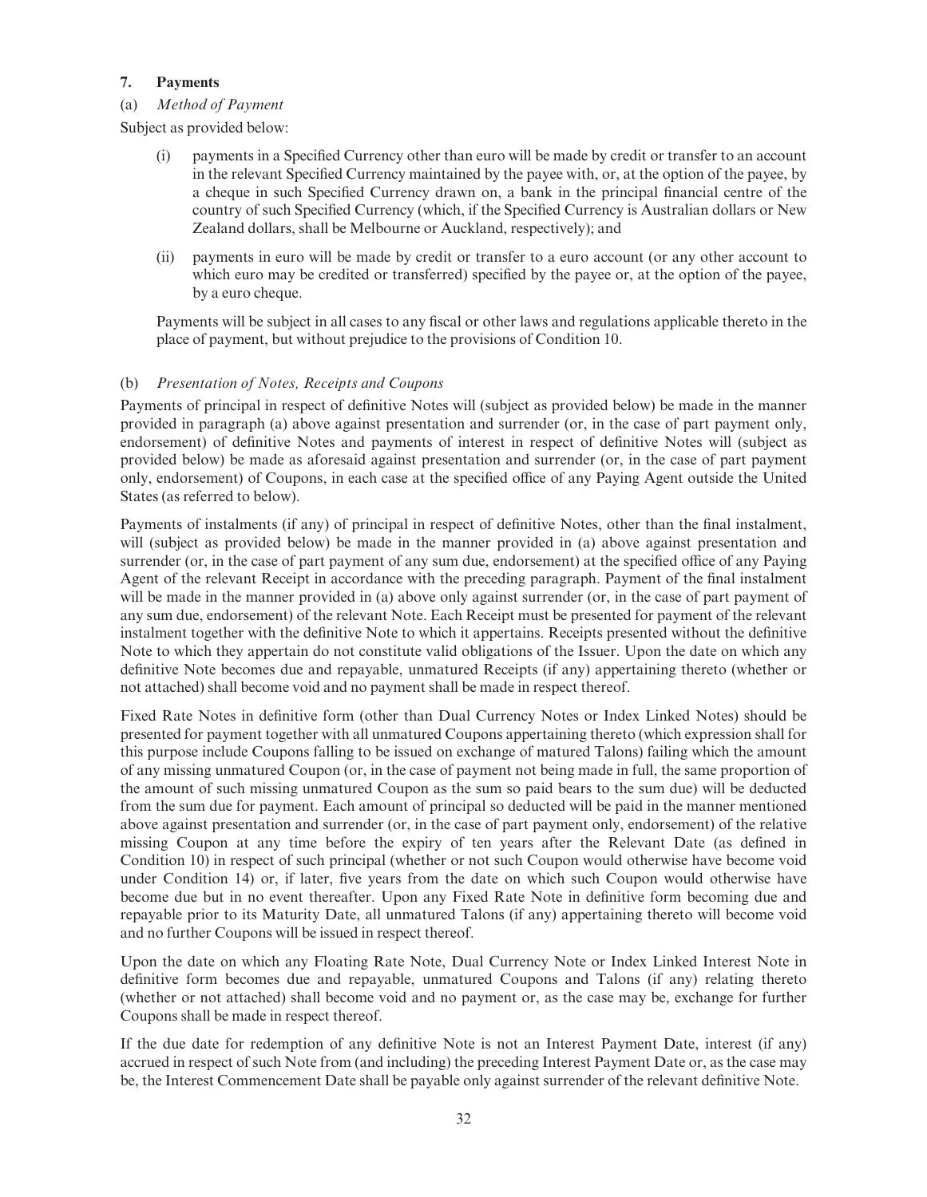## 7. Payments

### (a) *Method of Payment*

Subject as provided below:

(i) payments in a Specified Currency other than euro will be made by credit or transfer to an account in the relevant Specified Currency maintained by the payee with, or, at the option of the payee, by a cheque in such Specified Currency drawn on, a bank in the principal financial centre of the country of such Specified Currency (which, if the Specified Currency is Australian dollars or New Zealand dollars, shall be Melbourne or Auckland, respectively); and

(ii) payments in euro will be made by credit or transfer to a euro account (or any other account to which euro may be credited or transferred) specified by the payee or, at the option of the payee, by a euro cheque.

Payments will be subject in all cases to any fiscal or other laws and regulations applicable thereto in the place of payment, but without prejudice to the provisions of Condition 10.

### (b) *Presentation of Notes, Receipts and Coupons*

Payments of principal in respect of definitive Notes will (subject as provided below) be made in the manner provided in paragraph (a) above against presentation and surrender (or, in the case of part payment only, endorsement) of definitive Notes and payments of interest in respect of definitive Notes will (subject as provided below) be made as aforesaid against presentation and surrender (or, in the case of part payment only, endorsement) of Coupons, in each case at the specified office of any Paying Agent outside the United States (as referred to below).

Payments of instalments (if any) of principal in respect of definitive Notes, other than the final instalment, will (subject as provided below) be made in the manner provided in (a) above against presentation and surrender (or, in the case of part payment of any sum due, endorsement) at the specified office of any Paying Agent of the relevant Receipt in accordance with the preceding paragraph. Payment of the final instalment will be made in the manner provided in (a) above only against surrender (or, in the case of part payment of any sum due, endorsement) of the relevant Note. Each Receipt must be presented for payment of the relevant instalment together with the definitive Note to which it appertains. Receipts presented without the definitive Note to which they appertain do not constitute valid obligations of the Issuer. Upon the date on which any definitive Note becomes due and repayable, unmatured Receipts (if any) appertaining thereto (whether or not attached) shall become void and no payment shall be made in respect thereof.

Fixed Rate Notes in definitive form (other than Dual Currency Notes or Index Linked Notes) should be presented for payment together with all unmatured Coupons appertaining thereto (which expression shall for this purpose include Coupons falling to be issued on exchange of matured Talons) failing which the amount of any missing unmatured Coupon (or, in the case of payment not being made in full, the same proportion of the amount of such missing unmatured Coupon as the sum so paid bears to the sum due) will be deducted from the sum due for payment. Each amount of principal so deducted will be paid in the manner mentioned above against presentation and surrender (or, in the case of part payment only, endorsement) of the relative missing Coupon at any time before the expiry of ten years after the Relevant Date (as defined in Condition 10) in respect of such principal (whether or not such Coupon would otherwise have become void under Condition 14) or, if later, five years from the date on which such Coupon would otherwise have become due but in no event thereafter. Upon any Fixed Rate Note in definitive form becoming due and repayable prior to its Maturity Date, all unmatured Talons (if any) appertaining thereto will become void and no further Coupons will be issued in respect thereof.

Upon the date on which any Floating Rate Note, Dual Currency Note or Index Linked Interest Note in definitive form becomes due and repayable, unmatured Coupons and Talons (if any) relating thereto (whether or not attached) shall become void and no payment or, as the case may be, exchange for further Coupons shall be made in respect thereof.

If the due date for redemption of any definitive Note is not an Interest Payment Date, interest (if any) accrued in respect of such Note from (and including) the preceding Interest Payment Date or, as the case may be, the Interest Commencement Date shall be payable only against surrender of the relevant definitive Note.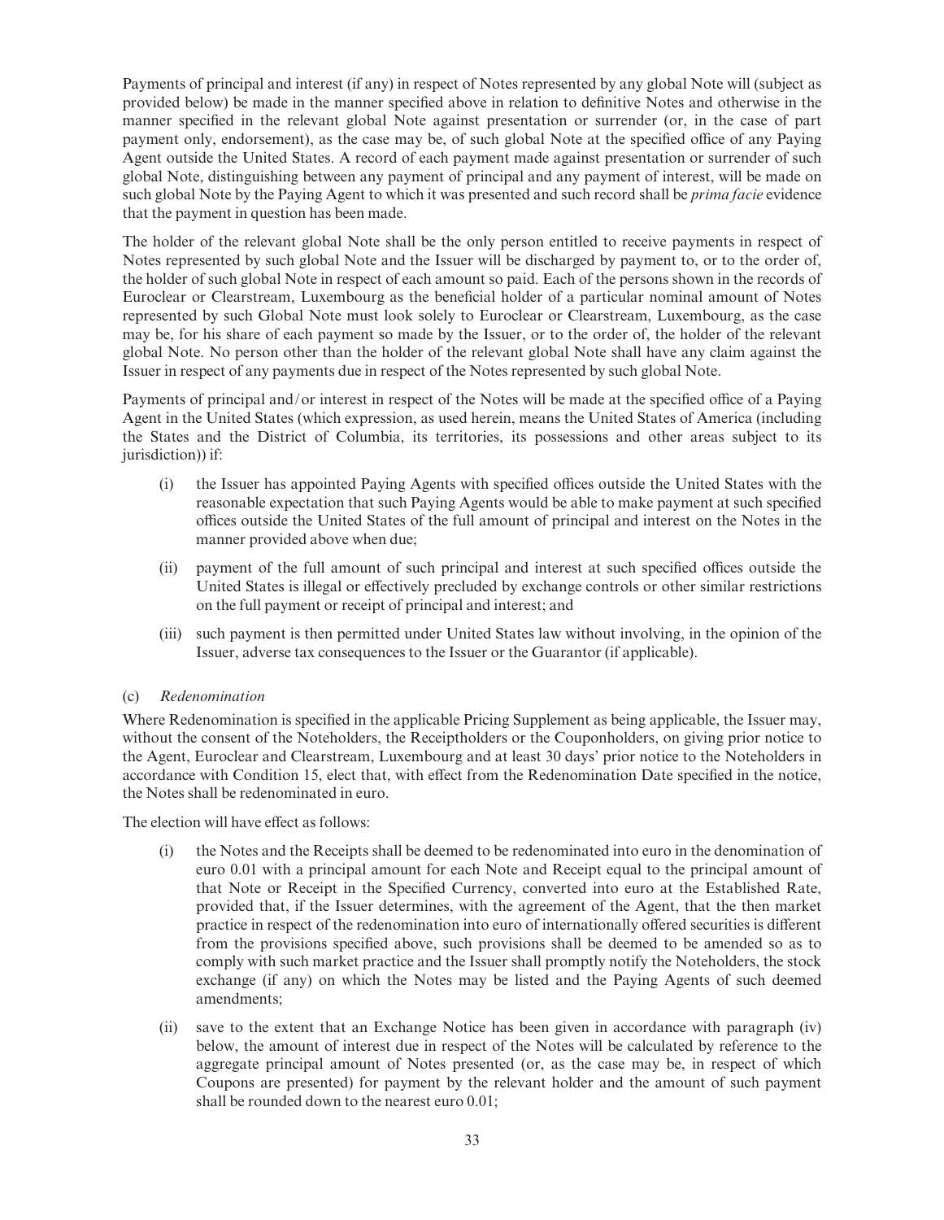Payments of principal and interest (if any) in respect of Notes represented by any global Note will (subject as provided below) be made in the manner specified above in relation to definitive Notes and otherwise in the manner specified in the relevant global Note against presentation or surrender (or, in the case of part payment only, endorsement), as the case may be, of such global Note at the specified office of any Paying Agent outside the United States. A record of each payment made against presentation or surrender of such global Note, distinguishing between any payment of principal and any payment of interest, will be made on such global Note by the Paying Agent to which it was presented and such record shall be *prima facie* evidence that the payment in question has been made.

The holder of the relevant global Note shall be the only person entitled to receive payments in respect of Notes represented by such global Note and the Issuer will be discharged by payment to, or to the order of, the holder of such global Note in respect of each amount so paid. Each of the persons shown in the records of Euroclear or Clearstream, Luxembourg as the beneficial holder of a particular nominal amount of Notes represented by such Global Note must look solely to Euroclear or Clearstream, Luxembourg, as the case may be, for his share of each payment so made by the Issuer, or to the order of, the holder of the relevant global Note. No person other than the holder of the relevant global Note shall have any claim against the Issuer in respect of any payments due in respect of the Notes represented by such global Note.

Payments of principal and/or interest in respect of the Notes will be made at the specified office of a Paying Agent in the United States (which expression, as used herein, means the United States of America (including the States and the District of Columbia, its territories, its possessions and other areas subject to its jurisdiction)) if:

(i) the Issuer has appointed Paying Agents with specified offices outside the United States with the reasonable expectation that such Paying Agents would be able to make payment at such specified offices outside the United States of the full amount of principal and interest on the Notes in the manner provided above when due;

(ii) payment of the full amount of such principal and interest at such specified offices outside the United States is illegal or effectively precluded by exchange controls or other similar restrictions on the full payment or receipt of principal and interest; and

(iii) such payment is then permitted under United States law without involving, in the opinion of the Issuer, adverse tax consequences to the Issuer or the Guarantor (if applicable).

(c) *Redenomination*

Where Redenomination is specified in the applicable Pricing Supplement as being applicable, the Issuer may, without the consent of the Noteholders, the Receiptholders or the Couponholders, on giving prior notice to the Agent, Euroclear and Clearstream, Luxembourg and at least 30 days' prior notice to the Noteholders in accordance with Condition 15, elect that, with effect from the Redenomination Date specified in the notice, the Notes shall be redenominated in euro.

The election will have effect as follows:

(i) the Notes and the Receipts shall be deemed to be redenominated into euro in the denomination of euro 0.01 with a principal amount for each Note and Receipt equal to the principal amount of that Note or Receipt in the Specified Currency, converted into euro at the Established Rate, provided that, if the Issuer determines, with the agreement of the Agent, that the then market practice in respect of the redenomination into euro of internationally offered securities is different from the provisions specified above, such provisions shall be deemed to be amended so as to comply with such market practice and the Issuer shall promptly notify the Noteholders, the stock exchange (if any) on which the Notes may be listed and the Paying Agents of such deemed amendments;

(ii) save to the extent that an Exchange Notice has been given in accordance with paragraph (iv) below, the amount of interest due in respect of the Notes will be calculated by reference to the aggregate principal amount of Notes presented (or, as the case may be, in respect of which Coupons are presented) for payment by the relevant holder and the amount of such payment shall be rounded down to the nearest euro 0.01;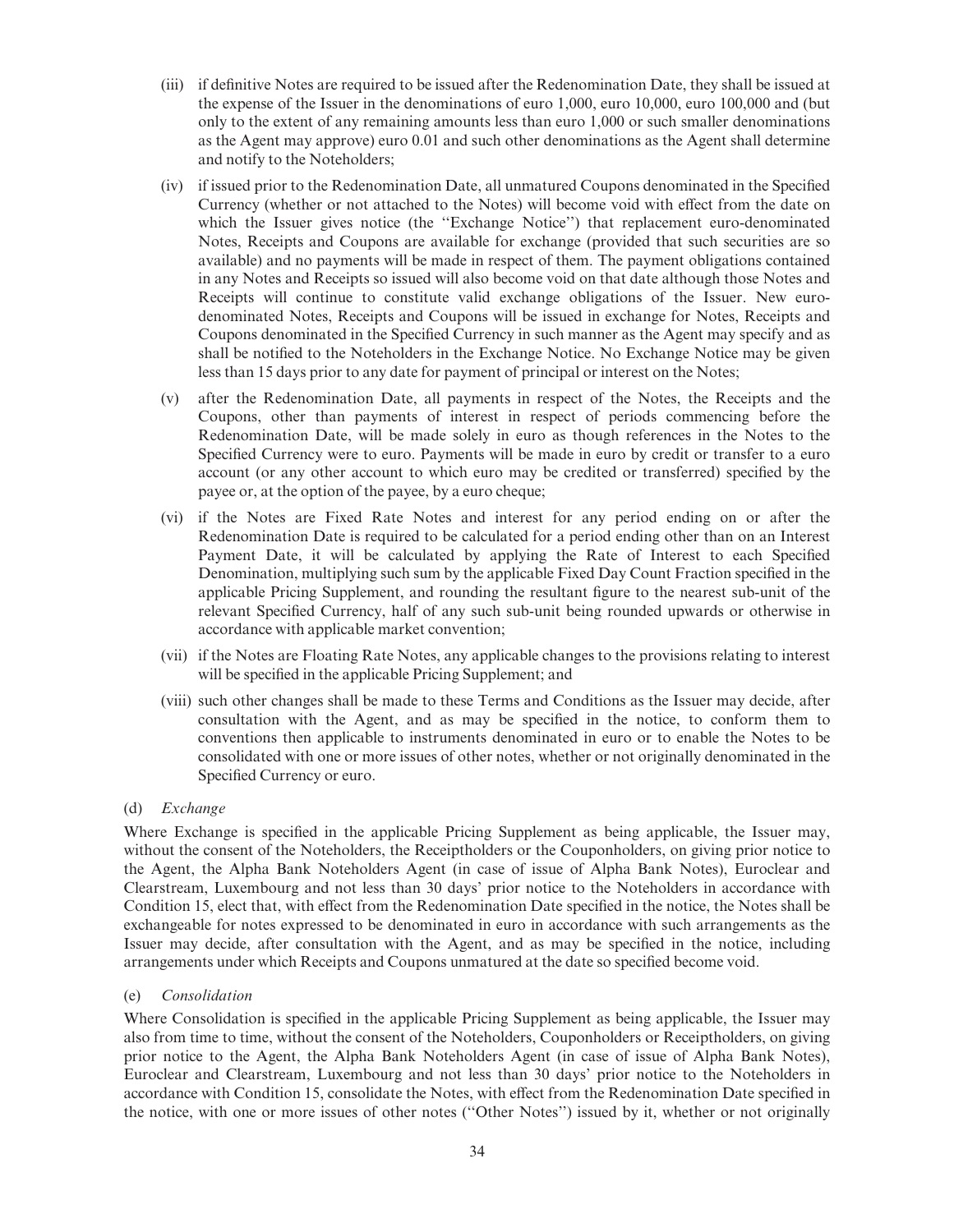(iii) if definitive Notes are required to be issued after the Redenomination Date, they shall be issued at the expense of the Issuer in the denominations of euro 1,000, euro 10,000, euro 100,000 and (but only to the extent of any remaining amounts less than euro 1,000 or such smaller denominations as the Agent may approve) euro 0.01 and such other denominations as the Agent shall determine and notify to the Noteholders;

(iv) if issued prior to the Redenomination Date, all unmatured Coupons denominated in the Specified Currency (whether or not attached to the Notes) will become void with effect from the date on which the Issuer gives notice (the ''Exchange Notice'') that replacement euro-denominated Notes, Receipts and Coupons are available for exchange (provided that such securities are so available) and no payments will be made in respect of them. The payment obligations contained in any Notes and Receipts so issued will also become void on that date although those Notes and Receipts will continue to constitute valid exchange obligations of the Issuer. New euro-denominated Notes, Receipts and Coupons will be issued in exchange for Notes, Receipts and Coupons denominated in the Specified Currency in such manner as the Agent may specify and as shall be notified to the Noteholders in the Exchange Notice. No Exchange Notice may be given less than 15 days prior to any date for payment of principal or interest on the Notes;

(v) after the Redenomination Date, all payments in respect of the Notes, the Receipts and the Coupons, other than payments of interest in respect of periods commencing before the Redenomination Date, will be made solely in euro as though references in the Notes to the Specified Currency were to euro. Payments will be made in euro by credit or transfer to a euro account (or any other account to which euro may be credited or transferred) specified by the payee or, at the option of the payee, by a euro cheque;

(vi) if the Notes are Fixed Rate Notes and interest for any period ending on or after the Redenomination Date is required to be calculated for a period ending other than on an Interest Payment Date, it will be calculated by applying the Rate of Interest to each Specified Denomination, multiplying such sum by the applicable Fixed Day Count Fraction specified in the applicable Pricing Supplement, and rounding the resultant figure to the nearest sub-unit of the relevant Specified Currency, half of any such sub-unit being rounded upwards or otherwise in accordance with applicable market convention;

(vii) if the Notes are Floating Rate Notes, any applicable changes to the provisions relating to interest will be specified in the applicable Pricing Supplement; and

(viii) such other changes shall be made to these Terms and Conditions as the Issuer may decide, after consultation with the Agent, and as may be specified in the notice, to conform them to conventions then applicable to instruments denominated in euro or to enable the Notes to be consolidated with one or more issues of other notes, whether or not originally denominated in the Specified Currency or euro.

(d) *Exchange*

Where Exchange is specified in the applicable Pricing Supplement as being applicable, the Issuer may, without the consent of the Noteholders, the Receiptholders or the Couponholders, on giving prior notice to the Agent, the Alpha Bank Noteholders Agent (in case of issue of Alpha Bank Notes), Euroclear and Clearstream, Luxembourg and not less than 30 days' prior notice to the Noteholders in accordance with Condition 15, elect that, with effect from the Redenomination Date specified in the notice, the Notes shall be exchangeable for notes expressed to be denominated in euro in accordance with such arrangements as the Issuer may decide, after consultation with the Agent, and as may be specified in the notice, including arrangements under which Receipts and Coupons unmatured at the date so specified become void.

(e) *Consolidation*

Where Consolidation is specified in the applicable Pricing Supplement as being applicable, the Issuer may also from time to time, without the consent of the Noteholders, Couponholders or Receiptholders, on giving prior notice to the Agent, the Alpha Bank Noteholders Agent (in case of issue of Alpha Bank Notes), Euroclear and Clearstream, Luxembourg and not less than 30 days' prior notice to the Noteholders in accordance with Condition 15, consolidate the Notes, with effect from the Redenomination Date specified in the notice, with one or more issues of other notes (''Other Notes'') issued by it, whether or not originally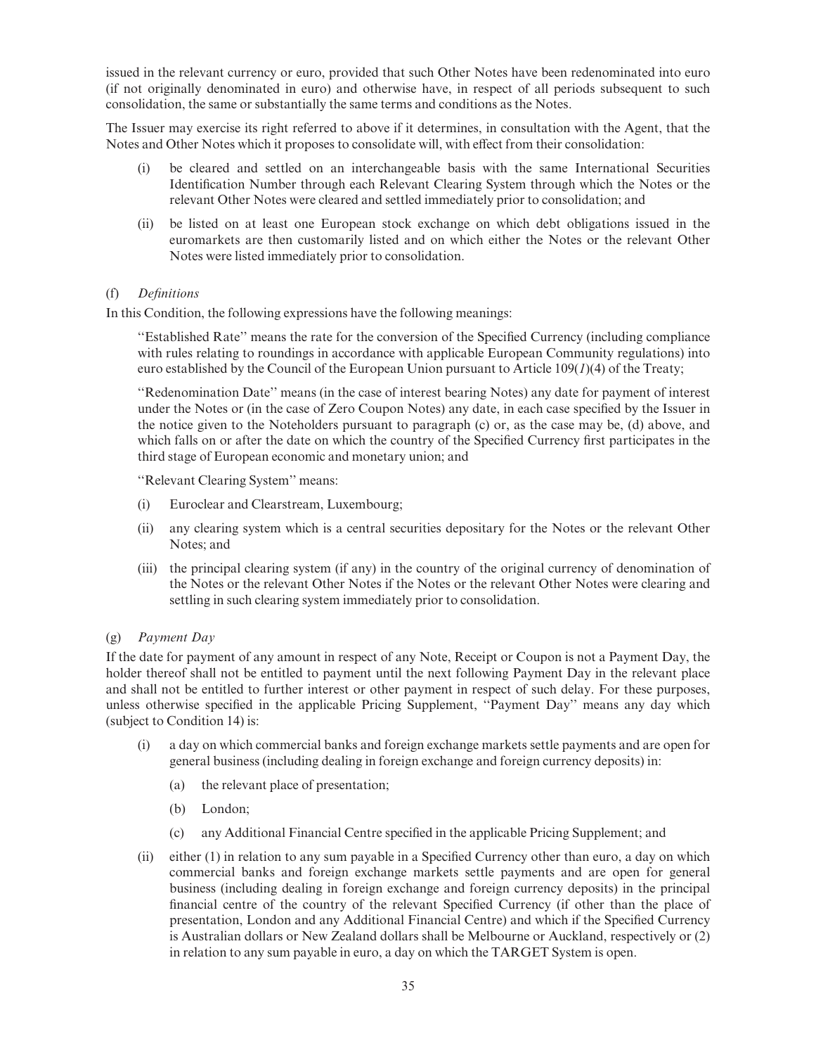issued in the relevant currency or euro, provided that such Other Notes have been redenominated into euro (if not originally denominated in euro) and otherwise have, in respect of all periods subsequent to such consolidation, the same or substantially the same terms and conditions as the Notes.

The Issuer may exercise its right referred to above if it determines, in consultation with the Agent, that the Notes and Other Notes which it proposes to consolidate will, with effect from their consolidation:

(i) be cleared and settled on an interchangeable basis with the same International Securities Identification Number through each Relevant Clearing System through which the Notes or the relevant Other Notes were cleared and settled immediately prior to consolidation; and

(ii) be listed on at least one European stock exchange on which debt obligations issued in the euromarkets are then customarily listed and on which either the Notes or the relevant Other Notes were listed immediately prior to consolidation.

(f) *Definitions*

In this Condition, the following expressions have the following meanings:

''Established Rate'' means the rate for the conversion of the Specified Currency (including compliance with rules relating to roundings in accordance with applicable European Community regulations) into euro established by the Council of the European Union pursuant to Article 109(*1*)(4) of the Treaty;

''Redenomination Date'' means (in the case of interest bearing Notes) any date for payment of interest under the Notes or (in the case of Zero Coupon Notes) any date, in each case specified by the Issuer in the notice given to the Noteholders pursuant to paragraph (c) or, as the case may be, (d) above, and which falls on or after the date on which the country of the Specified Currency first participates in the third stage of European economic and monetary union; and

''Relevant Clearing System'' means:

(i) Euroclear and Clearstream, Luxembourg;

(ii) any clearing system which is a central securities depositary for the Notes or the relevant Other Notes; and

(iii) the principal clearing system (if any) in the country of the original currency of denomination of the Notes or the relevant Other Notes if the Notes or the relevant Other Notes were clearing and settling in such clearing system immediately prior to consolidation.

(g) *Payment Day*

If the date for payment of any amount in respect of any Note, Receipt or Coupon is not a Payment Day, the holder thereof shall not be entitled to payment until the next following Payment Day in the relevant place and shall not be entitled to further interest or other payment in respect of such delay. For these purposes, unless otherwise specified in the applicable Pricing Supplement, ''Payment Day'' means any day which (subject to Condition 14) is:

(i) a day on which commercial banks and foreign exchange markets settle payments and are open for general business (including dealing in foreign exchange and foreign currency deposits) in:

   (a) the relevant place of presentation;

   (b) London;

   (c) any Additional Financial Centre specified in the applicable Pricing Supplement; and

(ii) either (1) in relation to any sum payable in a Specified Currency other than euro, a day on which commercial banks and foreign exchange markets settle payments and are open for general business (including dealing in foreign exchange and foreign currency deposits) in the principal financial centre of the country of the relevant Specified Currency (if other than the place of presentation, London and any Additional Financial Centre) and which if the Specified Currency is Australian dollars or New Zealand dollars shall be Melbourne or Auckland, respectively or (2) in relation to any sum payable in euro, a day on which the TARGET System is open.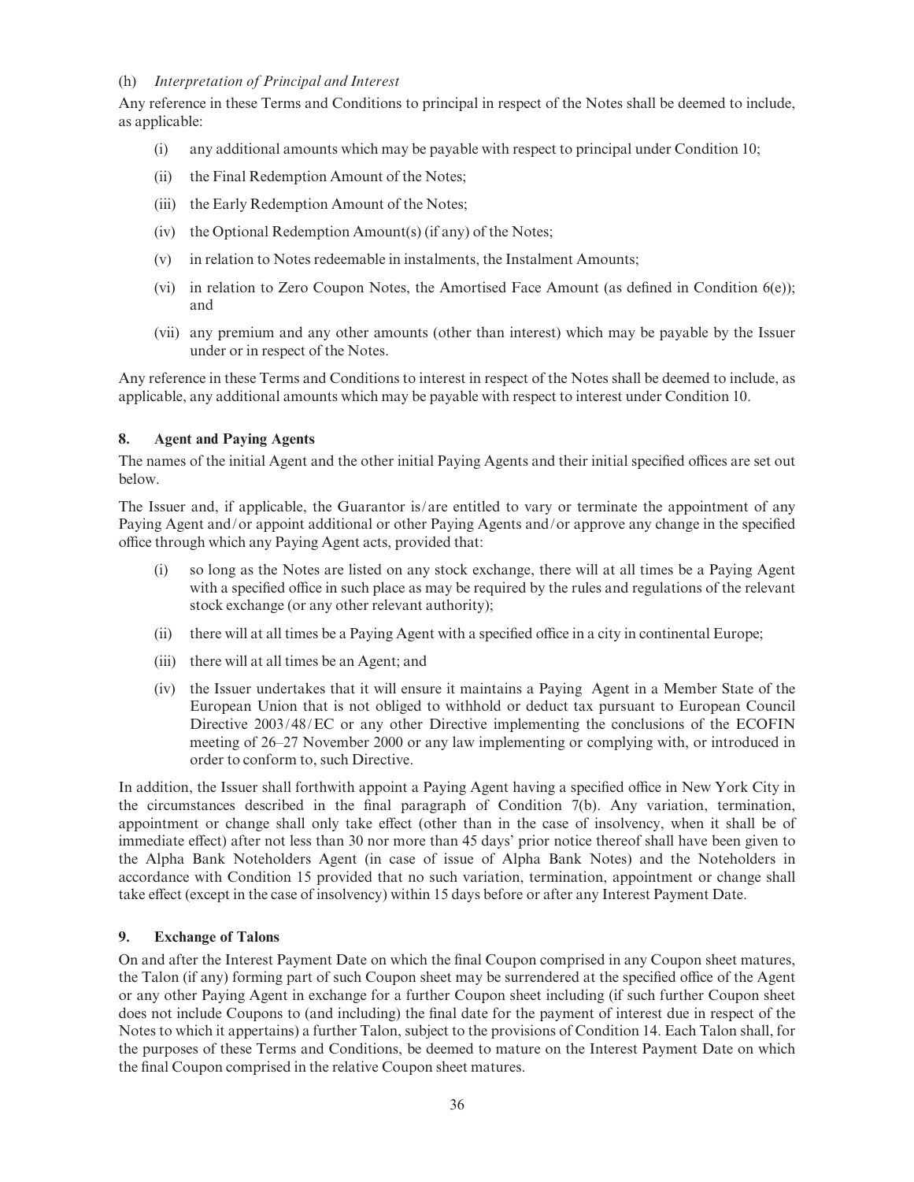(h) *Interpretation of Principal and Interest*

Any reference in these Terms and Conditions to principal in respect of the Notes shall be deemed to include, as applicable:

(i) any additional amounts which may be payable with respect to principal under Condition 10;

(ii) the Final Redemption Amount of the Notes;

(iii) the Early Redemption Amount of the Notes;

(iv) the Optional Redemption Amount(s) (if any) of the Notes;

(v) in relation to Notes redeemable in instalments, the Instalment Amounts;

(vi) in relation to Zero Coupon Notes, the Amortised Face Amount (as defined in Condition 6(e)); and

(vii) any premium and any other amounts (other than interest) which may be payable by the Issuer under or in respect of the Notes.

Any reference in these Terms and Conditions to interest in respect of the Notes shall be deemed to include, as applicable, any additional amounts which may be payable with respect to interest under Condition 10.

## 8. Agent and Paying Agents

The names of the initial Agent and the other initial Paying Agents and their initial specified offices are set out below.

The Issuer and, if applicable, the Guarantor is/are entitled to vary or terminate the appointment of any Paying Agent and/or appoint additional or other Paying Agents and/or approve any change in the specified office through which any Paying Agent acts, provided that:

(i) so long as the Notes are listed on any stock exchange, there will at all times be a Paying Agent with a specified office in such place as may be required by the rules and regulations of the relevant stock exchange (or any other relevant authority);

(ii) there will at all times be a Paying Agent with a specified office in a city in continental Europe;

(iii) there will at all times be an Agent; and

(iv) the Issuer undertakes that it will ensure it maintains a Paying Agent in a Member State of the European Union that is not obliged to withhold or deduct tax pursuant to European Council Directive 2003/48/EC or any other Directive implementing the conclusions of the ECOFIN meeting of 26–27 November 2000 or any law implementing or complying with, or introduced in order to conform to, such Directive.

In addition, the Issuer shall forthwith appoint a Paying Agent having a specified office in New York City in the circumstances described in the final paragraph of Condition 7(b). Any variation, termination, appointment or change shall only take effect (other than in the case of insolvency, when it shall be of immediate effect) after not less than 30 nor more than 45 days' prior notice thereof shall have been given to the Alpha Bank Noteholders Agent (in case of issue of Alpha Bank Notes) and the Noteholders in accordance with Condition 15 provided that no such variation, termination, appointment or change shall take effect (except in the case of insolvency) within 15 days before or after any Interest Payment Date.

## 9. Exchange of Talons

On and after the Interest Payment Date on which the final Coupon comprised in any Coupon sheet matures, the Talon (if any) forming part of such Coupon sheet may be surrendered at the specified office of the Agent or any other Paying Agent in exchange for a further Coupon sheet including (if such further Coupon sheet does not include Coupons to (and including) the final date for the payment of interest due in respect of the Notes to which it appertains) a further Talon, subject to the provisions of Condition 14. Each Talon shall, for the purposes of these Terms and Conditions, be deemed to mature on the Interest Payment Date on which the final Coupon comprised in the relative Coupon sheet matures.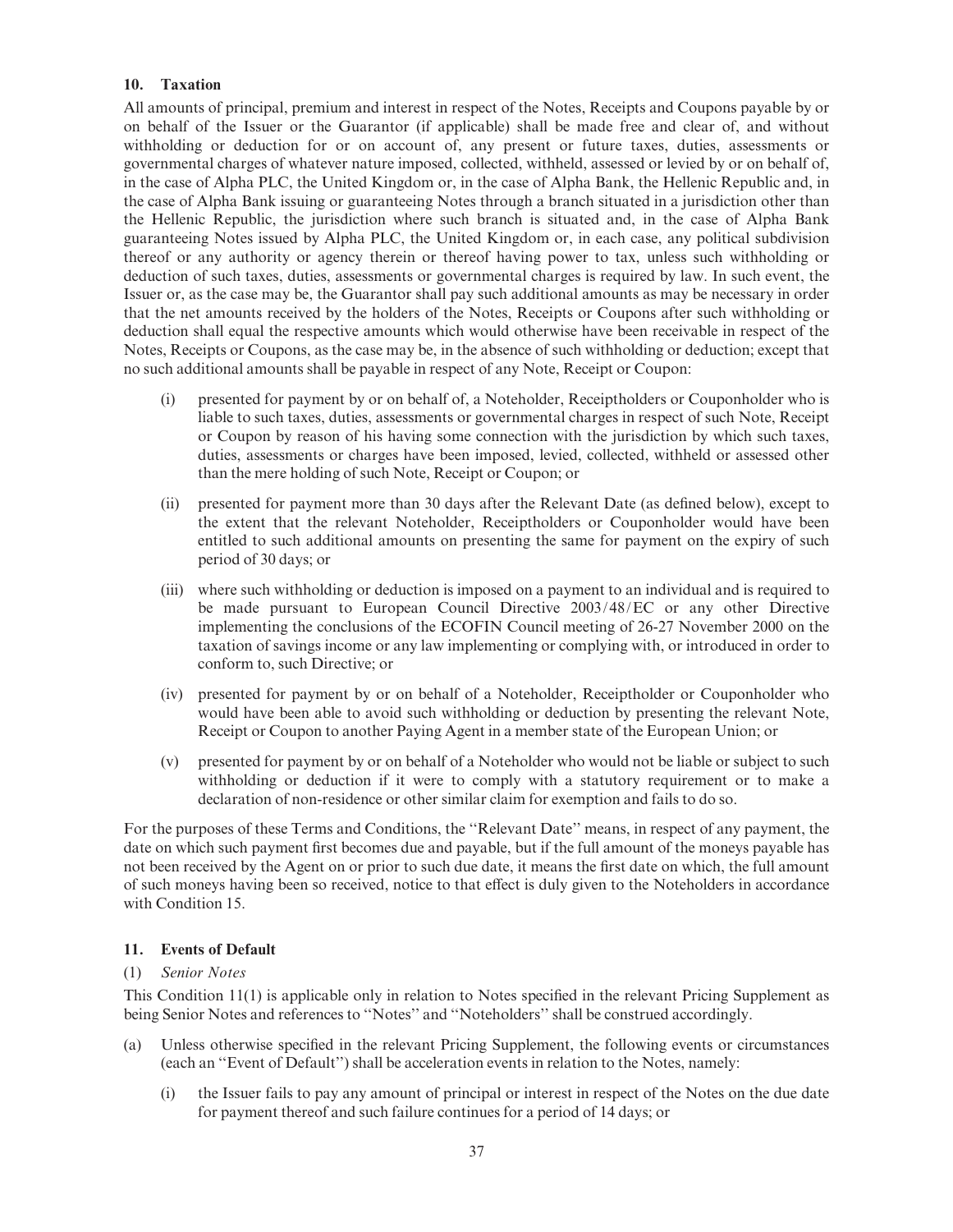## 10. Taxation

All amounts of principal, premium and interest in respect of the Notes, Receipts and Coupons payable by or on behalf of the Issuer or the Guarantor (if applicable) shall be made free and clear of, and without withholding or deduction for or on account of, any present or future taxes, duties, assessments or governmental charges of whatever nature imposed, collected, withheld, assessed or levied by or on behalf of, in the case of Alpha PLC, the United Kingdom or, in the case of Alpha Bank, the Hellenic Republic and, in the case of Alpha Bank issuing or guaranteeing Notes through a branch situated in a jurisdiction other than the Hellenic Republic, the jurisdiction where such branch is situated and, in the case of Alpha Bank guaranteeing Notes issued by Alpha PLC, the United Kingdom or, in each case, any political subdivision thereof or any authority or agency therein or thereof having power to tax, unless such withholding or deduction of such taxes, duties, assessments or governmental charges is required by law. In such event, the Issuer or, as the case may be, the Guarantor shall pay such additional amounts as may be necessary in order that the net amounts received by the holders of the Notes, Receipts or Coupons after such withholding or deduction shall equal the respective amounts which would otherwise have been receivable in respect of the Notes, Receipts or Coupons, as the case may be, in the absence of such withholding or deduction; except that no such additional amounts shall be payable in respect of any Note, Receipt or Coupon:

(i) presented for payment by or on behalf of, a Noteholder, Receiptholders or Couponholder who is liable to such taxes, duties, assessments or governmental charges in respect of such Note, Receipt or Coupon by reason of his having some connection with the jurisdiction by which such taxes, duties, assessments or charges have been imposed, levied, collected, withheld or assessed other than the mere holding of such Note, Receipt or Coupon; or

(ii) presented for payment more than 30 days after the Relevant Date (as defined below), except to the extent that the relevant Noteholder, Receiptholders or Couponholder would have been entitled to such additional amounts on presenting the same for payment on the expiry of such period of 30 days; or

(iii) where such withholding or deduction is imposed on a payment to an individual and is required to be made pursuant to European Council Directive 2003/48/EC or any other Directive implementing the conclusions of the ECOFIN Council meeting of 26-27 November 2000 on the taxation of savings income or any law implementing or complying with, or introduced in order to conform to, such Directive; or

(iv) presented for payment by or on behalf of a Noteholder, Receiptholder or Couponholder who would have been able to avoid such withholding or deduction by presenting the relevant Note, Receipt or Coupon to another Paying Agent in a member state of the European Union; or

(v) presented for payment by or on behalf of a Noteholder who would not be liable or subject to such withholding or deduction if it were to comply with a statutory requirement or to make a declaration of non-residence or other similar claim for exemption and fails to do so.

For the purposes of these Terms and Conditions, the ''Relevant Date'' means, in respect of any payment, the date on which such payment first becomes due and payable, but if the full amount of the moneys payable has not been received by the Agent on or prior to such due date, it means the first date on which, the full amount of such moneys having been so received, notice to that effect is duly given to the Noteholders in accordance with Condition 15.

## 11. Events of Default

(1) *Senior Notes*

This Condition 11(1) is applicable only in relation to Notes specified in the relevant Pricing Supplement as being Senior Notes and references to ''Notes'' and ''Noteholders'' shall be construed accordingly.

(a) Unless otherwise specified in the relevant Pricing Supplement, the following events or circumstances (each an ''Event of Default'') shall be acceleration events in relation to the Notes, namely:

   (i) the Issuer fails to pay any amount of principal or interest in respect of the Notes on the due date for payment thereof and such failure continues for a period of 14 days; or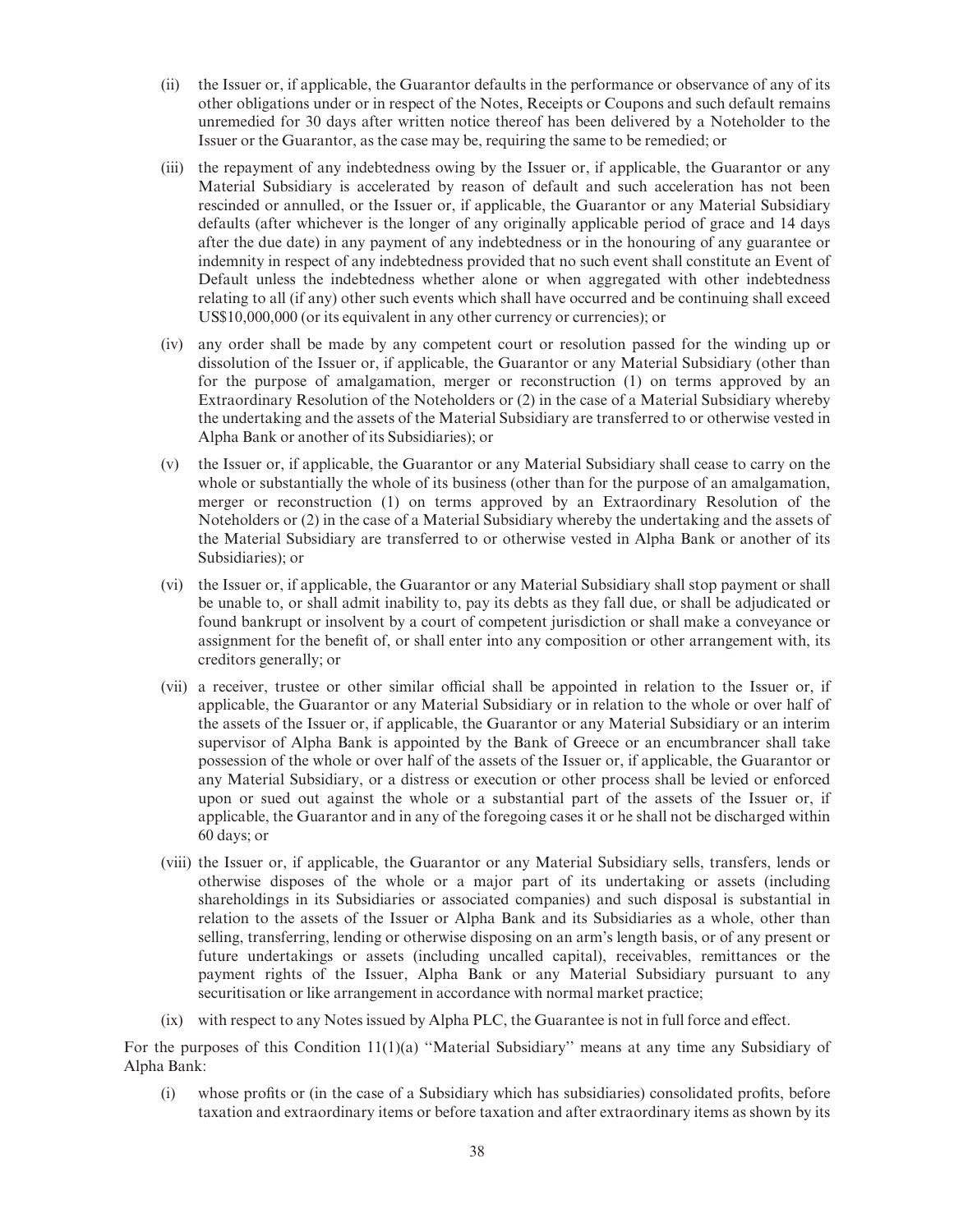(ii) the Issuer or, if applicable, the Guarantor defaults in the performance or observance of any of its other obligations under or in respect of the Notes, Receipts or Coupons and such default remains unremedied for 30 days after written notice thereof has been delivered by a Noteholder to the Issuer or the Guarantor, as the case may be, requiring the same to be remedied; or

(iii) the repayment of any indebtedness owing by the Issuer or, if applicable, the Guarantor or any Material Subsidiary is accelerated by reason of default and such acceleration has not been rescinded or annulled, or the Issuer or, if applicable, the Guarantor or any Material Subsidiary defaults (after whichever is the longer of any originally applicable period of grace and 14 days after the due date) in any payment of any indebtedness or in the honouring of any guarantee or indemnity in respect of any indebtedness provided that no such event shall constitute an Event of Default unless the indebtedness whether alone or when aggregated with other indebtedness relating to all (if any) other such events which shall have occurred and be continuing shall exceed US$10,000,000 (or its equivalent in any other currency or currencies); or

(iv) any order shall be made by any competent court or resolution passed for the winding up or dissolution of the Issuer or, if applicable, the Guarantor or any Material Subsidiary (other than for the purpose of amalgamation, merger or reconstruction (1) on terms approved by an Extraordinary Resolution of the Noteholders or (2) in the case of a Material Subsidiary whereby the undertaking and the assets of the Material Subsidiary are transferred to or otherwise vested in Alpha Bank or another of its Subsidiaries); or

(v) the Issuer or, if applicable, the Guarantor or any Material Subsidiary shall cease to carry on the whole or substantially the whole of its business (other than for the purpose of an amalgamation, merger or reconstruction (1) on terms approved by an Extraordinary Resolution of the Noteholders or (2) in the case of a Material Subsidiary whereby the undertaking and the assets of the Material Subsidiary are transferred to or otherwise vested in Alpha Bank or another of its Subsidiaries); or

(vi) the Issuer or, if applicable, the Guarantor or any Material Subsidiary shall stop payment or shall be unable to, or shall admit inability to, pay its debts as they fall due, or shall be adjudicated or found bankrupt or insolvent by a court of competent jurisdiction or shall make a conveyance or assignment for the benefit of, or shall enter into any composition or other arrangement with, its creditors generally; or

(vii) a receiver, trustee or other similar official shall be appointed in relation to the Issuer or, if applicable, the Guarantor or any Material Subsidiary or in relation to the whole or over half of the assets of the Issuer or, if applicable, the Guarantor or any Material Subsidiary or an interim supervisor of Alpha Bank is appointed by the Bank of Greece or an encumbrancer shall take possession of the whole or over half of the assets of the Issuer or, if applicable, the Guarantor or any Material Subsidiary, or a distress or execution or other process shall be levied or enforced upon or sued out against the whole or a substantial part of the assets of the Issuer or, if applicable, the Guarantor and in any of the foregoing cases it or he shall not be discharged within 60 days; or

(viii) the Issuer or, if applicable, the Guarantor or any Material Subsidiary sells, transfers, lends or otherwise disposes of the whole or a major part of its undertaking or assets (including shareholdings in its Subsidiaries or associated companies) and such disposal is substantial in relation to the assets of the Issuer or Alpha Bank and its Subsidiaries as a whole, other than selling, transferring, lending or otherwise disposing on an arm's length basis, or of any present or future undertakings or assets (including uncalled capital), receivables, remittances or the payment rights of the Issuer, Alpha Bank or any Material Subsidiary pursuant to any securitisation or like arrangement in accordance with normal market practice;

(ix) with respect to any Notes issued by Alpha PLC, the Guarantee is not in full force and effect.

For the purposes of this Condition 11(1)(a) ''Material Subsidiary'' means at any time any Subsidiary of Alpha Bank:

(i) whose profits or (in the case of a Subsidiary which has subsidiaries) consolidated profits, before taxation and extraordinary items or before taxation and after extraordinary items as shown by its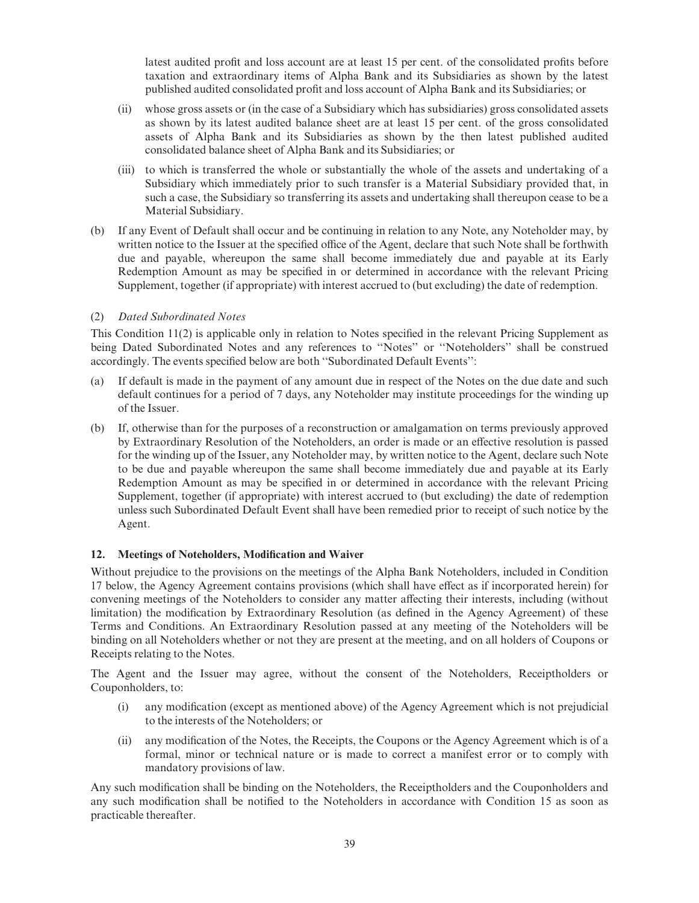latest audited profit and loss account are at least 15 per cent. of the consolidated profits before taxation and extraordinary items of Alpha Bank and its Subsidiaries as shown by the latest published audited consolidated profit and loss account of Alpha Bank and its Subsidiaries; or

(ii) whose gross assets or (in the case of a Subsidiary which has subsidiaries) gross consolidated assets as shown by its latest audited balance sheet are at least 15 per cent. of the gross consolidated assets of Alpha Bank and its Subsidiaries as shown by the then latest published audited consolidated balance sheet of Alpha Bank and its Subsidiaries; or

(iii) to which is transferred the whole or substantially the whole of the assets and undertaking of a Subsidiary which immediately prior to such transfer is a Material Subsidiary provided that, in such a case, the Subsidiary so transferring its assets and undertaking shall thereupon cease to be a Material Subsidiary.

(b) If any Event of Default shall occur and be continuing in relation to any Note, any Noteholder may, by written notice to the Issuer at the specified office of the Agent, declare that such Note shall be forthwith due and payable, whereupon the same shall become immediately due and payable at its Early Redemption Amount as may be specified in or determined in accordance with the relevant Pricing Supplement, together (if appropriate) with interest accrued to (but excluding) the date of redemption.

(2) *Dated Subordinated Notes*

This Condition 11(2) is applicable only in relation to Notes specified in the relevant Pricing Supplement as being Dated Subordinated Notes and any references to "Notes" or "Noteholders" shall be construed accordingly. The events specified below are both "Subordinated Default Events":

(a) If default is made in the payment of any amount due in respect of the Notes on the due date and such default continues for a period of 7 days, any Noteholder may institute proceedings for the winding up of the Issuer.

(b) If, otherwise than for the purposes of a reconstruction or amalgamation on terms previously approved by Extraordinary Resolution of the Noteholders, an order is made or an effective resolution is passed for the winding up of the Issuer, any Noteholder may, by written notice to the Agent, declare such Note to be due and payable whereupon the same shall become immediately due and payable at its Early Redemption Amount as may be specified in or determined in accordance with the relevant Pricing Supplement, together (if appropriate) with interest accrued to (but excluding) the date of redemption unless such Subordinated Default Event shall have been remedied prior to receipt of such notice by the Agent.

## 12. Meetings of Noteholders, Modification and Waiver

Without prejudice to the provisions on the meetings of the Alpha Bank Noteholders, included in Condition 17 below, the Agency Agreement contains provisions (which shall have effect as if incorporated herein) for convening meetings of the Noteholders to consider any matter affecting their interests, including (without limitation) the modification by Extraordinary Resolution (as defined in the Agency Agreement) of these Terms and Conditions. An Extraordinary Resolution passed at any meeting of the Noteholders will be binding on all Noteholders whether or not they are present at the meeting, and on all holders of Coupons or Receipts relating to the Notes.

The Agent and the Issuer may agree, without the consent of the Noteholders, Receiptholders or Couponholders, to:

(i) any modification (except as mentioned above) of the Agency Agreement which is not prejudicial to the interests of the Noteholders; or

(ii) any modification of the Notes, the Receipts, the Coupons or the Agency Agreement which is of a formal, minor or technical nature or is made to correct a manifest error or to comply with mandatory provisions of law.

Any such modification shall be binding on the Noteholders, the Receiptholders and the Couponholders and any such modification shall be notified to the Noteholders in accordance with Condition 15 as soon as practicable thereafter.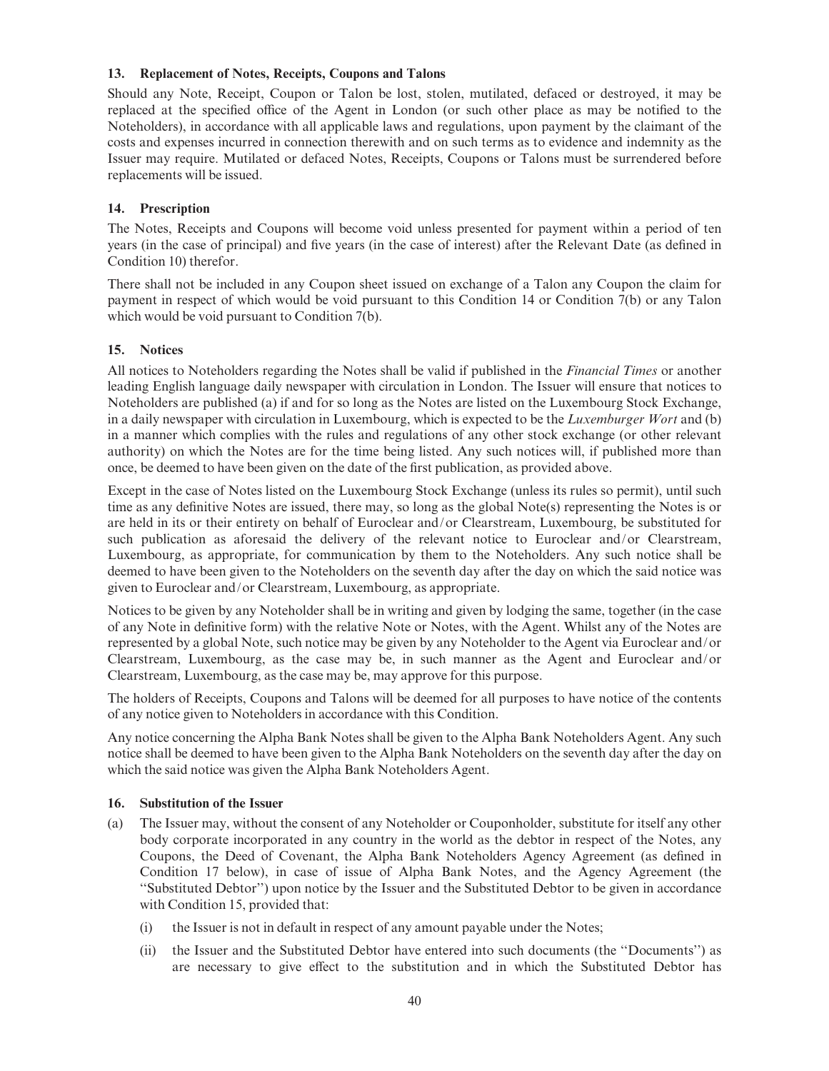### 13. Replacement of Notes, Receipts, Coupons and Talons

Should any Note, Receipt, Coupon or Talon be lost, stolen, mutilated, defaced or destroyed, it may be replaced at the specified office of the Agent in London (or such other place as may be notified to the Noteholders), in accordance with all applicable laws and regulations, upon payment by the claimant of the costs and expenses incurred in connection therewith and on such terms as to evidence and indemnity as the Issuer may require. Mutilated or defaced Notes, Receipts, Coupons or Talons must be surrendered before replacements will be issued.

### 14. Prescription

The Notes, Receipts and Coupons will become void unless presented for payment within a period of ten years (in the case of principal) and five years (in the case of interest) after the Relevant Date (as defined in Condition 10) therefor.

There shall not be included in any Coupon sheet issued on exchange of a Talon any Coupon the claim for payment in respect of which would be void pursuant to this Condition 14 or Condition 7(b) or any Talon which would be void pursuant to Condition 7(b).

### 15. Notices

All notices to Noteholders regarding the Notes shall be valid if published in the *Financial Times* or another leading English language daily newspaper with circulation in London. The Issuer will ensure that notices to Noteholders are published (a) if and for so long as the Notes are listed on the Luxembourg Stock Exchange, in a daily newspaper with circulation in Luxembourg, which is expected to be the *Luxemburger Wort* and (b) in a manner which complies with the rules and regulations of any other stock exchange (or other relevant authority) on which the Notes are for the time being listed. Any such notices will, if published more than once, be deemed to have been given on the date of the first publication, as provided above.

Except in the case of Notes listed on the Luxembourg Stock Exchange (unless its rules so permit), until such time as any definitive Notes are issued, there may, so long as the global Note(s) representing the Notes is or are held in its or their entirety on behalf of Euroclear and/or Clearstream, Luxembourg, be substituted for such publication as aforesaid the delivery of the relevant notice to Euroclear and/or Clearstream, Luxembourg, as appropriate, for communication by them to the Noteholders. Any such notice shall be deemed to have been given to the Noteholders on the seventh day after the day on which the said notice was given to Euroclear and/or Clearstream, Luxembourg, as appropriate.

Notices to be given by any Noteholder shall be in writing and given by lodging the same, together (in the case of any Note in definitive form) with the relative Note or Notes, with the Agent. Whilst any of the Notes are represented by a global Note, such notice may be given by any Noteholder to the Agent via Euroclear and/or Clearstream, Luxembourg, as the case may be, in such manner as the Agent and Euroclear and/or Clearstream, Luxembourg, as the case may be, may approve for this purpose.

The holders of Receipts, Coupons and Talons will be deemed for all purposes to have notice of the contents of any notice given to Noteholders in accordance with this Condition.

Any notice concerning the Alpha Bank Notes shall be given to the Alpha Bank Noteholders Agent. Any such notice shall be deemed to have been given to the Alpha Bank Noteholders on the seventh day after the day on which the said notice was given the Alpha Bank Noteholders Agent.

### 16. Substitution of the Issuer

(a) The Issuer may, without the consent of any Noteholder or Couponholder, substitute for itself any other body corporate incorporated in any country in the world as the debtor in respect of the Notes, any Coupons, the Deed of Covenant, the Alpha Bank Noteholders Agency Agreement (as defined in Condition 17 below), in case of issue of Alpha Bank Notes, and the Agency Agreement (the ''Substituted Debtor'') upon notice by the Issuer and the Substituted Debtor to be given in accordance with Condition 15, provided that:

   (i) the Issuer is not in default in respect of any amount payable under the Notes;

   (ii) the Issuer and the Substituted Debtor have entered into such documents (the ''Documents'') as are necessary to give effect to the substitution and in which the Substituted Debtor has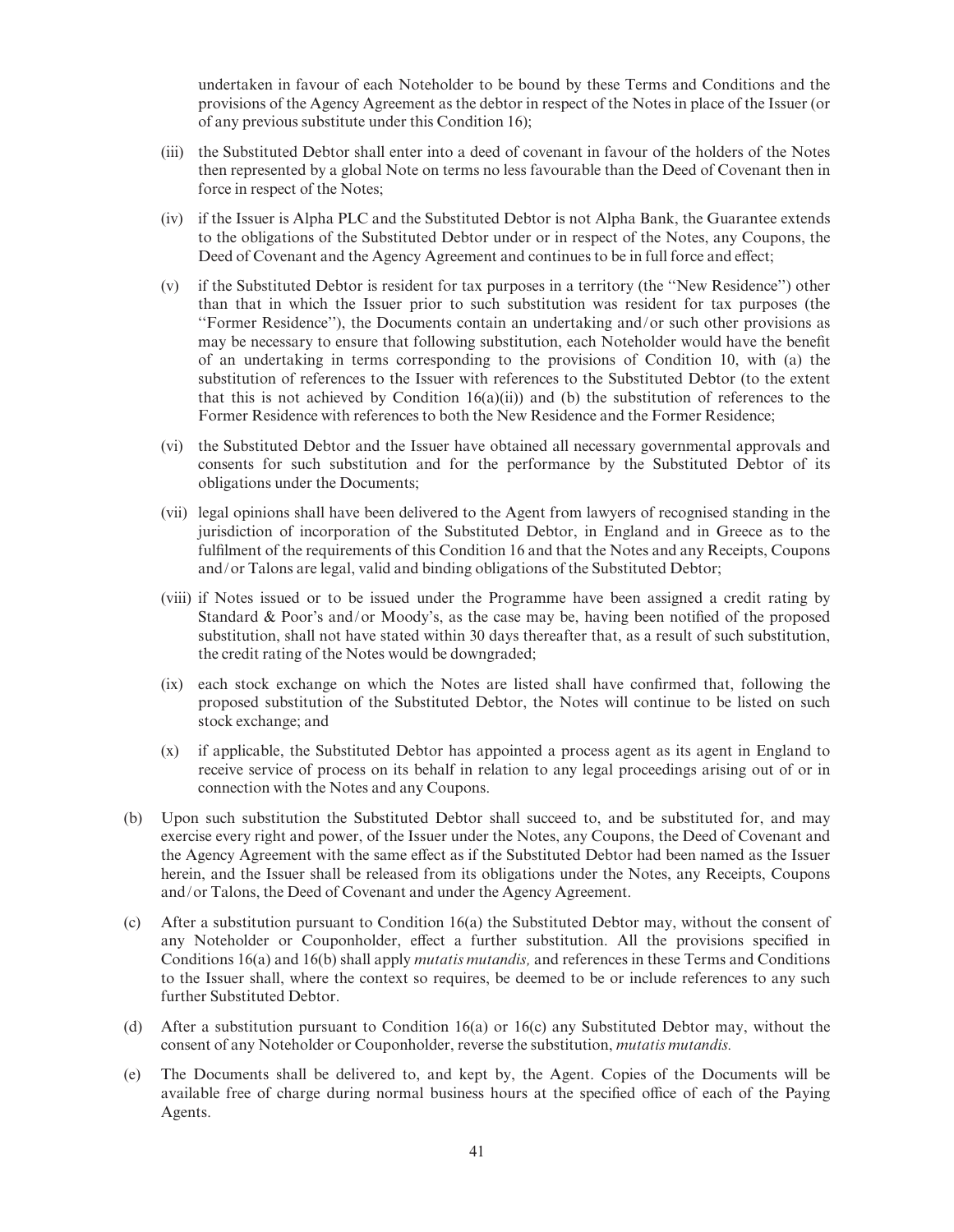undertaken in favour of each Noteholder to be bound by these Terms and Conditions and the provisions of the Agency Agreement as the debtor in respect of the Notes in place of the Issuer (or of any previous substitute under this Condition 16);

(iii) the Substituted Debtor shall enter into a deed of covenant in favour of the holders of the Notes then represented by a global Note on terms no less favourable than the Deed of Covenant then in force in respect of the Notes;

(iv) if the Issuer is Alpha PLC and the Substituted Debtor is not Alpha Bank, the Guarantee extends to the obligations of the Substituted Debtor under or in respect of the Notes, any Coupons, the Deed of Covenant and the Agency Agreement and continues to be in full force and effect;

(v) if the Substituted Debtor is resident for tax purposes in a territory (the ''New Residence'') other than that in which the Issuer prior to such substitution was resident for tax purposes (the ''Former Residence''), the Documents contain an undertaking and/or such other provisions as may be necessary to ensure that following substitution, each Noteholder would have the benefit of an undertaking in terms corresponding to the provisions of Condition 10, with (a) the substitution of references to the Issuer with references to the Substituted Debtor (to the extent that this is not achieved by Condition 16(a)(ii)) and (b) the substitution of references to the Former Residence with references to both the New Residence and the Former Residence;

(vi) the Substituted Debtor and the Issuer have obtained all necessary governmental approvals and consents for such substitution and for the performance by the Substituted Debtor of its obligations under the Documents;

(vii) legal opinions shall have been delivered to the Agent from lawyers of recognised standing in the jurisdiction of incorporation of the Substituted Debtor, in England and in Greece as to the fulfilment of the requirements of this Condition 16 and that the Notes and any Receipts, Coupons and/or Talons are legal, valid and binding obligations of the Substituted Debtor;

(viii) if Notes issued or to be issued under the Programme have been assigned a credit rating by Standard & Poor's and/or Moody's, as the case may be, having been notified of the proposed substitution, shall not have stated within 30 days thereafter that, as a result of such substitution, the credit rating of the Notes would be downgraded;

(ix) each stock exchange on which the Notes are listed shall have confirmed that, following the proposed substitution of the Substituted Debtor, the Notes will continue to be listed on such stock exchange; and

(x) if applicable, the Substituted Debtor has appointed a process agent as its agent in England to receive service of process on its behalf in relation to any legal proceedings arising out of or in connection with the Notes and any Coupons.

(b) Upon such substitution the Substituted Debtor shall succeed to, and be substituted for, and may exercise every right and power, of the Issuer under the Notes, any Coupons, the Deed of Covenant and the Agency Agreement with the same effect as if the Substituted Debtor had been named as the Issuer herein, and the Issuer shall be released from its obligations under the Notes, any Receipts, Coupons and/or Talons, the Deed of Covenant and under the Agency Agreement.

(c) After a substitution pursuant to Condition 16(a) the Substituted Debtor may, without the consent of any Noteholder or Couponholder, effect a further substitution. All the provisions specified in Conditions 16(a) and 16(b) shall apply *mutatis mutandis,* and references in these Terms and Conditions to the Issuer shall, where the context so requires, be deemed to be or include references to any such further Substituted Debtor.

(d) After a substitution pursuant to Condition 16(a) or 16(c) any Substituted Debtor may, without the consent of any Noteholder or Couponholder, reverse the substitution, *mutatis mutandis.*

(e) The Documents shall be delivered to, and kept by, the Agent. Copies of the Documents will be available free of charge during normal business hours at the specified office of each of the Paying Agents.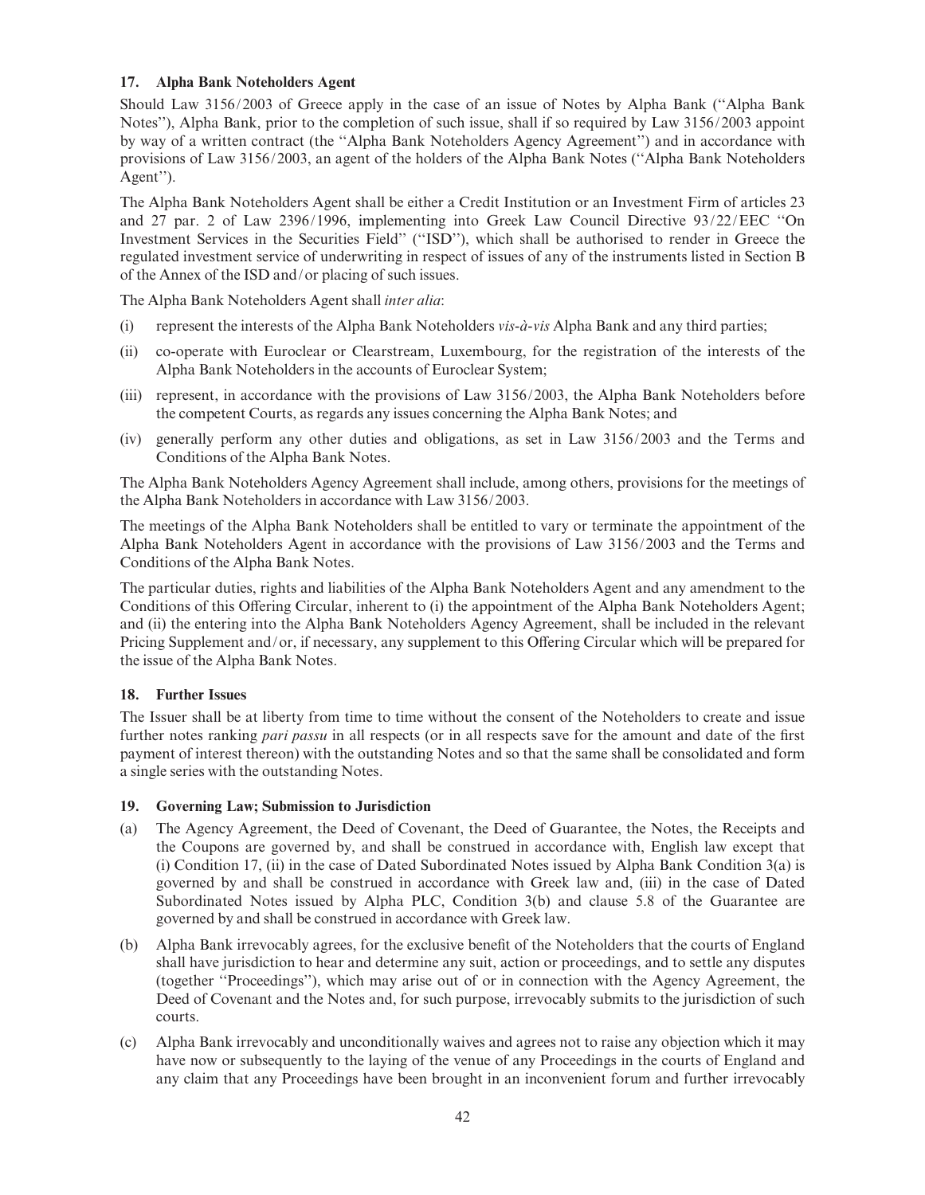### 17. Alpha Bank Noteholders Agent

Should Law 3156/2003 of Greece apply in the case of an issue of Notes by Alpha Bank (''Alpha Bank Notes''), Alpha Bank, prior to the completion of such issue, shall if so required by Law 3156/2003 appoint by way of a written contract (the ''Alpha Bank Noteholders Agency Agreement'') and in accordance with provisions of Law 3156/2003, an agent of the holders of the Alpha Bank Notes (''Alpha Bank Noteholders Agent'').

The Alpha Bank Noteholders Agent shall be either a Credit Institution or an Investment Firm of articles 23 and 27 par. 2 of Law 2396/1996, implementing into Greek Law Council Directive 93/22/EEC ''On Investment Services in the Securities Field'' (''ISD''), which shall be authorised to render in Greece the regulated investment service of underwriting in respect of issues of any of the instruments listed in Section B of the Annex of the ISD and/or placing of such issues.

The Alpha Bank Noteholders Agent shall *inter alia*:

(i) represent the interests of the Alpha Bank Noteholders *vis-à-vis* Alpha Bank and any third parties;

(ii) co-operate with Euroclear or Clearstream, Luxembourg, for the registration of the interests of the Alpha Bank Noteholders in the accounts of Euroclear System;

(iii) represent, in accordance with the provisions of Law 3156/2003, the Alpha Bank Noteholders before the competent Courts, as regards any issues concerning the Alpha Bank Notes; and

(iv) generally perform any other duties and obligations, as set in Law 3156/2003 and the Terms and Conditions of the Alpha Bank Notes.

The Alpha Bank Noteholders Agency Agreement shall include, among others, provisions for the meetings of the Alpha Bank Noteholders in accordance with Law 3156/2003.

The meetings of the Alpha Bank Noteholders shall be entitled to vary or terminate the appointment of the Alpha Bank Noteholders Agent in accordance with the provisions of Law 3156/2003 and the Terms and Conditions of the Alpha Bank Notes.

The particular duties, rights and liabilities of the Alpha Bank Noteholders Agent and any amendment to the Conditions of this Offering Circular, inherent to (i) the appointment of the Alpha Bank Noteholders Agent; and (ii) the entering into the Alpha Bank Noteholders Agency Agreement, shall be included in the relevant Pricing Supplement and/or, if necessary, any supplement to this Offering Circular which will be prepared for the issue of the Alpha Bank Notes.

### 18. Further Issues

The Issuer shall be at liberty from time to time without the consent of the Noteholders to create and issue further notes ranking *pari passu* in all respects (or in all respects save for the amount and date of the first payment of interest thereon) with the outstanding Notes and so that the same shall be consolidated and form a single series with the outstanding Notes.

### 19. Governing Law; Submission to Jurisdiction

(a) The Agency Agreement, the Deed of Covenant, the Deed of Guarantee, the Notes, the Receipts and the Coupons are governed by, and shall be construed in accordance with, English law except that (i) Condition 17, (ii) in the case of Dated Subordinated Notes issued by Alpha Bank Condition 3(a) is governed by and shall be construed in accordance with Greek law and, (iii) in the case of Dated Subordinated Notes issued by Alpha PLC, Condition 3(b) and clause 5.8 of the Guarantee are governed by and shall be construed in accordance with Greek law.

(b) Alpha Bank irrevocably agrees, for the exclusive benefit of the Noteholders that the courts of England shall have jurisdiction to hear and determine any suit, action or proceedings, and to settle any disputes (together ''Proceedings''), which may arise out of or in connection with the Agency Agreement, the Deed of Covenant and the Notes and, for such purpose, irrevocably submits to the jurisdiction of such courts.

(c) Alpha Bank irrevocably and unconditionally waives and agrees not to raise any objection which it may have now or subsequently to the laying of the venue of any Proceedings in the courts of England and any claim that any Proceedings have been brought in an inconvenient forum and further irrevocably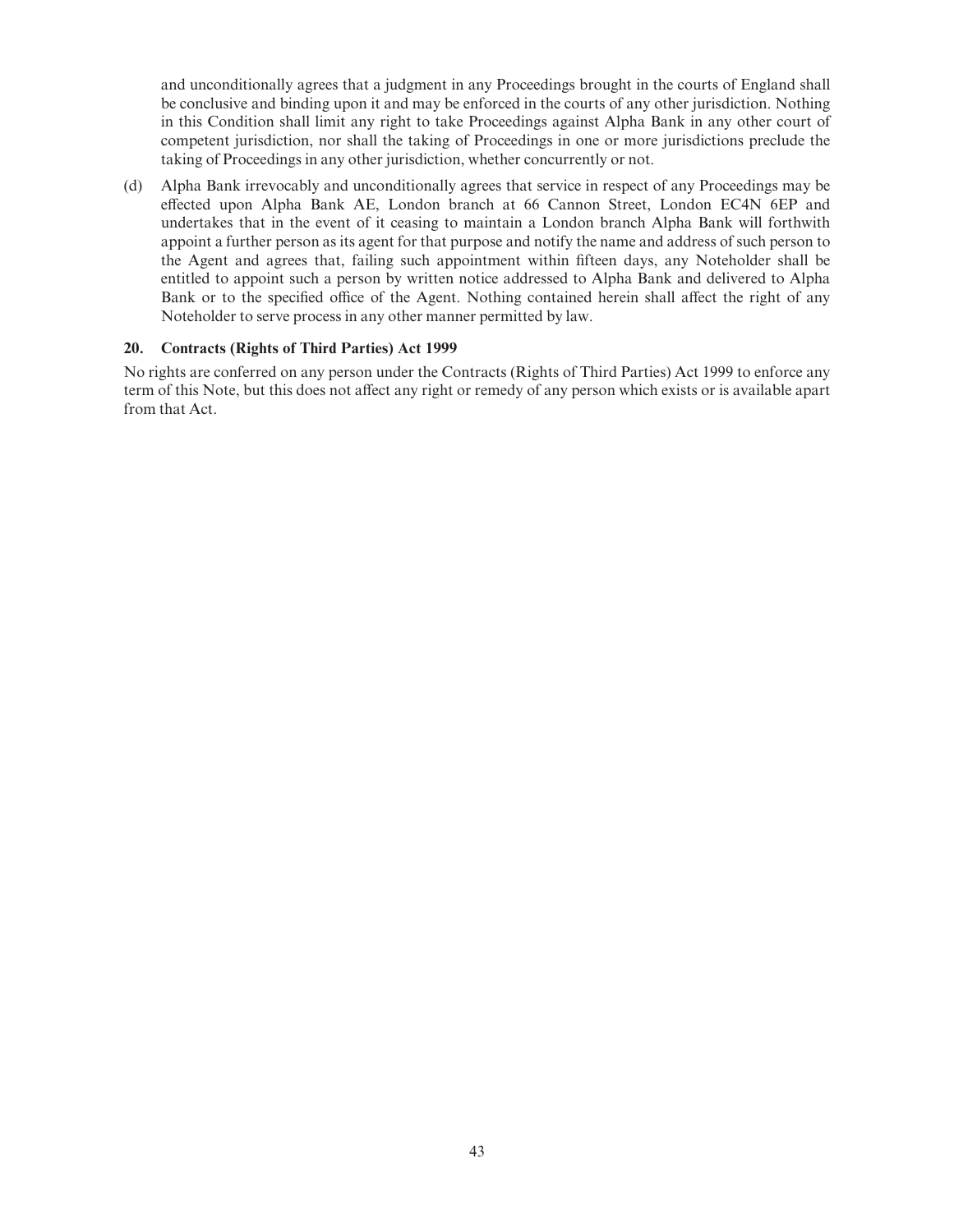and unconditionally agrees that a judgment in any Proceedings brought in the courts of England shall be conclusive and binding upon it and may be enforced in the courts of any other jurisdiction. Nothing in this Condition shall limit any right to take Proceedings against Alpha Bank in any other court of competent jurisdiction, nor shall the taking of Proceedings in one or more jurisdictions preclude the taking of Proceedings in any other jurisdiction, whether concurrently or not.

(d) Alpha Bank irrevocably and unconditionally agrees that service in respect of any Proceedings may be effected upon Alpha Bank AE, London branch at 66 Cannon Street, London EC4N 6EP and undertakes that in the event of it ceasing to maintain a London branch Alpha Bank will forthwith appoint a further person as its agent for that purpose and notify the name and address of such person to the Agent and agrees that, failing such appointment within fifteen days, any Noteholder shall be entitled to appoint such a person by written notice addressed to Alpha Bank and delivered to Alpha Bank or to the specified office of the Agent. Nothing contained herein shall affect the right of any Noteholder to serve process in any other manner permitted by law.

### 20. Contracts (Rights of Third Parties) Act 1999

No rights are conferred on any person under the Contracts (Rights of Third Parties) Act 1999 to enforce any term of this Note, but this does not affect any right or remedy of any person which exists or is available apart from that Act.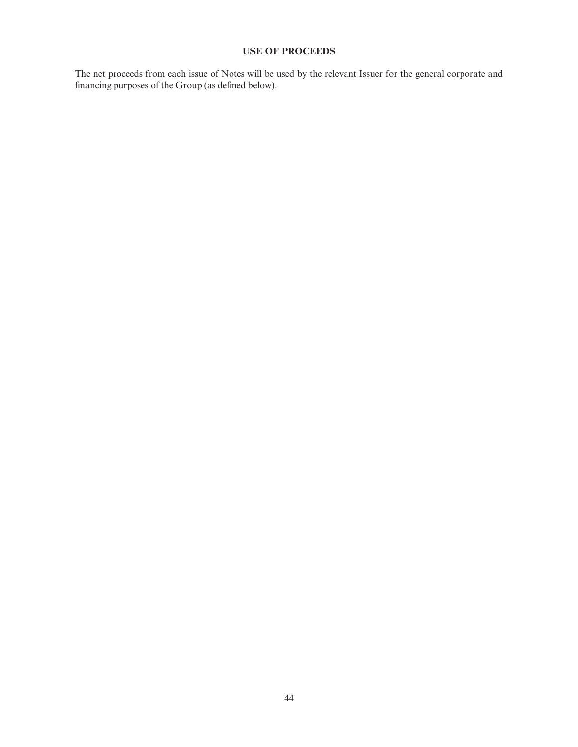# USE OF PROCEEDS

The net proceeds from each issue of Notes will be used by the relevant Issuer for the general corporate and financing purposes of the Group (as defined below).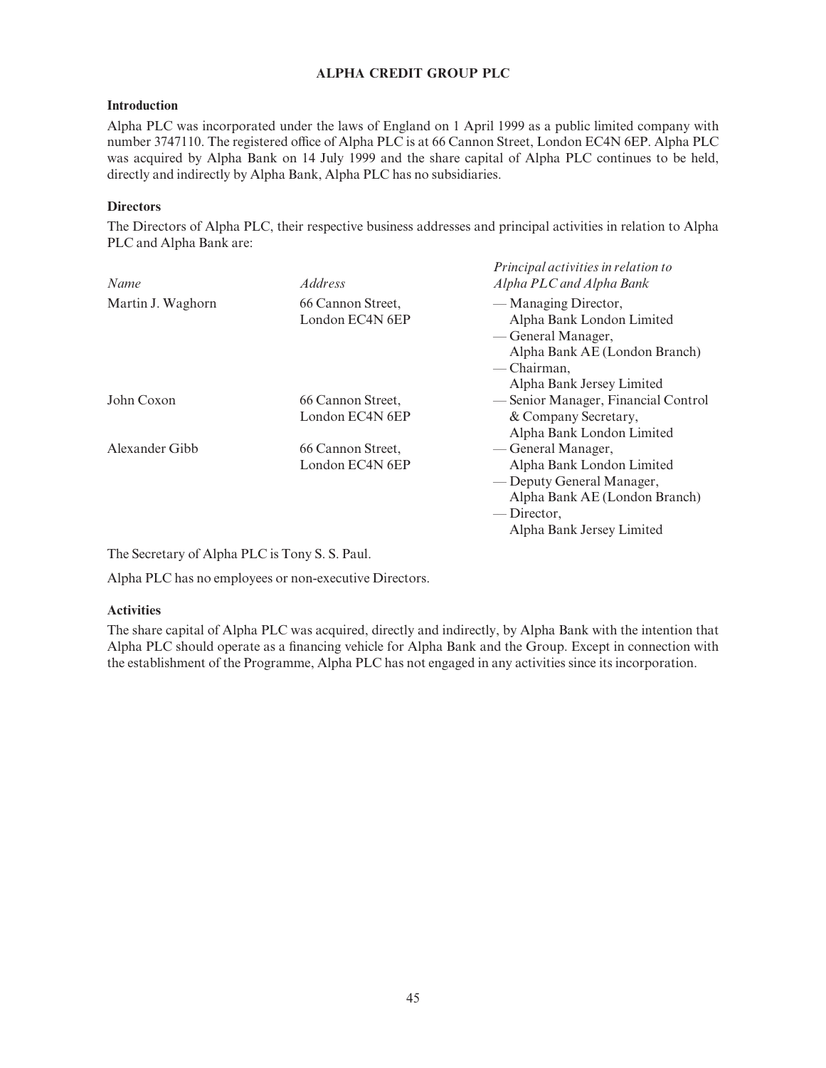## ALPHA CREDIT GROUP PLC

### Introduction

Alpha PLC was incorporated under the laws of England on 1 April 1999 as a public limited company with number 3747110. The registered office of Alpha PLC is at 66 Cannon Street, London EC4N 6EP. Alpha PLC was acquired by Alpha Bank on 14 July 1999 and the share capital of Alpha PLC continues to be held, directly and indirectly by Alpha Bank, Alpha PLC has no subsidiaries.

### Directors

The Directors of Alpha PLC, their respective business addresses and principal activities in relation to Alpha PLC and Alpha Bank are:

| *Name* | *Address* | *Principal activities in relation to Alpha PLC and Alpha Bank* |
|---|---|---|
| Martin J. Waghorn | 66 Cannon Street, London EC4N 6EP | — Managing Director, Alpha Bank London Limited<br>— General Manager, Alpha Bank AE (London Branch)<br>— Chairman, Alpha Bank Jersey Limited |
| John Coxon | 66 Cannon Street, London EC4N 6EP | — Senior Manager, Financial Control & Company Secretary, Alpha Bank London Limited |
| Alexander Gibb | 66 Cannon Street, London EC4N 6EP | — General Manager, Alpha Bank London Limited<br>— Deputy General Manager, Alpha Bank AE (London Branch)<br>— Director, Alpha Bank Jersey Limited |

The Secretary of Alpha PLC is Tony S. S. Paul.

Alpha PLC has no employees or non-executive Directors.

### Activities

The share capital of Alpha PLC was acquired, directly and indirectly, by Alpha Bank with the intention that Alpha PLC should operate as a financing vehicle for Alpha Bank and the Group. Except in connection with the establishment of the Programme, Alpha PLC has not engaged in any activities since its incorporation.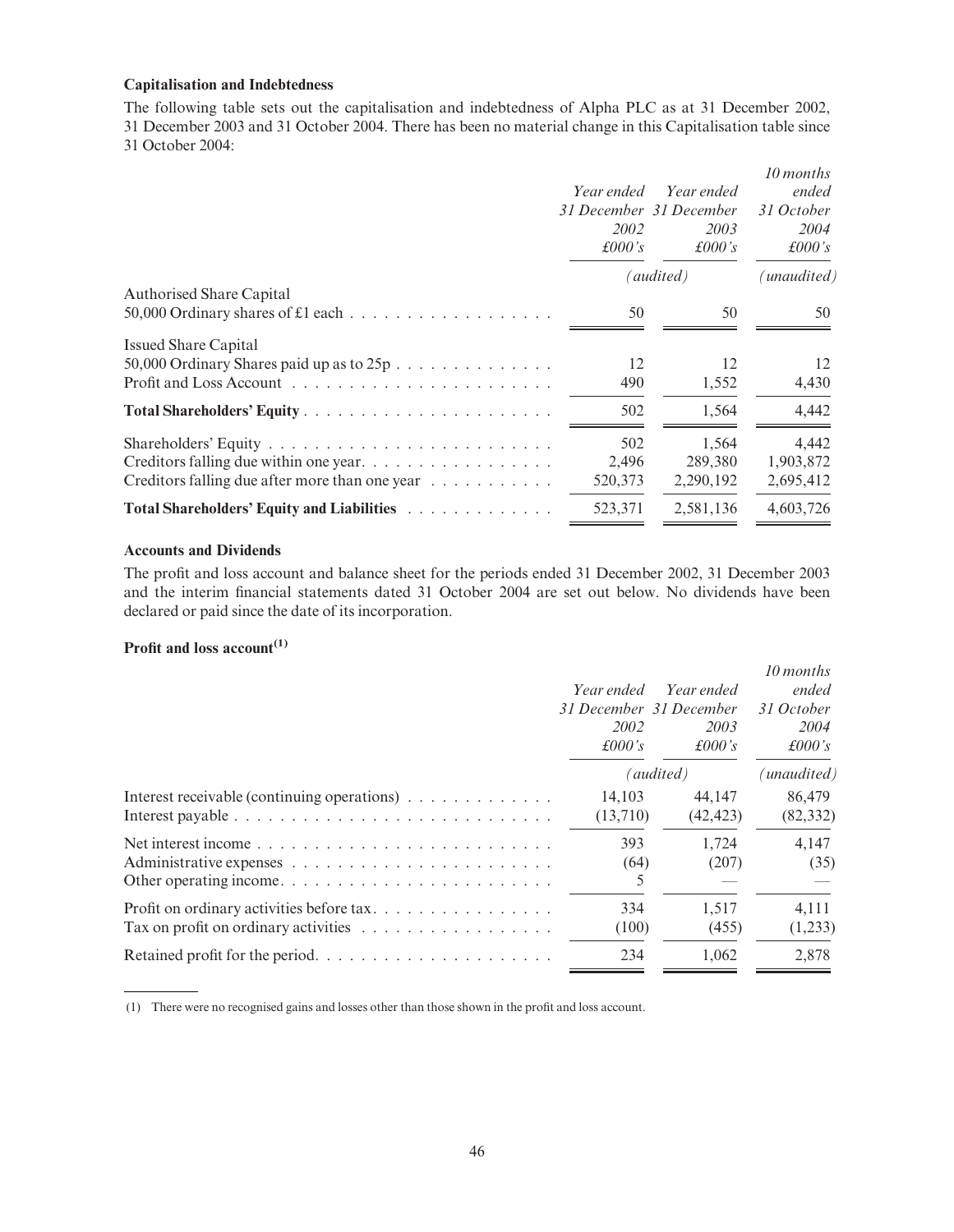**Capitalisation and Indebtedness**

The following table sets out the capitalisation and indebtedness of Alpha PLC as at 31 December 2002, 31 December 2003 and 31 October 2004. There has been no material change in this Capitalisation table since 31 October 2004:

| | *Year ended 31 December 2002 £000's* | *Year ended 31 December 2003 £000's* | *10 months ended 31 October 2004 £000's* |
|---|---|---|---|
| | *(audited)* | | *(unaudited)* |
| Authorised Share Capital | | | |
| 50,000 Ordinary shares of £1 each | 50 | 50 | 50 |
| Issued Share Capital | | | |
| 50,000 Ordinary Shares paid up as to 25p | 12 | 12 | 12 |
| Profit and Loss Account | 490 | 1,552 | 4,430 |
| **Total Shareholders' Equity** | 502 | 1,564 | 4,442 |
| Shareholders' Equity | 502 | 1,564 | 4,442 |
| Creditors falling due within one year | 2,496 | 289,380 | 1,903,872 |
| Creditors falling due after more than one year | 520,373 | 2,290,192 | 2,695,412 |
| **Total Shareholders' Equity and Liabilities** | 523,371 | 2,581,136 | 4,603,726 |

**Accounts and Dividends**

The profit and loss account and balance sheet for the periods ended 31 December 2002, 31 December 2003 and the interim financial statements dated 31 October 2004 are set out below. No dividends have been declared or paid since the date of its incorporation.

**Profit and loss account[(1)]**

| | *Year ended 31 December 2002 £000's* | *Year ended 31 December 2003 £000's* | *10 months ended 31 October 2004 £000's* |
|---|---|---|---|
| | *(audited)* | | *(unaudited)* |
| Interest receivable (continuing operations) | 14,103 | 44,147 | 86,479 |
| Interest payable | (13,710) | (42,423) | (82,332) |
| Net interest income | 393 | 1,724 | 4,147 |
| Administrative expenses | (64) | (207) | (35) |
| Other operating income | 5 | — | — |
| Profit on ordinary activities before tax | 334 | 1,517 | 4,111 |
| Tax on profit on ordinary activities | (100) | (455) | (1,233) |
| Retained profit for the period | 234 | 1,062 | 2,878 |

(1) There were no recognised gains and losses other than those shown in the profit and loss account.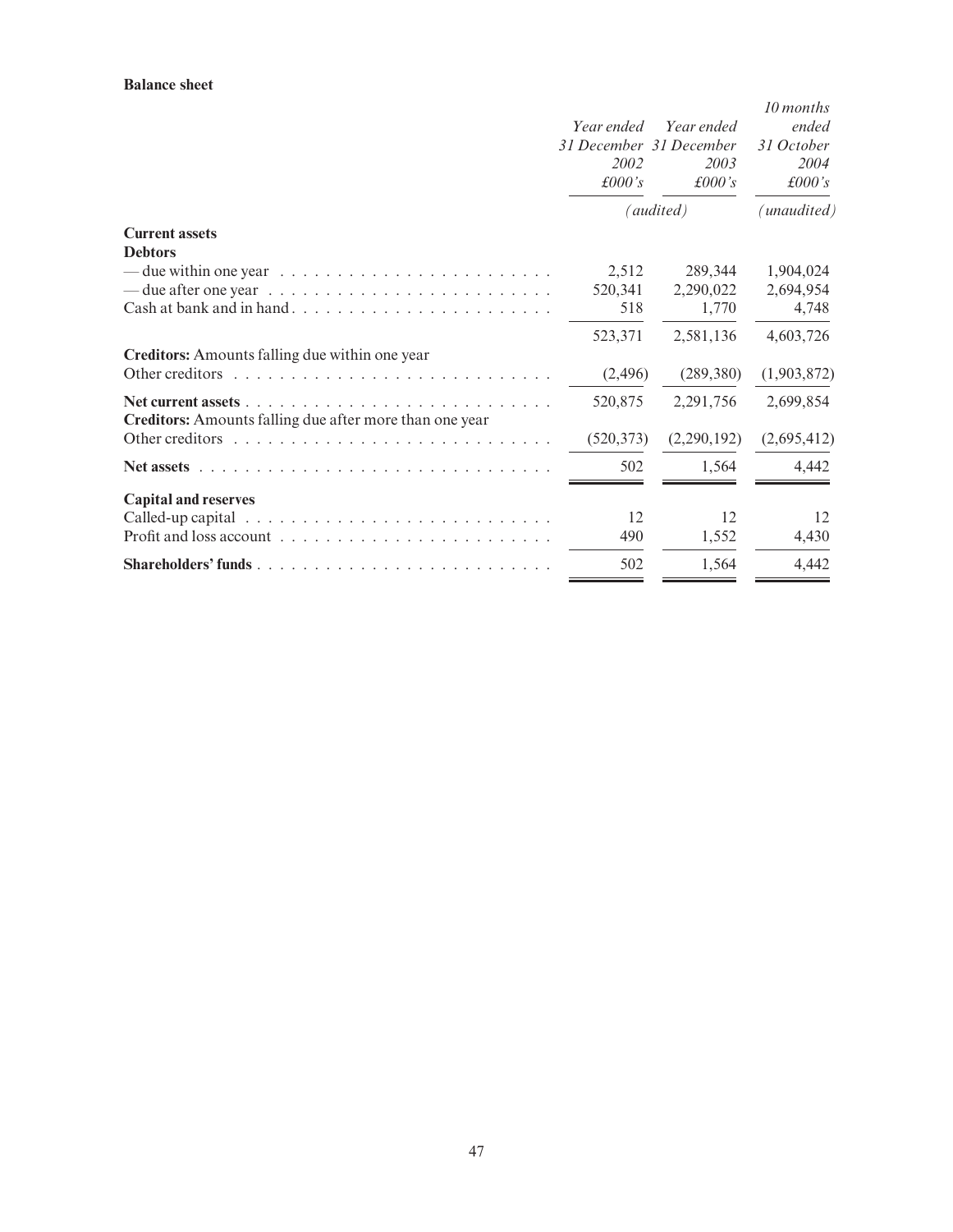**Balance sheet**

| | Year ended 31 December 2002 £000's | Year ended 31 December 2003 £000's | 10 months ended 31 October 2004 £000's |
|---|---|---|---|
| | *(audited)* | | *(unaudited)* |
| **Current assets** | | | |
| **Debtors** | | | |
| — due within one year | 2,512 | 289,344 | 1,904,024 |
| — due after one year | 520,341 | 2,290,022 | 2,694,954 |
| Cash at bank and in hand | 518 | 1,770 | 4,748 |
| | 523,371 | 2,581,136 | 4,603,726 |
| **Creditors:** Amounts falling due within one year | | | |
| Other creditors | (2,496) | (289,380) | (1,903,872) |
| **Net current assets** | 520,875 | 2,291,756 | 2,699,854 |
| **Creditors:** Amounts falling due after more than one year | | | |
| Other creditors | (520,373) | (2,290,192) | (2,695,412) |
| **Net assets** | 502 | 1,564 | 4,442 |
| **Capital and reserves** | | | |
| Called-up capital | 12 | 12 | 12 |
| Profit and loss account | 490 | 1,552 | 4,430 |
| **Shareholders' funds** | 502 | 1,564 | 4,442 |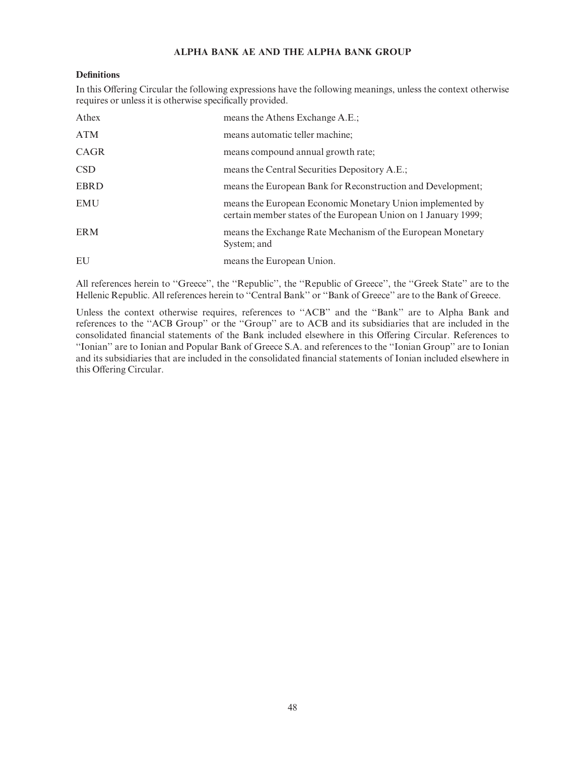# ALPHA BANK AE AND THE ALPHA BANK GROUP

## Definitions

In this Offering Circular the following expressions have the following meanings, unless the context otherwise requires or unless it is otherwise specifically provided.

| | |
|---|---|
| Athex | means the Athens Exchange A.E.; |
| ATM | means automatic teller machine; |
| CAGR | means compound annual growth rate; |
| CSD | means the Central Securities Depository A.E.; |
| EBRD | means the European Bank for Reconstruction and Development; |
| EMU | means the European Economic Monetary Union implemented by certain member states of the European Union on 1 January 1999; |
| ERM | means the Exchange Rate Mechanism of the European Monetary System; and |
| EU | means the European Union. |

All references herein to ''Greece'', the ''Republic'', the ''Republic of Greece'', the ''Greek State'' are to the Hellenic Republic. All references herein to ''Central Bank'' or ''Bank of Greece'' are to the Bank of Greece.

Unless the context otherwise requires, references to ''ACB'' and the ''Bank'' are to Alpha Bank and references to the ''ACB Group'' or the ''Group'' are to ACB and its subsidiaries that are included in the consolidated financial statements of the Bank included elsewhere in this Offering Circular. References to ''Ionian'' are to Ionian and Popular Bank of Greece S.A. and references to the ''Ionian Group'' are to Ionian and its subsidiaries that are included in the consolidated financial statements of Ionian included elsewhere in this Offering Circular.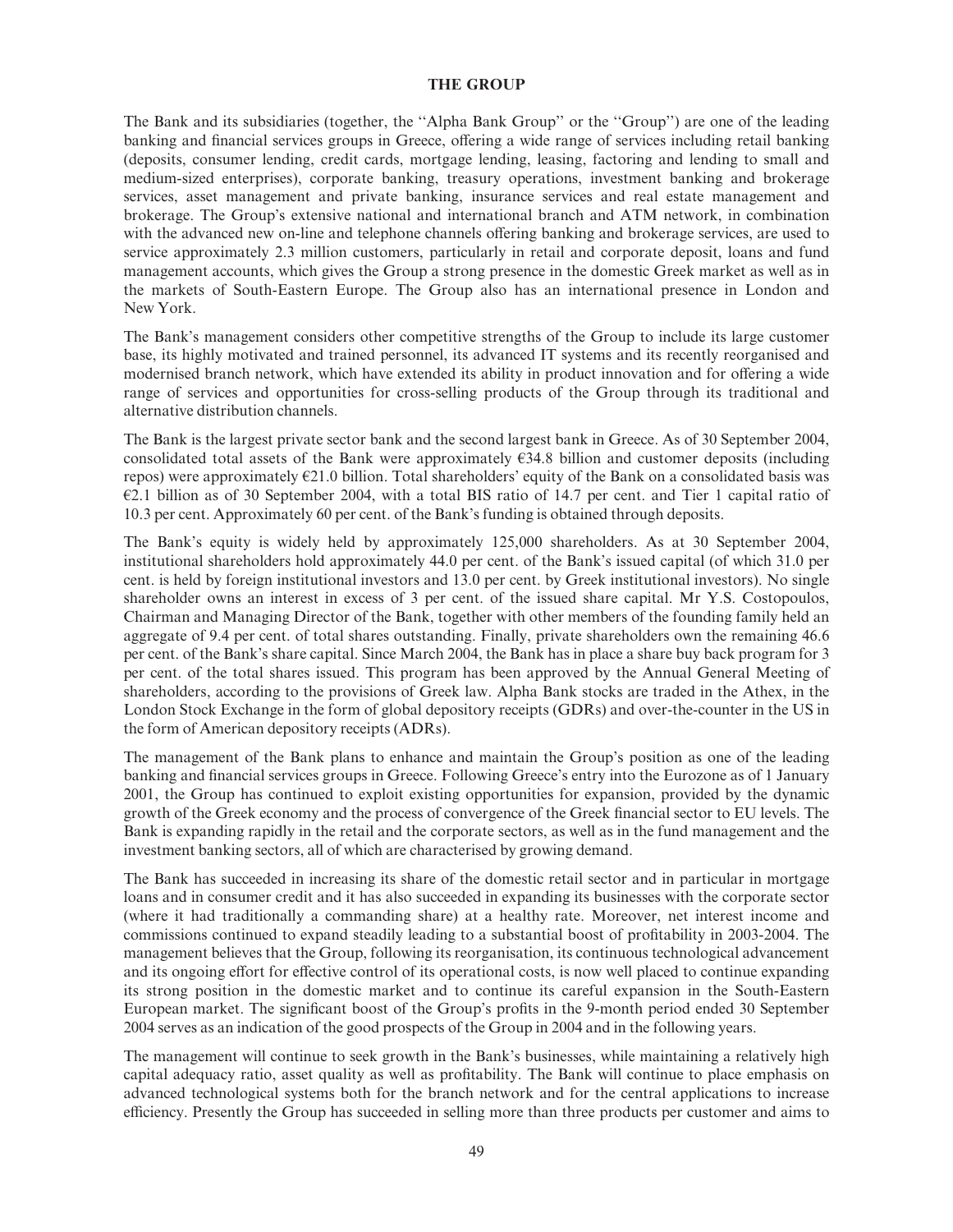# THE GROUP

The Bank and its subsidiaries (together, the ''Alpha Bank Group'' or the ''Group'') are one of the leading banking and financial services groups in Greece, offering a wide range of services including retail banking (deposits, consumer lending, credit cards, mortgage lending, leasing, factoring and lending to small and medium-sized enterprises), corporate banking, treasury operations, investment banking and brokerage services, asset management and private banking, insurance services and real estate management and brokerage. The Group's extensive national and international branch and ATM network, in combination with the advanced new on-line and telephone channels offering banking and brokerage services, are used to service approximately 2.3 million customers, particularly in retail and corporate deposit, loans and fund management accounts, which gives the Group a strong presence in the domestic Greek market as well as in the markets of South-Eastern Europe. The Group also has an international presence in London and New York.

The Bank's management considers other competitive strengths of the Group to include its large customer base, its highly motivated and trained personnel, its advanced IT systems and its recently reorganised and modernised branch network, which have extended its ability in product innovation and for offering a wide range of services and opportunities for cross-selling products of the Group through its traditional and alternative distribution channels.

The Bank is the largest private sector bank and the second largest bank in Greece. As of 30 September 2004, consolidated total assets of the Bank were approximately €34.8 billion and customer deposits (including repos) were approximately €21.0 billion. Total shareholders' equity of the Bank on a consolidated basis was €2.1 billion as of 30 September 2004, with a total BIS ratio of 14.7 per cent. and Tier 1 capital ratio of 10.3 per cent. Approximately 60 per cent. of the Bank's funding is obtained through deposits.

The Bank's equity is widely held by approximately 125,000 shareholders. As at 30 September 2004, institutional shareholders hold approximately 44.0 per cent. of the Bank's issued capital (of which 31.0 per cent. is held by foreign institutional investors and 13.0 per cent. by Greek institutional investors). No single shareholder owns an interest in excess of 3 per cent. of the issued share capital. Mr Y.S. Costopoulos, Chairman and Managing Director of the Bank, together with other members of the founding family held an aggregate of 9.4 per cent. of total shares outstanding. Finally, private shareholders own the remaining 46.6 per cent. of the Bank's share capital. Since March 2004, the Bank has in place a share buy back program for 3 per cent. of the total shares issued. This program has been approved by the Annual General Meeting of shareholders, according to the provisions of Greek law. Alpha Bank stocks are traded in the Athex, in the London Stock Exchange in the form of global depository receipts (GDRs) and over-the-counter in the US in the form of American depository receipts (ADRs).

The management of the Bank plans to enhance and maintain the Group's position as one of the leading banking and financial services groups in Greece. Following Greece's entry into the Eurozone as of 1 January 2001, the Group has continued to exploit existing opportunities for expansion, provided by the dynamic growth of the Greek economy and the process of convergence of the Greek financial sector to EU levels. The Bank is expanding rapidly in the retail and the corporate sectors, as well as in the fund management and the investment banking sectors, all of which are characterised by growing demand.

The Bank has succeeded in increasing its share of the domestic retail sector and in particular in mortgage loans and in consumer credit and it has also succeeded in expanding its businesses with the corporate sector (where it had traditionally a commanding share) at a healthy rate. Moreover, net interest income and commissions continued to expand steadily leading to a substantial boost of profitability in 2003-2004. The management believes that the Group, following its reorganisation, its continuous technological advancement and its ongoing effort for effective control of its operational costs, is now well placed to continue expanding its strong position in the domestic market and to continue its careful expansion in the South-Eastern European market. The significant boost of the Group's profits in the 9-month period ended 30 September 2004 serves as an indication of the good prospects of the Group in 2004 and in the following years.

The management will continue to seek growth in the Bank's businesses, while maintaining a relatively high capital adequacy ratio, asset quality as well as profitability. The Bank will continue to place emphasis on advanced technological systems both for the branch network and for the central applications to increase efficiency. Presently the Group has succeeded in selling more than three products per customer and aims to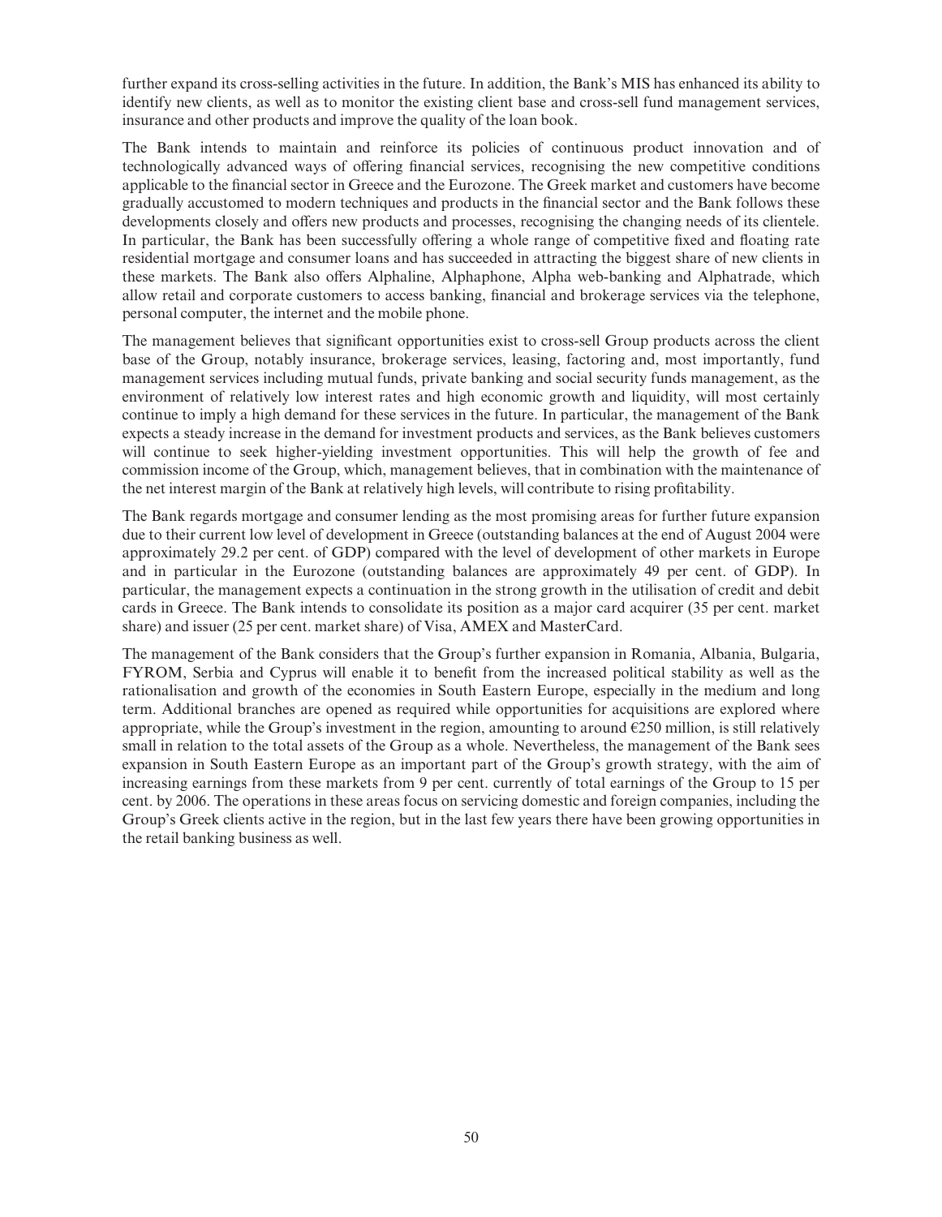further expand its cross-selling activities in the future. In addition, the Bank's MIS has enhanced its ability to identify new clients, as well as to monitor the existing client base and cross-sell fund management services, insurance and other products and improve the quality of the loan book.

The Bank intends to maintain and reinforce its policies of continuous product innovation and of technologically advanced ways of offering financial services, recognising the new competitive conditions applicable to the financial sector in Greece and the Eurozone. The Greek market and customers have become gradually accustomed to modern techniques and products in the financial sector and the Bank follows these developments closely and offers new products and processes, recognising the changing needs of its clientele. In particular, the Bank has been successfully offering a whole range of competitive fixed and floating rate residential mortgage and consumer loans and has succeeded in attracting the biggest share of new clients in these markets. The Bank also offers Alphaline, Alphaphone, Alpha web-banking and Alphatrade, which allow retail and corporate customers to access banking, financial and brokerage services via the telephone, personal computer, the internet and the mobile phone.

The management believes that significant opportunities exist to cross-sell Group products across the client base of the Group, notably insurance, brokerage services, leasing, factoring and, most importantly, fund management services including mutual funds, private banking and social security funds management, as the environment of relatively low interest rates and high economic growth and liquidity, will most certainly continue to imply a high demand for these services in the future. In particular, the management of the Bank expects a steady increase in the demand for investment products and services, as the Bank believes customers will continue to seek higher-yielding investment opportunities. This will help the growth of fee and commission income of the Group, which, management believes, that in combination with the maintenance of the net interest margin of the Bank at relatively high levels, will contribute to rising profitability.

The Bank regards mortgage and consumer lending as the most promising areas for further future expansion due to their current low level of development in Greece (outstanding balances at the end of August 2004 were approximately 29.2 per cent. of GDP) compared with the level of development of other markets in Europe and in particular in the Eurozone (outstanding balances are approximately 49 per cent. of GDP). In particular, the management expects a continuation in the strong growth in the utilisation of credit and debit cards in Greece. The Bank intends to consolidate its position as a major card acquirer (35 per cent. market share) and issuer (25 per cent. market share) of Visa, AMEX and MasterCard.

The management of the Bank considers that the Group's further expansion in Romania, Albania, Bulgaria, FYROM, Serbia and Cyprus will enable it to benefit from the increased political stability as well as the rationalisation and growth of the economies in South Eastern Europe, especially in the medium and long term. Additional branches are opened as required while opportunities for acquisitions are explored where appropriate, while the Group's investment in the region, amounting to around €250 million, is still relatively small in relation to the total assets of the Group as a whole. Nevertheless, the management of the Bank sees expansion in South Eastern Europe as an important part of the Group's growth strategy, with the aim of increasing earnings from these markets from 9 per cent. currently of total earnings of the Group to 15 per cent. by 2006. The operations in these areas focus on servicing domestic and foreign companies, including the Group's Greek clients active in the region, but in the last few years there have been growing opportunities in the retail banking business as well.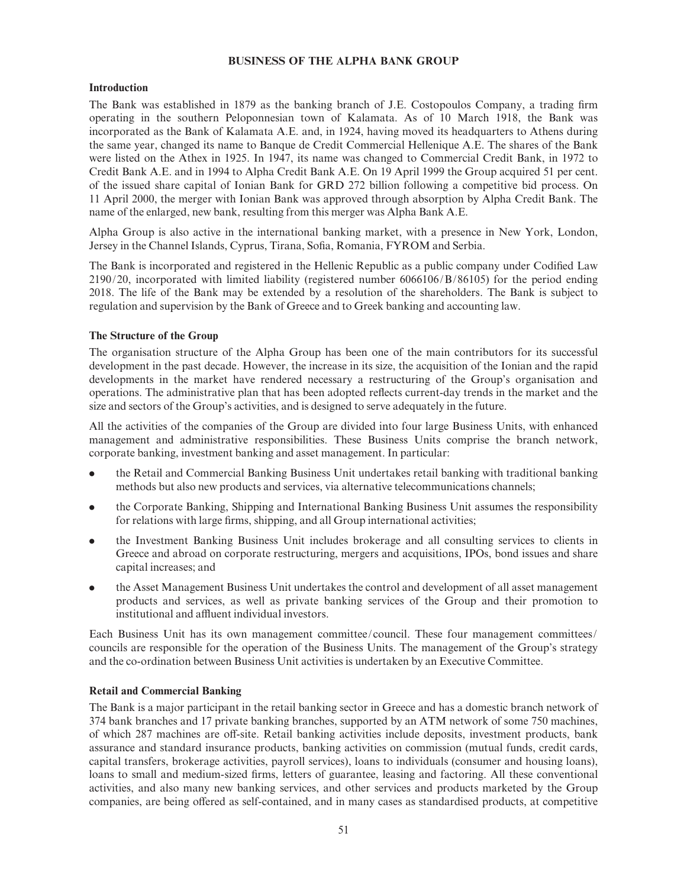# BUSINESS OF THE ALPHA BANK GROUP

## Introduction

The Bank was established in 1879 as the banking branch of J.E. Costopoulos Company, a trading firm operating in the southern Peloponnesian town of Kalamata. As of 10 March 1918, the Bank was incorporated as the Bank of Kalamata A.E. and, in 1924, having moved its headquarters to Athens during the same year, changed its name to Banque de Credit Commercial Hellenique A.E. The shares of the Bank were listed on the Athex in 1925. In 1947, its name was changed to Commercial Credit Bank, in 1972 to Credit Bank A.E. and in 1994 to Alpha Credit Bank A.E. On 19 April 1999 the Group acquired 51 per cent. of the issued share capital of Ionian Bank for GRD 272 billion following a competitive bid process. On 11 April 2000, the merger with Ionian Bank was approved through absorption by Alpha Credit Bank. The name of the enlarged, new bank, resulting from this merger was Alpha Bank A.E.

Alpha Group is also active in the international banking market, with a presence in New York, London, Jersey in the Channel Islands, Cyprus, Tirana, Sofia, Romania, FYROM and Serbia.

The Bank is incorporated and registered in the Hellenic Republic as a public company under Codified Law 2190/20, incorporated with limited liability (registered number 6066106/B/86105) for the period ending 2018. The life of the Bank may be extended by a resolution of the shareholders. The Bank is subject to regulation and supervision by the Bank of Greece and to Greek banking and accounting law.

## The Structure of the Group

The organisation structure of the Alpha Group has been one of the main contributors for its successful development in the past decade. However, the increase in its size, the acquisition of the Ionian and the rapid developments in the market have rendered necessary a restructuring of the Group's organisation and operations. The administrative plan that has been adopted reflects current-day trends in the market and the size and sectors of the Group's activities, and is designed to serve adequately in the future.

All the activities of the companies of the Group are divided into four large Business Units, with enhanced management and administrative responsibilities. These Business Units comprise the branch network, corporate banking, investment banking and asset management. In particular:

- the Retail and Commercial Banking Business Unit undertakes retail banking with traditional banking methods but also new products and services, via alternative telecommunications channels;
- the Corporate Banking, Shipping and International Banking Business Unit assumes the responsibility for relations with large firms, shipping, and all Group international activities;
- the Investment Banking Business Unit includes brokerage and all consulting services to clients in Greece and abroad on corporate restructuring, mergers and acquisitions, IPOs, bond issues and share capital increases; and
- the Asset Management Business Unit undertakes the control and development of all asset management products and services, as well as private banking services of the Group and their promotion to institutional and affluent individual investors.

Each Business Unit has its own management committee/council. These four management committees/councils are responsible for the operation of the Business Units. The management of the Group's strategy and the co-ordination between Business Unit activities is undertaken by an Executive Committee.

## Retail and Commercial Banking

The Bank is a major participant in the retail banking sector in Greece and has a domestic branch network of 374 bank branches and 17 private banking branches, supported by an ATM network of some 750 machines, of which 287 machines are off-site. Retail banking activities include deposits, investment products, bank assurance and standard insurance products, banking activities on commission (mutual funds, credit cards, capital transfers, brokerage activities, payroll services), loans to individuals (consumer and housing loans), loans to small and medium-sized firms, letters of guarantee, leasing and factoring. All these conventional activities, and also many new banking services, and other services and products marketed by the Group companies, are being offered as self-contained, and in many cases as standardised products, at competitive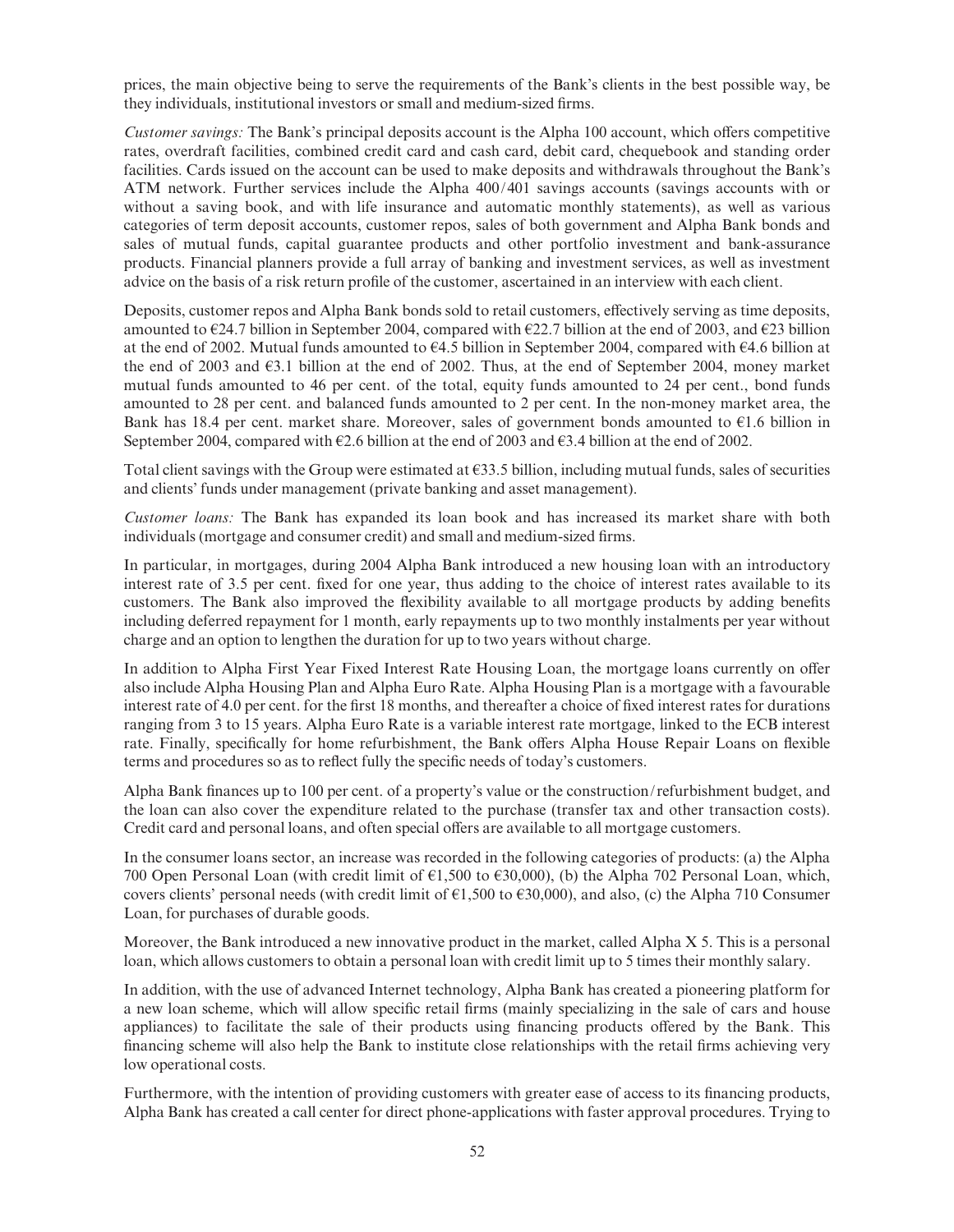prices, the main objective being to serve the requirements of the Bank's clients in the best possible way, be they individuals, institutional investors or small and medium-sized firms.

*Customer savings:* The Bank's principal deposits account is the Alpha 100 account, which offers competitive rates, overdraft facilities, combined credit card and cash card, debit card, chequebook and standing order facilities. Cards issued on the account can be used to make deposits and withdrawals throughout the Bank's ATM network. Further services include the Alpha 400/401 savings accounts (savings accounts with or without a saving book, and with life insurance and automatic monthly statements), as well as various categories of term deposit accounts, customer repos, sales of both government and Alpha Bank bonds and sales of mutual funds, capital guarantee products and other portfolio investment and bank-assurance products. Financial planners provide a full array of banking and investment services, as well as investment advice on the basis of a risk return profile of the customer, ascertained in an interview with each client.

Deposits, customer repos and Alpha Bank bonds sold to retail customers, effectively serving as time deposits, amounted to €24.7 billion in September 2004, compared with €22.7 billion at the end of 2003, and €23 billion at the end of 2002. Mutual funds amounted to €4.5 billion in September 2004, compared with €4.6 billion at the end of 2003 and €3.1 billion at the end of 2002. Thus, at the end of September 2004, money market mutual funds amounted to 46 per cent. of the total, equity funds amounted to 24 per cent., bond funds amounted to 28 per cent. and balanced funds amounted to 2 per cent. In the non-money market area, the Bank has 18.4 per cent. market share. Moreover, sales of government bonds amounted to €1.6 billion in September 2004, compared with €2.6 billion at the end of 2003 and €3.4 billion at the end of 2002.

Total client savings with the Group were estimated at €33.5 billion, including mutual funds, sales of securities and clients' funds under management (private banking and asset management).

*Customer loans:* The Bank has expanded its loan book and has increased its market share with both individuals (mortgage and consumer credit) and small and medium-sized firms.

In particular, in mortgages, during 2004 Alpha Bank introduced a new housing loan with an introductory interest rate of 3.5 per cent. fixed for one year, thus adding to the choice of interest rates available to its customers. The Bank also improved the flexibility available to all mortgage products by adding benefits including deferred repayment for 1 month, early repayments up to two monthly instalments per year without charge and an option to lengthen the duration for up to two years without charge.

In addition to Alpha First Year Fixed Interest Rate Housing Loan, the mortgage loans currently on offer also include Alpha Housing Plan and Alpha Euro Rate. Alpha Housing Plan is a mortgage with a favourable interest rate of 4.0 per cent. for the first 18 months, and thereafter a choice of fixed interest rates for durations ranging from 3 to 15 years. Alpha Euro Rate is a variable interest rate mortgage, linked to the ECB interest rate. Finally, specifically for home refurbishment, the Bank offers Alpha House Repair Loans on flexible terms and procedures so as to reflect fully the specific needs of today's customers.

Alpha Bank finances up to 100 per cent. of a property's value or the construction/refurbishment budget, and the loan can also cover the expenditure related to the purchase (transfer tax and other transaction costs). Credit card and personal loans, and often special offers are available to all mortgage customers.

In the consumer loans sector, an increase was recorded in the following categories of products: (a) the Alpha 700 Open Personal Loan (with credit limit of €1,500 to €30,000), (b) the Alpha 702 Personal Loan, which, covers clients' personal needs (with credit limit of €1,500 to €30,000), and also, (c) the Alpha 710 Consumer Loan, for purchases of durable goods.

Moreover, the Bank introduced a new innovative product in the market, called Alpha X 5. This is a personal loan, which allows customers to obtain a personal loan with credit limit up to 5 times their monthly salary.

In addition, with the use of advanced Internet technology, Alpha Bank has created a pioneering platform for a new loan scheme, which will allow specific retail firms (mainly specializing in the sale of cars and house appliances) to facilitate the sale of their products using financing products offered by the Bank. This financing scheme will also help the Bank to institute close relationships with the retail firms achieving very low operational costs.

Furthermore, with the intention of providing customers with greater ease of access to its financing products, Alpha Bank has created a call center for direct phone-applications with faster approval procedures. Trying to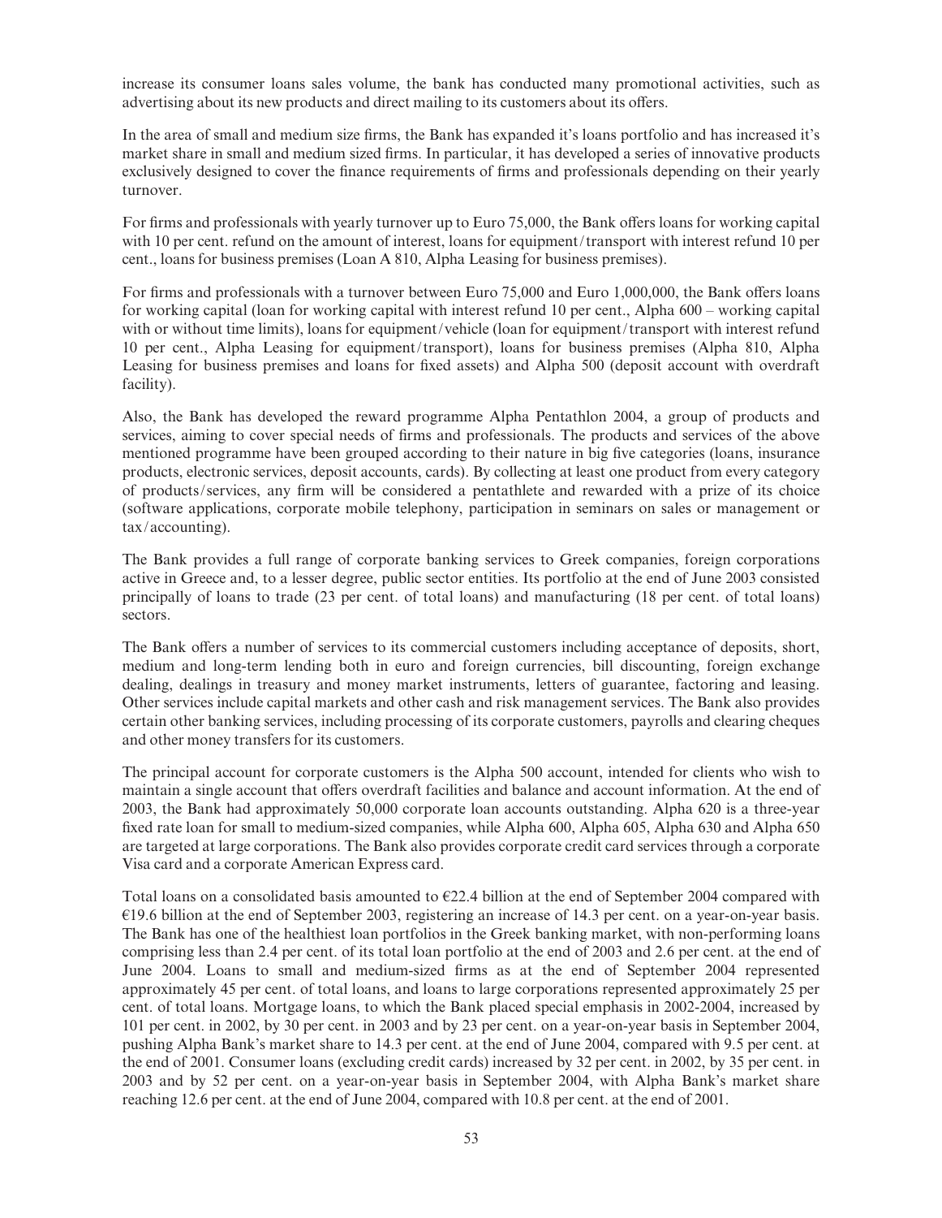increase its consumer loans sales volume, the bank has conducted many promotional activities, such as advertising about its new products and direct mailing to its customers about its offers.

In the area of small and medium size firms, the Bank has expanded it's loans portfolio and has increased it's market share in small and medium sized firms. In particular, it has developed a series of innovative products exclusively designed to cover the finance requirements of firms and professionals depending on their yearly turnover.

For firms and professionals with yearly turnover up to Euro 75,000, the Bank offers loans for working capital with 10 per cent. refund on the amount of interest, loans for equipment/transport with interest refund 10 per cent., loans for business premises (Loan A 810, Alpha Leasing for business premises).

For firms and professionals with a turnover between Euro 75,000 and Euro 1,000,000, the Bank offers loans for working capital (loan for working capital with interest refund 10 per cent., Alpha 600 – working capital with or without time limits), loans for equipment/vehicle (loan for equipment/transport with interest refund 10 per cent., Alpha Leasing for equipment/transport), loans for business premises (Alpha 810, Alpha Leasing for business premises and loans for fixed assets) and Alpha 500 (deposit account with overdraft facility).

Also, the Bank has developed the reward programme Alpha Pentathlon 2004, a group of products and services, aiming to cover special needs of firms and professionals. The products and services of the above mentioned programme have been grouped according to their nature in big five categories (loans, insurance products, electronic services, deposit accounts, cards). By collecting at least one product from every category of products/services, any firm will be considered a pentathlete and rewarded with a prize of its choice (software applications, corporate mobile telephony, participation in seminars on sales or management or tax/accounting).

The Bank provides a full range of corporate banking services to Greek companies, foreign corporations active in Greece and, to a lesser degree, public sector entities. Its portfolio at the end of June 2003 consisted principally of loans to trade (23 per cent. of total loans) and manufacturing (18 per cent. of total loans) sectors.

The Bank offers a number of services to its commercial customers including acceptance of deposits, short, medium and long-term lending both in euro and foreign currencies, bill discounting, foreign exchange dealing, dealings in treasury and money market instruments, letters of guarantee, factoring and leasing. Other services include capital markets and other cash and risk management services. The Bank also provides certain other banking services, including processing of its corporate customers, payrolls and clearing cheques and other money transfers for its customers.

The principal account for corporate customers is the Alpha 500 account, intended for clients who wish to maintain a single account that offers overdraft facilities and balance and account information. At the end of 2003, the Bank had approximately 50,000 corporate loan accounts outstanding. Alpha 620 is a three-year fixed rate loan for small to medium-sized companies, while Alpha 600, Alpha 605, Alpha 630 and Alpha 650 are targeted at large corporations. The Bank also provides corporate credit card services through a corporate Visa card and a corporate American Express card.

Total loans on a consolidated basis amounted to €22.4 billion at the end of September 2004 compared with €19.6 billion at the end of September 2003, registering an increase of 14.3 per cent. on a year-on-year basis. The Bank has one of the healthiest loan portfolios in the Greek banking market, with non-performing loans comprising less than 2.4 per cent. of its total loan portfolio at the end of 2003 and 2.6 per cent. at the end of June 2004. Loans to small and medium-sized firms as at the end of September 2004 represented approximately 45 per cent. of total loans, and loans to large corporations represented approximately 25 per cent. of total loans. Mortgage loans, to which the Bank placed special emphasis in 2002-2004, increased by 101 per cent. in 2002, by 30 per cent. in 2003 and by 23 per cent. on a year-on-year basis in September 2004, pushing Alpha Bank's market share to 14.3 per cent. at the end of June 2004, compared with 9.5 per cent. at the end of 2001. Consumer loans (excluding credit cards) increased by 32 per cent. in 2002, by 35 per cent. in 2003 and by 52 per cent. on a year-on-year basis in September 2004, with Alpha Bank's market share reaching 12.6 per cent. at the end of June 2004, compared with 10.8 per cent. at the end of 2001.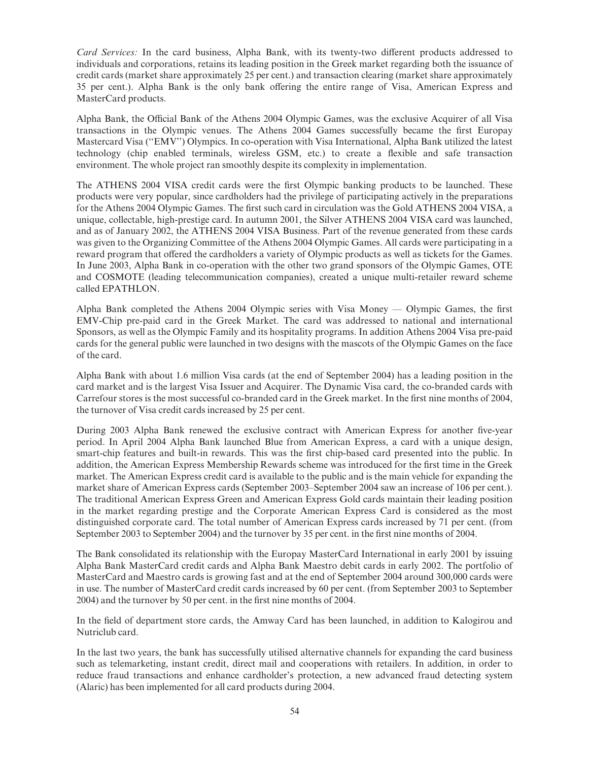*Card Services:* In the card business, Alpha Bank, with its twenty-two different products addressed to individuals and corporations, retains its leading position in the Greek market regarding both the issuance of credit cards (market share approximately 25 per cent.) and transaction clearing (market share approximately 35 per cent.). Alpha Bank is the only bank offering the entire range of Visa, American Express and MasterCard products.

Alpha Bank, the Official Bank of the Athens 2004 Olympic Games, was the exclusive Acquirer of all Visa transactions in the Olympic venues. The Athens 2004 Games successfully became the first Europay Mastercard Visa (''EMV'') Olympics. In co-operation with Visa International, Alpha Bank utilized the latest technology (chip enabled terminals, wireless GSM, etc.) to create a flexible and safe transaction environment. The whole project ran smoothly despite its complexity in implementation.

The ATHENS 2004 VISA credit cards were the first Olympic banking products to be launched. These products were very popular, since cardholders had the privilege of participating actively in the preparations for the Athens 2004 Olympic Games. The first such card in circulation was the Gold ATHENS 2004 VISA, a unique, collectable, high-prestige card. In autumn 2001, the Silver ATHENS 2004 VISA card was launched, and as of January 2002, the ATHENS 2004 VISA Business. Part of the revenue generated from these cards was given to the Organizing Committee of the Athens 2004 Olympic Games. All cards were participating in a reward program that offered the cardholders a variety of Olympic products as well as tickets for the Games. In June 2003, Alpha Bank in co-operation with the other two grand sponsors of the Olympic Games, OTE and COSMOTE (leading telecommunication companies), created a unique multi-retailer reward scheme called EPATHLON.

Alpha Bank completed the Athens 2004 Olympic series with Visa Money — Olympic Games, the first EMV-Chip pre-paid card in the Greek Market. The card was addressed to national and international Sponsors, as well as the Olympic Family and its hospitality programs. In addition Athens 2004 Visa pre-paid cards for the general public were launched in two designs with the mascots of the Olympic Games on the face of the card.

Alpha Bank with about 1.6 million Visa cards (at the end of September 2004) has a leading position in the card market and is the largest Visa Issuer and Acquirer. The Dynamic Visa card, the co-branded cards with Carrefour stores is the most successful co-branded card in the Greek market. In the first nine months of 2004, the turnover of Visa credit cards increased by 25 per cent.

During 2003 Alpha Bank renewed the exclusive contract with American Express for another five-year period. In April 2004 Alpha Bank launched Blue from American Express, a card with a unique design, smart-chip features and built-in rewards. This was the first chip-based card presented into the public. In addition, the American Express Membership Rewards scheme was introduced for the first time in the Greek market. The American Express credit card is available to the public and is the main vehicle for expanding the market share of American Express cards (September 2003–September 2004 saw an increase of 106 per cent.). The traditional American Express Green and American Express Gold cards maintain their leading position in the market regarding prestige and the Corporate American Express Card is considered as the most distinguished corporate card. The total number of American Express cards increased by 71 per cent. (from September 2003 to September 2004) and the turnover by 35 per cent. in the first nine months of 2004.

The Bank consolidated its relationship with the Europay MasterCard International in early 2001 by issuing Alpha Bank MasterCard credit cards and Alpha Bank Maestro debit cards in early 2002. The portfolio of MasterCard and Maestro cards is growing fast and at the end of September 2004 around 300,000 cards were in use. The number of MasterCard credit cards increased by 60 per cent. (from September 2003 to September 2004) and the turnover by 50 per cent. in the first nine months of 2004.

In the field of department store cards, the Amway Card has been launched, in addition to Kalogirou and Nutriclub card.

In the last two years, the bank has successfully utilised alternative channels for expanding the card business such as telemarketing, instant credit, direct mail and cooperations with retailers. In addition, in order to reduce fraud transactions and enhance cardholder's protection, a new advanced fraud detecting system (Alaric) has been implemented for all card products during 2004.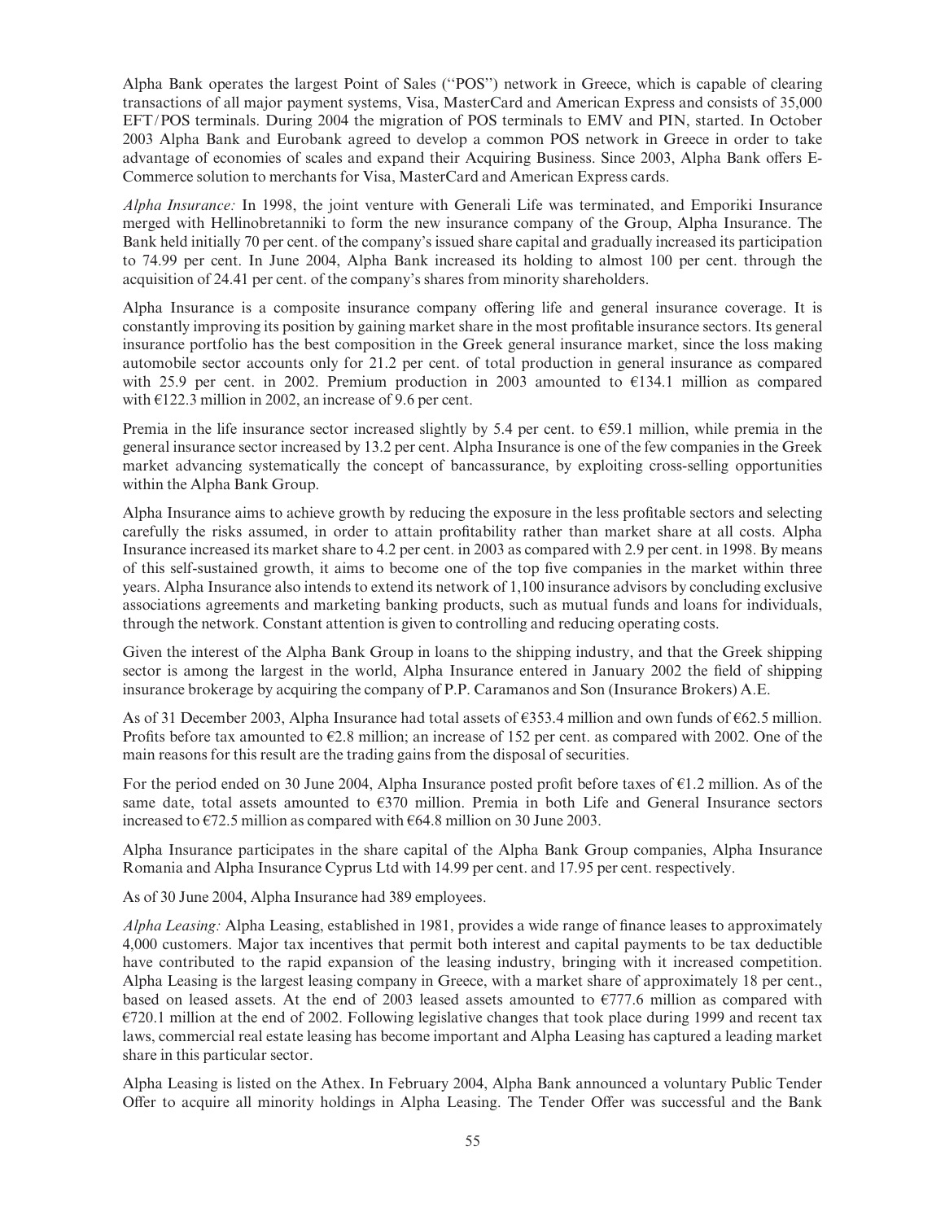Alpha Bank operates the largest Point of Sales (''POS'') network in Greece, which is capable of clearing transactions of all major payment systems, Visa, MasterCard and American Express and consists of 35,000 EFT/POS terminals. During 2004 the migration of POS terminals to EMV and PIN, started. In October 2003 Alpha Bank and Eurobank agreed to develop a common POS network in Greece in order to take advantage of economies of scales and expand their Acquiring Business. Since 2003, Alpha Bank offers E-Commerce solution to merchants for Visa, MasterCard and American Express cards.

*Alpha Insurance:* In 1998, the joint venture with Generali Life was terminated, and Emporiki Insurance merged with Hellinobretanniki to form the new insurance company of the Group, Alpha Insurance. The Bank held initially 70 per cent. of the company's issued share capital and gradually increased its participation to 74.99 per cent. In June 2004, Alpha Bank increased its holding to almost 100 per cent. through the acquisition of 24.41 per cent. of the company's shares from minority shareholders.

Alpha Insurance is a composite insurance company offering life and general insurance coverage. It is constantly improving its position by gaining market share in the most profitable insurance sectors. Its general insurance portfolio has the best composition in the Greek general insurance market, since the loss making automobile sector accounts only for 21.2 per cent. of total production in general insurance as compared with 25.9 per cent. in 2002. Premium production in 2003 amounted to €134.1 million as compared with €122.3 million in 2002, an increase of 9.6 per cent.

Premia in the life insurance sector increased slightly by 5.4 per cent. to €59.1 million, while premia in the general insurance sector increased by 13.2 per cent. Alpha Insurance is one of the few companies in the Greek market advancing systematically the concept of bancassurance, by exploiting cross-selling opportunities within the Alpha Bank Group.

Alpha Insurance aims to achieve growth by reducing the exposure in the less profitable sectors and selecting carefully the risks assumed, in order to attain profitability rather than market share at all costs. Alpha Insurance increased its market share to 4.2 per cent. in 2003 as compared with 2.9 per cent. in 1998. By means of this self-sustained growth, it aims to become one of the top five companies in the market within three years. Alpha Insurance also intends to extend its network of 1,100 insurance advisors by concluding exclusive associations agreements and marketing banking products, such as mutual funds and loans for individuals, through the network. Constant attention is given to controlling and reducing operating costs.

Given the interest of the Alpha Bank Group in loans to the shipping industry, and that the Greek shipping sector is among the largest in the world, Alpha Insurance entered in January 2002 the field of shipping insurance brokerage by acquiring the company of P.P. Caramanos and Son (Insurance Brokers) A.E.

As of 31 December 2003, Alpha Insurance had total assets of €353.4 million and own funds of €62.5 million. Profits before tax amounted to €2.8 million; an increase of 152 per cent. as compared with 2002. One of the main reasons for this result are the trading gains from the disposal of securities.

For the period ended on 30 June 2004, Alpha Insurance posted profit before taxes of €1.2 million. As of the same date, total assets amounted to €370 million. Premia in both Life and General Insurance sectors increased to €72.5 million as compared with €64.8 million on 30 June 2003.

Alpha Insurance participates in the share capital of the Alpha Bank Group companies, Alpha Insurance Romania and Alpha Insurance Cyprus Ltd with 14.99 per cent. and 17.95 per cent. respectively.

As of 30 June 2004, Alpha Insurance had 389 employees.

*Alpha Leasing:* Alpha Leasing, established in 1981, provides a wide range of finance leases to approximately 4,000 customers. Major tax incentives that permit both interest and capital payments to be tax deductible have contributed to the rapid expansion of the leasing industry, bringing with it increased competition. Alpha Leasing is the largest leasing company in Greece, with a market share of approximately 18 per cent., based on leased assets. At the end of 2003 leased assets amounted to €777.6 million as compared with €720.1 million at the end of 2002. Following legislative changes that took place during 1999 and recent tax laws, commercial real estate leasing has become important and Alpha Leasing has captured a leading market share in this particular sector.

Alpha Leasing is listed on the Athex. In February 2004, Alpha Bank announced a voluntary Public Tender Offer to acquire all minority holdings in Alpha Leasing. The Tender Offer was successful and the Bank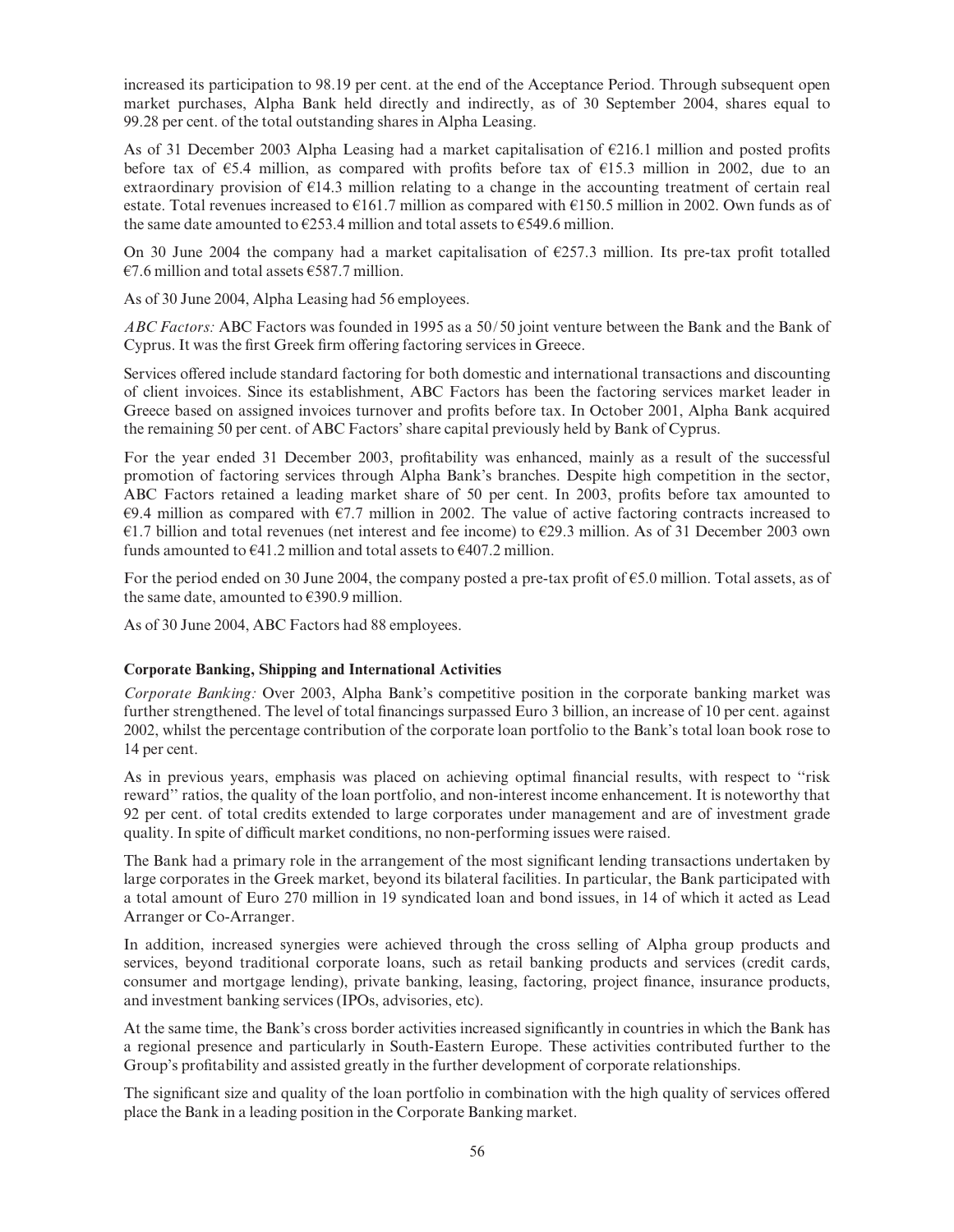increased its participation to 98.19 per cent. at the end of the Acceptance Period. Through subsequent open market purchases, Alpha Bank held directly and indirectly, as of 30 September 2004, shares equal to 99.28 per cent. of the total outstanding shares in Alpha Leasing.

As of 31 December 2003 Alpha Leasing had a market capitalisation of €216.1 million and posted profits before tax of €5.4 million, as compared with profits before tax of €15.3 million in 2002, due to an extraordinary provision of €14.3 million relating to a change in the accounting treatment of certain real estate. Total revenues increased to €161.7 million as compared with €150.5 million in 2002. Own funds as of the same date amounted to €253.4 million and total assets to €549.6 million.

On 30 June 2004 the company had a market capitalisation of €257.3 million. Its pre-tax profit totalled €7.6 million and total assets €587.7 million.

As of 30 June 2004, Alpha Leasing had 56 employees.

*ABC Factors:* ABC Factors was founded in 1995 as a 50/50 joint venture between the Bank and the Bank of Cyprus. It was the first Greek firm offering factoring services in Greece.

Services offered include standard factoring for both domestic and international transactions and discounting of client invoices. Since its establishment, ABC Factors has been the factoring services market leader in Greece based on assigned invoices turnover and profits before tax. In October 2001, Alpha Bank acquired the remaining 50 per cent. of ABC Factors' share capital previously held by Bank of Cyprus.

For the year ended 31 December 2003, profitability was enhanced, mainly as a result of the successful promotion of factoring services through Alpha Bank's branches. Despite high competition in the sector, ABC Factors retained a leading market share of 50 per cent. In 2003, profits before tax amounted to €9.4 million as compared with €7.7 million in 2002. The value of active factoring contracts increased to €1.7 billion and total revenues (net interest and fee income) to €29.3 million. As of 31 December 2003 own funds amounted to €41.2 million and total assets to €407.2 million.

For the period ended on 30 June 2004, the company posted a pre-tax profit of €5.0 million. Total assets, as of the same date, amounted to €390.9 million.

As of 30 June 2004, ABC Factors had 88 employees.

**Corporate Banking, Shipping and International Activities**

*Corporate Banking:* Over 2003, Alpha Bank's competitive position in the corporate banking market was further strengthened. The level of total financings surpassed Euro 3 billion, an increase of 10 per cent. against 2002, whilst the percentage contribution of the corporate loan portfolio to the Bank's total loan book rose to 14 per cent.

As in previous years, emphasis was placed on achieving optimal financial results, with respect to "risk reward" ratios, the quality of the loan portfolio, and non-interest income enhancement. It is noteworthy that 92 per cent. of total credits extended to large corporates under management and are of investment grade quality. In spite of difficult market conditions, no non-performing issues were raised.

The Bank had a primary role in the arrangement of the most significant lending transactions undertaken by large corporates in the Greek market, beyond its bilateral facilities. In particular, the Bank participated with a total amount of Euro 270 million in 19 syndicated loan and bond issues, in 14 of which it acted as Lead Arranger or Co-Arranger.

In addition, increased synergies were achieved through the cross selling of Alpha group products and services, beyond traditional corporate loans, such as retail banking products and services (credit cards, consumer and mortgage lending), private banking, leasing, factoring, project finance, insurance products, and investment banking services (IPOs, advisories, etc).

At the same time, the Bank's cross border activities increased significantly in countries in which the Bank has a regional presence and particularly in South-Eastern Europe. These activities contributed further to the Group's profitability and assisted greatly in the further development of corporate relationships.

The significant size and quality of the loan portfolio in combination with the high quality of services offered place the Bank in a leading position in the Corporate Banking market.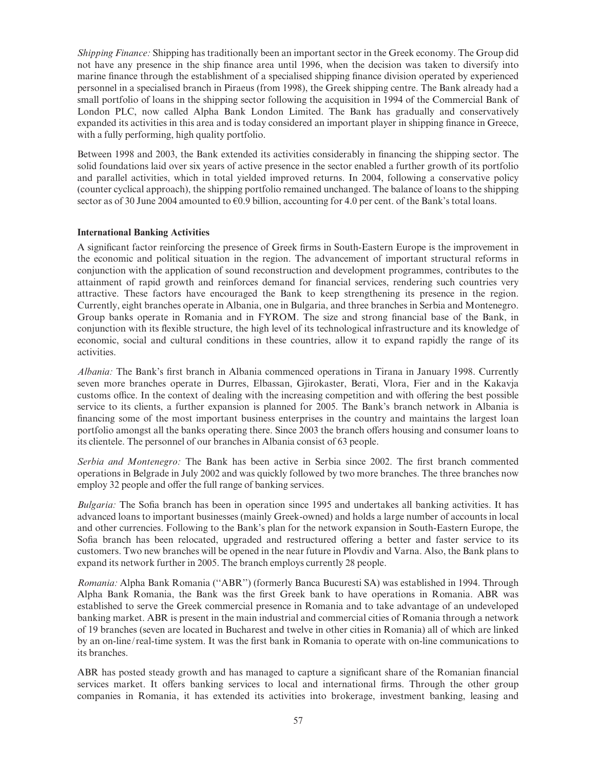*Shipping Finance:* Shipping has traditionally been an important sector in the Greek economy. The Group did not have any presence in the ship finance area until 1996, when the decision was taken to diversify into marine finance through the establishment of a specialised shipping finance division operated by experienced personnel in a specialised branch in Piraeus (from 1998), the Greek shipping centre. The Bank already had a small portfolio of loans in the shipping sector following the acquisition in 1994 of the Commercial Bank of London PLC, now called Alpha Bank London Limited. The Bank has gradually and conservatively expanded its activities in this area and is today considered an important player in shipping finance in Greece, with a fully performing, high quality portfolio.

Between 1998 and 2003, the Bank extended its activities considerably in financing the shipping sector. The solid foundations laid over six years of active presence in the sector enabled a further growth of its portfolio and parallel activities, which in total yielded improved returns. In 2004, following a conservative policy (counter cyclical approach), the shipping portfolio remained unchanged. The balance of loans to the shipping sector as of 30 June 2004 amounted to €0.9 billion, accounting for 4.0 per cent. of the Bank's total loans.

**International Banking Activities**

A significant factor reinforcing the presence of Greek firms in South-Eastern Europe is the improvement in the economic and political situation in the region. The advancement of important structural reforms in conjunction with the application of sound reconstruction and development programmes, contributes to the attainment of rapid growth and reinforces demand for financial services, rendering such countries very attractive. These factors have encouraged the Bank to keep strengthening its presence in the region. Currently, eight branches operate in Albania, one in Bulgaria, and three branches in Serbia and Montenegro. Group banks operate in Romania and in FYROM. The size and strong financial base of the Bank, in conjunction with its flexible structure, the high level of its technological infrastructure and its knowledge of economic, social and cultural conditions in these countries, allow it to expand rapidly the range of its activities.

*Albania:* The Bank's first branch in Albania commenced operations in Tirana in January 1998. Currently seven more branches operate in Durres, Elbassan, Gjirokaster, Berati, Vlora, Fier and in the Kakavja customs office. In the context of dealing with the increasing competition and with offering the best possible service to its clients, a further expansion is planned for 2005. The Bank's branch network in Albania is financing some of the most important business enterprises in the country and maintains the largest loan portfolio amongst all the banks operating there. Since 2003 the branch offers housing and consumer loans to its clientele. The personnel of our branches in Albania consist of 63 people.

*Serbia and Montenegro:* The Bank has been active in Serbia since 2002. The first branch commented operations in Belgrade in July 2002 and was quickly followed by two more branches. The three branches now employ 32 people and offer the full range of banking services.

*Bulgaria:* The Sofia branch has been in operation since 1995 and undertakes all banking activities. It has advanced loans to important businesses (mainly Greek-owned) and holds a large number of accounts in local and other currencies. Following to the Bank's plan for the network expansion in South-Eastern Europe, the Sofia branch has been relocated, upgraded and restructured offering a better and faster service to its customers. Two new branches will be opened in the near future in Plovdiv and Varna. Also, the Bank plans to expand its network further in 2005. The branch employs currently 28 people.

*Romania:* Alpha Bank Romania (''ABR'') (formerly Banca Bucuresti SA) was established in 1994. Through Alpha Bank Romania, the Bank was the first Greek bank to have operations in Romania. ABR was established to serve the Greek commercial presence in Romania and to take advantage of an undeveloped banking market. ABR is present in the main industrial and commercial cities of Romania through a network of 19 branches (seven are located in Bucharest and twelve in other cities in Romania) all of which are linked by an on-line/real-time system. It was the first bank in Romania to operate with on-line communications to its branches.

ABR has posted steady growth and has managed to capture a significant share of the Romanian financial services market. It offers banking services to local and international firms. Through the other group companies in Romania, it has extended its activities into brokerage, investment banking, leasing and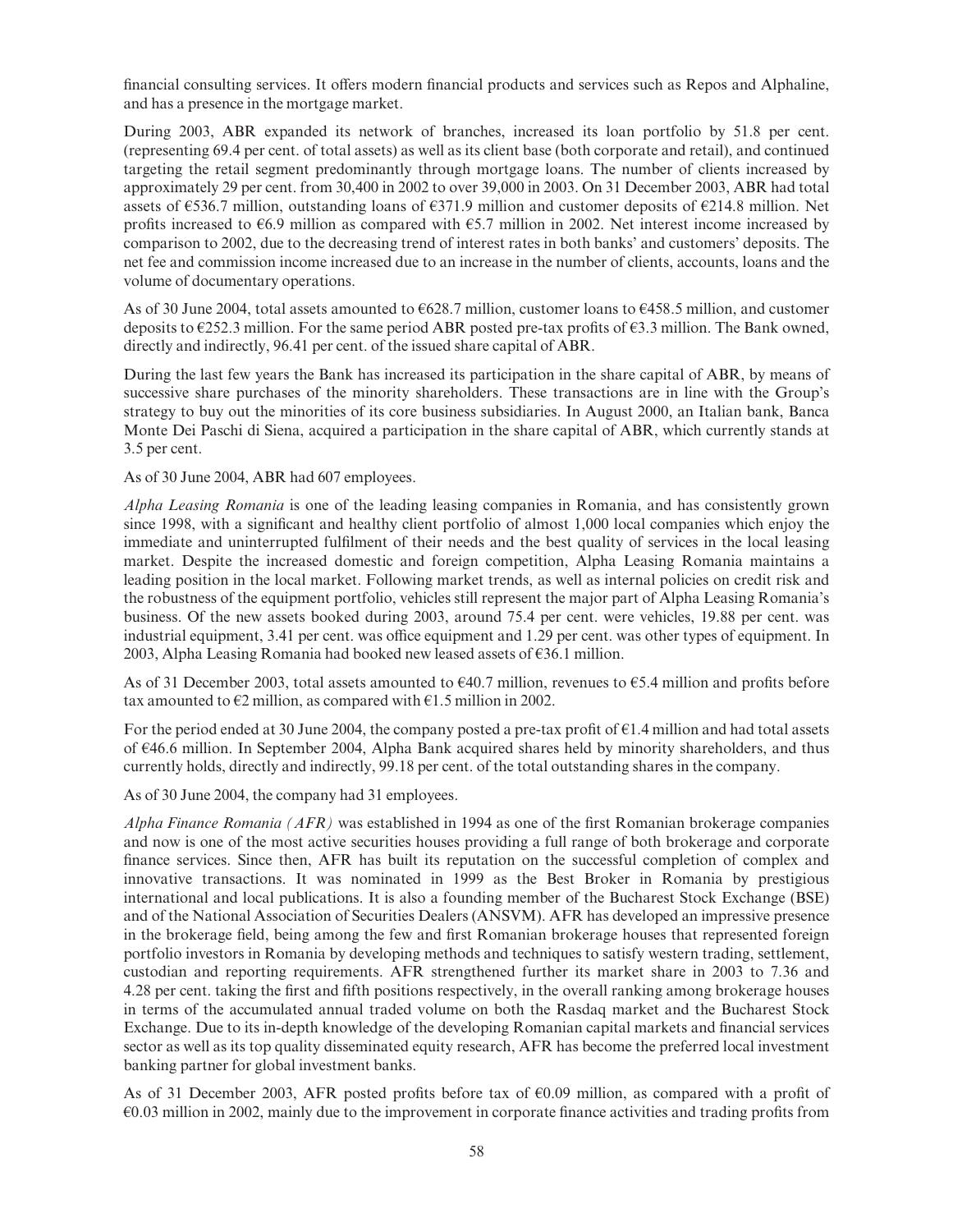financial consulting services. It offers modern financial products and services such as Repos and Alphaline, and has a presence in the mortgage market.

During 2003, ABR expanded its network of branches, increased its loan portfolio by 51.8 per cent. (representing 69.4 per cent. of total assets) as well as its client base (both corporate and retail), and continued targeting the retail segment predominantly through mortgage loans. The number of clients increased by approximately 29 per cent. from 30,400 in 2002 to over 39,000 in 2003. On 31 December 2003, ABR had total assets of €536.7 million, outstanding loans of €371.9 million and customer deposits of €214.8 million. Net profits increased to €6.9 million as compared with €5.7 million in 2002. Net interest income increased by comparison to 2002, due to the decreasing trend of interest rates in both banks' and customers' deposits. The net fee and commission income increased due to an increase in the number of clients, accounts, loans and the volume of documentary operations.

As of 30 June 2004, total assets amounted to €628.7 million, customer loans to €458.5 million, and customer deposits to €252.3 million. For the same period ABR posted pre-tax profits of €3.3 million. The Bank owned, directly and indirectly, 96.41 per cent. of the issued share capital of ABR.

During the last few years the Bank has increased its participation in the share capital of ABR, by means of successive share purchases of the minority shareholders. These transactions are in line with the Group's strategy to buy out the minorities of its core business subsidiaries. In August 2000, an Italian bank, Banca Monte Dei Paschi di Siena, acquired a participation in the share capital of ABR, which currently stands at 3.5 per cent.

As of 30 June 2004, ABR had 607 employees.

*Alpha Leasing Romania* is one of the leading leasing companies in Romania, and has consistently grown since 1998, with a significant and healthy client portfolio of almost 1,000 local companies which enjoy the immediate and uninterrupted fulfilment of their needs and the best quality of services in the local leasing market. Despite the increased domestic and foreign competition, Alpha Leasing Romania maintains a leading position in the local market. Following market trends, as well as internal policies on credit risk and the robustness of the equipment portfolio, vehicles still represent the major part of Alpha Leasing Romania's business. Of the new assets booked during 2003, around 75.4 per cent. were vehicles, 19.88 per cent. was industrial equipment, 3.41 per cent. was office equipment and 1.29 per cent. was other types of equipment. In 2003, Alpha Leasing Romania had booked new leased assets of €36.1 million.

As of 31 December 2003, total assets amounted to €40.7 million, revenues to €5.4 million and profits before tax amounted to €2 million, as compared with €1.5 million in 2002.

For the period ended at 30 June 2004, the company posted a pre-tax profit of €1.4 million and had total assets of €46.6 million. In September 2004, Alpha Bank acquired shares held by minority shareholders, and thus currently holds, directly and indirectly, 99.18 per cent. of the total outstanding shares in the company.

As of 30 June 2004, the company had 31 employees.

*Alpha Finance Romania (AFR)* was established in 1994 as one of the first Romanian brokerage companies and now is one of the most active securities houses providing a full range of both brokerage and corporate finance services. Since then, AFR has built its reputation on the successful completion of complex and innovative transactions. It was nominated in 1999 as the Best Broker in Romania by prestigious international and local publications. It is also a founding member of the Bucharest Stock Exchange (BSE) and of the National Association of Securities Dealers (ANSVM). AFR has developed an impressive presence in the brokerage field, being among the few and first Romanian brokerage houses that represented foreign portfolio investors in Romania by developing methods and techniques to satisfy western trading, settlement, custodian and reporting requirements. AFR strengthened further its market share in 2003 to 7.36 and 4.28 per cent. taking the first and fifth positions respectively, in the overall ranking among brokerage houses in terms of the accumulated annual traded volume on both the Rasdaq market and the Bucharest Stock Exchange. Due to its in-depth knowledge of the developing Romanian capital markets and financial services sector as well as its top quality disseminated equity research, AFR has become the preferred local investment banking partner for global investment banks.

As of 31 December 2003, AFR posted profits before tax of €0.09 million, as compared with a profit of €0.03 million in 2002, mainly due to the improvement in corporate finance activities and trading profits from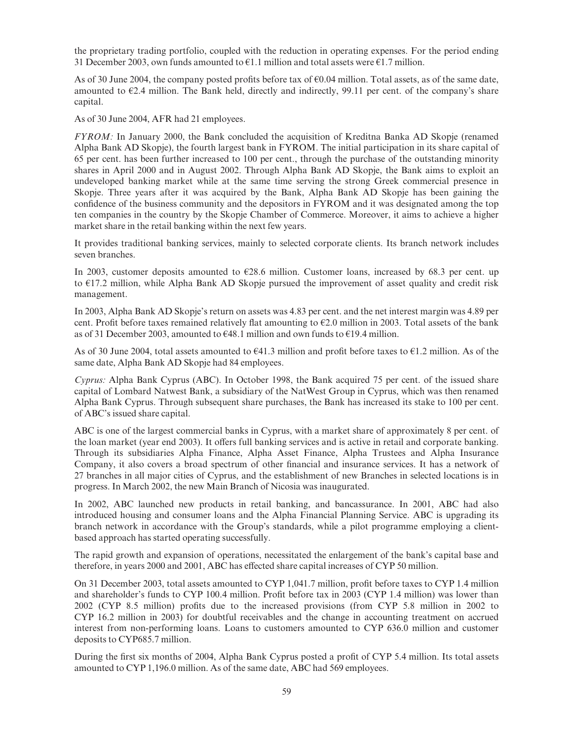the proprietary trading portfolio, coupled with the reduction in operating expenses. For the period ending 31 December 2003, own funds amounted to €1.1 million and total assets were €1.7 million.

As of 30 June 2004, the company posted profits before tax of €0.04 million. Total assets, as of the same date, amounted to €2.4 million. The Bank held, directly and indirectly, 99.11 per cent. of the company's share capital.

As of 30 June 2004, AFR had 21 employees.

*FYROM:* In January 2000, the Bank concluded the acquisition of Kreditna Banka AD Skopje (renamed Alpha Bank AD Skopje), the fourth largest bank in FYROM. The initial participation in its share capital of 65 per cent. has been further increased to 100 per cent., through the purchase of the outstanding minority shares in April 2000 and in August 2002. Through Alpha Bank AD Skopje, the Bank aims to exploit an undeveloped banking market while at the same time serving the strong Greek commercial presence in Skopje. Three years after it was acquired by the Bank, Alpha Bank AD Skopje has been gaining the confidence of the business community and the depositors in FYROM and it was designated among the top ten companies in the country by the Skopje Chamber of Commerce. Moreover, it aims to achieve a higher market share in the retail banking within the next few years.

It provides traditional banking services, mainly to selected corporate clients. Its branch network includes seven branches.

In 2003, customer deposits amounted to €28.6 million. Customer loans, increased by 68.3 per cent. up to €17.2 million, while Alpha Bank AD Skopje pursued the improvement of asset quality and credit risk management.

In 2003, Alpha Bank AD Skopje's return on assets was 4.83 per cent. and the net interest margin was 4.89 per cent. Profit before taxes remained relatively flat amounting to €2.0 million in 2003. Total assets of the bank as of 31 December 2003, amounted to €48.1 million and own funds to €19.4 million.

As of 30 June 2004, total assets amounted to €41.3 million and profit before taxes to €1.2 million. As of the same date, Alpha Bank AD Skopje had 84 employees.

*Cyprus:* Alpha Bank Cyprus (ABC). In October 1998, the Bank acquired 75 per cent. of the issued share capital of Lombard Natwest Bank, a subsidiary of the NatWest Group in Cyprus, which was then renamed Alpha Bank Cyprus. Through subsequent share purchases, the Bank has increased its stake to 100 per cent. of ABC's issued share capital.

ABC is one of the largest commercial banks in Cyprus, with a market share of approximately 8 per cent. of the loan market (year end 2003). It offers full banking services and is active in retail and corporate banking. Through its subsidiaries Alpha Finance, Alpha Asset Finance, Alpha Trustees and Alpha Insurance Company, it also covers a broad spectrum of other financial and insurance services. It has a network of 27 branches in all major cities of Cyprus, and the establishment of new Branches in selected locations is in progress. In March 2002, the new Main Branch of Nicosia was inaugurated.

In 2002, ABC launched new products in retail banking, and bancassurance. In 2001, ABC had also introduced housing and consumer loans and the Alpha Financial Planning Service. ABC is upgrading its branch network in accordance with the Group's standards, while a pilot programme employing a client-based approach has started operating successfully.

The rapid growth and expansion of operations, necessitated the enlargement of the bank's capital base and therefore, in years 2000 and 2001, ABC has effected share capital increases of CYP 50 million.

On 31 December 2003, total assets amounted to CYP 1,041.7 million, profit before taxes to CYP 1.4 million and shareholder's funds to CYP 100.4 million. Profit before tax in 2003 (CYP 1.4 million) was lower than 2002 (CYP 8.5 million) profits due to the increased provisions (from CYP 5.8 million in 2002 to CYP 16.2 million in 2003) for doubtful receivables and the change in accounting treatment on accrued interest from non-performing loans. Loans to customers amounted to CYP 636.0 million and customer deposits to CYP685.7 million.

During the first six months of 2004, Alpha Bank Cyprus posted a profit of CYP 5.4 million. Its total assets amounted to CYP 1,196.0 million. As of the same date, ABC had 569 employees.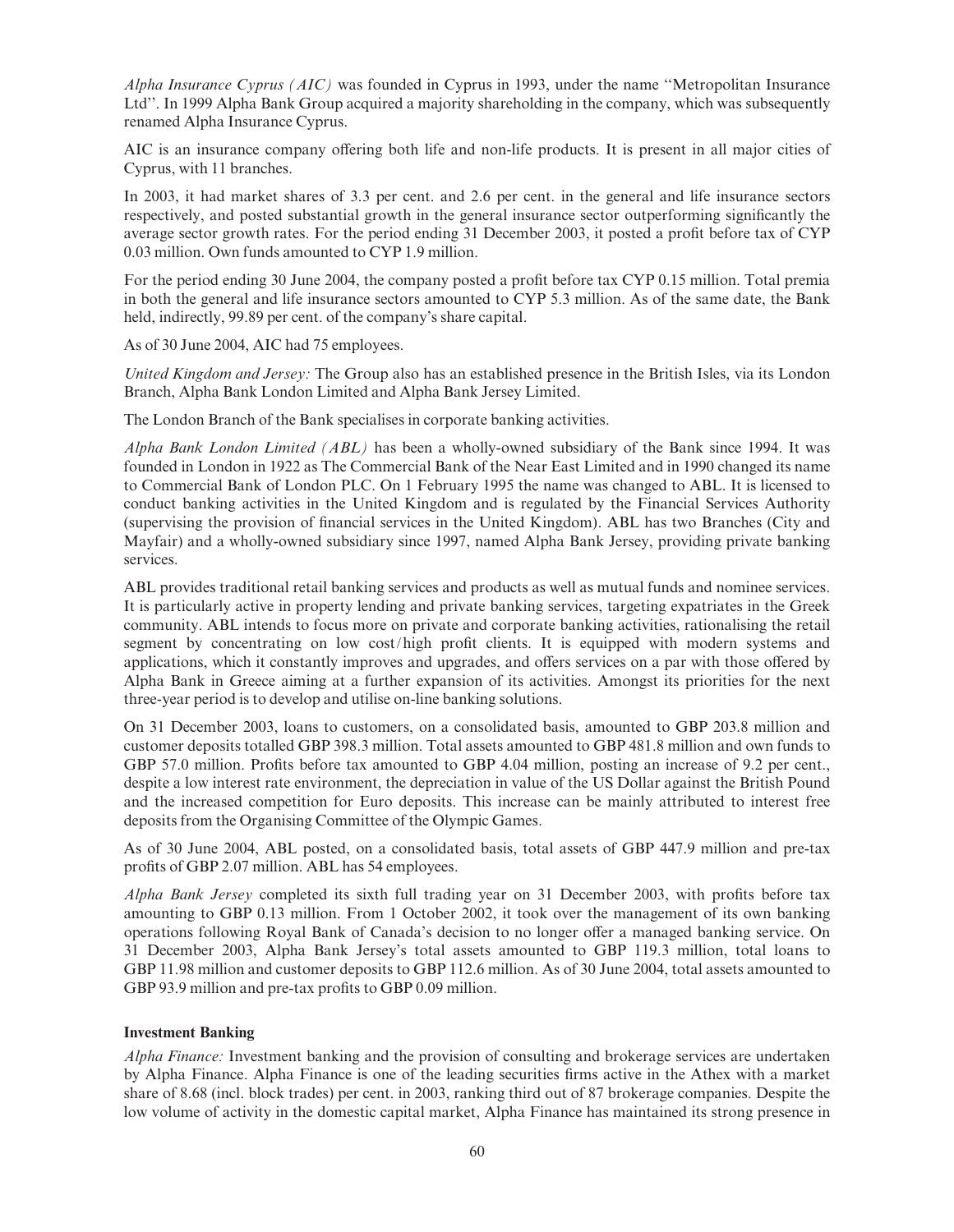*Alpha Insurance Cyprus (AIC)* was founded in Cyprus in 1993, under the name ''Metropolitan Insurance Ltd''. In 1999 Alpha Bank Group acquired a majority shareholding in the company, which was subsequently renamed Alpha Insurance Cyprus.

AIC is an insurance company offering both life and non-life products. It is present in all major cities of Cyprus, with 11 branches.

In 2003, it had market shares of 3.3 per cent. and 2.6 per cent. in the general and life insurance sectors respectively, and posted substantial growth in the general insurance sector outperforming significantly the average sector growth rates. For the period ending 31 December 2003, it posted a profit before tax of CYP 0.03 million. Own funds amounted to CYP 1.9 million.

For the period ending 30 June 2004, the company posted a profit before tax CYP 0.15 million. Total premia in both the general and life insurance sectors amounted to CYP 5.3 million. As of the same date, the Bank held, indirectly, 99.89 per cent. of the company's share capital.

As of 30 June 2004, AIC had 75 employees.

*United Kingdom and Jersey:* The Group also has an established presence in the British Isles, via its London Branch, Alpha Bank London Limited and Alpha Bank Jersey Limited.

The London Branch of the Bank specialises in corporate banking activities.

*Alpha Bank London Limited (ABL)* has been a wholly-owned subsidiary of the Bank since 1994. It was founded in London in 1922 as The Commercial Bank of the Near East Limited and in 1990 changed its name to Commercial Bank of London PLC. On 1 February 1995 the name was changed to ABL. It is licensed to conduct banking activities in the United Kingdom and is regulated by the Financial Services Authority (supervising the provision of financial services in the United Kingdom). ABL has two Branches (City and Mayfair) and a wholly-owned subsidiary since 1997, named Alpha Bank Jersey, providing private banking services.

ABL provides traditional retail banking services and products as well as mutual funds and nominee services. It is particularly active in property lending and private banking services, targeting expatriates in the Greek community. ABL intends to focus more on private and corporate banking activities, rationalising the retail segment by concentrating on low cost/high profit clients. It is equipped with modern systems and applications, which it constantly improves and upgrades, and offers services on a par with those offered by Alpha Bank in Greece aiming at a further expansion of its activities. Amongst its priorities for the next three-year period is to develop and utilise on-line banking solutions.

On 31 December 2003, loans to customers, on a consolidated basis, amounted to GBP 203.8 million and customer deposits totalled GBP 398.3 million. Total assets amounted to GBP 481.8 million and own funds to GBP 57.0 million. Profits before tax amounted to GBP 4.04 million, posting an increase of 9.2 per cent., despite a low interest rate environment, the depreciation in value of the US Dollar against the British Pound and the increased competition for Euro deposits. This increase can be mainly attributed to interest free deposits from the Organising Committee of the Olympic Games.

As of 30 June 2004, ABL posted, on a consolidated basis, total assets of GBP 447.9 million and pre-tax profits of GBP 2.07 million. ABL has 54 employees.

*Alpha Bank Jersey* completed its sixth full trading year on 31 December 2003, with profits before tax amounting to GBP 0.13 million. From 1 October 2002, it took over the management of its own banking operations following Royal Bank of Canada's decision to no longer offer a managed banking service. On 31 December 2003, Alpha Bank Jersey's total assets amounted to GBP 119.3 million, total loans to GBP 11.98 million and customer deposits to GBP 112.6 million. As of 30 June 2004, total assets amounted to GBP 93.9 million and pre-tax profits to GBP 0.09 million.

**Investment Banking**

*Alpha Finance:* Investment banking and the provision of consulting and brokerage services are undertaken by Alpha Finance. Alpha Finance is one of the leading securities firms active in the Athex with a market share of 8.68 (incl. block trades) per cent. in 2003, ranking third out of 87 brokerage companies. Despite the low volume of activity in the domestic capital market, Alpha Finance has maintained its strong presence in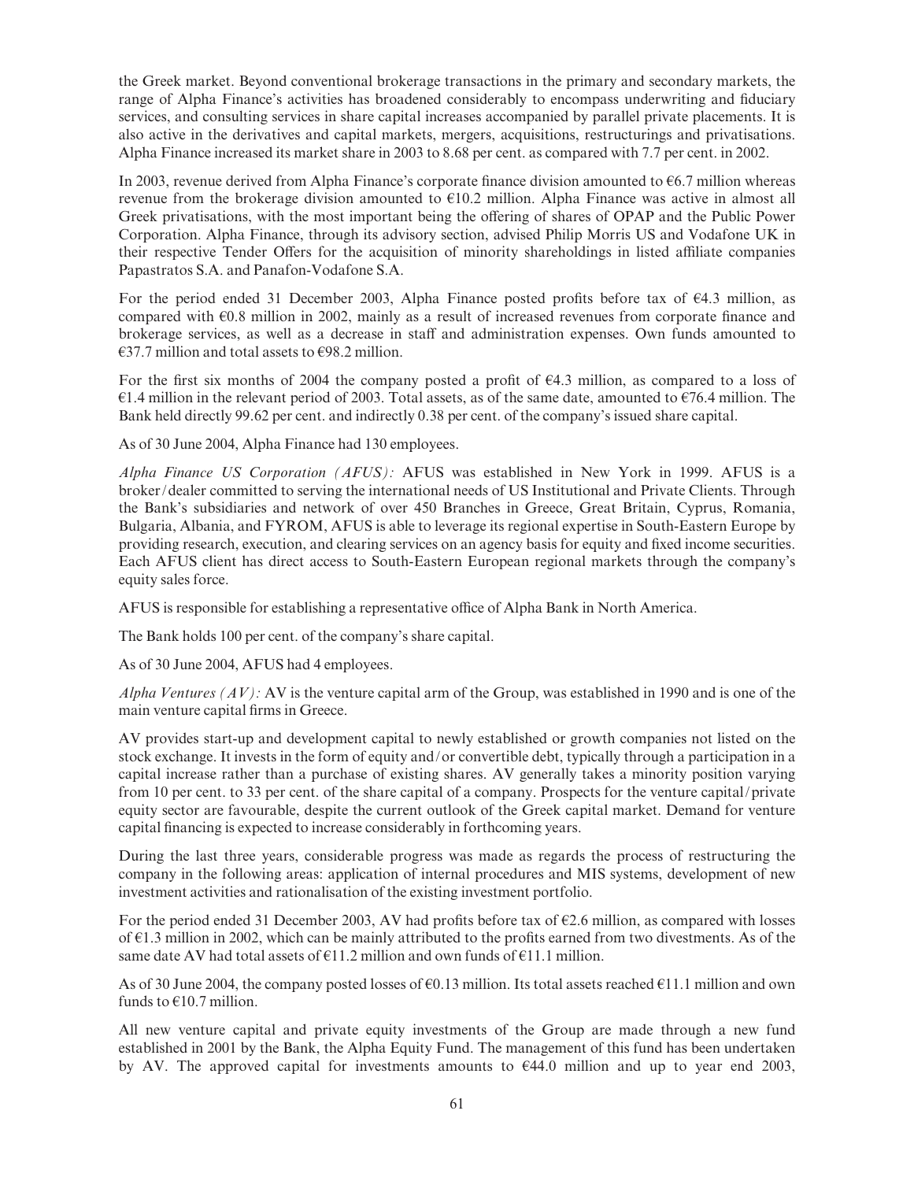the Greek market. Beyond conventional brokerage transactions in the primary and secondary markets, the range of Alpha Finance's activities has broadened considerably to encompass underwriting and fiduciary services, and consulting services in share capital increases accompanied by parallel private placements. It is also active in the derivatives and capital markets, mergers, acquisitions, restructurings and privatisations. Alpha Finance increased its market share in 2003 to 8.68 per cent. as compared with 7.7 per cent. in 2002.

In 2003, revenue derived from Alpha Finance's corporate finance division amounted to €6.7 million whereas revenue from the brokerage division amounted to €10.2 million. Alpha Finance was active in almost all Greek privatisations, with the most important being the offering of shares of OPAP and the Public Power Corporation. Alpha Finance, through its advisory section, advised Philip Morris US and Vodafone UK in their respective Tender Offers for the acquisition of minority shareholdings in listed affiliate companies Papastratos S.A. and Panafon-Vodafone S.A.

For the period ended 31 December 2003, Alpha Finance posted profits before tax of €4.3 million, as compared with €0.8 million in 2002, mainly as a result of increased revenues from corporate finance and brokerage services, as well as a decrease in staff and administration expenses. Own funds amounted to €37.7 million and total assets to €98.2 million.

For the first six months of 2004 the company posted a profit of €4.3 million, as compared to a loss of €1.4 million in the relevant period of 2003. Total assets, as of the same date, amounted to €76.4 million. The Bank held directly 99.62 per cent. and indirectly 0.38 per cent. of the company's issued share capital.

As of 30 June 2004, Alpha Finance had 130 employees.

*Alpha Finance US Corporation (AFUS):* AFUS was established in New York in 1999. AFUS is a broker/dealer committed to serving the international needs of US Institutional and Private Clients. Through the Bank's subsidiaries and network of over 450 Branches in Greece, Great Britain, Cyprus, Romania, Bulgaria, Albania, and FYROM, AFUS is able to leverage its regional expertise in South-Eastern Europe by providing research, execution, and clearing services on an agency basis for equity and fixed income securities. Each AFUS client has direct access to South-Eastern European regional markets through the company's equity sales force.

AFUS is responsible for establishing a representative office of Alpha Bank in North America.

The Bank holds 100 per cent. of the company's share capital.

As of 30 June 2004, AFUS had 4 employees.

*Alpha Ventures (AV):* AV is the venture capital arm of the Group, was established in 1990 and is one of the main venture capital firms in Greece.

AV provides start-up and development capital to newly established or growth companies not listed on the stock exchange. It invests in the form of equity and/or convertible debt, typically through a participation in a capital increase rather than a purchase of existing shares. AV generally takes a minority position varying from 10 per cent. to 33 per cent. of the share capital of a company. Prospects for the venture capital/private equity sector are favourable, despite the current outlook of the Greek capital market. Demand for venture capital financing is expected to increase considerably in forthcoming years.

During the last three years, considerable progress was made as regards the process of restructuring the company in the following areas: application of internal procedures and MIS systems, development of new investment activities and rationalisation of the existing investment portfolio.

For the period ended 31 December 2003, AV had profits before tax of €2.6 million, as compared with losses of €1.3 million in 2002, which can be mainly attributed to the profits earned from two divestments. As of the same date AV had total assets of €11.2 million and own funds of €11.1 million.

As of 30 June 2004, the company posted losses of €0.13 million. Its total assets reached €11.1 million and own funds to €10.7 million.

All new venture capital and private equity investments of the Group are made through a new fund established in 2001 by the Bank, the Alpha Equity Fund. The management of this fund has been undertaken by AV. The approved capital for investments amounts to €44.0 million and up to year end 2003,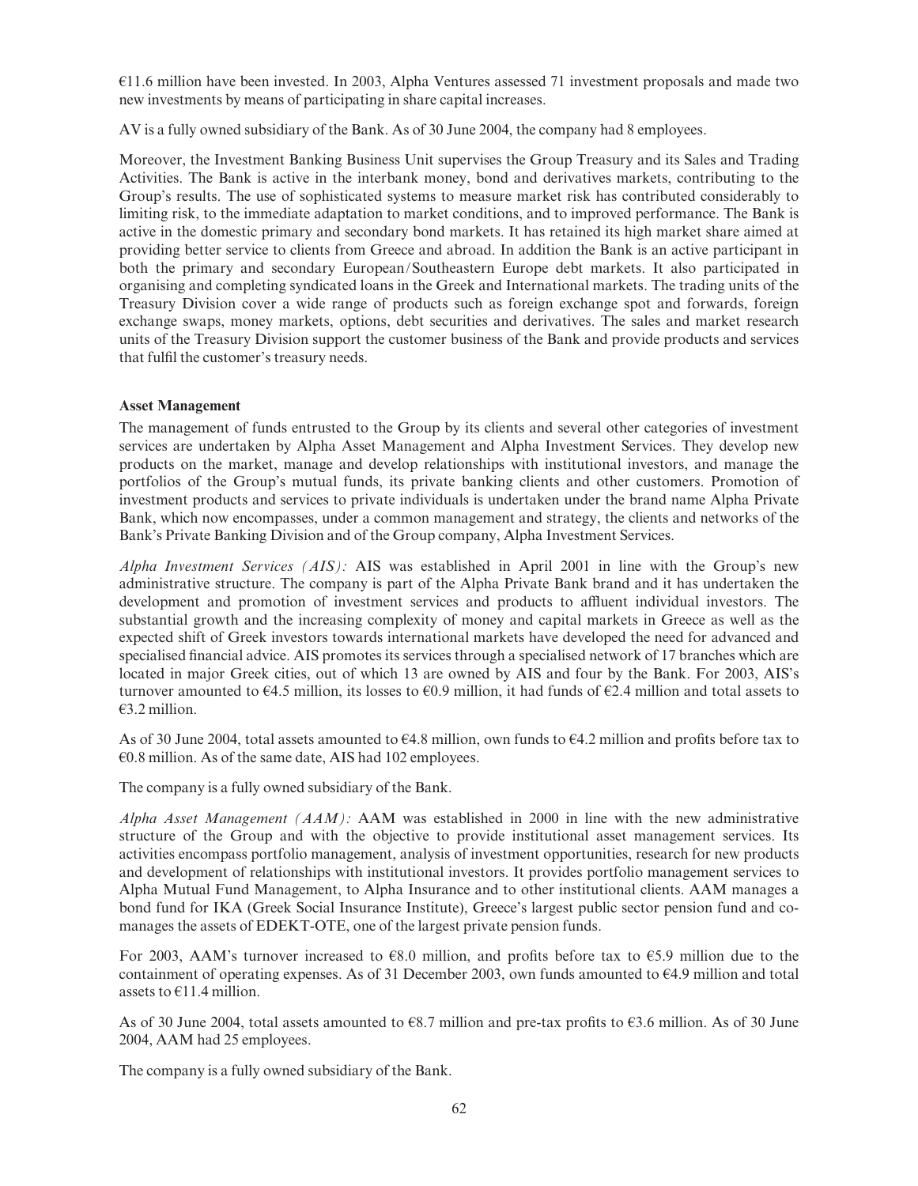€11.6 million have been invested. In 2003, Alpha Ventures assessed 71 investment proposals and made two new investments by means of participating in share capital increases.

AV is a fully owned subsidiary of the Bank. As of 30 June 2004, the company had 8 employees.

Moreover, the Investment Banking Business Unit supervises the Group Treasury and its Sales and Trading Activities. The Bank is active in the interbank money, bond and derivatives markets, contributing to the Group's results. The use of sophisticated systems to measure market risk has contributed considerably to limiting risk, to the immediate adaptation to market conditions, and to improved performance. The Bank is active in the domestic primary and secondary bond markets. It has retained its high market share aimed at providing better service to clients from Greece and abroad. In addition the Bank is an active participant in both the primary and secondary European/Southeastern Europe debt markets. It also participated in organising and completing syndicated loans in the Greek and International markets. The trading units of the Treasury Division cover a wide range of products such as foreign exchange spot and forwards, foreign exchange swaps, money markets, options, debt securities and derivatives. The sales and market research units of the Treasury Division support the customer business of the Bank and provide products and services that fulfil the customer's treasury needs.

**Asset Management**

The management of funds entrusted to the Group by its clients and several other categories of investment services are undertaken by Alpha Asset Management and Alpha Investment Services. They develop new products on the market, manage and develop relationships with institutional investors, and manage the portfolios of the Group's mutual funds, its private banking clients and other customers. Promotion of investment products and services to private individuals is undertaken under the brand name Alpha Private Bank, which now encompasses, under a common management and strategy, the clients and networks of the Bank's Private Banking Division and of the Group company, Alpha Investment Services.

*Alpha Investment Services (AIS):* AIS was established in April 2001 in line with the Group's new administrative structure. The company is part of the Alpha Private Bank brand and it has undertaken the development and promotion of investment services and products to affluent individual investors. The substantial growth and the increasing complexity of money and capital markets in Greece as well as the expected shift of Greek investors towards international markets have developed the need for advanced and specialised financial advice. AIS promotes its services through a specialised network of 17 branches which are located in major Greek cities, out of which 13 are owned by AIS and four by the Bank. For 2003, AIS's turnover amounted to €4.5 million, its losses to €0.9 million, it had funds of €2.4 million and total assets to €3.2 million.

As of 30 June 2004, total assets amounted to €4.8 million, own funds to €4.2 million and profits before tax to €0.8 million. As of the same date, AIS had 102 employees.

The company is a fully owned subsidiary of the Bank.

*Alpha Asset Management (AAM):* AAM was established in 2000 in line with the new administrative structure of the Group and with the objective to provide institutional asset management services. Its activities encompass portfolio management, analysis of investment opportunities, research for new products and development of relationships with institutional investors. It provides portfolio management services to Alpha Mutual Fund Management, to Alpha Insurance and to other institutional clients. AAM manages a bond fund for IKA (Greek Social Insurance Institute), Greece's largest public sector pension fund and co-manages the assets of EDEKT-OTE, one of the largest private pension funds.

For 2003, AAM's turnover increased to €8.0 million, and profits before tax to €5.9 million due to the containment of operating expenses. As of 31 December 2003, own funds amounted to €4.9 million and total assets to €11.4 million.

As of 30 June 2004, total assets amounted to €8.7 million and pre-tax profits to €3.6 million. As of 30 June 2004, AAM had 25 employees.

The company is a fully owned subsidiary of the Bank.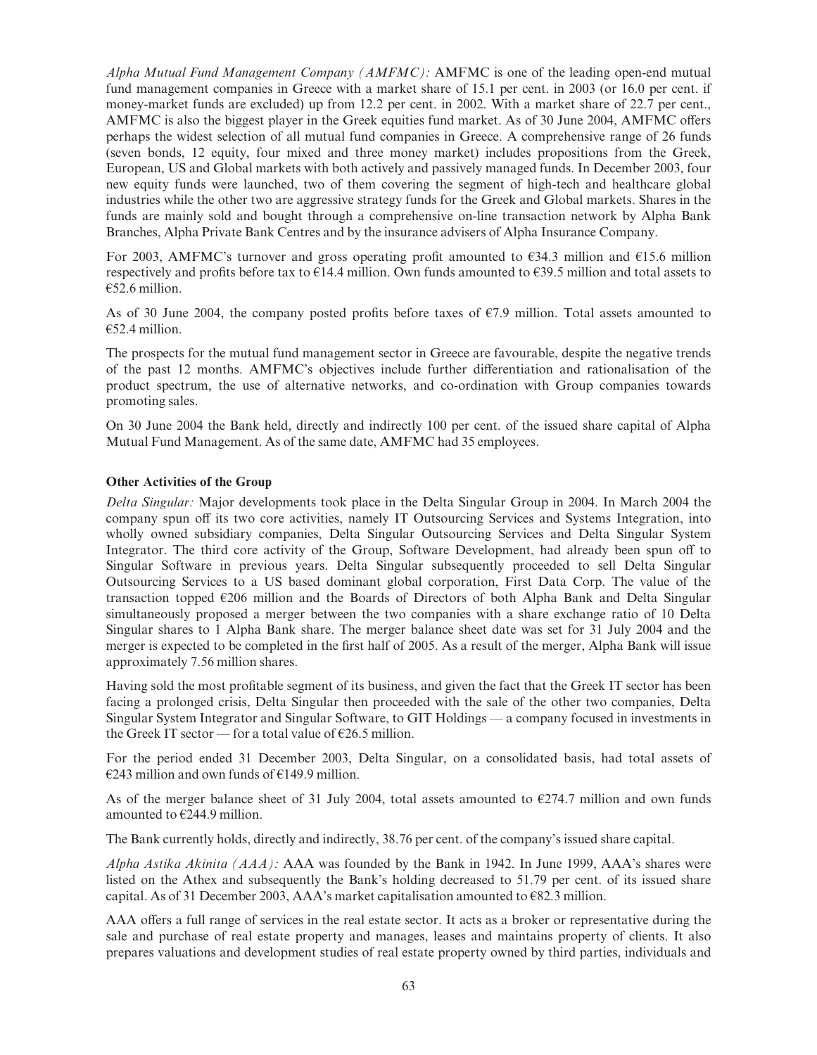*Alpha Mutual Fund Management Company (AMFMC):* AMFMC is one of the leading open-end mutual fund management companies in Greece with a market share of 15.1 per cent. in 2003 (or 16.0 per cent. if money-market funds are excluded) up from 12.2 per cent. in 2002. With a market share of 22.7 per cent., AMFMC is also the biggest player in the Greek equities fund market. As of 30 June 2004, AMFMC offers perhaps the widest selection of all mutual fund companies in Greece. A comprehensive range of 26 funds (seven bonds, 12 equity, four mixed and three money market) includes propositions from the Greek, European, US and Global markets with both actively and passively managed funds. In December 2003, four new equity funds were launched, two of them covering the segment of high-tech and healthcare global industries while the other two are aggressive strategy funds for the Greek and Global markets. Shares in the funds are mainly sold and bought through a comprehensive on-line transaction network by Alpha Bank Branches, Alpha Private Bank Centres and by the insurance advisers of Alpha Insurance Company.

For 2003, AMFMC's turnover and gross operating profit amounted to €34.3 million and €15.6 million respectively and profits before tax to €14.4 million. Own funds amounted to €39.5 million and total assets to €52.6 million.

As of 30 June 2004, the company posted profits before taxes of €7.9 million. Total assets amounted to €52.4 million.

The prospects for the mutual fund management sector in Greece are favourable, despite the negative trends of the past 12 months. AMFMC's objectives include further differentiation and rationalisation of the product spectrum, the use of alternative networks, and co-ordination with Group companies towards promoting sales.

On 30 June 2004 the Bank held, directly and indirectly 100 per cent. of the issued share capital of Alpha Mutual Fund Management. As of the same date, AMFMC had 35 employees.

**Other Activities of the Group**

*Delta Singular:* Major developments took place in the Delta Singular Group in 2004. In March 2004 the company spun off its two core activities, namely IT Outsourcing Services and Systems Integration, into wholly owned subsidiary companies, Delta Singular Outsourcing Services and Delta Singular System Integrator. The third core activity of the Group, Software Development, had already been spun off to Singular Software in previous years. Delta Singular subsequently proceeded to sell Delta Singular Outsourcing Services to a US based dominant global corporation, First Data Corp. The value of the transaction topped €206 million and the Boards of Directors of both Alpha Bank and Delta Singular simultaneously proposed a merger between the two companies with a share exchange ratio of 10 Delta Singular shares to 1 Alpha Bank share. The merger balance sheet date was set for 31 July 2004 and the merger is expected to be completed in the first half of 2005. As a result of the merger, Alpha Bank will issue approximately 7.56 million shares.

Having sold the most profitable segment of its business, and given the fact that the Greek IT sector has been facing a prolonged crisis, Delta Singular then proceeded with the sale of the other two companies, Delta Singular System Integrator and Singular Software, to GIT Holdings — a company focused in investments in the Greek IT sector — for a total value of €26.5 million.

For the period ended 31 December 2003, Delta Singular, on a consolidated basis, had total assets of €243 million and own funds of €149.9 million.

As of the merger balance sheet of 31 July 2004, total assets amounted to €274.7 million and own funds amounted to €244.9 million.

The Bank currently holds, directly and indirectly, 38.76 per cent. of the company's issued share capital.

*Alpha Astika Akinita (AAA):* AAA was founded by the Bank in 1942. In June 1999, AAA's shares were listed on the Athex and subsequently the Bank's holding decreased to 51.79 per cent. of its issued share capital. As of 31 December 2003, AAA's market capitalisation amounted to €82.3 million.

AAA offers a full range of services in the real estate sector. It acts as a broker or representative during the sale and purchase of real estate property and manages, leases and maintains property of clients. It also prepares valuations and development studies of real estate property owned by third parties, individuals and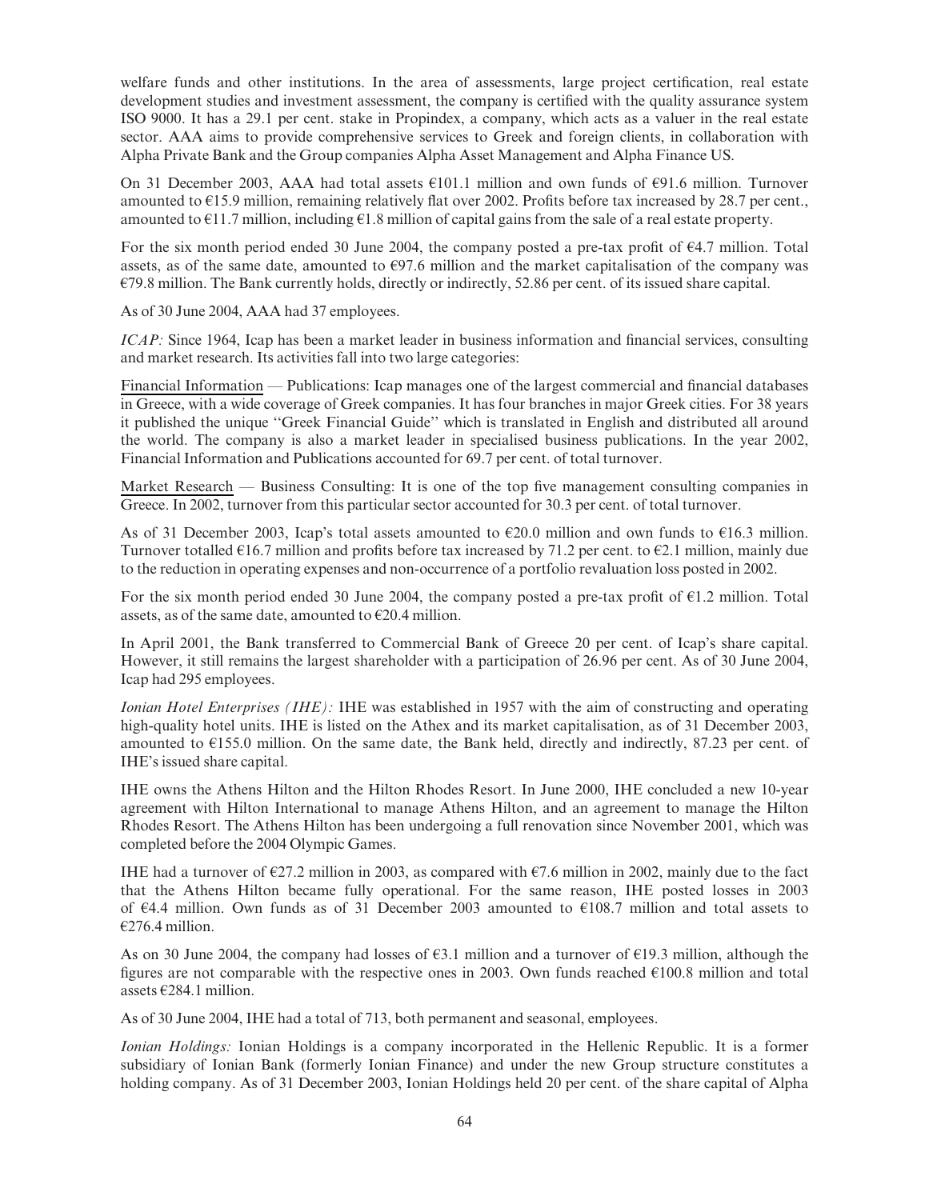welfare funds and other institutions. In the area of assessments, large project certification, real estate development studies and investment assessment, the company is certified with the quality assurance system ISO 9000. It has a 29.1 per cent. stake in Propindex, a company, which acts as a valuer in the real estate sector. AAA aims to provide comprehensive services to Greek and foreign clients, in collaboration with Alpha Private Bank and the Group companies Alpha Asset Management and Alpha Finance US.

On 31 December 2003, AAA had total assets €101.1 million and own funds of €91.6 million. Turnover amounted to €15.9 million, remaining relatively flat over 2002. Profits before tax increased by 28.7 per cent., amounted to €11.7 million, including €1.8 million of capital gains from the sale of a real estate property.

For the six month period ended 30 June 2004, the company posted a pre-tax profit of €4.7 million. Total assets, as of the same date, amounted to €97.6 million and the market capitalisation of the company was €79.8 million. The Bank currently holds, directly or indirectly, 52.86 per cent. of its issued share capital.

As of 30 June 2004, AAA had 37 employees.

*ICAP:* Since 1964, Icap has been a market leader in business information and financial services, consulting and market research. Its activities fall into two large categories:

Financial Information — Publications: Icap manages one of the largest commercial and financial databases in Greece, with a wide coverage of Greek companies. It has four branches in major Greek cities. For 38 years it published the unique ''Greek Financial Guide'' which is translated in English and distributed all around the world. The company is also a market leader in specialised business publications. In the year 2002, Financial Information and Publications accounted for 69.7 per cent. of total turnover.

Market Research — Business Consulting: It is one of the top five management consulting companies in Greece. In 2002, turnover from this particular sector accounted for 30.3 per cent. of total turnover.

As of 31 December 2003, Icap's total assets amounted to €20.0 million and own funds to €16.3 million. Turnover totalled €16.7 million and profits before tax increased by 71.2 per cent. to €2.1 million, mainly due to the reduction in operating expenses and non-occurrence of a portfolio revaluation loss posted in 2002.

For the six month period ended 30 June 2004, the company posted a pre-tax profit of €1.2 million. Total assets, as of the same date, amounted to €20.4 million.

In April 2001, the Bank transferred to Commercial Bank of Greece 20 per cent. of Icap's share capital. However, it still remains the largest shareholder with a participation of 26.96 per cent. As of 30 June 2004, Icap had 295 employees.

*Ionian Hotel Enterprises (IHE):* IHE was established in 1957 with the aim of constructing and operating high-quality hotel units. IHE is listed on the Athex and its market capitalisation, as of 31 December 2003, amounted to €155.0 million. On the same date, the Bank held, directly and indirectly, 87.23 per cent. of IHE's issued share capital.

IHE owns the Athens Hilton and the Hilton Rhodes Resort. In June 2000, IHE concluded a new 10-year agreement with Hilton International to manage Athens Hilton, and an agreement to manage the Hilton Rhodes Resort. The Athens Hilton has been undergoing a full renovation since November 2001, which was completed before the 2004 Olympic Games.

IHE had a turnover of €27.2 million in 2003, as compared with €7.6 million in 2002, mainly due to the fact that the Athens Hilton became fully operational. For the same reason, IHE posted losses in 2003 of €4.4 million. Own funds as of 31 December 2003 amounted to €108.7 million and total assets to €276.4 million.

As on 30 June 2004, the company had losses of €3.1 million and a turnover of €19.3 million, although the figures are not comparable with the respective ones in 2003. Own funds reached €100.8 million and total assets €284.1 million.

As of 30 June 2004, IHE had a total of 713, both permanent and seasonal, employees.

*Ionian Holdings:* Ionian Holdings is a company incorporated in the Hellenic Republic. It is a former subsidiary of Ionian Bank (formerly Ionian Finance) and under the new Group structure constitutes a holding company. As of 31 December 2003, Ionian Holdings held 20 per cent. of the share capital of Alpha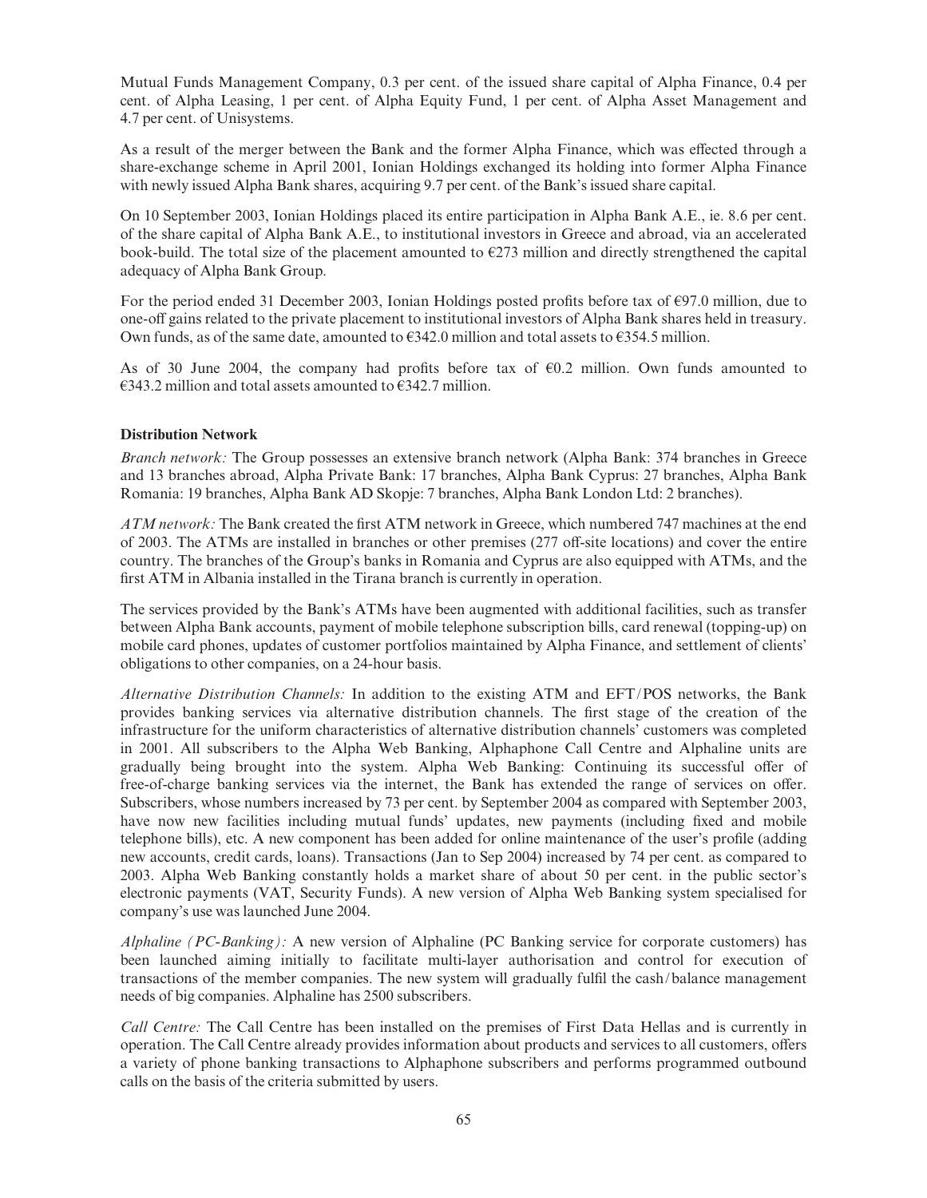Mutual Funds Management Company, 0.3 per cent. of the issued share capital of Alpha Finance, 0.4 per cent. of Alpha Leasing, 1 per cent. of Alpha Equity Fund, 1 per cent. of Alpha Asset Management and 4.7 per cent. of Unisystems.

As a result of the merger between the Bank and the former Alpha Finance, which was effected through a share-exchange scheme in April 2001, Ionian Holdings exchanged its holding into former Alpha Finance with newly issued Alpha Bank shares, acquiring 9.7 per cent. of the Bank's issued share capital.

On 10 September 2003, Ionian Holdings placed its entire participation in Alpha Bank A.E., ie. 8.6 per cent. of the share capital of Alpha Bank A.E., to institutional investors in Greece and abroad, via an accelerated book-build. The total size of the placement amounted to €273 million and directly strengthened the capital adequacy of Alpha Bank Group.

For the period ended 31 December 2003, Ionian Holdings posted profits before tax of €97.0 million, due to one-off gains related to the private placement to institutional investors of Alpha Bank shares held in treasury. Own funds, as of the same date, amounted to €342.0 million and total assets to €354.5 million.

As of 30 June 2004, the company had profits before tax of €0.2 million. Own funds amounted to €343.2 million and total assets amounted to €342.7 million.

**Distribution Network**

*Branch network:* The Group possesses an extensive branch network (Alpha Bank: 374 branches in Greece and 13 branches abroad, Alpha Private Bank: 17 branches, Alpha Bank Cyprus: 27 branches, Alpha Bank Romania: 19 branches, Alpha Bank AD Skopje: 7 branches, Alpha Bank London Ltd: 2 branches).

*ATM network:* The Bank created the first ATM network in Greece, which numbered 747 machines at the end of 2003. The ATMs are installed in branches or other premises (277 off-site locations) and cover the entire country. The branches of the Group's banks in Romania and Cyprus are also equipped with ATMs, and the first ATM in Albania installed in the Tirana branch is currently in operation.

The services provided by the Bank's ATMs have been augmented with additional facilities, such as transfer between Alpha Bank accounts, payment of mobile telephone subscription bills, card renewal (topping-up) on mobile card phones, updates of customer portfolios maintained by Alpha Finance, and settlement of clients' obligations to other companies, on a 24-hour basis.

*Alternative Distribution Channels:* In addition to the existing ATM and EFT/POS networks, the Bank provides banking services via alternative distribution channels. The first stage of the creation of the infrastructure for the uniform characteristics of alternative distribution channels' customers was completed in 2001. All subscribers to the Alpha Web Banking, Alphaphone Call Centre and Alphaline units are gradually being brought into the system. Alpha Web Banking: Continuing its successful offer of free-of-charge banking services via the internet, the Bank has extended the range of services on offer. Subscribers, whose numbers increased by 73 per cent. by September 2004 as compared with September 2003, have now new facilities including mutual funds' updates, new payments (including fixed and mobile telephone bills), etc. A new component has been added for online maintenance of the user's profile (adding new accounts, credit cards, loans). Transactions (Jan to Sep 2004) increased by 74 per cent. as compared to 2003. Alpha Web Banking constantly holds a market share of about 50 per cent. in the public sector's electronic payments (VAT, Security Funds). A new version of Alpha Web Banking system specialised for company's use was launched June 2004.

*Alphaline (PC-Banking):* A new version of Alphaline (PC Banking service for corporate customers) has been launched aiming initially to facilitate multi-layer authorisation and control for execution of transactions of the member companies. The new system will gradually fulfil the cash/balance management needs of big companies. Alphaline has 2500 subscribers.

*Call Centre:* The Call Centre has been installed on the premises of First Data Hellas and is currently in operation. The Call Centre already provides information about products and services to all customers, offers a variety of phone banking transactions to Alphaphone subscribers and performs programmed outbound calls on the basis of the criteria submitted by users.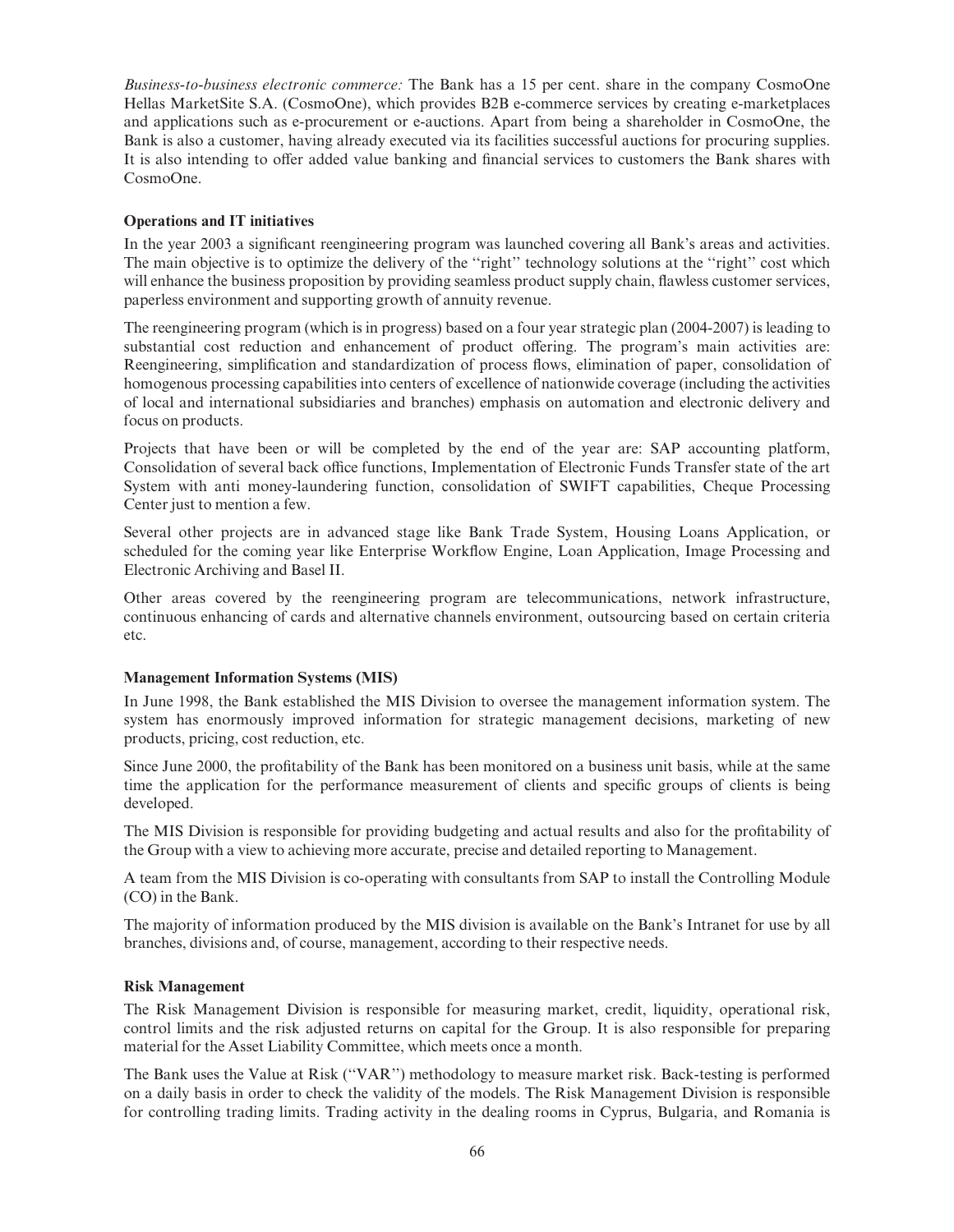*Business-to-business electronic commerce:* The Bank has a 15 per cent. share in the company CosmoOne Hellas MarketSite S.A. (CosmoOne), which provides B2B e-commerce services by creating e-marketplaces and applications such as e-procurement or e-auctions. Apart from being a shareholder in CosmoOne, the Bank is also a customer, having already executed via its facilities successful auctions for procuring supplies. It is also intending to offer added value banking and financial services to customers the Bank shares with CosmoOne.

**Operations and IT initiatives**

In the year 2003 a significant reengineering program was launched covering all Bank's areas and activities. The main objective is to optimize the delivery of the ''right'' technology solutions at the ''right'' cost which will enhance the business proposition by providing seamless product supply chain, flawless customer services, paperless environment and supporting growth of annuity revenue.

The reengineering program (which is in progress) based on a four year strategic plan (2004-2007) is leading to substantial cost reduction and enhancement of product offering. The program's main activities are: Reengineering, simplification and standardization of process flows, elimination of paper, consolidation of homogenous processing capabilities into centers of excellence of nationwide coverage (including the activities of local and international subsidiaries and branches) emphasis on automation and electronic delivery and focus on products.

Projects that have been or will be completed by the end of the year are: SAP accounting platform, Consolidation of several back office functions, Implementation of Electronic Funds Transfer state of the art System with anti money-laundering function, consolidation of SWIFT capabilities, Cheque Processing Center just to mention a few.

Several other projects are in advanced stage like Bank Trade System, Housing Loans Application, or scheduled for the coming year like Enterprise Workflow Engine, Loan Application, Image Processing and Electronic Archiving and Basel II.

Other areas covered by the reengineering program are telecommunications, network infrastructure, continuous enhancing of cards and alternative channels environment, outsourcing based on certain criteria etc.

**Management Information Systems (MIS)**

In June 1998, the Bank established the MIS Division to oversee the management information system. The system has enormously improved information for strategic management decisions, marketing of new products, pricing, cost reduction, etc.

Since June 2000, the profitability of the Bank has been monitored on a business unit basis, while at the same time the application for the performance measurement of clients and specific groups of clients is being developed.

The MIS Division is responsible for providing budgeting and actual results and also for the profitability of the Group with a view to achieving more accurate, precise and detailed reporting to Management.

A team from the MIS Division is co-operating with consultants from SAP to install the Controlling Module (CO) in the Bank.

The majority of information produced by the MIS division is available on the Bank's Intranet for use by all branches, divisions and, of course, management, according to their respective needs.

**Risk Management**

The Risk Management Division is responsible for measuring market, credit, liquidity, operational risk, control limits and the risk adjusted returns on capital for the Group. It is also responsible for preparing material for the Asset Liability Committee, which meets once a month.

The Bank uses the Value at Risk (''VAR'') methodology to measure market risk. Back-testing is performed on a daily basis in order to check the validity of the models. The Risk Management Division is responsible for controlling trading limits. Trading activity in the dealing rooms in Cyprus, Bulgaria, and Romania is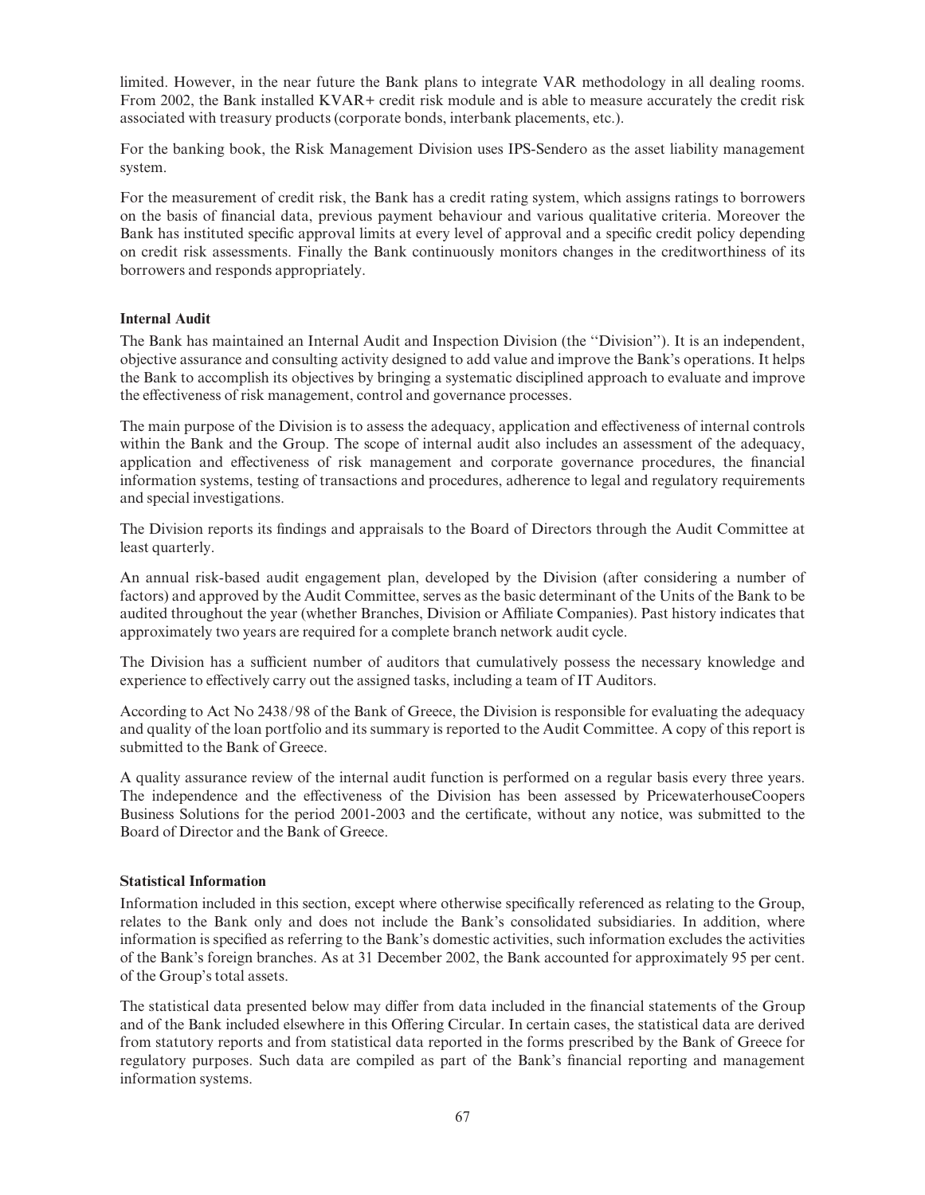limited. However, in the near future the Bank plans to integrate VAR methodology in all dealing rooms. From 2002, the Bank installed KVAR+ credit risk module and is able to measure accurately the credit risk associated with treasury products (corporate bonds, interbank placements, etc.).

For the banking book, the Risk Management Division uses IPS-Sendero as the asset liability management system.

For the measurement of credit risk, the Bank has a credit rating system, which assigns ratings to borrowers on the basis of financial data, previous payment behaviour and various qualitative criteria. Moreover the Bank has instituted specific approval limits at every level of approval and a specific credit policy depending on credit risk assessments. Finally the Bank continuously monitors changes in the creditworthiness of its borrowers and responds appropriately.

**Internal Audit**

The Bank has maintained an Internal Audit and Inspection Division (the ''Division''). It is an independent, objective assurance and consulting activity designed to add value and improve the Bank's operations. It helps the Bank to accomplish its objectives by bringing a systematic disciplined approach to evaluate and improve the effectiveness of risk management, control and governance processes.

The main purpose of the Division is to assess the adequacy, application and effectiveness of internal controls within the Bank and the Group. The scope of internal audit also includes an assessment of the adequacy, application and effectiveness of risk management and corporate governance procedures, the financial information systems, testing of transactions and procedures, adherence to legal and regulatory requirements and special investigations.

The Division reports its findings and appraisals to the Board of Directors through the Audit Committee at least quarterly.

An annual risk-based audit engagement plan, developed by the Division (after considering a number of factors) and approved by the Audit Committee, serves as the basic determinant of the Units of the Bank to be audited throughout the year (whether Branches, Division or Affiliate Companies). Past history indicates that approximately two years are required for a complete branch network audit cycle.

The Division has a sufficient number of auditors that cumulatively possess the necessary knowledge and experience to effectively carry out the assigned tasks, including a team of IT Auditors.

According to Act No 2438/98 of the Bank of Greece, the Division is responsible for evaluating the adequacy and quality of the loan portfolio and its summary is reported to the Audit Committee. A copy of this report is submitted to the Bank of Greece.

A quality assurance review of the internal audit function is performed on a regular basis every three years. The independence and the effectiveness of the Division has been assessed by PricewaterhouseCoopers Business Solutions for the period 2001-2003 and the certificate, without any notice, was submitted to the Board of Director and the Bank of Greece.

**Statistical Information**

Information included in this section, except where otherwise specifically referenced as relating to the Group, relates to the Bank only and does not include the Bank's consolidated subsidiaries. In addition, where information is specified as referring to the Bank's domestic activities, such information excludes the activities of the Bank's foreign branches. As at 31 December 2002, the Bank accounted for approximately 95 per cent. of the Group's total assets.

The statistical data presented below may differ from data included in the financial statements of the Group and of the Bank included elsewhere in this Offering Circular. In certain cases, the statistical data are derived from statutory reports and from statistical data reported in the forms prescribed by the Bank of Greece for regulatory purposes. Such data are compiled as part of the Bank's financial reporting and management information systems.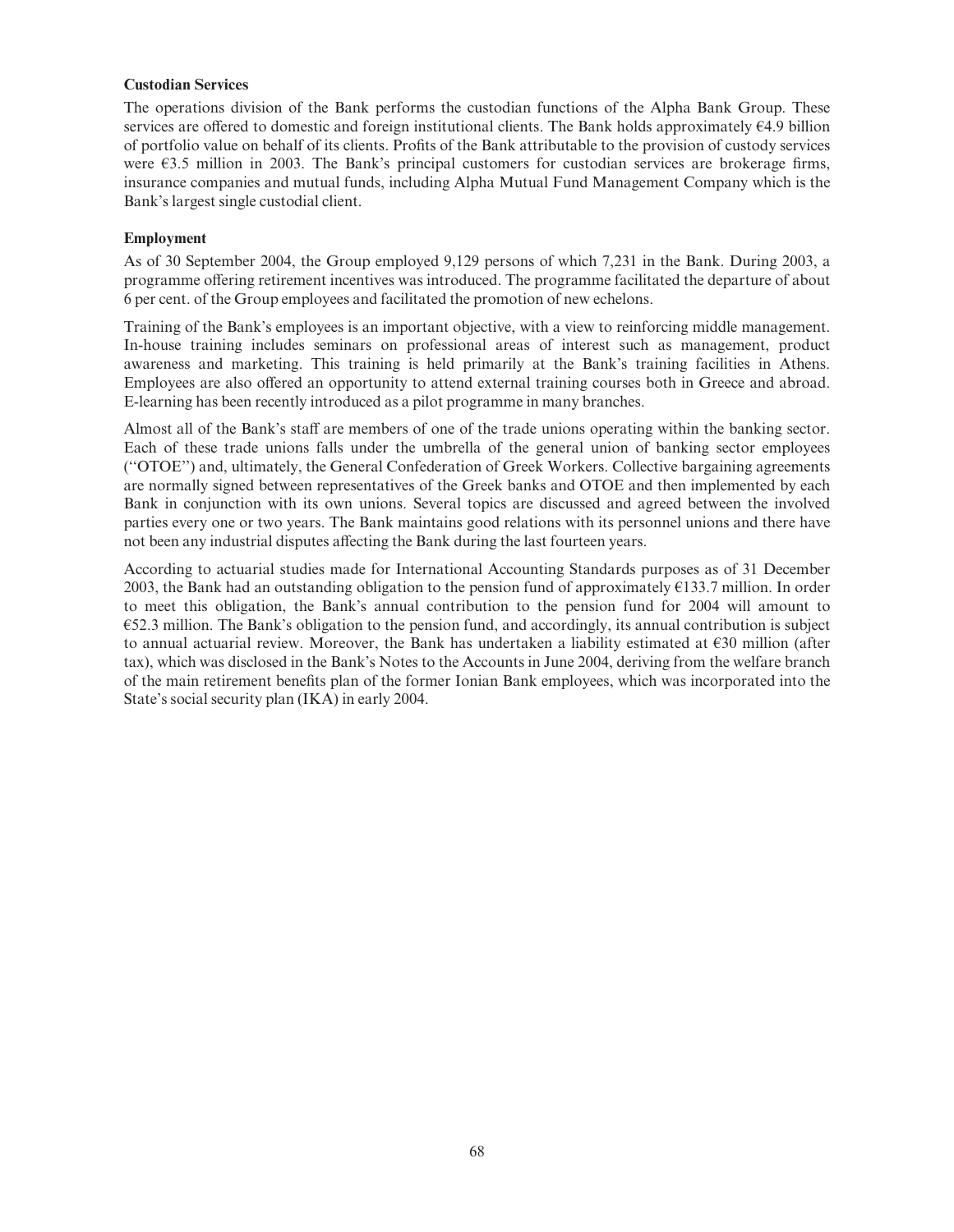**Custodian Services**

The operations division of the Bank performs the custodian functions of the Alpha Bank Group. These services are offered to domestic and foreign institutional clients. The Bank holds approximately €4.9 billion of portfolio value on behalf of its clients. Profits of the Bank attributable to the provision of custody services were €3.5 million in 2003. The Bank's principal customers for custodian services are brokerage firms, insurance companies and mutual funds, including Alpha Mutual Fund Management Company which is the Bank's largest single custodial client.

**Employment**

As of 30 September 2004, the Group employed 9,129 persons of which 7,231 in the Bank. During 2003, a programme offering retirement incentives was introduced. The programme facilitated the departure of about 6 per cent. of the Group employees and facilitated the promotion of new echelons.

Training of the Bank's employees is an important objective, with a view to reinforcing middle management. In-house training includes seminars on professional areas of interest such as management, product awareness and marketing. This training is held primarily at the Bank's training facilities in Athens. Employees are also offered an opportunity to attend external training courses both in Greece and abroad. E-learning has been recently introduced as a pilot programme in many branches.

Almost all of the Bank's staff are members of one of the trade unions operating within the banking sector. Each of these trade unions falls under the umbrella of the general union of banking sector employees ("OTOE") and, ultimately, the General Confederation of Greek Workers. Collective bargaining agreements are normally signed between representatives of the Greek banks and OTOE and then implemented by each Bank in conjunction with its own unions. Several topics are discussed and agreed between the involved parties every one or two years. The Bank maintains good relations with its personnel unions and there have not been any industrial disputes affecting the Bank during the last fourteen years.

According to actuarial studies made for International Accounting Standards purposes as of 31 December 2003, the Bank had an outstanding obligation to the pension fund of approximately €133.7 million. In order to meet this obligation, the Bank's annual contribution to the pension fund for 2004 will amount to €52.3 million. The Bank's obligation to the pension fund, and accordingly, its annual contribution is subject to annual actuarial review. Moreover, the Bank has undertaken a liability estimated at €30 million (after tax), which was disclosed in the Bank's Notes to the Accounts in June 2004, deriving from the welfare branch of the main retirement benefits plan of the former Ionian Bank employees, which was incorporated into the State's social security plan (IKA) in early 2004.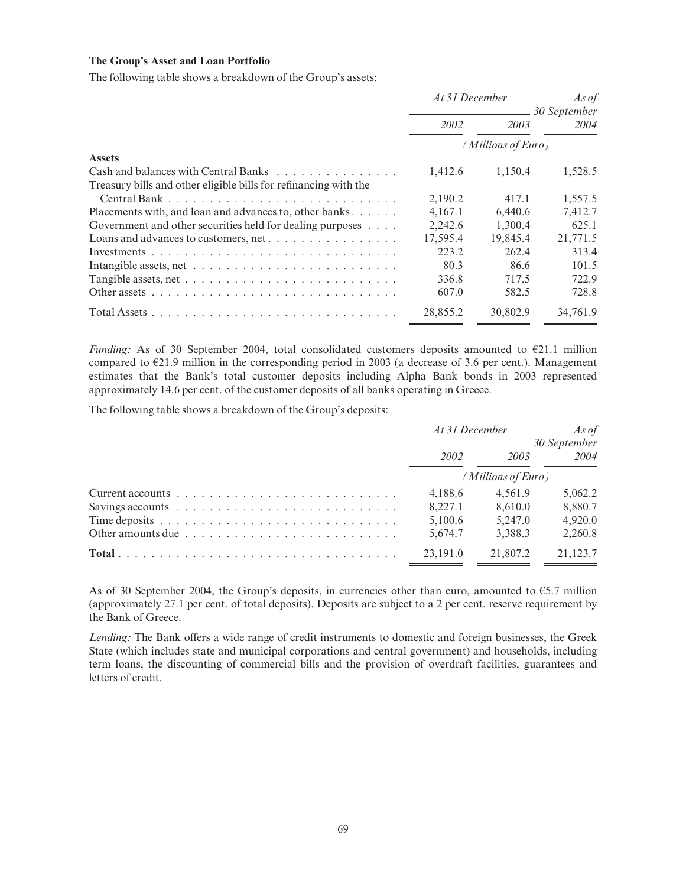**The Group's Asset and Loan Portfolio**

The following table shows a breakdown of the Group's assets:

| | *At 31 December* | | *As of 30 September* |
|---|---|---|---|
| | *2002* | *2003* | *2004* |
| | *(Millions of Euro)* | | |
| **Assets** | | | |
| Cash and balances with Central Banks | 1,412.6 | 1,150.4 | 1,528.5 |
| Treasury bills and other eligible bills for refinancing with the Central Bank | 2,190.2 | 417.1 | 1,557.5 |
| Placements with, and loan and advances to, other banks | 4,167.1 | 6,440.6 | 7,412.7 |
| Government and other securities held for dealing purposes | 2,242.6 | 1,300.4 | 625.1 |
| Loans and advances to customers, net | 17,595.4 | 19,845.4 | 21,771.5 |
| Investments | 223.2 | 262.4 | 313.4 |
| Intangible assets, net | 80.3 | 86.6 | 101.5 |
| Tangible assets, net | 336.8 | 717.5 | 722.9 |
| Other assets | 607.0 | 582.5 | 728.8 |
| Total Assets | 28,855.2 | 30,802.9 | 34,761.9 |

*Funding:* As of 30 September 2004, total consolidated customers deposits amounted to €21.1 million compared to €21.9 million in the corresponding period in 2003 (a decrease of 3.6 per cent.). Management estimates that the Bank's total customer deposits including Alpha Bank bonds in 2003 represented approximately 14.6 per cent. of the customer deposits of all banks operating in Greece.

The following table shows a breakdown of the Group's deposits:

| | *At 31 December* | | *As of 30 September* |
|---|---|---|---|
| | *2002* | *2003* | *2004* |
| | *(Millions of Euro)* | | |
| Current accounts | 4,188.6 | 4,561.9 | 5,062.2 |
| Savings accounts | 8,227.1 | 8,610.0 | 8,880.7 |
| Time deposits | 5,100.6 | 5,247.0 | 4,920.0 |
| Other amounts due | 5,674.7 | 3,388.3 | 2,260.8 |
| **Total** | 23,191.0 | 21,807.2 | 21,123.7 |

As of 30 September 2004, the Group's deposits, in currencies other than euro, amounted to €5.7 million (approximately 27.1 per cent. of total deposits). Deposits are subject to a 2 per cent. reserve requirement by the Bank of Greece.

*Lending:* The Bank offers a wide range of credit instruments to domestic and foreign businesses, the Greek State (which includes state and municipal corporations and central government) and households, including term loans, the discounting of commercial bills and the provision of overdraft facilities, guarantees and letters of credit.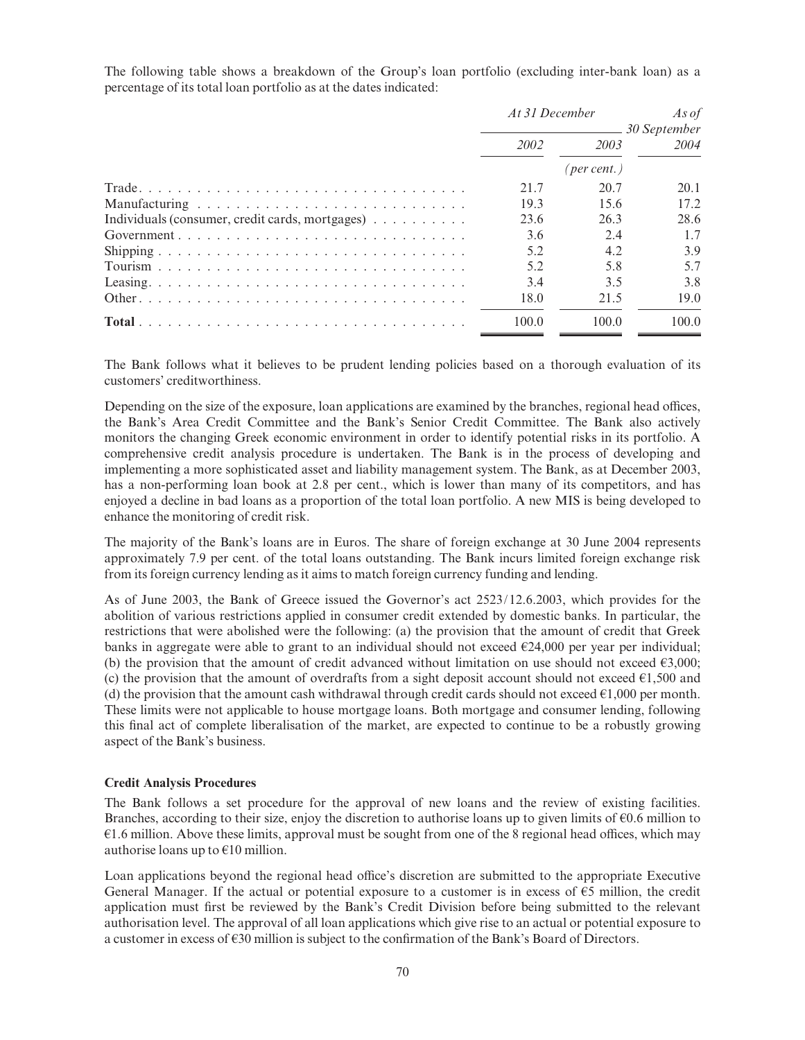The following table shows a breakdown of the Group's loan portfolio (excluding inter-bank loan) as a percentage of its total loan portfolio as at the dates indicated:

| | *At 31 December* | | *As of 30 September* |
|---|---|---|---|
| | *2002* | *2003* | *2004* |
| | | *(per cent.)* | |
| Trade | 21.7 | 20.7 | 20.1 |
| Manufacturing | 19.3 | 15.6 | 17.2 |
| Individuals (consumer, credit cards, mortgages) | 23.6 | 26.3 | 28.6 |
| Government | 3.6 | 2.4 | 1.7 |
| Shipping | 5.2 | 4.2 | 3.9 |
| Tourism | 5.2 | 5.8 | 5.7 |
| Leasing | 3.4 | 3.5 | 3.8 |
| Other | 18.0 | 21.5 | 19.0 |
| **Total** | 100.0 | 100.0 | 100.0 |

The Bank follows what it believes to be prudent lending policies based on a thorough evaluation of its customers' creditworthiness.

Depending on the size of the exposure, loan applications are examined by the branches, regional head offices, the Bank's Area Credit Committee and the Bank's Senior Credit Committee. The Bank also actively monitors the changing Greek economic environment in order to identify potential risks in its portfolio. A comprehensive credit analysis procedure is undertaken. The Bank is in the process of developing and implementing a more sophisticated asset and liability management system. The Bank, as at December 2003, has a non-performing loan book at 2.8 per cent., which is lower than many of its competitors, and has enjoyed a decline in bad loans as a proportion of the total loan portfolio. A new MIS is being developed to enhance the monitoring of credit risk.

The majority of the Bank's loans are in Euros. The share of foreign exchange at 30 June 2004 represents approximately 7.9 per cent. of the total loans outstanding. The Bank incurs limited foreign exchange risk from its foreign currency lending as it aims to match foreign currency funding and lending.

As of June 2003, the Bank of Greece issued the Governor's act 2523/12.6.2003, which provides for the abolition of various restrictions applied in consumer credit extended by domestic banks. In particular, the restrictions that were abolished were the following: (a) the provision that the amount of credit that Greek banks in aggregate were able to grant to an individual should not exceed €24,000 per year per individual; (b) the provision that the amount of credit advanced without limitation on use should not exceed €3,000; (c) the provision that the amount of overdrafts from a sight deposit account should not exceed €1,500 and (d) the provision that the amount cash withdrawal through credit cards should not exceed €1,000 per month. These limits were not applicable to house mortgage loans. Both mortgage and consumer lending, following this final act of complete liberalisation of the market, are expected to continue to be a robustly growing aspect of the Bank's business.

**Credit Analysis Procedures**

The Bank follows a set procedure for the approval of new loans and the review of existing facilities. Branches, according to their size, enjoy the discretion to authorise loans up to given limits of €0.6 million to €1.6 million. Above these limits, approval must be sought from one of the 8 regional head offices, which may authorise loans up to €10 million.

Loan applications beyond the regional head office's discretion are submitted to the appropriate Executive General Manager. If the actual or potential exposure to a customer is in excess of €5 million, the credit application must first be reviewed by the Bank's Credit Division before being submitted to the relevant authorisation level. The approval of all loan applications which give rise to an actual or potential exposure to a customer in excess of €30 million is subject to the confirmation of the Bank's Board of Directors.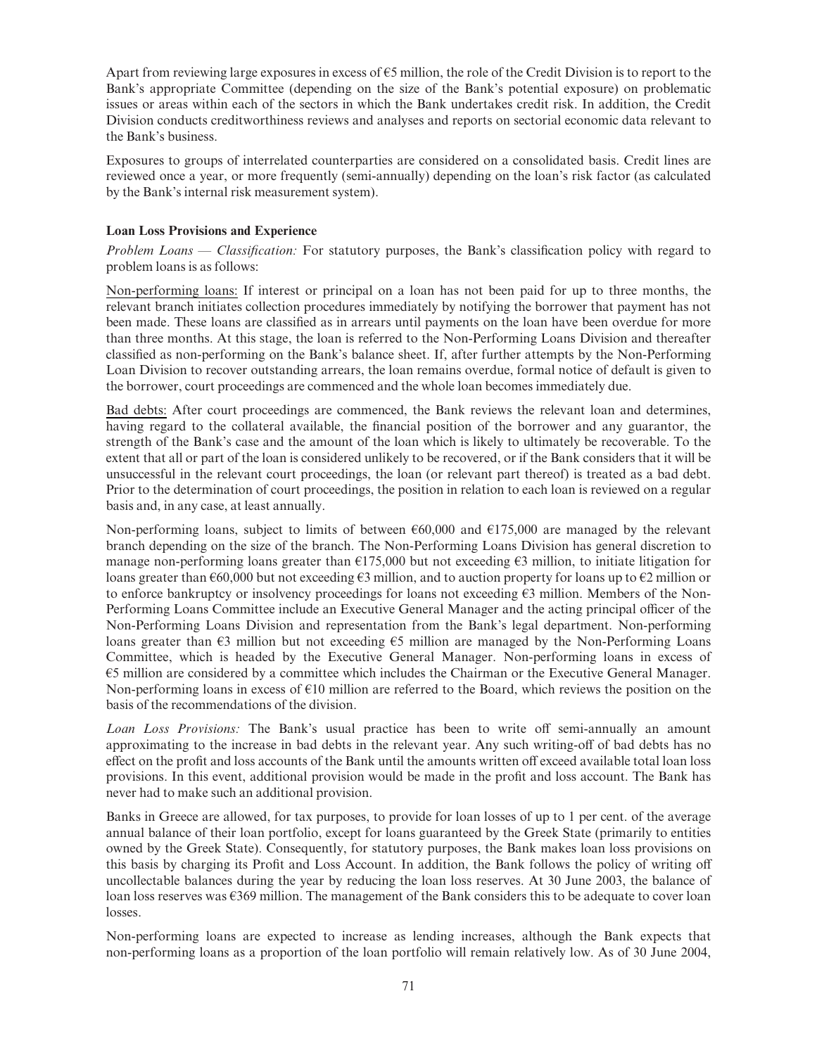Apart from reviewing large exposures in excess of €5 million, the role of the Credit Division is to report to the Bank's appropriate Committee (depending on the size of the Bank's potential exposure) on problematic issues or areas within each of the sectors in which the Bank undertakes credit risk. In addition, the Credit Division conducts creditworthiness reviews and analyses and reports on sectorial economic data relevant to the Bank's business.

Exposures to groups of interrelated counterparties are considered on a consolidated basis. Credit lines are reviewed once a year, or more frequently (semi-annually) depending on the loan's risk factor (as calculated by the Bank's internal risk measurement system).

### Loan Loss Provisions and Experience

*Problem Loans — Classification:* For statutory purposes, the Bank's classification policy with regard to problem loans is as follows:

Non-performing loans: If interest or principal on a loan has not been paid for up to three months, the relevant branch initiates collection procedures immediately by notifying the borrower that payment has not been made. These loans are classified as in arrears until payments on the loan have been overdue for more than three months. At this stage, the loan is referred to the Non-Performing Loans Division and thereafter classified as non-performing on the Bank's balance sheet. If, after further attempts by the Non-Performing Loan Division to recover outstanding arrears, the loan remains overdue, formal notice of default is given to the borrower, court proceedings are commenced and the whole loan becomes immediately due.

Bad debts: After court proceedings are commenced, the Bank reviews the relevant loan and determines, having regard to the collateral available, the financial position of the borrower and any guarantor, the strength of the Bank's case and the amount of the loan which is likely to ultimately be recoverable. To the extent that all or part of the loan is considered unlikely to be recovered, or if the Bank considers that it will be unsuccessful in the relevant court proceedings, the loan (or relevant part thereof) is treated as a bad debt. Prior to the determination of court proceedings, the position in relation to each loan is reviewed on a regular basis and, in any case, at least annually.

Non-performing loans, subject to limits of between €60,000 and €175,000 are managed by the relevant branch depending on the size of the branch. The Non-Performing Loans Division has general discretion to manage non-performing loans greater than €175,000 but not exceeding €3 million, to initiate litigation for loans greater than €60,000 but not exceeding €3 million, and to auction property for loans up to €2 million or to enforce bankruptcy or insolvency proceedings for loans not exceeding €3 million. Members of the Non-Performing Loans Committee include an Executive General Manager and the acting principal officer of the Non-Performing Loans Division and representation from the Bank's legal department. Non-performing loans greater than €3 million but not exceeding €5 million are managed by the Non-Performing Loans Committee, which is headed by the Executive General Manager. Non-performing loans in excess of €5 million are considered by a committee which includes the Chairman or the Executive General Manager. Non-performing loans in excess of €10 million are referred to the Board, which reviews the position on the basis of the recommendations of the division.

*Loan Loss Provisions:* The Bank's usual practice has been to write off semi-annually an amount approximating to the increase in bad debts in the relevant year. Any such writing-off of bad debts has no effect on the profit and loss accounts of the Bank until the amounts written off exceed available total loan loss provisions. In this event, additional provision would be made in the profit and loss account. The Bank has never had to make such an additional provision.

Banks in Greece are allowed, for tax purposes, to provide for loan losses of up to 1 per cent. of the average annual balance of their loan portfolio, except for loans guaranteed by the Greek State (primarily to entities owned by the Greek State). Consequently, for statutory purposes, the Bank makes loan loss provisions on this basis by charging its Profit and Loss Account. In addition, the Bank follows the policy of writing off uncollectable balances during the year by reducing the loan loss reserves. At 30 June 2003, the balance of loan loss reserves was €369 million. The management of the Bank considers this to be adequate to cover loan losses.

Non-performing loans are expected to increase as lending increases, although the Bank expects that non-performing loans as a proportion of the loan portfolio will remain relatively low. As of 30 June 2004,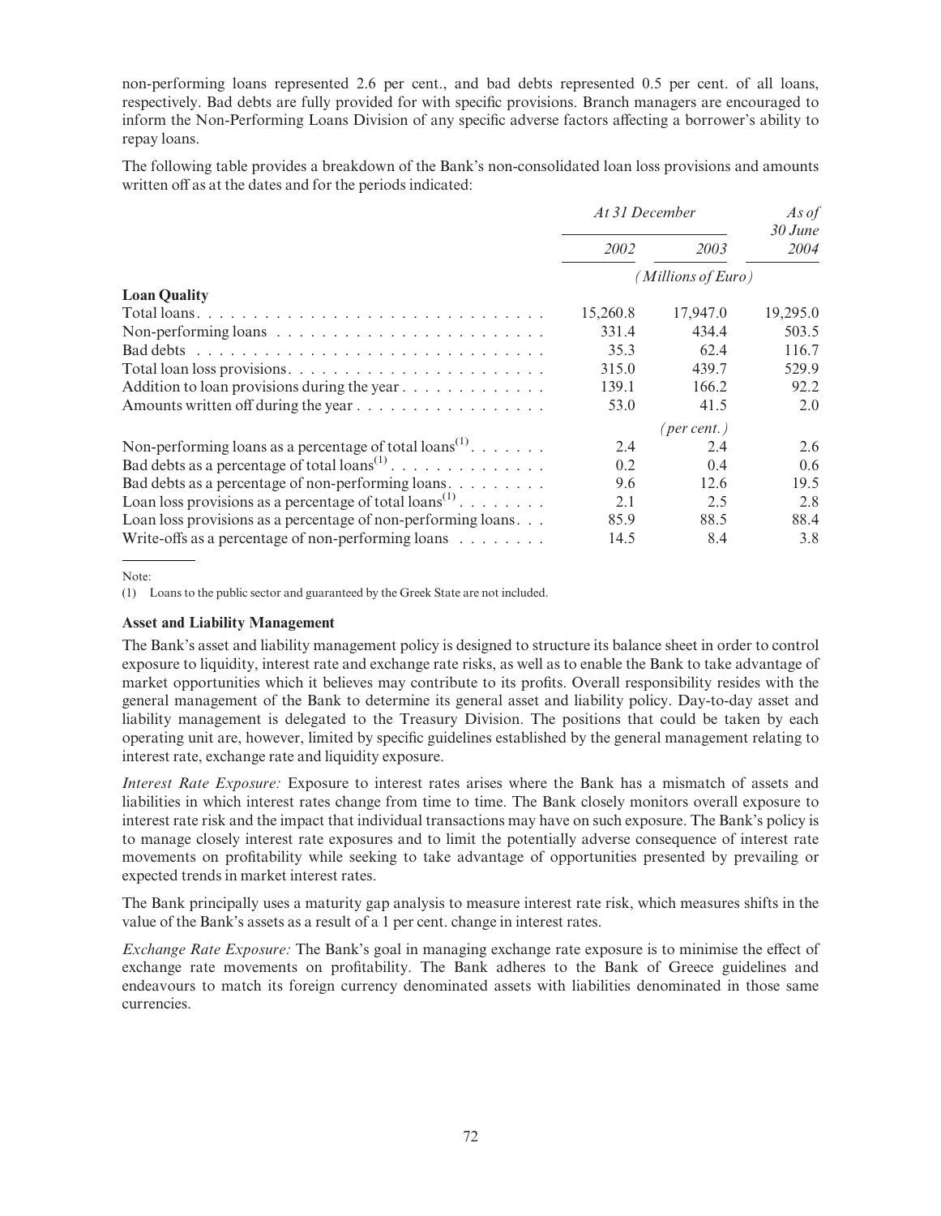non-performing loans represented 2.6 per cent., and bad debts represented 0.5 per cent. of all loans, respectively. Bad debts are fully provided for with specific provisions. Branch managers are encouraged to inform the Non-Performing Loans Division of any specific adverse factors affecting a borrower's ability to repay loans.

The following table provides a breakdown of the Bank's non-consolidated loan loss provisions and amounts written off as at the dates and for the periods indicated:

| | *At 31 December* | | *As of 30 June* |
|---|---|---|---|
| | *2002* | *2003* | *2004* |
| | *(Millions of Euro)* | | |
| **Loan Quality** | | | |
| Total loans | 15,260.8 | 17,947.0 | 19,295.0 |
| Non-performing loans | 331.4 | 434.4 | 503.5 |
| Bad debts | 35.3 | 62.4 | 116.7 |
| Total loan loss provisions | 315.0 | 439.7 | 529.9 |
| Addition to loan provisions during the year | 139.1 | 166.2 | 92.2 |
| Amounts written off during the year | 53.0 | 41.5 | 2.0 |
| | *(per cent.)* | | |
| Non-performing loans as a percentage of total loans[1] | 2.4 | 2.4 | 2.6 |
| Bad debts as a percentage of total loans[1] | 0.2 | 0.4 | 0.6 |
| Bad debts as a percentage of non-performing loans | 9.6 | 12.6 | 19.5 |
| Loan loss provisions as a percentage of total loans[1] | 2.1 | 2.5 | 2.8 |
| Loan loss provisions as a percentage of non-performing loans | 85.9 | 88.5 | 88.4 |
| Write-offs as a percentage of non-performing loans | 14.5 | 8.4 | 3.8 |

Note:

(1) Loans to the public sector and guaranteed by the Greek State are not included.

**Asset and Liability Management**

The Bank's asset and liability management policy is designed to structure its balance sheet in order to control exposure to liquidity, interest rate and exchange rate risks, as well as to enable the Bank to take advantage of market opportunities which it believes may contribute to its profits. Overall responsibility resides with the general management of the Bank to determine its general asset and liability policy. Day-to-day asset and liability management is delegated to the Treasury Division. The positions that could be taken by each operating unit are, however, limited by specific guidelines established by the general management relating to interest rate, exchange rate and liquidity exposure.

*Interest Rate Exposure:* Exposure to interest rates arises where the Bank has a mismatch of assets and liabilities in which interest rates change from time to time. The Bank closely monitors overall exposure to interest rate risk and the impact that individual transactions may have on such exposure. The Bank's policy is to manage closely interest rate exposures and to limit the potentially adverse consequence of interest rate movements on profitability while seeking to take advantage of opportunities presented by prevailing or expected trends in market interest rates.

The Bank principally uses a maturity gap analysis to measure interest rate risk, which measures shifts in the value of the Bank's assets as a result of a 1 per cent. change in interest rates.

*Exchange Rate Exposure:* The Bank's goal in managing exchange rate exposure is to minimise the effect of exchange rate movements on profitability. The Bank adheres to the Bank of Greece guidelines and endeavours to match its foreign currency denominated assets with liabilities denominated in those same currencies.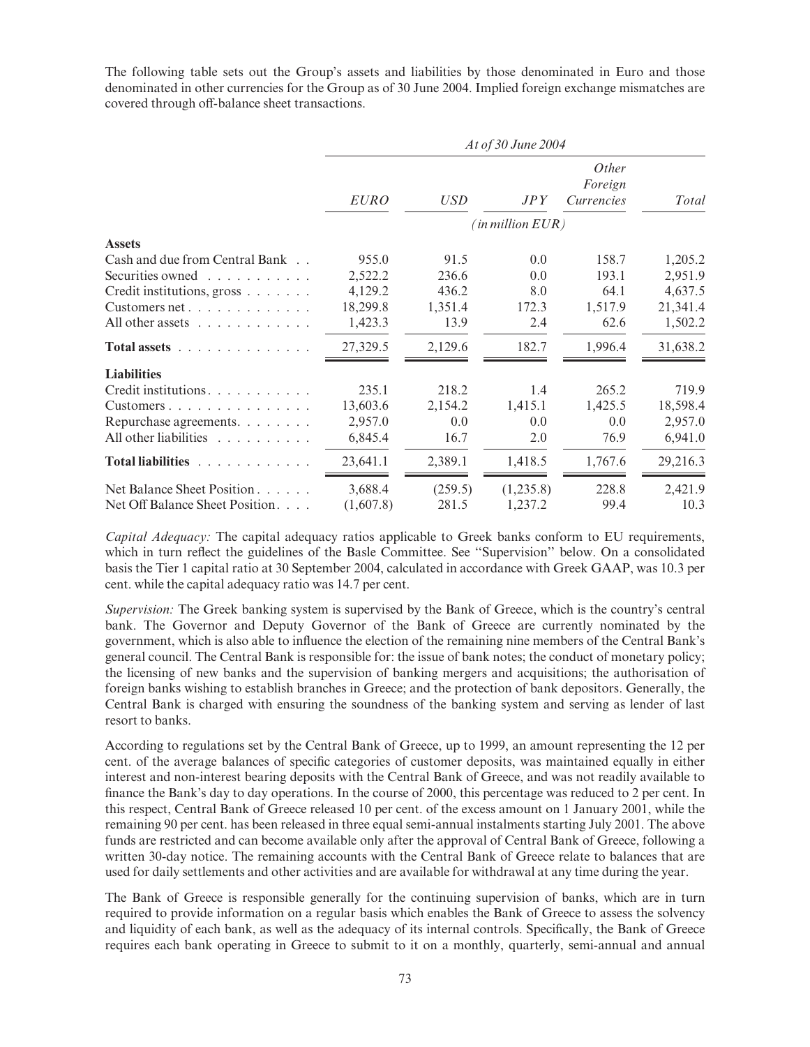The following table sets out the Group's assets and liabilities by those denominated in Euro and those denominated in other currencies for the Group as of 30 June 2004. Implied foreign exchange mismatches are covered through off-balance sheet transactions.

| | *At of 30 June 2004* | | | | |
|---|---|---|---|---|---|
| | *EURO* | *USD* | *JPY* | *Other Foreign Currencies* | *Total* |
| | *(in million EUR)* | | | | |
| **Assets** | | | | | |
| Cash and due from Central Bank | 955.0 | 91.5 | 0.0 | 158.7 | 1,205.2 |
| Securities owned | 2,522.2 | 236.6 | 0.0 | 193.1 | 2,951.9 |
| Credit institutions, gross | 4,129.2 | 436.2 | 8.0 | 64.1 | 4,637.5 |
| Customers net | 18,299.8 | 1,351.4 | 172.3 | 1,517.9 | 21,341.4 |
| All other assets | 1,423.3 | 13.9 | 2.4 | 62.6 | 1,502.2 |
| **Total assets** | 27,329.5 | 2,129.6 | 182.7 | 1,996.4 | 31,638.2 |
| **Liabilities** | | | | | |
| Credit institutions | 235.1 | 218.2 | 1.4 | 265.2 | 719.9 |
| Customers | 13,603.6 | 2,154.2 | 1,415.1 | 1,425.5 | 18,598.4 |
| Repurchase agreements | 2,957.0 | 0.0 | 0.0 | 0.0 | 2,957.0 |
| All other liabilities | 6,845.4 | 16.7 | 2.0 | 76.9 | 6,941.0 |
| **Total liabilities** | 23,641.1 | 2,389.1 | 1,418.5 | 1,767.6 | 29,216.3 |
| Net Balance Sheet Position | 3,688.4 | (259.5) | (1,235.8) | 228.8 | 2,421.9 |
| Net Off Balance Sheet Position | (1,607.8) | 281.5 | 1,237.2 | 99.4 | 10.3 |

*Capital Adequacy:* The capital adequacy ratios applicable to Greek banks conform to EU requirements, which in turn reflect the guidelines of the Basle Committee. See "Supervision" below. On a consolidated basis the Tier 1 capital ratio at 30 September 2004, calculated in accordance with Greek GAAP, was 10.3 per cent. while the capital adequacy ratio was 14.7 per cent.

*Supervision:* The Greek banking system is supervised by the Bank of Greece, which is the country's central bank. The Governor and Deputy Governor of the Bank of Greece are currently nominated by the government, which is also able to influence the election of the remaining nine members of the Central Bank's general council. The Central Bank is responsible for: the issue of bank notes; the conduct of monetary policy; the licensing of new banks and the supervision of banking mergers and acquisitions; the authorisation of foreign banks wishing to establish branches in Greece; and the protection of bank depositors. Generally, the Central Bank is charged with ensuring the soundness of the banking system and serving as lender of last resort to banks.

According to regulations set by the Central Bank of Greece, up to 1999, an amount representing the 12 per cent. of the average balances of specific categories of customer deposits, was maintained equally in either interest and non-interest bearing deposits with the Central Bank of Greece, and was not readily available to finance the Bank's day to day operations. In the course of 2000, this percentage was reduced to 2 per cent. In this respect, Central Bank of Greece released 10 per cent. of the excess amount on 1 January 2001, while the remaining 90 per cent. has been released in three equal semi-annual instalments starting July 2001. The above funds are restricted and can become available only after the approval of Central Bank of Greece, following a written 30-day notice. The remaining accounts with the Central Bank of Greece relate to balances that are used for daily settlements and other activities and are available for withdrawal at any time during the year.

The Bank of Greece is responsible generally for the continuing supervision of banks, which are in turn required to provide information on a regular basis which enables the Bank of Greece to assess the solvency and liquidity of each bank, as well as the adequacy of its internal controls. Specifically, the Bank of Greece requires each bank operating in Greece to submit to it on a monthly, quarterly, semi-annual and annual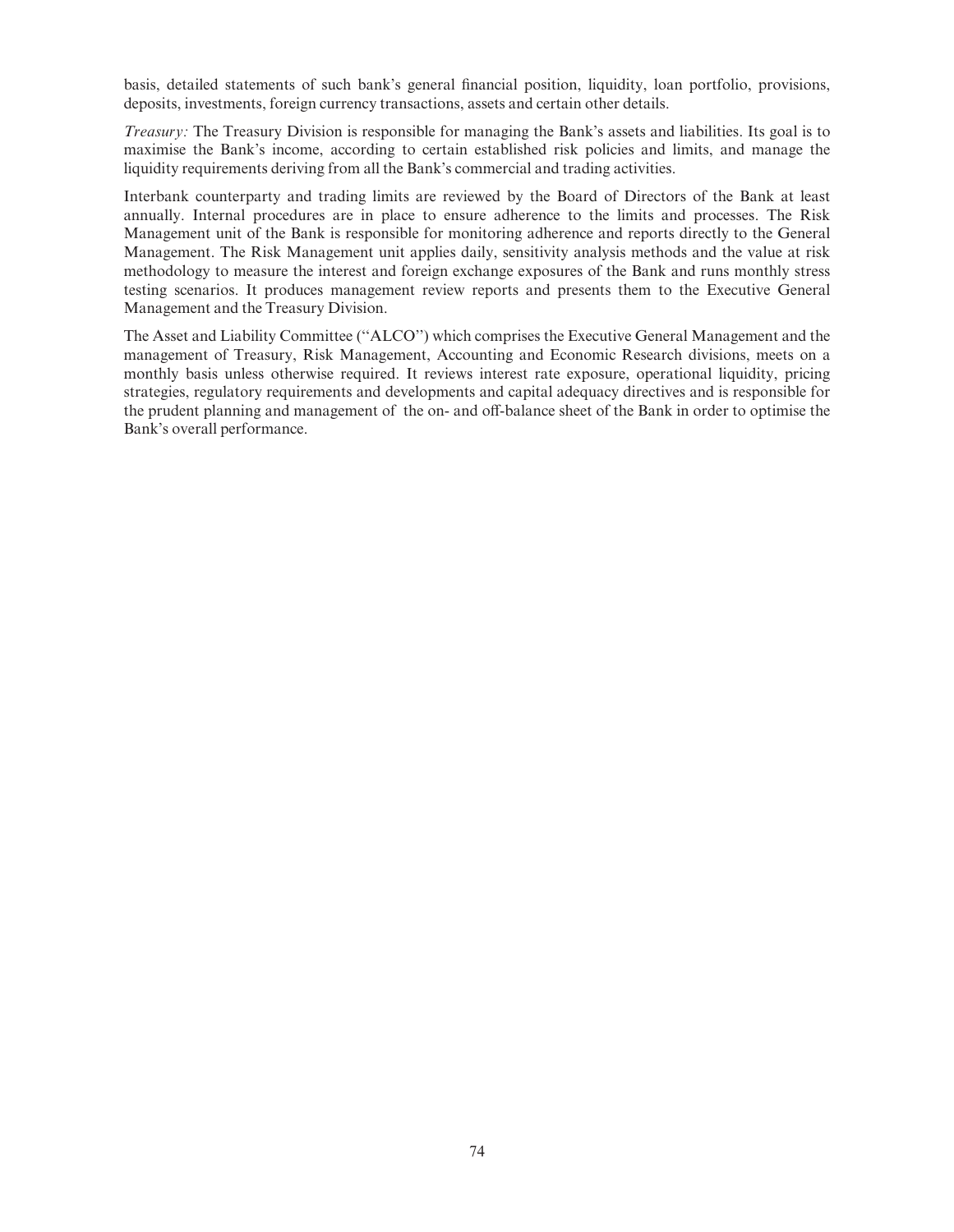basis, detailed statements of such bank's general financial position, liquidity, loan portfolio, provisions, deposits, investments, foreign currency transactions, assets and certain other details.

*Treasury:* The Treasury Division is responsible for managing the Bank's assets and liabilities. Its goal is to maximise the Bank's income, according to certain established risk policies and limits, and manage the liquidity requirements deriving from all the Bank's commercial and trading activities.

Interbank counterparty and trading limits are reviewed by the Board of Directors of the Bank at least annually. Internal procedures are in place to ensure adherence to the limits and processes. The Risk Management unit of the Bank is responsible for monitoring adherence and reports directly to the General Management. The Risk Management unit applies daily, sensitivity analysis methods and the value at risk methodology to measure the interest and foreign exchange exposures of the Bank and runs monthly stress testing scenarios. It produces management review reports and presents them to the Executive General Management and the Treasury Division.

The Asset and Liability Committee (''ALCO'') which comprises the Executive General Management and the management of Treasury, Risk Management, Accounting and Economic Research divisions, meets on a monthly basis unless otherwise required. It reviews interest rate exposure, operational liquidity, pricing strategies, regulatory requirements and developments and capital adequacy directives and is responsible for the prudent planning and management of the on- and off-balance sheet of the Bank in order to optimise the Bank's overall performance.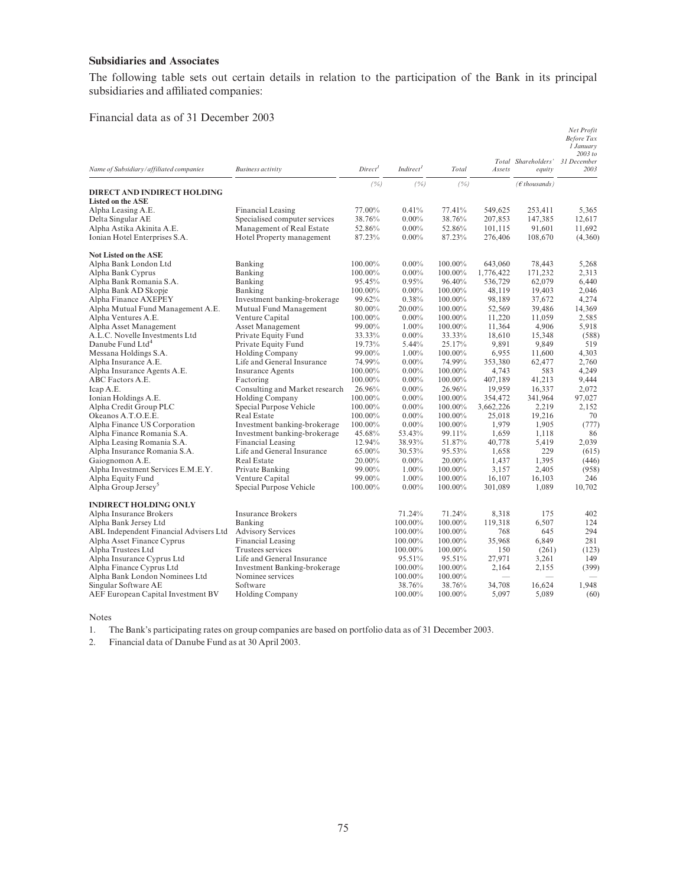## Subsidiaries and Associates

The following table sets out certain details in relation to the participation of the Bank in its principal subsidiaries and affiliated companies:

Financial data as of 31 December 2003

| Name of Subsidiary/affiliated companies | Business activity | Direct[1] | Indirect[1] | Total | Total Assets | Shareholders' equity | Net Profit Before Tax 1 January 2003 to 31 December 2003 |
|---|---|---|---|---|---|---|---|
| | | (%) | (%) | (%) | | (€ thousands) | |
| **DIRECT AND INDIRECT HOLDING** | | | | | | | |
| **Listed on the ASE** | | | | | | | |
| Alpha Leasing A.E. | Financial Leasing | 77.00% | 0.41% | 77.41% | 549,625 | 253,411 | 5,365 |
| Delta Singular AE | Specialised computer services | 38.76% | 0.00% | 38.76% | 207,853 | 147,385 | 12,617 |
| Alpha Astika Akinita A.E. | Management of Real Estate | 52.86% | 0.00% | 52.86% | 101,115 | 91,601 | 11,692 |
| Ionian Hotel Enterprises S.A. | Hotel Property management | 87.23% | 0.00% | 87.23% | 276,406 | 108,670 | (4,360) |
| **Not Listed on the ASE** | | | | | | | |
| Alpha Bank London Ltd | Banking | 100.00% | 0.00% | 100.00% | 643,060 | 78,443 | 5,268 |
| Alpha Bank Cyprus | Banking | 100.00% | 0.00% | 100.00% | 1,776,422 | 171,232 | 2,313 |
| Alpha Bank Romania S.A. | Banking | 95.45% | 0.95% | 96.40% | 536,729 | 62,079 | 6,440 |
| Alpha Bank AD Skopje | Banking | 100.00% | 0.00% | 100.00% | 48,119 | 19,403 | 2,046 |
| Alpha Finance AXEPEY | Investment banking-brokerage | 99.62% | 0.38% | 100.00% | 98,189 | 37,672 | 4,274 |
| Alpha Mutual Fund Management A.E. | Mutual Fund Management | 80.00% | 20.00% | 100.00% | 52,569 | 39,486 | 14,369 |
| Alpha Ventures A.E. | Venture Capital | 100.00% | 0.00% | 100.00% | 11,220 | 11,059 | 2,585 |
| Alpha Asset Management | Asset Management | 99.00% | 1.00% | 100.00% | 11,364 | 4,906 | 5,918 |
| A.L.C. Novelle Investments Ltd | Private Equity Fund | 33.33% | 0.00% | 33.33% | 18,610 | 15,348 | (588) |
| Danube Fund Ltd[4] | Private Equity Fund | 19.73% | 5.44% | 25.17% | 9,891 | 9,849 | 519 |
| Messana Holdings S.A. | Holding Company | 99.00% | 1.00% | 100.00% | 6,955 | 11,600 | 4,303 |
| Alpha Insurance A.E. | Life and General Insurance | 74.99% | 0.00% | 74.99% | 353,380 | 62,477 | 2,760 |
| Alpha Insurance Agents A.E. | Insurance Agents | 100.00% | 0.00% | 100.00% | 4,743 | 583 | 4,249 |
| ABC Factors A.E. | Factoring | 100.00% | 0.00% | 100.00% | 407,189 | 41,213 | 9,444 |
| Icap A.E. | Consulting and Market research | 26.96% | 0.00% | 26.96% | 19,959 | 16,337 | 2,072 |
| Ionian Holdings A.E. | Holding Company | 100.00% | 0.00% | 100.00% | 354,472 | 341,964 | 97,027 |
| Alpha Credit Group PLC | Special Purpose Vehicle | 100.00% | 0.00% | 100.00% | 3,662,226 | 2,219 | 2,152 |
| Okeanos A.T.O.E.E. | Real Estate | 100.00% | 0.00% | 100.00% | 25,018 | 19,216 | 70 |
| Alpha Finance US Corporation | Investment banking-brokerage | 100.00% | 0.00% | 100.00% | 1,979 | 1,905 | (777) |
| Alpha Finance Romania S.A. | Investment banking-brokerage | 45.68% | 53.43% | 99.11% | 1,659 | 1,118 | 86 |
| Alpha Leasing Romania S.A. | Financial Leasing | 12.94% | 38.93% | 51.87% | 40,778 | 5,419 | 2,039 |
| Alpha Insurance Romania S.A. | Life and General Insurance | 65.00% | 30.53% | 95.53% | 1,658 | 229 | (615) |
| Gaiognomon A.E. | Real Estate | 20.00% | 0.00% | 20.00% | 1,437 | 1,395 | (446) |
| Alpha Investment Services E.M.E.Y. | Private Banking | 99.00% | 1.00% | 100.00% | 3,157 | 2,405 | (958) |
| Alpha Equity Fund | Venture Capital | 99.00% | 1.00% | 100.00% | 16,107 | 16,103 | 246 |
| Alpha Group Jersey[5] | Special Purpose Vehicle | 100.00% | 0.00% | 100.00% | 301,089 | 1,089 | 10,702 |
| **INDIRECT HOLDING ONLY** | | | | | | | |
| Alpha Insurance Brokers | Insurance Brokers | | 71.24% | 71.24% | 8,318 | 175 | 402 |
| Alpha Bank Jersey Ltd | Banking | | 100.00% | 100.00% | 119,318 | 6,507 | 124 |
| ABL Independent Financial Advisers Ltd | Advisory Services | | 100.00% | 100.00% | 768 | 645 | 294 |
| Alpha Asset Finance Cyprus | Financial Leasing | | 100.00% | 100.00% | 35,968 | 6,849 | 281 |
| Alpha Trustees Ltd | Trustees services | | 100.00% | 100.00% | 150 | (261) | (123) |
| Alpha Insurance Cyprus Ltd | Life and General Insurance | | 95.51% | 95.51% | 27,971 | 3,261 | 149 |
| Alpha Finance Cyprus Ltd | Investment Banking-brokerage | | 100.00% | 100.00% | 2,164 | 2,155 | (399) |
| Alpha Bank London Nominees Ltd | Nominee services | | 100.00% | 100.00% | — | — | — |
| Singular Software AE | Software | | 38.76% | 38.76% | 34,708 | 16,624 | 1,948 |
| AEF European Capital Investment BV | Holding Company | | 100.00% | 100.00% | 5,097 | 5,089 | (60) |

Notes

1. The Bank's participating rates on group companies are based on portfolio data as of 31 December 2003.
2. Financial data of Danube Fund as at 30 April 2003.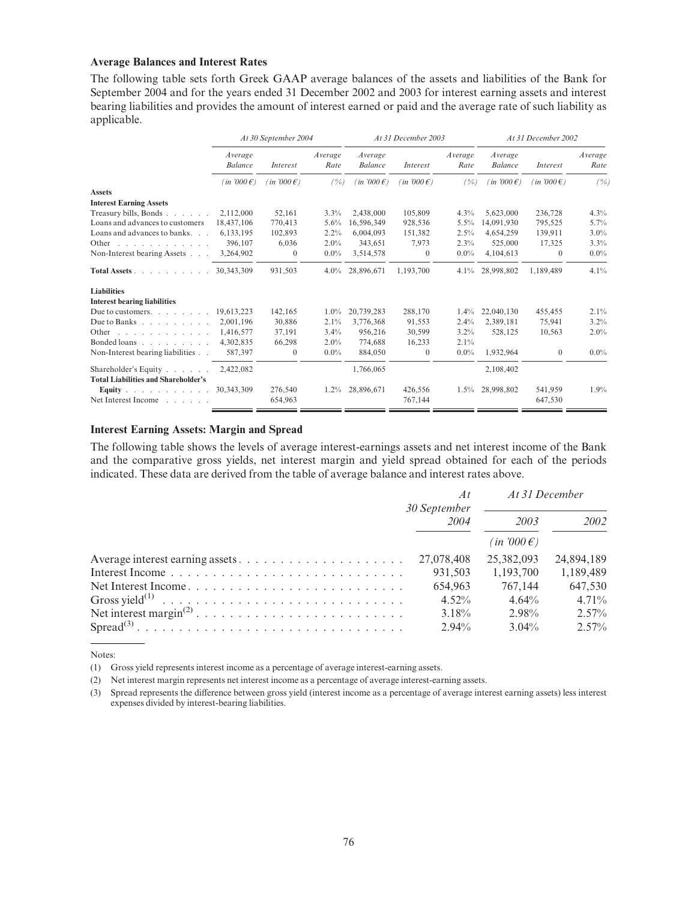### Average Balances and Interest Rates

The following table sets forth Greek GAAP average balances of the assets and liabilities of the Bank for September 2004 and for the years ended 31 December 2002 and 2003 for interest earning assets and interest bearing liabilities and provides the amount of interest earned or paid and the average rate of such liability as applicable.

| | *At 30 September 2004* | | | *At 31 December 2003* | | | *At 31 December 2002* | | |
|---|---|---|---|---|---|---|---|---|---|
| | *Average Balance* | *Interest* | *Average Rate* | *Average Balance* | *Interest* | *Average Rate* | *Average Balance* | *Interest* | *Average Rate* |
| | *(in '000 €)* | *(in '000 €)* | *(%)* | *(in '000 €)* | *(in '000 €)* | *(%)* | *(in '000 €)* | *(in '000 €)* | *(%)* |
| **Assets** | | | | | | | | | |
| **Interest Earning Assets** | | | | | | | | | |
| Treasury bills, Bonds | 2,112,000 | 52,161 | 3.3% | 2,438,000 | 105,809 | 4.3% | 5,623,000 | 236,728 | 4.3% |
| Loans and advances to customers | 18,437,106 | 770,413 | 5.6% | 16,596,349 | 928,536 | 5.5% | 14,091,930 | 795,525 | 5.7% |
| Loans and advances to banks | 6,133,195 | 102,893 | 2.2% | 6,004,093 | 151,382 | 2.5% | 4,654,259 | 139,911 | 3.0% |
| Other | 396,107 | 6,036 | 2.0% | 343,651 | 7,973 | 2.3% | 525,000 | 17,325 | 3.3% |
| Non-Interest bearing Assets | 3,264,902 | 0 | 0.0% | 3,514,578 | 0 | 0.0% | 4,104,613 | 0 | 0.0% |
| **Total Assets** | 30,343,309 | 931,503 | 4.0% | 28,896,671 | 1,193,700 | 4.1% | 28,998,802 | 1,189,489 | 4.1% |
| **Liabilities** | | | | | | | | | |
| **Interest bearing liabilities** | | | | | | | | | |
| Due to customers | 19,613,223 | 142,165 | 1.0% | 20,739,283 | 288,170 | 1.4% | 22,040,130 | 455,455 | 2.1% |
| Due to Banks | 2,001,196 | 30,886 | 2.1% | 3,776,368 | 91,553 | 2.4% | 2,389,181 | 75,941 | 3.2% |
| Other | 1,416,577 | 37,191 | 3.4% | 956,216 | 30,599 | 3.2% | 528,125 | 10,563 | 2.0% |
| Bonded loans | 4,302,835 | 66,298 | 2.0% | 774,688 | 16,233 | 2.1% | | | |
| Non-Interest bearing liabilities | 587,397 | 0 | 0.0% | 884,050 | 0 | 0.0% | 1,932,964 | 0 | 0.0% |
| Shareholder's Equity | 2,422,082 | | | 1,766,065 | | | 2,108,402 | | |
| **Total Liabilities and Shareholder's Equity** | 30,343,309 | 276,540 | 1.2% | 28,896,671 | 426,556 | 1.5% | 28,998,802 | 541,959 | 1.9% |
| Net Interest Income | | 654,963 | | | 767,144 | | | 647,530 | |

### Interest Earning Assets: Margin and Spread

The following table shows the levels of average interest-earnings assets and net interest income of the Bank and the comparative gross yields, net interest margin and yield spread obtained for each of the periods indicated. These data are derived from the table of average balance and interest rates above.

| | *At 30 September 2004* | *At 31 December 2003* | *At 31 December 2002* |
|---|---|---|---|
| | | *(in '000 €)* | |
| Average interest earning assets | 27,078,408 | 25,382,093 | 24,894,189 |
| Interest Income | 931,503 | 1,193,700 | 1,189,489 |
| Net Interest Income | 654,963 | 767,144 | 647,530 |
| Gross yield[1] | 4.52% | 4.64% | 4.71% |
| Net interest margin[2] | 3.18% | 2.98% | 2.57% |
| Spread[3] | 2.94% | 3.04% | 2.57% |

Notes:

(1) Gross yield represents interest income as a percentage of average interest-earning assets.

(2) Net interest margin represents net interest income as a percentage of average interest-earning assets.

(3) Spread represents the difference between gross yield (interest income as a percentage of average interest earning assets) less interest expenses divided by interest-bearing liabilities.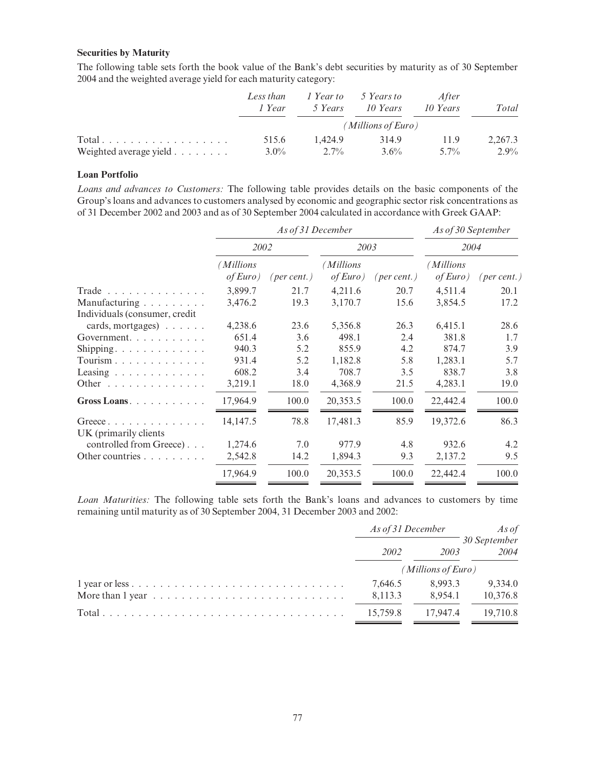**Securities by Maturity**

The following table sets forth the book value of the Bank's debt securities by maturity as of 30 September 2004 and the weighted average yield for each maturity category:

| | *Less than 1 Year* | *1 Year to 5 Years* | *5 Years to 10 Years* | *After 10 Years* | *Total* |
|---|---|---|---|---|---|
| | *(Millions of Euro)* | | | | |
| Total | 515.6 | 1,424.9 | 314.9 | 11.9 | 2,267.3 |
| Weighted average yield | 3.0% | 2.7% | 3.6% | 5.7% | 2.9% |

**Loan Portfolio**

*Loans and advances to Customers:* The following table provides details on the basic components of the Group's loans and advances to customers analysed by economic and geographic sector risk concentrations as of 31 December 2002 and 2003 and as of 30 September 2004 calculated in accordance with Greek GAAP:

| | *As of 31 December* | | | | *As of 30 September* | |
|---|---|---|---|---|---|---|
| | *2002* | | *2003* | | *2004* | |
| | *(Millions of Euro)* | *(per cent.)* | *(Millions of Euro)* | *(per cent.)* | *(Millions of Euro)* | *(per cent.)* |
| Trade | 3,899.7 | 21.7 | 4,211.6 | 20.7 | 4,511.4 | 20.1 |
| Manufacturing | 3,476.2 | 19.3 | 3,170.7 | 15.6 | 3,854.5 | 17.2 |
| Individuals (consumer, credit cards, mortgages) | 4,238.6 | 23.6 | 5,356.8 | 26.3 | 6,415.1 | 28.6 |
| Government | 651.4 | 3.6 | 498.1 | 2.4 | 381.8 | 1.7 |
| Shipping | 940.3 | 5.2 | 855.9 | 4.2 | 874.7 | 3.9 |
| Tourism | 931.4 | 5.2 | 1,182.8 | 5.8 | 1,283.1 | 5.7 |
| Leasing | 608.2 | 3.4 | 708.7 | 3.5 | 838.7 | 3.8 |
| Other | 3,219.1 | 18.0 | 4,368.9 | 21.5 | 4,283.1 | 19.0 |
| **Gross Loans** | 17,964.9 | 100.0 | 20,353.5 | 100.0 | 22,442.4 | 100.0 |
| Greece | 14,147.5 | 78.8 | 17,481.3 | 85.9 | 19,372.6 | 86.3 |
| UK (primarily clients controlled from Greece) | 1,274.6 | 7.0 | 977.9 | 4.8 | 932.6 | 4.2 |
| Other countries | 2,542.8 | 14.2 | 1,894.3 | 9.3 | 2,137.2 | 9.5 |
| | 17,964.9 | 100.0 | 20,353.5 | 100.0 | 22,442.4 | 100.0 |

*Loan Maturities:* The following table sets forth the Bank's loans and advances to customers by time remaining until maturity as of 30 September 2004, 31 December 2003 and 2002:

| | *As of 31 December* | | *As of 30 September* |
|---|---|---|---|
| | *2002* | *2003* | *2004* |
| | *(Millions of Euro)* | | |
| 1 year or less | 7,646.5 | 8,993.3 | 9,334.0 |
| More than 1 year | 8,113.3 | 8,954.1 | 10,376.8 |
| Total | 15,759.8 | 17,947.4 | 19,710.8 |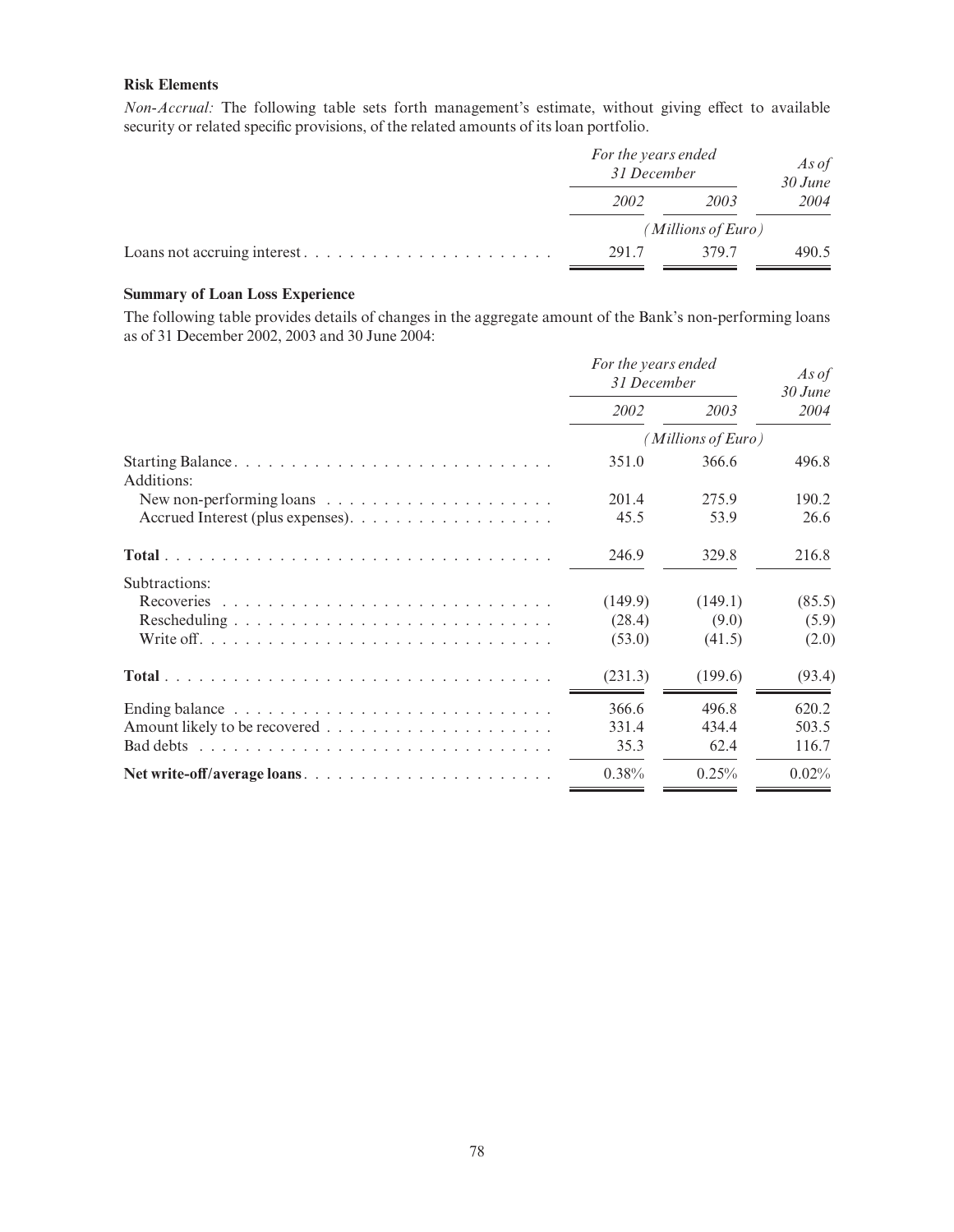### Risk Elements

*Non-Accrual:* The following table sets forth management's estimate, without giving effect to available security or related specific provisions, of the related amounts of its loan portfolio.

| | *For the years ended 31 December* | | *As of 30 June* |
|---|---|---|---|
| | *2002* | *2003* | *2004* |
| | *(Millions of Euro)* | | |
| Loans not accruing interest | 291.7 | 379.7 | 490.5 |

### Summary of Loan Loss Experience

The following table provides details of changes in the aggregate amount of the Bank's non-performing loans as of 31 December 2002, 2003 and 30 June 2004:

| | *For the years ended 31 December* | | *As of 30 June* |
|---|---|---|---|
| | *2002* | *2003* | *2004* |
| | *(Millions of Euro)* | | |
| Starting Balance | 351.0 | 366.6 | 496.8 |
| Additions: | | | |
| New non-performing loans | 201.4 | 275.9 | 190.2 |
| Accrued Interest (plus expenses) | 45.5 | 53.9 | 26.6 |
| **Total** | 246.9 | 329.8 | 216.8 |
| Subtractions: | | | |
| Recoveries | (149.9) | (149.1) | (85.5) |
| Rescheduling | (28.4) | (9.0) | (5.9) |
| Write off | (53.0) | (41.5) | (2.0) |
| **Total** | (231.3) | (199.6) | (93.4) |
| Ending balance | 366.6 | 496.8 | 620.2 |
| Amount likely to be recovered | 331.4 | 434.4 | 503.5 |
| Bad debts | 35.3 | 62.4 | 116.7 |
| **Net write-off/average loans** | 0.38% | 0.25% | 0.02% |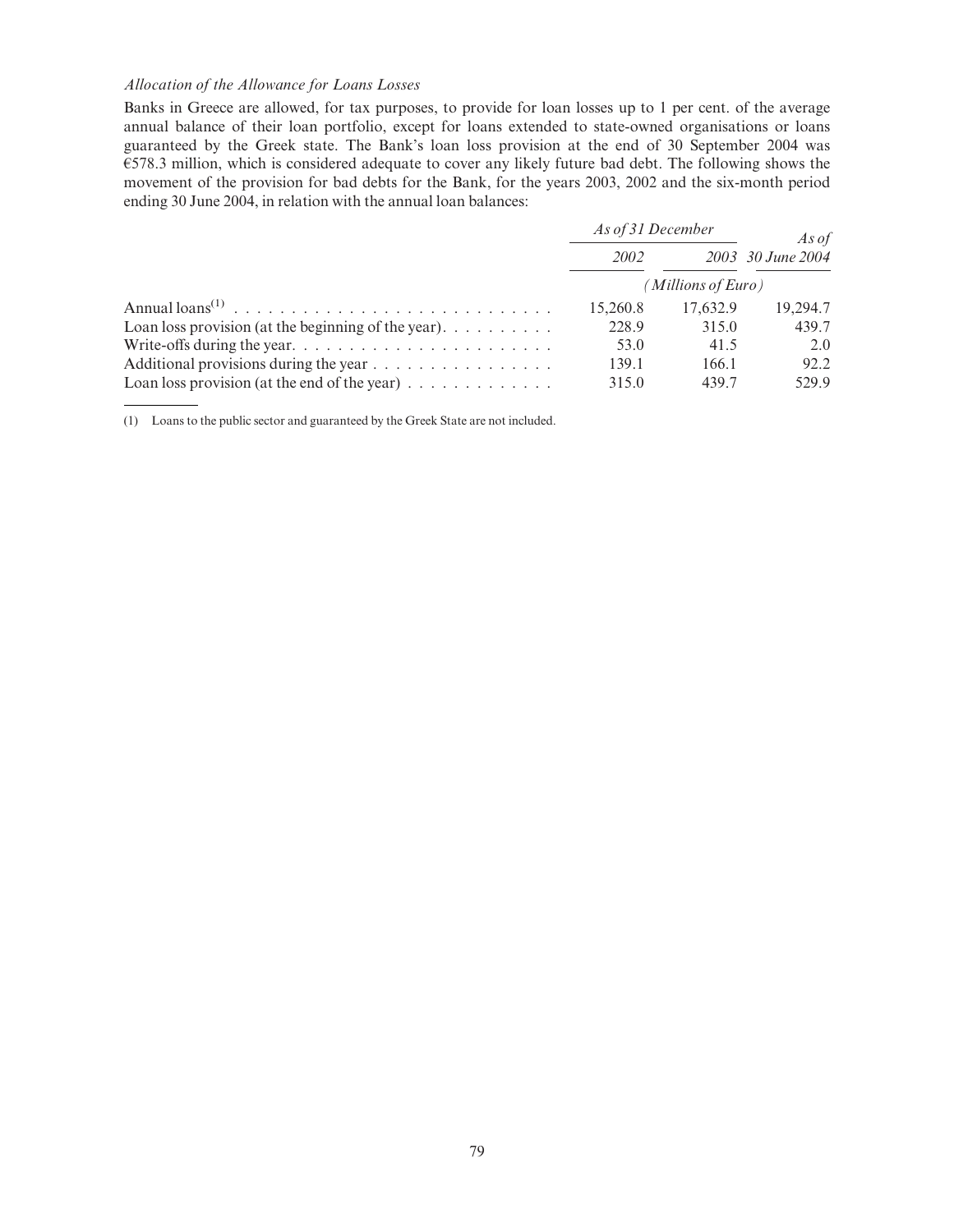*Allocation of the Allowance for Loans Losses*

Banks in Greece are allowed, for tax purposes, to provide for loan losses up to 1 per cent. of the average annual balance of their loan portfolio, except for loans extended to state-owned organisations or loans guaranteed by the Greek state. The Bank's loan loss provision at the end of 30 September 2004 was €578.3 million, which is considered adequate to cover any likely future bad debt. The following shows the movement of the provision for bad debts for the Bank, for the years 2003, 2002 and the six-month period ending 30 June 2004, in relation with the annual loan balances:

| | *As of 31 December* | | *As of* |
|---|---|---|---|
| | *2002* | *2003* | *30 June 2004* |
| | *(Millions of Euro)* | | |
| Annual loans[(1)] | 15,260.8 | 17,632.9 | 19,294.7 |
| Loan loss provision (at the beginning of the year) | 228.9 | 315.0 | 439.7 |
| Write-offs during the year | 53.0 | 41.5 | 2.0 |
| Additional provisions during the year | 139.1 | 166.1 | 92.2 |
| Loan loss provision (at the end of the year) | 315.0 | 439.7 | 529.9 |

(1) Loans to the public sector and guaranteed by the Greek State are not included.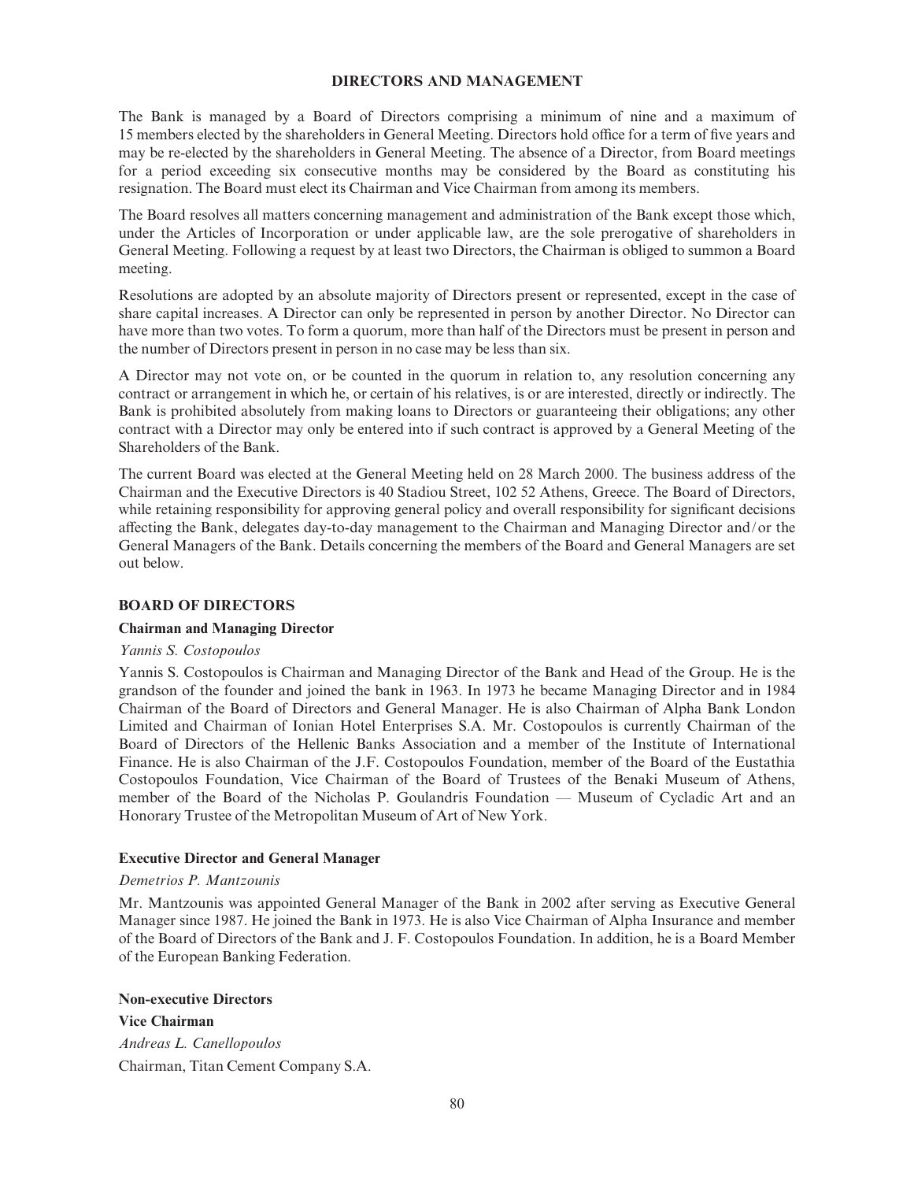# DIRECTORS AND MANAGEMENT

The Bank is managed by a Board of Directors comprising a minimum of nine and a maximum of 15 members elected by the shareholders in General Meeting. Directors hold office for a term of five years and may be re-elected by the shareholders in General Meeting. The absence of a Director, from Board meetings for a period exceeding six consecutive months may be considered by the Board as constituting his resignation. The Board must elect its Chairman and Vice Chairman from among its members.

The Board resolves all matters concerning management and administration of the Bank except those which, under the Articles of Incorporation or under applicable law, are the sole prerogative of shareholders in General Meeting. Following a request by at least two Directors, the Chairman is obliged to summon a Board meeting.

Resolutions are adopted by an absolute majority of Directors present or represented, except in the case of share capital increases. A Director can only be represented in person by another Director. No Director can have more than two votes. To form a quorum, more than half of the Directors must be present in person and the number of Directors present in person in no case may be less than six.

A Director may not vote on, or be counted in the quorum in relation to, any resolution concerning any contract or arrangement in which he, or certain of his relatives, is or are interested, directly or indirectly. The Bank is prohibited absolutely from making loans to Directors or guaranteeing their obligations; any other contract with a Director may only be entered into if such contract is approved by a General Meeting of the Shareholders of the Bank.

The current Board was elected at the General Meeting held on 28 March 2000. The business address of the Chairman and the Executive Directors is 40 Stadiou Street, 102 52 Athens, Greece. The Board of Directors, while retaining responsibility for approving general policy and overall responsibility for significant decisions affecting the Bank, delegates day-to-day management to the Chairman and Managing Director and/or the General Managers of the Bank. Details concerning the members of the Board and General Managers are set out below.

## BOARD OF DIRECTORS

### Chairman and Managing Director

*Yannis S. Costopoulos*

Yannis S. Costopoulos is Chairman and Managing Director of the Bank and Head of the Group. He is the grandson of the founder and joined the bank in 1963. In 1973 he became Managing Director and in 1984 Chairman of the Board of Directors and General Manager. He is also Chairman of Alpha Bank London Limited and Chairman of Ionian Hotel Enterprises S.A. Mr. Costopoulos is currently Chairman of the Board of Directors of the Hellenic Banks Association and a member of the Institute of International Finance. He is also Chairman of the J.F. Costopoulos Foundation, member of the Board of the Eustathia Costopoulos Foundation, Vice Chairman of the Board of Trustees of the Benaki Museum of Athens, member of the Board of the Nicholas P. Goulandris Foundation — Museum of Cycladic Art and an Honorary Trustee of the Metropolitan Museum of Art of New York.

### Executive Director and General Manager

*Demetrios P. Mantzounis*

Mr. Mantzounis was appointed General Manager of the Bank in 2002 after serving as Executive General Manager since 1987. He joined the Bank in 1973. He is also Vice Chairman of Alpha Insurance and member of the Board of Directors of the Bank and J. F. Costopoulos Foundation. In addition, he is a Board Member of the European Banking Federation.

### Non-executive Directors

**Vice Chairman**

*Andreas L. Canellopoulos*

Chairman, Titan Cement Company S.A.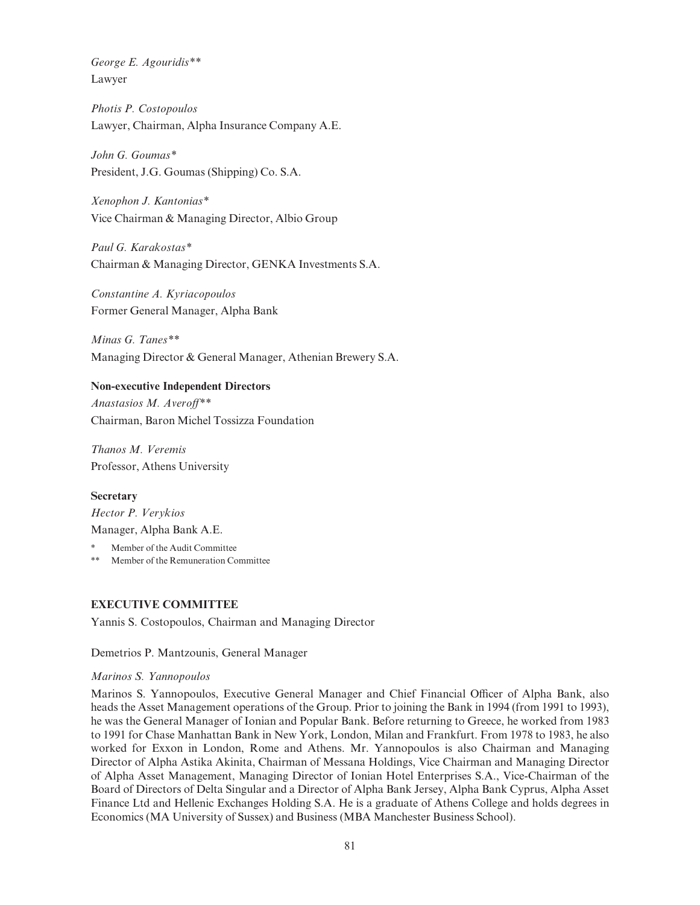*George E. Agouridis***
Lawyer

*Photis P. Costopoulos*
Lawyer, Chairman, Alpha Insurance Company A.E.

*John G. Goumas**
President, J.G. Goumas (Shipping) Co. S.A.

*Xenophon J. Kantonias**
Vice Chairman & Managing Director, Albio Group

*Paul G. Karakostas**
Chairman & Managing Director, GENKA Investments S.A.

*Constantine A. Kyriacopoulos*
Former General Manager, Alpha Bank

*Minas G. Tanes***
Managing Director & General Manager, Athenian Brewery S.A.

**Non-executive Independent Directors**

*Anastasios M. Averoff***
Chairman, Baron Michel Tossizza Foundation

*Thanos M. Veremis*
Professor, Athens University

**Secretary**

*Hector P. Verykios*
Manager, Alpha Bank A.E.

\* Member of the Audit Committee
\** Member of the Remuneration Committee

## EXECUTIVE COMMITTEE

Yannis S. Costopoulos, Chairman and Managing Director

Demetrios P. Mantzounis, General Manager

*Marinos S. Yannopoulos*

Marinos S. Yannopoulos, Executive General Manager and Chief Financial Officer of Alpha Bank, also heads the Asset Management operations of the Group. Prior to joining the Bank in 1994 (from 1991 to 1993), he was the General Manager of Ionian and Popular Bank. Before returning to Greece, he worked from 1983 to 1991 for Chase Manhattan Bank in New York, London, Milan and Frankfurt. From 1978 to 1983, he also worked for Exxon in London, Rome and Athens. Mr. Yannopoulos is also Chairman and Managing Director of Alpha Astika Akinita, Chairman of Messana Holdings, Vice Chairman and Managing Director of Alpha Asset Management, Managing Director of Ionian Hotel Enterprises S.A., Vice-Chairman of the Board of Directors of Delta Singular and a Director of Alpha Bank Jersey, Alpha Bank Cyprus, Alpha Asset Finance Ltd and Hellenic Exchanges Holding S.A. He is a graduate of Athens College and holds degrees in Economics (MA University of Sussex) and Business (MBA Manchester Business School).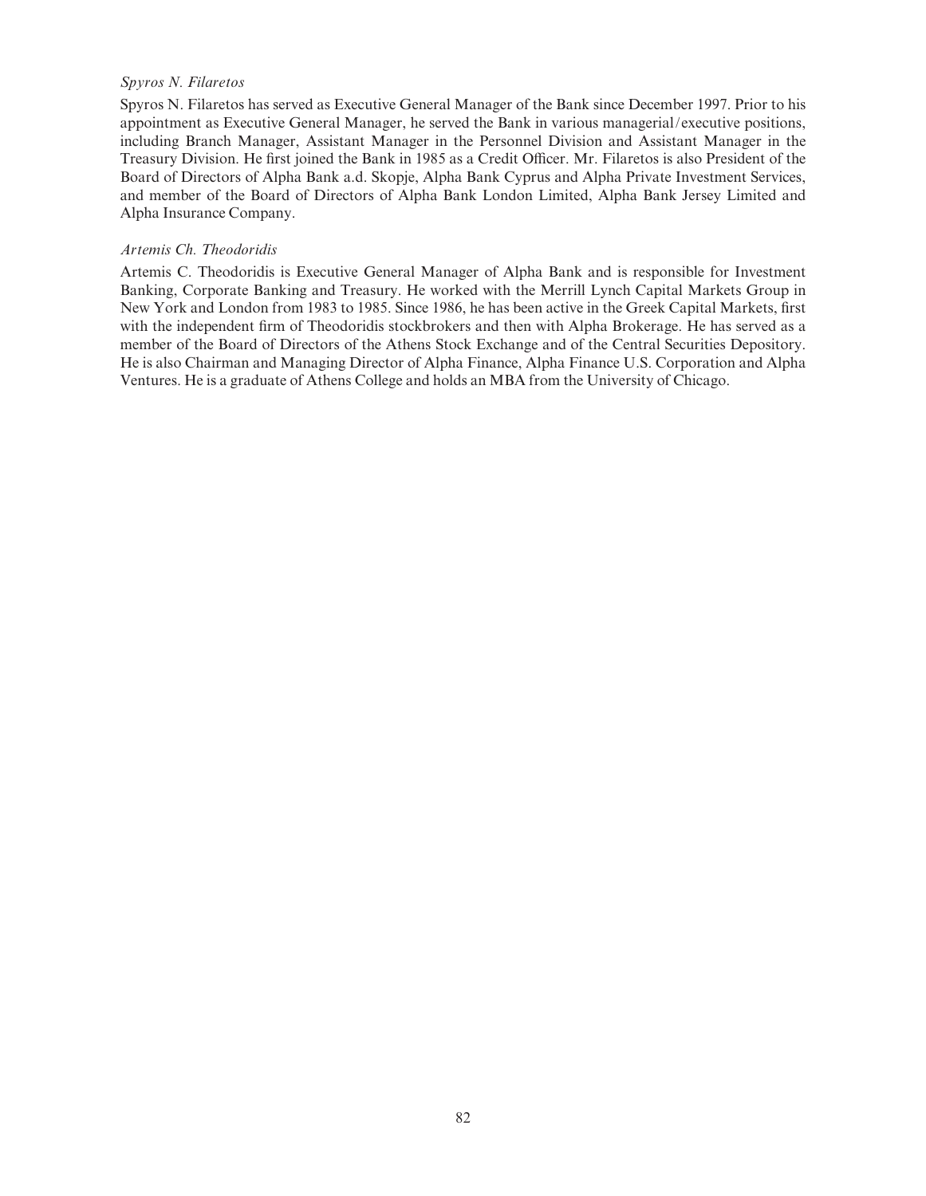*Spyros N. Filaretos*

Spyros N. Filaretos has served as Executive General Manager of the Bank since December 1997. Prior to his appointment as Executive General Manager, he served the Bank in various managerial/executive positions, including Branch Manager, Assistant Manager in the Personnel Division and Assistant Manager in the Treasury Division. He first joined the Bank in 1985 as a Credit Officer. Mr. Filaretos is also President of the Board of Directors of Alpha Bank a.d. Skopje, Alpha Bank Cyprus and Alpha Private Investment Services, and member of the Board of Directors of Alpha Bank London Limited, Alpha Bank Jersey Limited and Alpha Insurance Company.

*Artemis Ch. Theodoridis*

Artemis C. Theodoridis is Executive General Manager of Alpha Bank and is responsible for Investment Banking, Corporate Banking and Treasury. He worked with the Merrill Lynch Capital Markets Group in New York and London from 1983 to 1985. Since 1986, he has been active in the Greek Capital Markets, first with the independent firm of Theodoridis stockbrokers and then with Alpha Brokerage. He has served as a member of the Board of Directors of the Athens Stock Exchange and of the Central Securities Depository. He is also Chairman and Managing Director of Alpha Finance, Alpha Finance U.S. Corporation and Alpha Ventures. He is a graduate of Athens College and holds an MBA from the University of Chicago.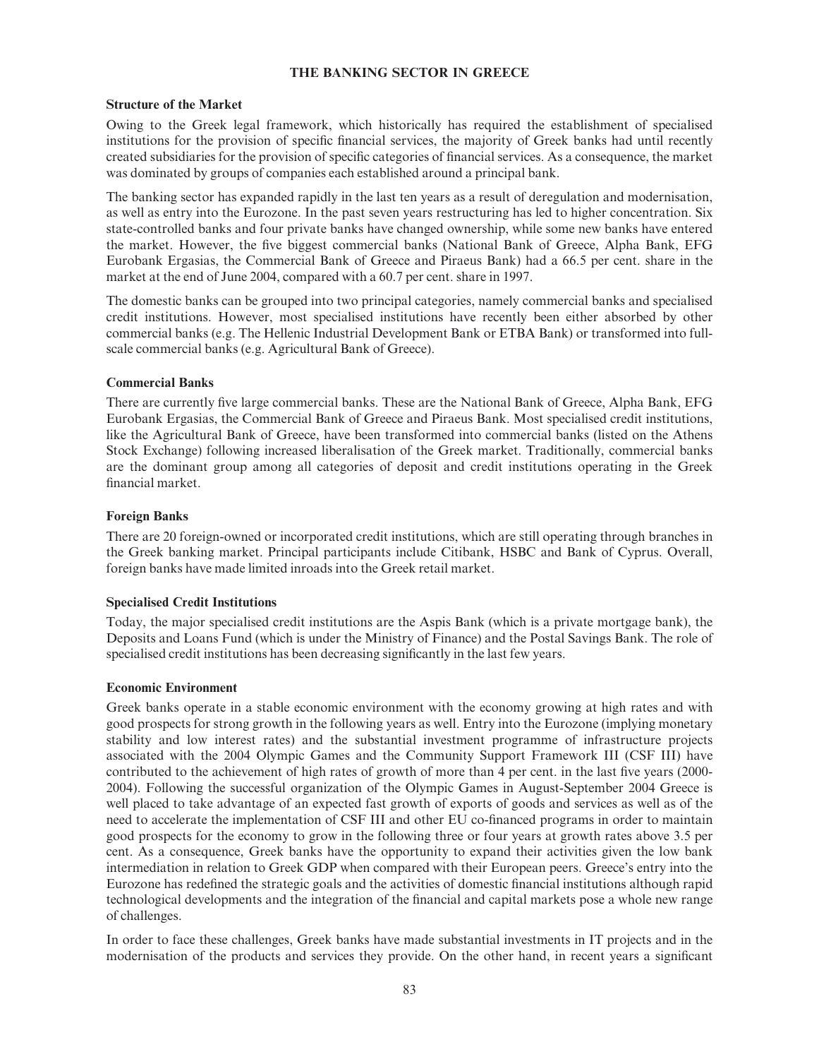# THE BANKING SECTOR IN GREECE

## Structure of the Market

Owing to the Greek legal framework, which historically has required the establishment of specialised institutions for the provision of specific financial services, the majority of Greek banks had until recently created subsidiaries for the provision of specific categories of financial services. As a consequence, the market was dominated by groups of companies each established around a principal bank.

The banking sector has expanded rapidly in the last ten years as a result of deregulation and modernisation, as well as entry into the Eurozone. In the past seven years restructuring has led to higher concentration. Six state-controlled banks and four private banks have changed ownership, while some new banks have entered the market. However, the five biggest commercial banks (National Bank of Greece, Alpha Bank, EFG Eurobank Ergasias, the Commercial Bank of Greece and Piraeus Bank) had a 66.5 per cent. share in the market at the end of June 2004, compared with a 60.7 per cent. share in 1997.

The domestic banks can be grouped into two principal categories, namely commercial banks and specialised credit institutions. However, most specialised institutions have recently been either absorbed by other commercial banks (e.g. The Hellenic Industrial Development Bank or ETBA Bank) or transformed into full-scale commercial banks (e.g. Agricultural Bank of Greece).

## Commercial Banks

There are currently five large commercial banks. These are the National Bank of Greece, Alpha Bank, EFG Eurobank Ergasias, the Commercial Bank of Greece and Piraeus Bank. Most specialised credit institutions, like the Agricultural Bank of Greece, have been transformed into commercial banks (listed on the Athens Stock Exchange) following increased liberalisation of the Greek market. Traditionally, commercial banks are the dominant group among all categories of deposit and credit institutions operating in the Greek financial market.

## Foreign Banks

There are 20 foreign-owned or incorporated credit institutions, which are still operating through branches in the Greek banking market. Principal participants include Citibank, HSBC and Bank of Cyprus. Overall, foreign banks have made limited inroads into the Greek retail market.

## Specialised Credit Institutions

Today, the major specialised credit institutions are the Aspis Bank (which is a private mortgage bank), the Deposits and Loans Fund (which is under the Ministry of Finance) and the Postal Savings Bank. The role of specialised credit institutions has been decreasing significantly in the last few years.

## Economic Environment

Greek banks operate in a stable economic environment with the economy growing at high rates and with good prospects for strong growth in the following years as well. Entry into the Eurozone (implying monetary stability and low interest rates) and the substantial investment programme of infrastructure projects associated with the 2004 Olympic Games and the Community Support Framework III (CSF III) have contributed to the achievement of high rates of growth of more than 4 per cent. in the last five years (2000-2004). Following the successful organization of the Olympic Games in August-September 2004 Greece is well placed to take advantage of an expected fast growth of exports of goods and services as well as of the need to accelerate the implementation of CSF III and other EU co-financed programs in order to maintain good prospects for the economy to grow in the following three or four years at growth rates above 3.5 per cent. As a consequence, Greek banks have the opportunity to expand their activities given the low bank intermediation in relation to Greek GDP when compared with their European peers. Greece's entry into the Eurozone has redefined the strategic goals and the activities of domestic financial institutions although rapid technological developments and the integration of the financial and capital markets pose a whole new range of challenges.

In order to face these challenges, Greek banks have made substantial investments in IT projects and in the modernisation of the products and services they provide. On the other hand, in recent years a significant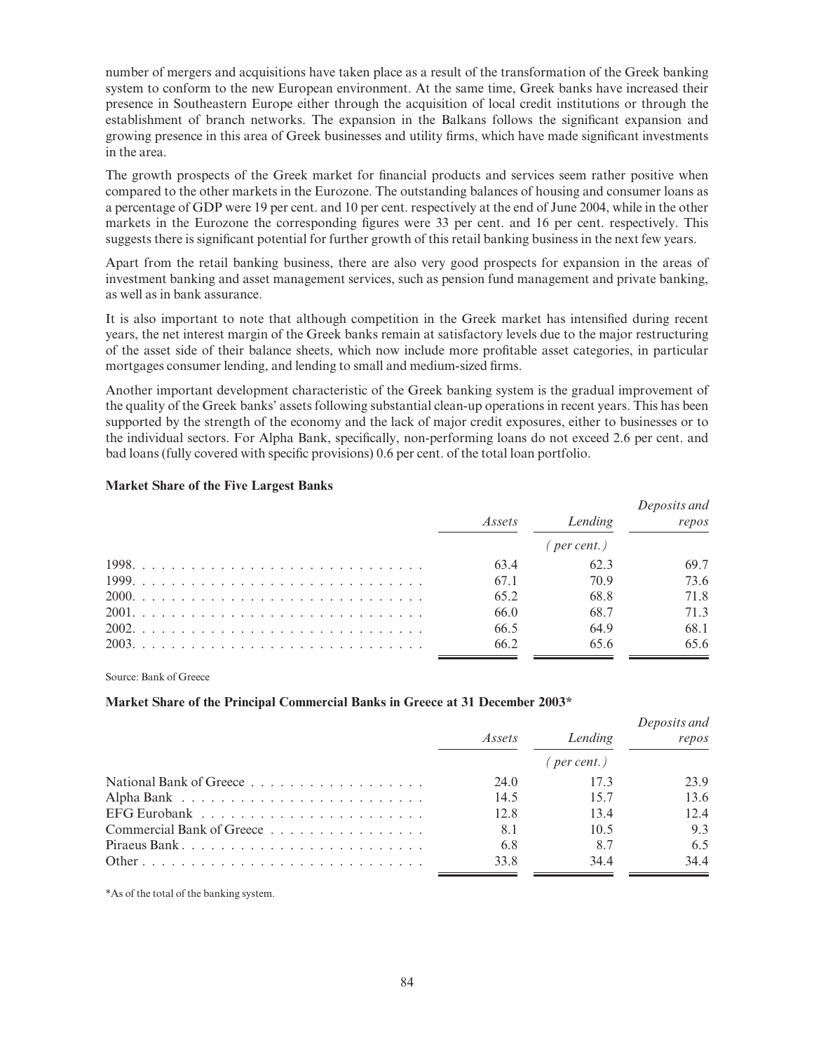number of mergers and acquisitions have taken place as a result of the transformation of the Greek banking system to conform to the new European environment. At the same time, Greek banks have increased their presence in Southeastern Europe either through the acquisition of local credit institutions or through the establishment of branch networks. The expansion in the Balkans follows the significant expansion and growing presence in this area of Greek businesses and utility firms, which have made significant investments in the area.

The growth prospects of the Greek market for financial products and services seem rather positive when compared to the other markets in the Eurozone. The outstanding balances of housing and consumer loans as a percentage of GDP were 19 per cent. and 10 per cent. respectively at the end of June 2004, while in the other markets in the Eurozone the corresponding figures were 33 per cent. and 16 per cent. respectively. This suggests there is significant potential for further growth of this retail banking business in the next few years.

Apart from the retail banking business, there are also very good prospects for expansion in the areas of investment banking and asset management services, such as pension fund management and private banking, as well as in bank assurance.

It is also important to note that although competition in the Greek market has intensified during recent years, the net interest margin of the Greek banks remain at satisfactory levels due to the major restructuring of the asset side of their balance sheets, which now include more profitable asset categories, in particular mortgages consumer lending, and lending to small and medium-sized firms.

Another important development characteristic of the Greek banking system is the gradual improvement of the quality of the Greek banks' assets following substantial clean-up operations in recent years. This has been supported by the strength of the economy and the lack of major credit exposures, either to businesses or to the individual sectors. For Alpha Bank, specifically, non-performing loans do not exceed 2.6 per cent. and bad loans (fully covered with specific provisions) 0.6 per cent. of the total loan portfolio.

**Market Share of the Five Largest Banks**

| | *Assets* | *Lending* | *Deposits and repos* |
|---|---|---|---|
| | | *(per cent.)* | |
| 1998 | 63.4 | 62.3 | 69.7 |
| 1999 | 67.1 | 70.9 | 73.6 |
| 2000 | 65.2 | 68.8 | 71.8 |
| 2001 | 66.0 | 68.7 | 71.3 |
| 2002 | 66.5 | 64.9 | 68.1 |
| 2003 | 66.2 | 65.6 | 65.6 |

Source: Bank of Greece

**Market Share of the Principal Commercial Banks in Greece at 31 December 2003***

| | *Assets* | *Lending* | *Deposits and repos* |
|---|---|---|---|
| | | *(per cent.)* | |
| National Bank of Greece | 24.0 | 17.3 | 23.9 |
| Alpha Bank | 14.5 | 15.7 | 13.6 |
| EFG Eurobank | 12.8 | 13.4 | 12.4 |
| Commercial Bank of Greece | 8.1 | 10.5 | 9.3 |
| Piraeus Bank | 6.8 | 8.7 | 6.5 |
| Other | 33.8 | 34.4 | 34.4 |

*As of the total of the banking system.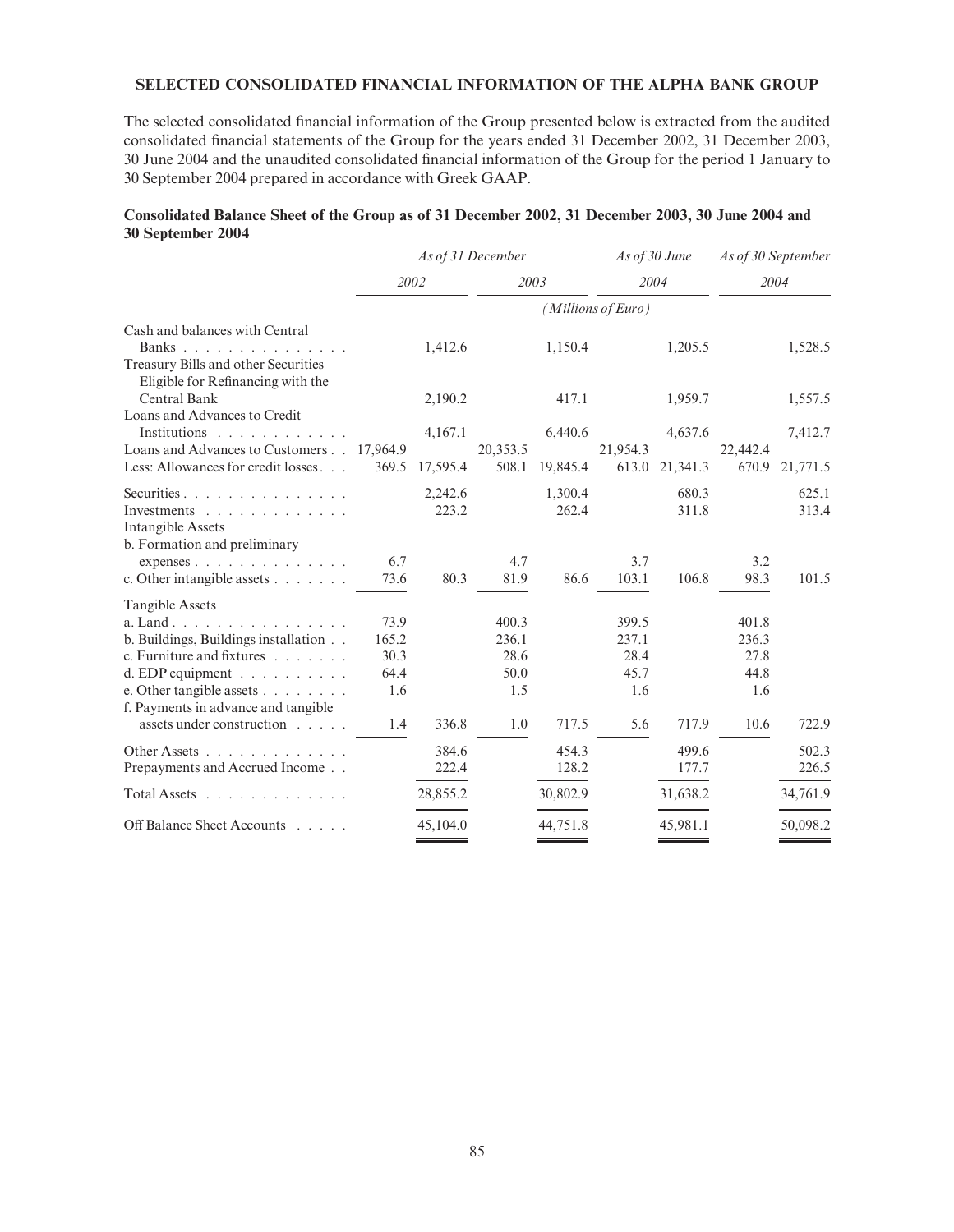### SELECTED CONSOLIDATED FINANCIAL INFORMATION OF THE ALPHA BANK GROUP

The selected consolidated financial information of the Group presented below is extracted from the audited consolidated financial statements of the Group for the years ended 31 December 2002, 31 December 2003, 30 June 2004 and the unaudited consolidated financial information of the Group for the period 1 January to 30 September 2004 prepared in accordance with Greek GAAP.

**Consolidated Balance Sheet of the Group as of 31 December 2002, 31 December 2003, 30 June 2004 and 30 September 2004**

| | *As of 31 December* | | | | *As of 30 June* | | *As of 30 September* | |
|---|---|---|---|---|---|---|---|---|
| | *2002* | | *2003* | | *2004* | | *2004* | |
| | *(Millions of Euro)* | | | | | | | |
| Cash and balances with Central Banks | | 1,412.6 | | 1,150.4 | | 1,205.5 | | 1,528.5 |
| Treasury Bills and other Securities Eligible for Refinancing with the Central Bank | | 2,190.2 | | 417.1 | | 1,959.7 | | 1,557.5 |
| Loans and Advances to Credit Institutions | | 4,167.1 | | 6,440.6 | | 4,637.6 | | 7,412.7 |
| Loans and Advances to Customers | 17,964.9 | | 20,353.5 | | 21,954.3 | | 22,442.4 | |
| Less: Allowances for credit losses | 369.5 | 17,595.4 | 508.1 | 19,845.4 | 613.0 | 21,341.3 | 670.9 | 21,771.5 |
| Securities | | 2,242.6 | | 1,300.4 | | 680.3 | | 625.1 |
| Investments | | 223.2 | | 262.4 | | 311.8 | | 313.4 |
| Intangible Assets | | | | | | | | |
| b. Formation and preliminary expenses | 6.7 | | 4.7 | | 3.7 | | 3.2 | |
| c. Other intangible assets | 73.6 | 80.3 | 81.9 | 86.6 | 103.1 | 106.8 | 98.3 | 101.5 |
| Tangible Assets | | | | | | | | |
| a. Land | 73.9 | | 400.3 | | 399.5 | | 401.8 | |
| b. Buildings, Buildings installation | 165.2 | | 236.1 | | 237.1 | | 236.3 | |
| c. Furniture and fixtures | 30.3 | | 28.6 | | 28.4 | | 27.8 | |
| d. EDP equipment | 64.4 | | 50.0 | | 45.7 | | 44.8 | |
| e. Other tangible assets | 1.6 | | 1.5 | | 1.6 | | 1.6 | |
| f. Payments in advance and tangible assets under construction | 1.4 | 336.8 | 1.0 | 717.5 | 5.6 | 717.9 | 10.6 | 722.9 |
| Other Assets | | 384.6 | | 454.3 | | 499.6 | | 502.3 |
| Prepayments and Accrued Income | | 222.4 | | 128.2 | | 177.7 | | 226.5 |
| Total Assets | | 28,855.2 | | 30,802.9 | | 31,638.2 | | 34,761.9 |
| Off Balance Sheet Accounts | | 45,104.0 | | 44,751.8 | | 45,981.1 | | 50,098.2 |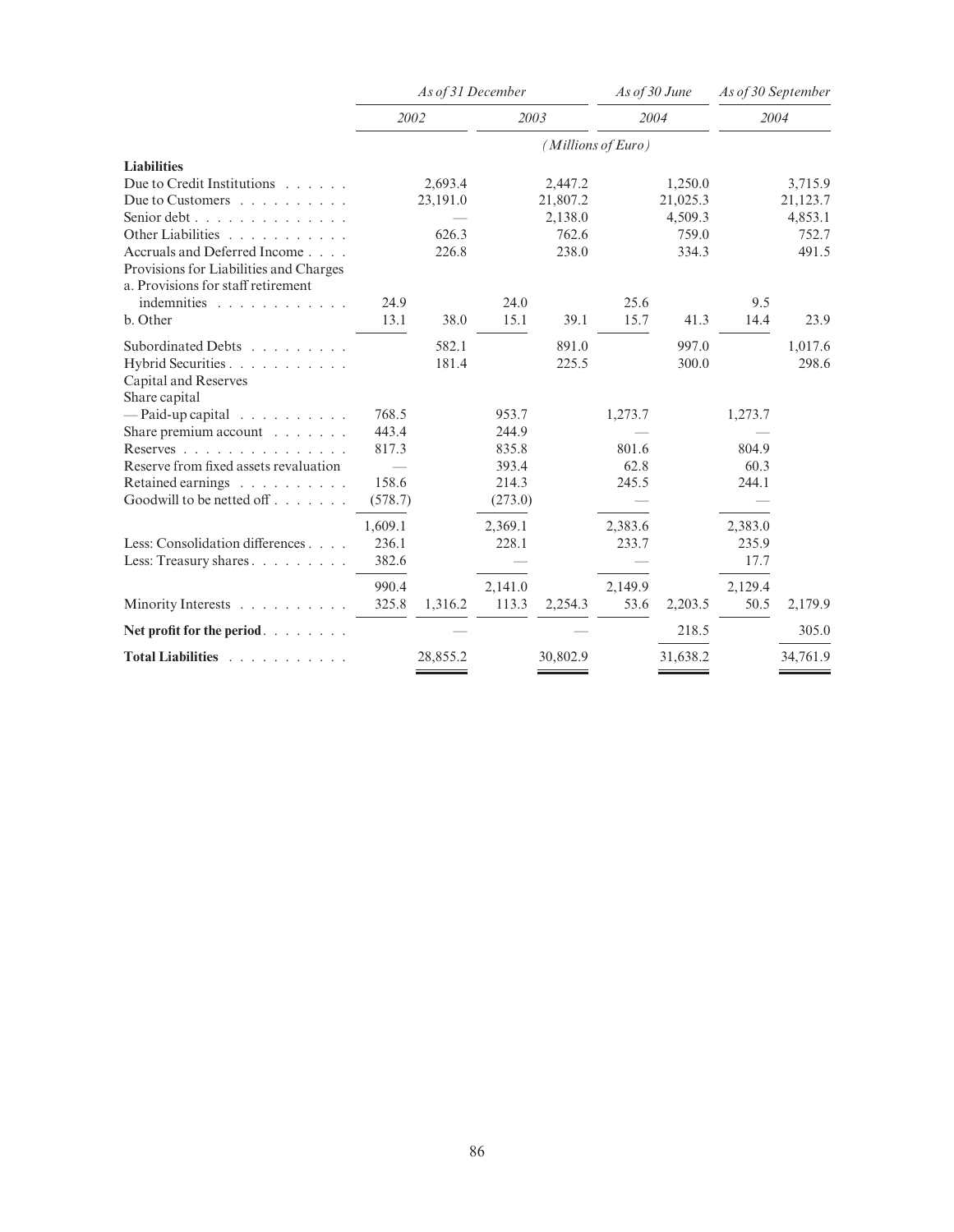| | As of 31 December | | | | As of 30 June | | As of 30 September | |
|---|---|---|---|---|---|---|---|---|
| | 2002 | | 2003 | | 2004 | | 2004 | |
| | (Millions of Euro) | | | | | | | |
| **Liabilities** | | | | | | | | |
| Due to Credit Institutions | | 2,693.4 | | 2,447.2 | | 1,250.0 | | 3,715.9 |
| Due to Customers | | 23,191.0 | | 21,807.2 | | 21,025.3 | | 21,123.7 |
| Senior debt | | — | | 2,138.0 | | 4,509.3 | | 4,853.1 |
| Other Liabilities | | 626.3 | | 762.6 | | 759.0 | | 752.7 |
| Accruals and Deferred Income | | 226.8 | | 238.0 | | 334.3 | | 491.5 |
| Provisions for Liabilities and Charges | | | | | | | | |
| a. Provisions for staff retirement indemnities | 24.9 | | 24.0 | | 25.6 | | 9.5 | |
| b. Other | 13.1 | 38.0 | 15.1 | 39.1 | 15.7 | 41.3 | 14.4 | 23.9 |
| Subordinated Debts | | 582.1 | | 891.0 | | 997.0 | | 1,017.6 |
| Hybrid Securities | | 181.4 | | 225.5 | | 300.0 | | 298.6 |
| Capital and Reserves | | | | | | | | |
| Share capital | | | | | | | | |
| — Paid-up capital | 768.5 | | 953.7 | | 1,273.7 | | 1,273.7 | |
| Share premium account | 443.4 | | 244.9 | | — | | — | |
| Reserves | 817.3 | | 835.8 | | 801.6 | | 804.9 | |
| Reserve from fixed assets revaluation | — | | 393.4 | | 62.8 | | 60.3 | |
| Retained earnings | 158.6 | | 214.3 | | 245.5 | | 244.1 | |
| Goodwill to be netted off | (578.7) | | (273.0) | | — | | — | |
| | 1,609.1 | | 2,369.1 | | 2,383.6 | | 2,383.0 | |
| Less: Consolidation differences | 236.1 | | 228.1 | | 233.7 | | 235.9 | |
| Less: Treasury shares | 382.6 | | — | | — | | 17.7 | |
| | 990.4 | | 2,141.0 | | 2,149.9 | | 2,129.4 | |
| Minority Interests | 325.8 | 1,316.2 | 113.3 | 2,254.3 | 53.6 | 2,203.5 | 50.5 | 2,179.9 |
| **Net profit for the period** | | — | | — | | 218.5 | | 305.0 |
| **Total Liabilities** | | 28,855.2 | | 30,802.9 | | 31,638.2 | | 34,761.9 |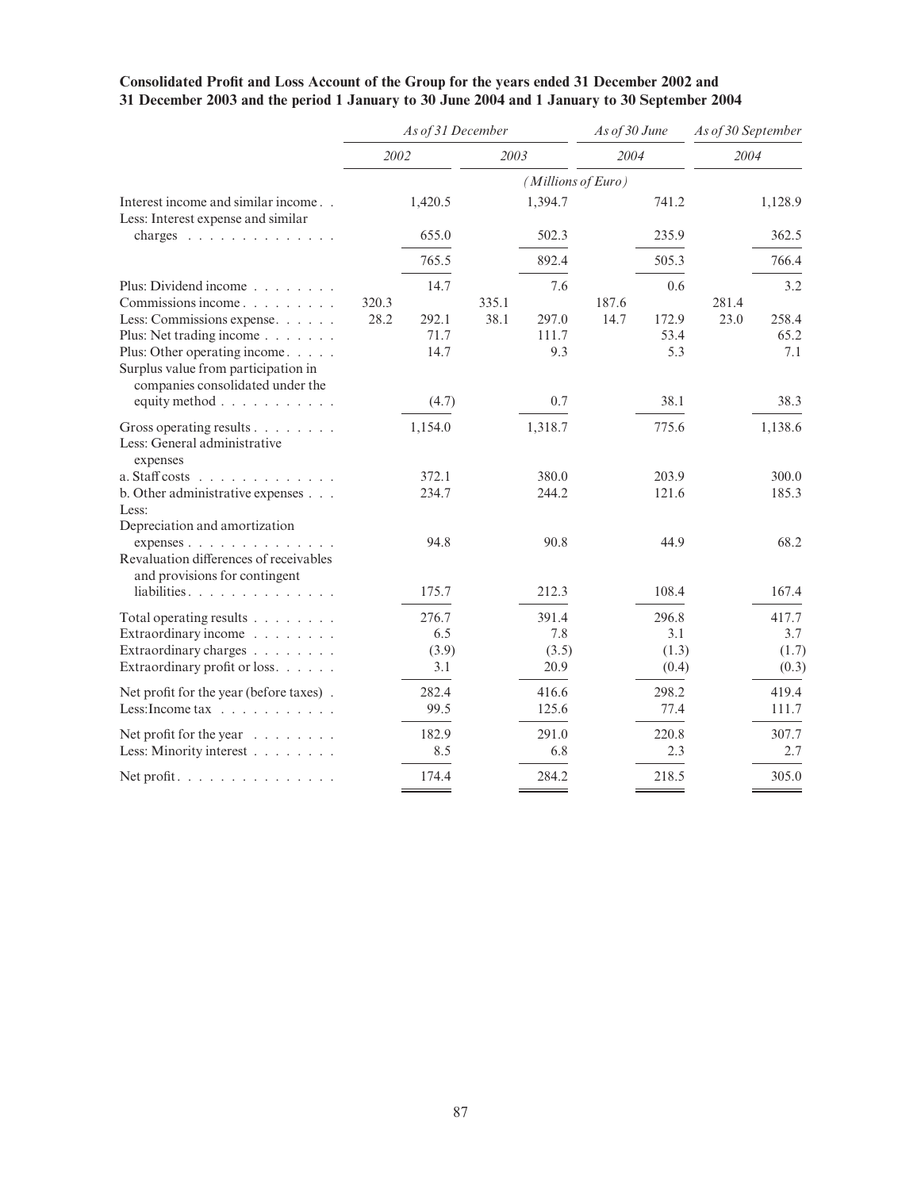**Consolidated Profit and Loss Account of the Group for the years ended 31 December 2002 and 31 December 2003 and the period 1 January to 30 June 2004 and 1 January to 30 September 2004**

| | *As of 31 December* | | | | *As of 30 June* | | *As of 30 September* | |
|---|---|---|---|---|---|---|---|---|
| | *2002* | | *2003* | | *2004* | | *2004* | |
| | *(Millions of Euro)* | | | | | | | |
| Interest income and similar income | | 1,420.5 | | 1,394.7 | | 741.2 | | 1,128.9 |
| Less: Interest expense and similar charges | | 655.0 | | 502.3 | | 235.9 | | 362.5 |
| | | 765.5 | | 892.4 | | 505.3 | | 766.4 |
| Plus: Dividend income | | 14.7 | | 7.6 | | 0.6 | | 3.2 |
| Commissions income | 320.3 | | 335.1 | | 187.6 | | 281.4 | |
| Less: Commissions expense | 28.2 | 292.1 | 38.1 | 297.0 | 14.7 | 172.9 | 23.0 | 258.4 |
| Plus: Net trading income | | 71.7 | | 111.7 | | 53.4 | | 65.2 |
| Plus: Other operating income | | 14.7 | | 9.3 | | 5.3 | | 7.1 |
| Surplus value from participation in companies consolidated under the equity method | | (4.7) | | 0.7 | | 38.1 | | 38.3 |
| Gross operating results | | 1,154.0 | | 1,318.7 | | 775.6 | | 1,138.6 |
| Less: General administrative expenses | | | | | | | | |
| a. Staff costs | | 372.1 | | 380.0 | | 203.9 | | 300.0 |
| b. Other administrative expenses | | 234.7 | | 244.2 | | 121.6 | | 185.3 |
| Less: | | | | | | | | |
| Depreciation and amortization expenses | | 94.8 | | 90.8 | | 44.9 | | 68.2 |
| Revaluation differences of receivables and provisions for contingent liabilities | | 175.7 | | 212.3 | | 108.4 | | 167.4 |
| Total operating results | | 276.7 | | 391.4 | | 296.8 | | 417.7 |
| Extraordinary income | | 6.5 | | 7.8 | | 3.1 | | 3.7 |
| Extraordinary charges | | (3.9) | | (3.5) | | (1.3) | | (1.7) |
| Extraordinary profit or loss | | 3.1 | | 20.9 | | (0.4) | | (0.3) |
| Net profit for the year (before taxes) | | 282.4 | | 416.6 | | 298.2 | | 419.4 |
| Less:Income tax | | 99.5 | | 125.6 | | 77.4 | | 111.7 |
| Net profit for the year | | 182.9 | | 291.0 | | 220.8 | | 307.7 |
| Less: Minority interest | | 8.5 | | 6.8 | | 2.3 | | 2.7 |
| Net profit | | 174.4 | | 284.2 | | 218.5 | | 305.0 |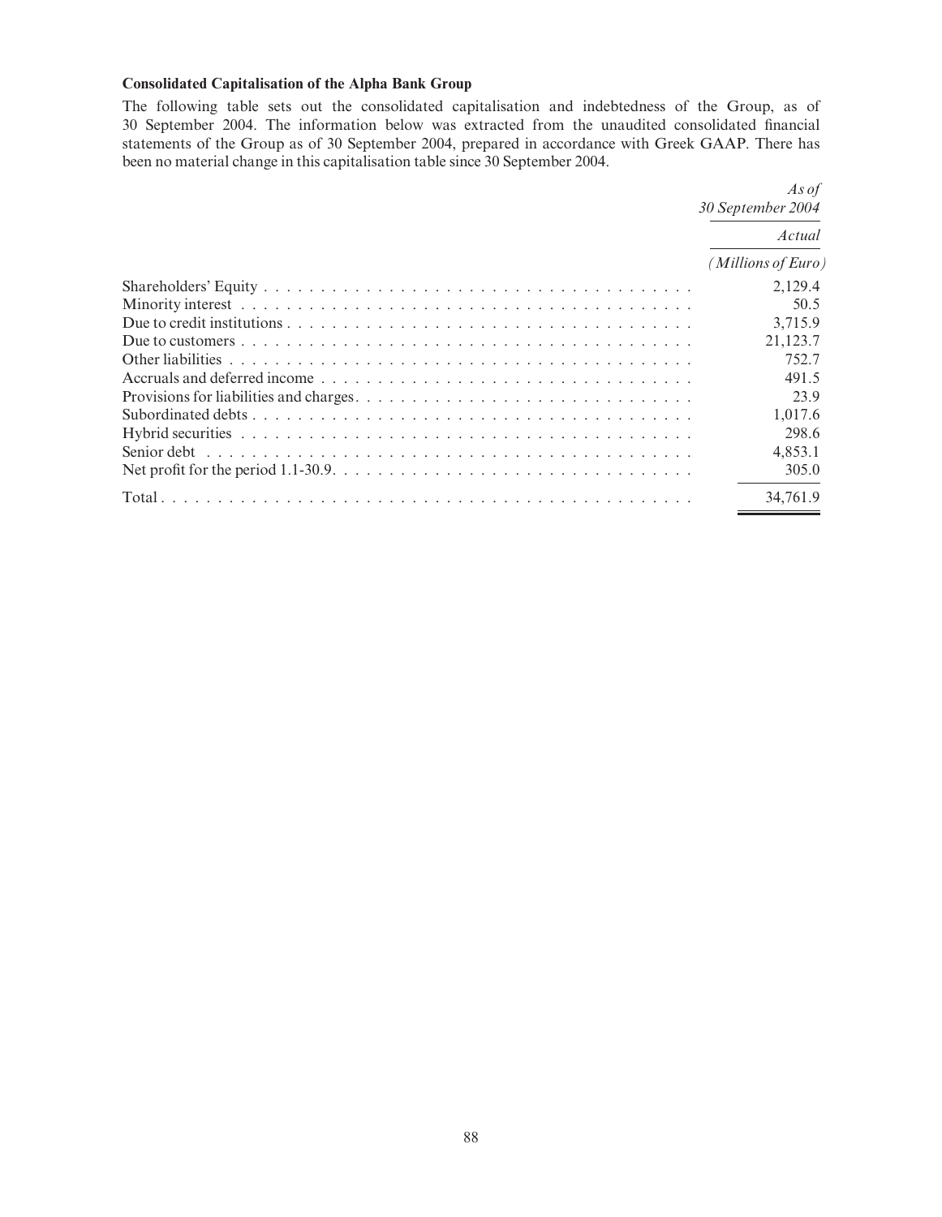**Consolidated Capitalisation of the Alpha Bank Group**

The following table sets out the consolidated capitalisation and indebtedness of the Group, as of 30 September 2004. The information below was extracted from the unaudited consolidated financial statements of the Group as of 30 September 2004, prepared in accordance with Greek GAAP. There has been no material change in this capitalisation table since 30 September 2004.

| | *As of 30 September 2004* |
|---|---|
| | *Actual* |
| | *(Millions of Euro)* |
| Shareholders' Equity | 2,129.4 |
| Minority interest | 50.5 |
| Due to credit institutions | 3,715.9 |
| Due to customers | 21,123.7 |
| Other liabilities | 752.7 |
| Accruals and deferred income | 491.5 |
| Provisions for liabilities and charges | 23.9 |
| Subordinated debts | 1,017.6 |
| Hybrid securities | 298.6 |
| Senior debt | 4,853.1 |
| Net profit for the period 1.1-30.9 | 305.0 |
| Total | 34,761.9 |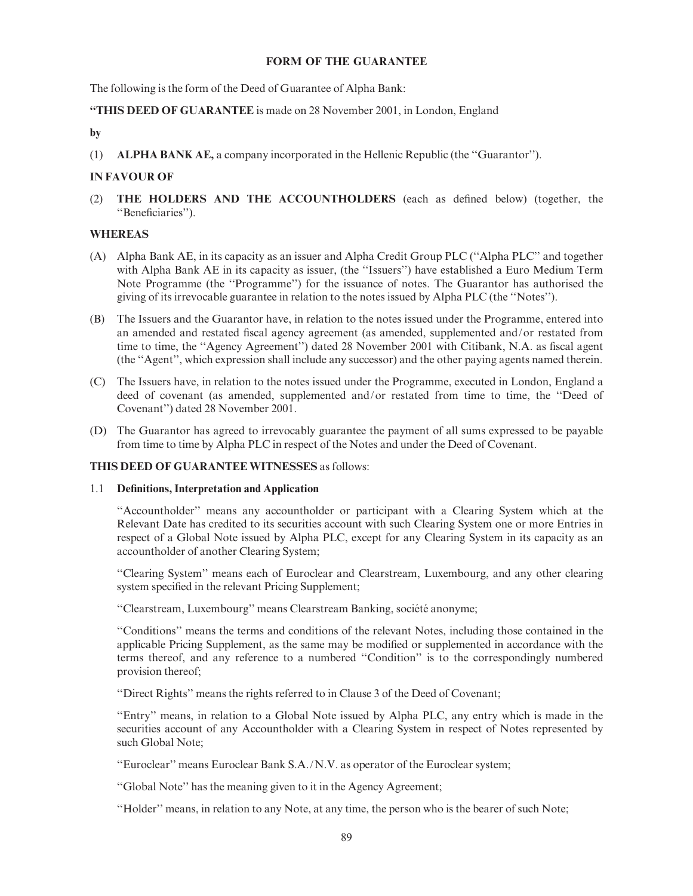## FORM OF THE GUARANTEE

The following is the form of the Deed of Guarantee of Alpha Bank:

**"THIS DEED OF GUARANTEE** is made on 28 November 2001, in London, England

**by**

(1) **ALPHA BANK AE,** a company incorporated in the Hellenic Republic (the "Guarantor").

**IN FAVOUR OF**

(2) **THE HOLDERS AND THE ACCOUNTHOLDERS** (each as defined below) (together, the "Beneficiaries").

**WHEREAS**

(A) Alpha Bank AE, in its capacity as an issuer and Alpha Credit Group PLC ("Alpha PLC" and together with Alpha Bank AE in its capacity as issuer, (the "Issuers") have established a Euro Medium Term Note Programme (the "Programme") for the issuance of notes. The Guarantor has authorised the giving of its irrevocable guarantee in relation to the notes issued by Alpha PLC (the "Notes").

(B) The Issuers and the Guarantor have, in relation to the notes issued under the Programme, entered into an amended and restated fiscal agency agreement (as amended, supplemented and/or restated from time to time, the "Agency Agreement") dated 28 November 2001 with Citibank, N.A. as fiscal agent (the "Agent", which expression shall include any successor) and the other paying agents named therein.

(C) The Issuers have, in relation to the notes issued under the Programme, executed in London, England a deed of covenant (as amended, supplemented and/or restated from time to time, the "Deed of Covenant") dated 28 November 2001.

(D) The Guarantor has agreed to irrevocably guarantee the payment of all sums expressed to be payable from time to time by Alpha PLC in respect of the Notes and under the Deed of Covenant.

**THIS DEED OF GUARANTEE WITNESSES** as follows:

1.1 **Definitions, Interpretation and Application**

"Accountholder" means any accountholder or participant with a Clearing System which at the Relevant Date has credited to its securities account with such Clearing System one or more Entries in respect of a Global Note issued by Alpha PLC, except for any Clearing System in its capacity as an accountholder of another Clearing System;

"Clearing System" means each of Euroclear and Clearstream, Luxembourg, and any other clearing system specified in the relevant Pricing Supplement;

"Clearstream, Luxembourg" means Clearstream Banking, société anonyme;

"Conditions" means the terms and conditions of the relevant Notes, including those contained in the applicable Pricing Supplement, as the same may be modified or supplemented in accordance with the terms thereof, and any reference to a numbered "Condition" is to the correspondingly numbered provision thereof;

"Direct Rights" means the rights referred to in Clause 3 of the Deed of Covenant;

"Entry" means, in relation to a Global Note issued by Alpha PLC, any entry which is made in the securities account of any Accountholder with a Clearing System in respect of Notes represented by such Global Note;

"Euroclear" means Euroclear Bank S.A./N.V. as operator of the Euroclear system;

"Global Note" has the meaning given to it in the Agency Agreement;

"Holder" means, in relation to any Note, at any time, the person who is the bearer of such Note;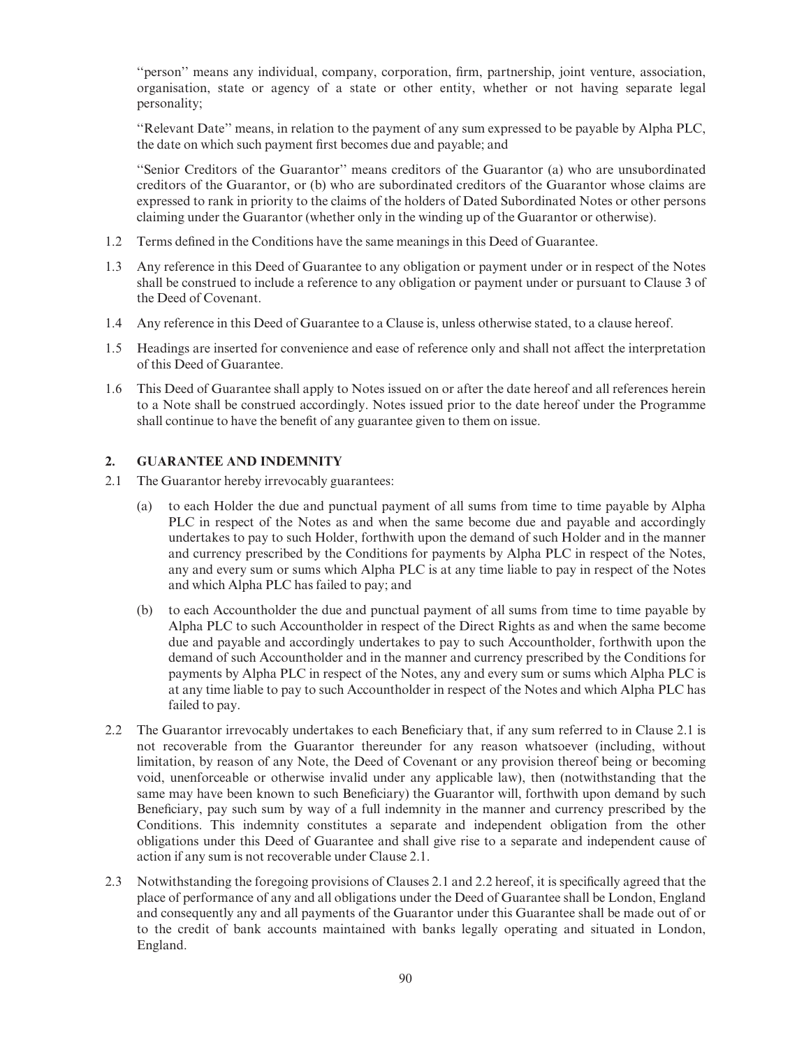"person" means any individual, company, corporation, firm, partnership, joint venture, association, organisation, state or agency of a state or other entity, whether or not having separate legal personality;

"Relevant Date" means, in relation to the payment of any sum expressed to be payable by Alpha PLC, the date on which such payment first becomes due and payable; and

"Senior Creditors of the Guarantor" means creditors of the Guarantor (a) who are unsubordinated creditors of the Guarantor, or (b) who are subordinated creditors of the Guarantor whose claims are expressed to rank in priority to the claims of the holders of Dated Subordinated Notes or other persons claiming under the Guarantor (whether only in the winding up of the Guarantor or otherwise).

1.2 Terms defined in the Conditions have the same meanings in this Deed of Guarantee.

1.3 Any reference in this Deed of Guarantee to any obligation or payment under or in respect of the Notes shall be construed to include a reference to any obligation or payment under or pursuant to Clause 3 of the Deed of Covenant.

1.4 Any reference in this Deed of Guarantee to a Clause is, unless otherwise stated, to a clause hereof.

1.5 Headings are inserted for convenience and ease of reference only and shall not affect the interpretation of this Deed of Guarantee.

1.6 This Deed of Guarantee shall apply to Notes issued on or after the date hereof and all references herein to a Note shall be construed accordingly. Notes issued prior to the date hereof under the Programme shall continue to have the benefit of any guarantee given to them on issue.

## 2. GUARANTEE AND INDEMNITY

2.1 The Guarantor hereby irrevocably guarantees:

(a) to each Holder the due and punctual payment of all sums from time to time payable by Alpha PLC in respect of the Notes as and when the same become due and payable and accordingly undertakes to pay to such Holder, forthwith upon the demand of such Holder and in the manner and currency prescribed by the Conditions for payments by Alpha PLC in respect of the Notes, any and every sum or sums which Alpha PLC is at any time liable to pay in respect of the Notes and which Alpha PLC has failed to pay; and

(b) to each Accountholder the due and punctual payment of all sums from time to time payable by Alpha PLC to such Accountholder in respect of the Direct Rights as and when the same become due and payable and accordingly undertakes to pay to such Accountholder, forthwith upon the demand of such Accountholder and in the manner and currency prescribed by the Conditions for payments by Alpha PLC in respect of the Notes, any and every sum or sums which Alpha PLC is at any time liable to pay to such Accountholder in respect of the Notes and which Alpha PLC has failed to pay.

2.2 The Guarantor irrevocably undertakes to each Beneficiary that, if any sum referred to in Clause 2.1 is not recoverable from the Guarantor thereunder for any reason whatsoever (including, without limitation, by reason of any Note, the Deed of Covenant or any provision thereof being or becoming void, unenforceable or otherwise invalid under any applicable law), then (notwithstanding that the same may have been known to such Beneficiary) the Guarantor will, forthwith upon demand by such Beneficiary, pay such sum by way of a full indemnity in the manner and currency prescribed by the Conditions. This indemnity constitutes a separate and independent obligation from the other obligations under this Deed of Guarantee and shall give rise to a separate and independent cause of action if any sum is not recoverable under Clause 2.1.

2.3 Notwithstanding the foregoing provisions of Clauses 2.1 and 2.2 hereof, it is specifically agreed that the place of performance of any and all obligations under the Deed of Guarantee shall be London, England and consequently any and all payments of the Guarantor under this Guarantee shall be made out of or to the credit of bank accounts maintained with banks legally operating and situated in London, England.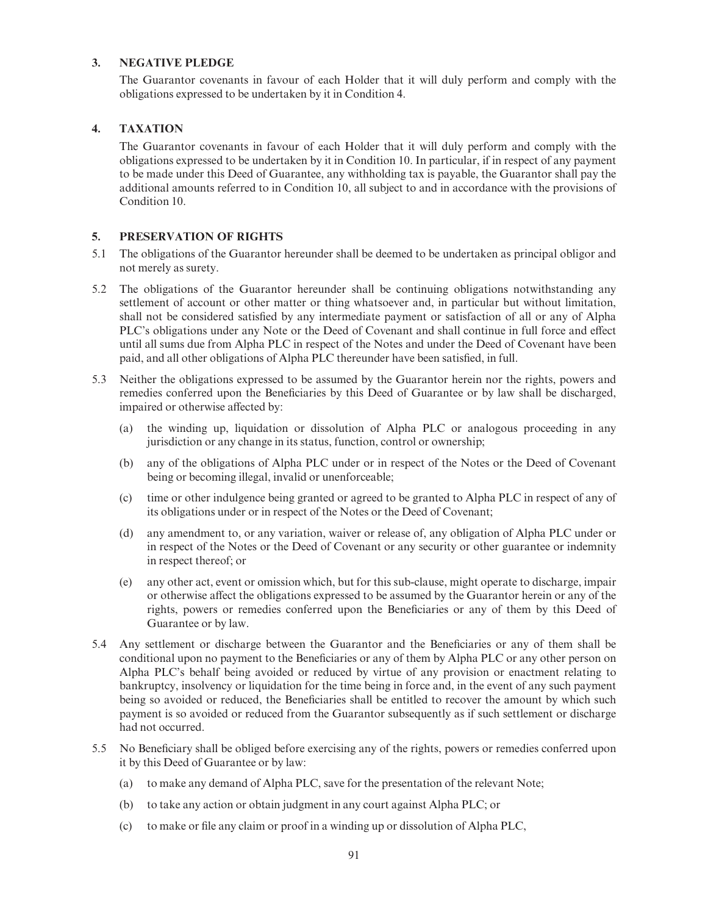## 3. NEGATIVE PLEDGE

The Guarantor covenants in favour of each Holder that it will duly perform and comply with the obligations expressed to be undertaken by it in Condition 4.

## 4. TAXATION

The Guarantor covenants in favour of each Holder that it will duly perform and comply with the obligations expressed to be undertaken by it in Condition 10. In particular, if in respect of any payment to be made under this Deed of Guarantee, any withholding tax is payable, the Guarantor shall pay the additional amounts referred to in Condition 10, all subject to and in accordance with the provisions of Condition 10.

## 5. PRESERVATION OF RIGHTS

5.1 The obligations of the Guarantor hereunder shall be deemed to be undertaken as principal obligor and not merely as surety.

5.2 The obligations of the Guarantor hereunder shall be continuing obligations notwithstanding any settlement of account or other matter or thing whatsoever and, in particular but without limitation, shall not be considered satisfied by any intermediate payment or satisfaction of all or any of Alpha PLC's obligations under any Note or the Deed of Covenant and shall continue in full force and effect until all sums due from Alpha PLC in respect of the Notes and under the Deed of Covenant have been paid, and all other obligations of Alpha PLC thereunder have been satisfied, in full.

5.3 Neither the obligations expressed to be assumed by the Guarantor herein nor the rights, powers and remedies conferred upon the Beneficiaries by this Deed of Guarantee or by law shall be discharged, impaired or otherwise affected by:

(a) the winding up, liquidation or dissolution of Alpha PLC or analogous proceeding in any jurisdiction or any change in its status, function, control or ownership;

(b) any of the obligations of Alpha PLC under or in respect of the Notes or the Deed of Covenant being or becoming illegal, invalid or unenforceable;

(c) time or other indulgence being granted or agreed to be granted to Alpha PLC in respect of any of its obligations under or in respect of the Notes or the Deed of Covenant;

(d) any amendment to, or any variation, waiver or release of, any obligation of Alpha PLC under or in respect of the Notes or the Deed of Covenant or any security or other guarantee or indemnity in respect thereof; or

(e) any other act, event or omission which, but for this sub-clause, might operate to discharge, impair or otherwise affect the obligations expressed to be assumed by the Guarantor herein or any of the rights, powers or remedies conferred upon the Beneficiaries or any of them by this Deed of Guarantee or by law.

5.4 Any settlement or discharge between the Guarantor and the Beneficiaries or any of them shall be conditional upon no payment to the Beneficiaries or any of them by Alpha PLC or any other person on Alpha PLC's behalf being avoided or reduced by virtue of any provision or enactment relating to bankruptcy, insolvency or liquidation for the time being in force and, in the event of any such payment being so avoided or reduced, the Beneficiaries shall be entitled to recover the amount by which such payment is so avoided or reduced from the Guarantor subsequently as if such settlement or discharge had not occurred.

5.5 No Beneficiary shall be obliged before exercising any of the rights, powers or remedies conferred upon it by this Deed of Guarantee or by law:

(a) to make any demand of Alpha PLC, save for the presentation of the relevant Note;

(b) to take any action or obtain judgment in any court against Alpha PLC; or

(c) to make or file any claim or proof in a winding up or dissolution of Alpha PLC,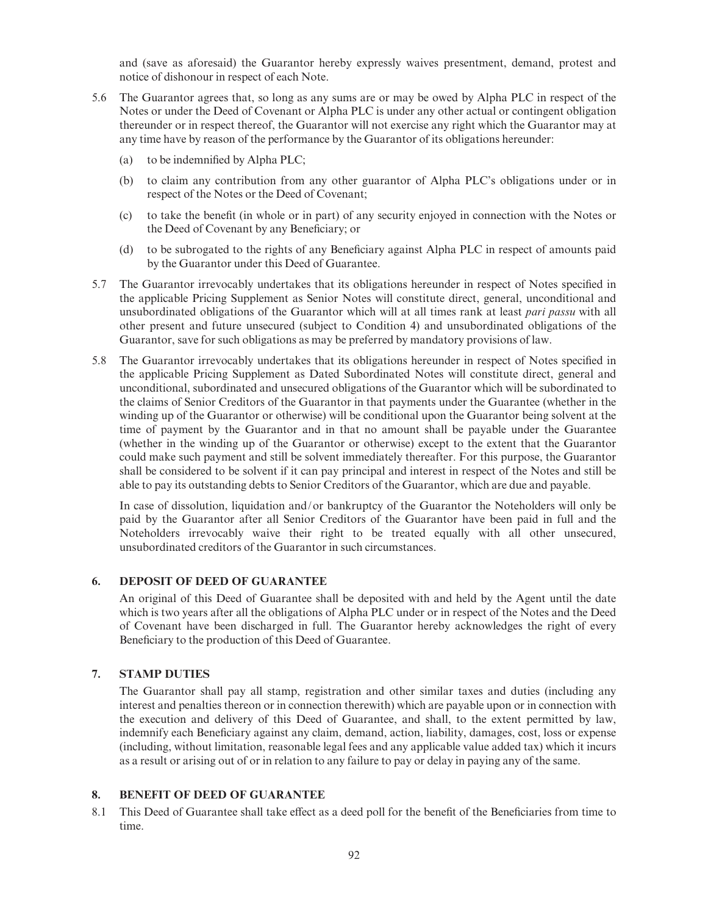and (save as aforesaid) the Guarantor hereby expressly waives presentment, demand, protest and notice of dishonour in respect of each Note.

5.6 The Guarantor agrees that, so long as any sums are or may be owed by Alpha PLC in respect of the Notes or under the Deed of Covenant or Alpha PLC is under any other actual or contingent obligation thereunder or in respect thereof, the Guarantor will not exercise any right which the Guarantor may at any time have by reason of the performance by the Guarantor of its obligations hereunder:

   (a) to be indemnified by Alpha PLC;

   (b) to claim any contribution from any other guarantor of Alpha PLC's obligations under or in respect of the Notes or the Deed of Covenant;

   (c) to take the benefit (in whole or in part) of any security enjoyed in connection with the Notes or the Deed of Covenant by any Beneficiary; or

   (d) to be subrogated to the rights of any Beneficiary against Alpha PLC in respect of amounts paid by the Guarantor under this Deed of Guarantee.

5.7 The Guarantor irrevocably undertakes that its obligations hereunder in respect of Notes specified in the applicable Pricing Supplement as Senior Notes will constitute direct, general, unconditional and unsubordinated obligations of the Guarantor which will at all times rank at least *pari passu* with all other present and future unsecured (subject to Condition 4) and unsubordinated obligations of the Guarantor, save for such obligations as may be preferred by mandatory provisions of law.

5.8 The Guarantor irrevocably undertakes that its obligations hereunder in respect of Notes specified in the applicable Pricing Supplement as Dated Subordinated Notes will constitute direct, general and unconditional, subordinated and unsecured obligations of the Guarantor which will be subordinated to the claims of Senior Creditors of the Guarantor in that payments under the Guarantee (whether in the winding up of the Guarantor or otherwise) will be conditional upon the Guarantor being solvent at the time of payment by the Guarantor and in that no amount shall be payable under the Guarantee (whether in the winding up of the Guarantor or otherwise) except to the extent that the Guarantor could make such payment and still be solvent immediately thereafter. For this purpose, the Guarantor shall be considered to be solvent if it can pay principal and interest in respect of the Notes and still be able to pay its outstanding debts to Senior Creditors of the Guarantor, which are due and payable.

   In case of dissolution, liquidation and/or bankruptcy of the Guarantor the Noteholders will only be paid by the Guarantor after all Senior Creditors of the Guarantor have been paid in full and the Noteholders irrevocably waive their right to be treated equally with all other unsecured, unsubordinated creditors of the Guarantor in such circumstances.

## 6. DEPOSIT OF DEED OF GUARANTEE

An original of this Deed of Guarantee shall be deposited with and held by the Agent until the date which is two years after all the obligations of Alpha PLC under or in respect of the Notes and the Deed of Covenant have been discharged in full. The Guarantor hereby acknowledges the right of every Beneficiary to the production of this Deed of Guarantee.

## 7. STAMP DUTIES

The Guarantor shall pay all stamp, registration and other similar taxes and duties (including any interest and penalties thereon or in connection therewith) which are payable upon or in connection with the execution and delivery of this Deed of Guarantee, and shall, to the extent permitted by law, indemnify each Beneficiary against any claim, demand, action, liability, damages, cost, loss or expense (including, without limitation, reasonable legal fees and any applicable value added tax) which it incurs as a result or arising out of or in relation to any failure to pay or delay in paying any of the same.

## 8. BENEFIT OF DEED OF GUARANTEE

8.1 This Deed of Guarantee shall take effect as a deed poll for the benefit of the Beneficiaries from time to time.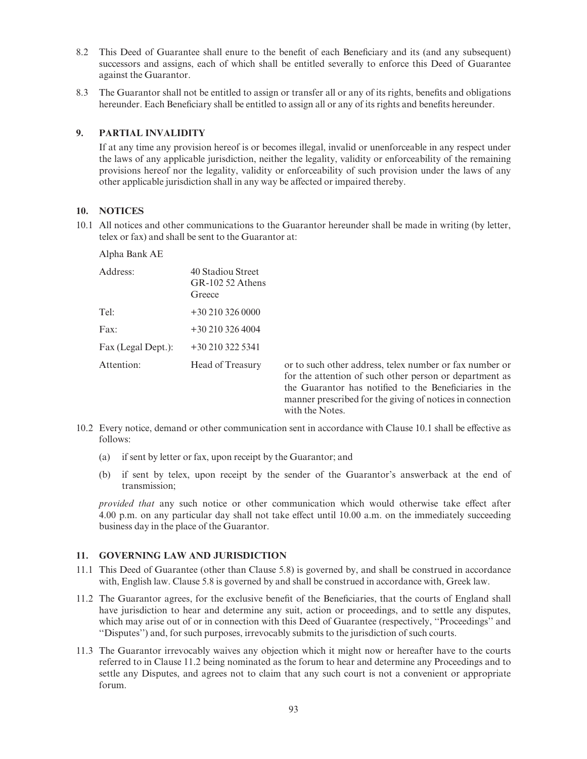8.2 This Deed of Guarantee shall enure to the benefit of each Beneficiary and its (and any subsequent) successors and assigns, each of which shall be entitled severally to enforce this Deed of Guarantee against the Guarantor.

8.3 The Guarantor shall not be entitled to assign or transfer all or any of its rights, benefits and obligations hereunder. Each Beneficiary shall be entitled to assign all or any of its rights and benefits hereunder.

## 9. PARTIAL INVALIDITY

If at any time any provision hereof is or becomes illegal, invalid or unenforceable in any respect under the laws of any applicable jurisdiction, neither the legality, validity or enforceability of the remaining provisions hereof nor the legality, validity or enforceability of such provision under the laws of any other applicable jurisdiction shall in any way be affected or impaired thereby.

## 10. NOTICES

10.1 All notices and other communications to the Guarantor hereunder shall be made in writing (by letter, telex or fax) and shall be sent to the Guarantor at:

Alpha Bank AE

| | | |
|---|---|---|
| Address: | 40 Stadiou Street<br>GR-102 52 Athens<br>Greece | |
| Tel: | +30 210 326 0000 | |
| Fax: | +30 210 326 4004 | |
| Fax (Legal Dept.): | +30 210 322 5341 | |
| Attention: | Head of Treasury | or to such other address, telex number or fax number or for the attention of such other person or department as the Guarantor has notified to the Beneficiaries in the manner prescribed for the giving of notices in connection with the Notes. |

10.2 Every notice, demand or other communication sent in accordance with Clause 10.1 shall be effective as follows:

(a) if sent by letter or fax, upon receipt by the Guarantor; and

(b) if sent by telex, upon receipt by the sender of the Guarantor's answerback at the end of transmission;

*provided that* any such notice or other communication which would otherwise take effect after 4.00 p.m. on any particular day shall not take effect until 10.00 a.m. on the immediately succeeding business day in the place of the Guarantor.

## 11. GOVERNING LAW AND JURISDICTION

11.1 This Deed of Guarantee (other than Clause 5.8) is governed by, and shall be construed in accordance with, English law. Clause 5.8 is governed by and shall be construed in accordance with, Greek law.

11.2 The Guarantor agrees, for the exclusive benefit of the Beneficiaries, that the courts of England shall have jurisdiction to hear and determine any suit, action or proceedings, and to settle any disputes, which may arise out of or in connection with this Deed of Guarantee (respectively, ''Proceedings'' and ''Disputes'') and, for such purposes, irrevocably submits to the jurisdiction of such courts.

11.3 The Guarantor irrevocably waives any objection which it might now or hereafter have to the courts referred to in Clause 11.2 being nominated as the forum to hear and determine any Proceedings and to settle any Disputes, and agrees not to claim that any such court is not a convenient or appropriate forum.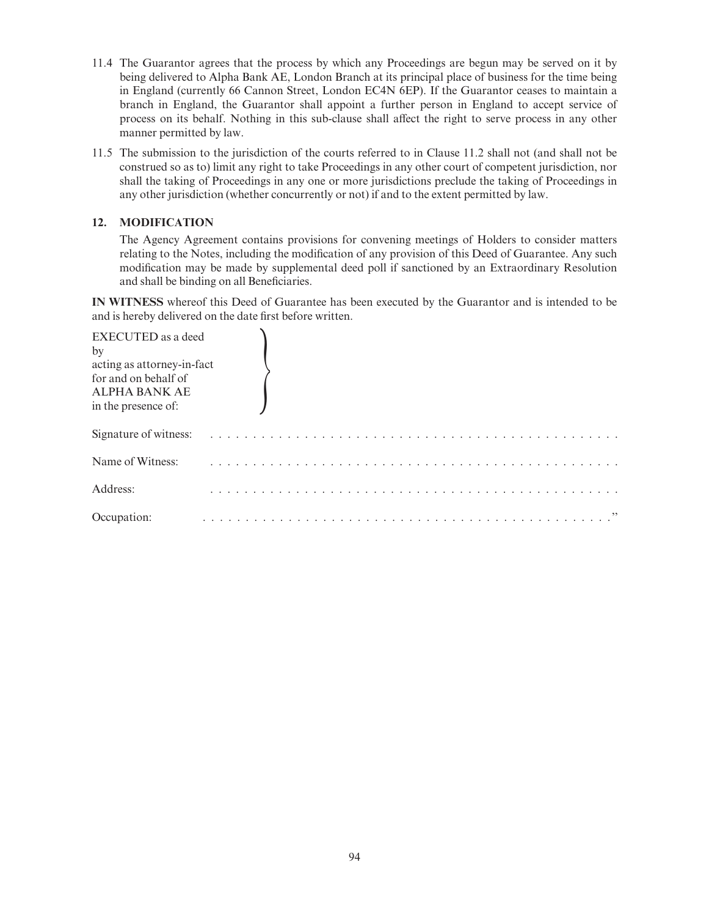11.4 The Guarantor agrees that the process by which any Proceedings are begun may be served on it by being delivered to Alpha Bank AE, London Branch at its principal place of business for the time being in England (currently 66 Cannon Street, London EC4N 6EP). If the Guarantor ceases to maintain a branch in England, the Guarantor shall appoint a further person in England to accept service of process on its behalf. Nothing in this sub-clause shall affect the right to serve process in any other manner permitted by law.

11.5 The submission to the jurisdiction of the courts referred to in Clause 11.2 shall not (and shall not be construed so as to) limit any right to take Proceedings in any other court of competent jurisdiction, nor shall the taking of Proceedings in any one or more jurisdictions preclude the taking of Proceedings in any other jurisdiction (whether concurrently or not) if and to the extent permitted by law.

## 12. MODIFICATION

The Agency Agreement contains provisions for convening meetings of Holders to consider matters relating to the Notes, including the modification of any provision of this Deed of Guarantee. Any such modification may be made by supplemental deed poll if sanctioned by an Extraordinary Resolution and shall be binding on all Beneficiaries.

**IN WITNESS** whereof this Deed of Guarantee has been executed by the Guarantor and is intended to be and is hereby delivered on the date first before written.

EXECUTED as a deed
by
acting as attorney-in-fact
for and on behalf of
ALPHA BANK AE
in the presence of:

Signature of witness: . . . . . . . . . . . . . . . . . . . . . . . . . . . . . . . . . . . . . . . . . . . . . . . .

Name of Witness: . . . . . . . . . . . . . . . . . . . . . . . . . . . . . . . . . . . . . . . . . . . . . . . .

Address: . . . . . . . . . . . . . . . . . . . . . . . . . . . . . . . . . . . . . . . . . . . . . . . .

Occupation: . . . . . . . . . . . . . . . . . . . . . . . . . . . . . . . . . . . . . . . . . . . . . . . .”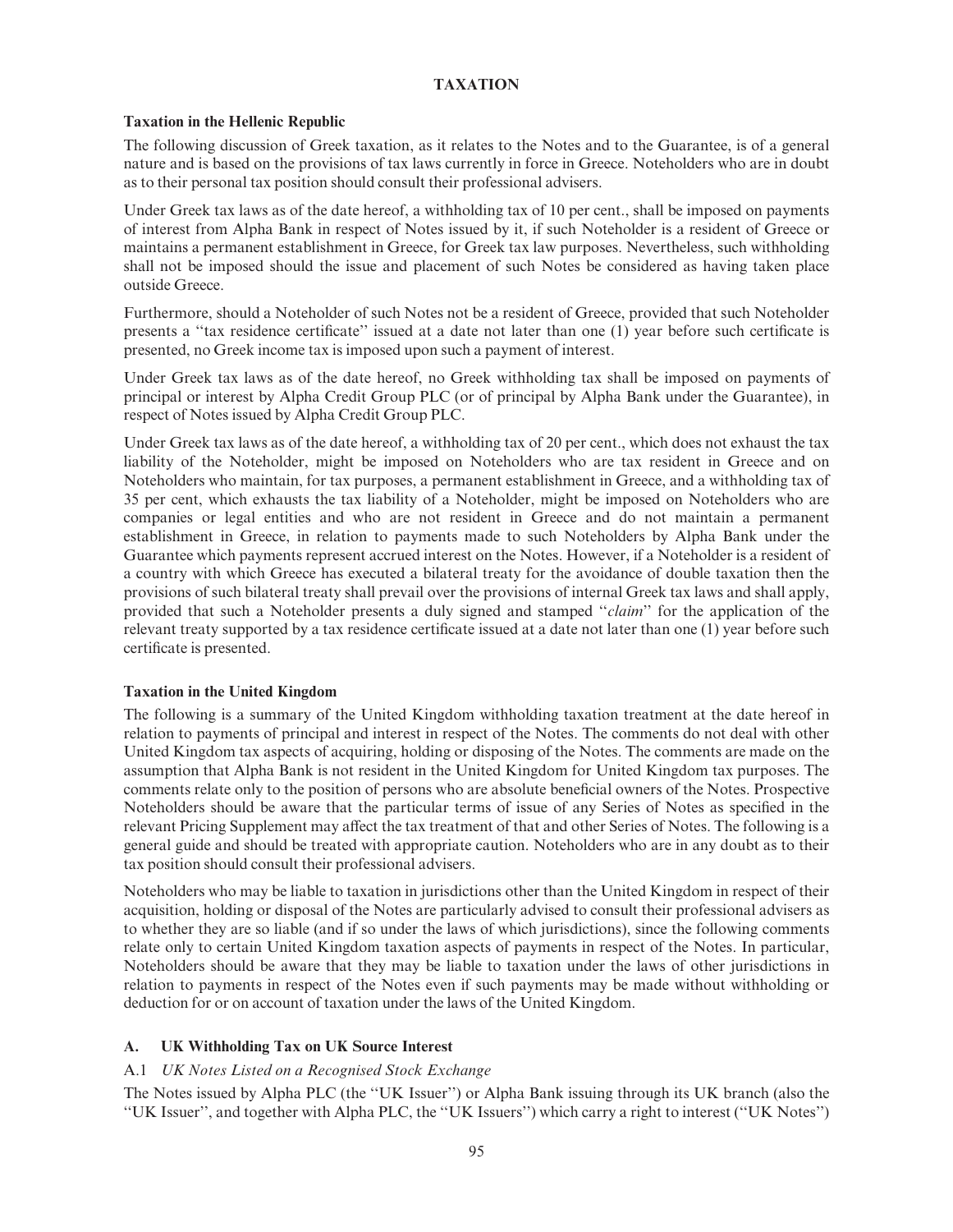# TAXATION

## Taxation in the Hellenic Republic

The following discussion of Greek taxation, as it relates to the Notes and to the Guarantee, is of a general nature and is based on the provisions of tax laws currently in force in Greece. Noteholders who are in doubt as to their personal tax position should consult their professional advisers.

Under Greek tax laws as of the date hereof, a withholding tax of 10 per cent., shall be imposed on payments of interest from Alpha Bank in respect of Notes issued by it, if such Noteholder is a resident of Greece or maintains a permanent establishment in Greece, for Greek tax law purposes. Nevertheless, such withholding shall not be imposed should the issue and placement of such Notes be considered as having taken place outside Greece.

Furthermore, should a Noteholder of such Notes not be a resident of Greece, provided that such Noteholder presents a ''tax residence certificate'' issued at a date not later than one (1) year before such certificate is presented, no Greek income tax is imposed upon such a payment of interest.

Under Greek tax laws as of the date hereof, no Greek withholding tax shall be imposed on payments of principal or interest by Alpha Credit Group PLC (or of principal by Alpha Bank under the Guarantee), in respect of Notes issued by Alpha Credit Group PLC.

Under Greek tax laws as of the date hereof, a withholding tax of 20 per cent., which does not exhaust the tax liability of the Noteholder, might be imposed on Noteholders who are tax resident in Greece and on Noteholders who maintain, for tax purposes, a permanent establishment in Greece, and a withholding tax of 35 per cent, which exhausts the tax liability of a Noteholder, might be imposed on Noteholders who are companies or legal entities and who are not resident in Greece and do not maintain a permanent establishment in Greece, in relation to payments made to such Noteholders by Alpha Bank under the Guarantee which payments represent accrued interest on the Notes. However, if a Noteholder is a resident of a country with which Greece has executed a bilateral treaty for the avoidance of double taxation then the provisions of such bilateral treaty shall prevail over the provisions of internal Greek tax laws and shall apply, provided that such a Noteholder presents a duly signed and stamped ''*claim*'' for the application of the relevant treaty supported by a tax residence certificate issued at a date not later than one (1) year before such certificate is presented.

## Taxation in the United Kingdom

The following is a summary of the United Kingdom withholding taxation treatment at the date hereof in relation to payments of principal and interest in respect of the Notes. The comments do not deal with other United Kingdom tax aspects of acquiring, holding or disposing of the Notes. The comments are made on the assumption that Alpha Bank is not resident in the United Kingdom for United Kingdom tax purposes. The comments relate only to the position of persons who are absolute beneficial owners of the Notes. Prospective Noteholders should be aware that the particular terms of issue of any Series of Notes as specified in the relevant Pricing Supplement may affect the tax treatment of that and other Series of Notes. The following is a general guide and should be treated with appropriate caution. Noteholders who are in any doubt as to their tax position should consult their professional advisers.

Noteholders who may be liable to taxation in jurisdictions other than the United Kingdom in respect of their acquisition, holding or disposal of the Notes are particularly advised to consult their professional advisers as to whether they are so liable (and if so under the laws of which jurisdictions), since the following comments relate only to certain United Kingdom taxation aspects of payments in respect of the Notes. In particular, Noteholders should be aware that they may be liable to taxation under the laws of other jurisdictions in relation to payments in respect of the Notes even if such payments may be made without withholding or deduction for or on account of taxation under the laws of the United Kingdom.

### A. UK Withholding Tax on UK Source Interest

A.1 *UK Notes Listed on a Recognised Stock Exchange*

The Notes issued by Alpha PLC (the ''UK Issuer'') or Alpha Bank issuing through its UK branch (also the ''UK Issuer'', and together with Alpha PLC, the ''UK Issuers'') which carry a right to interest (''UK Notes'')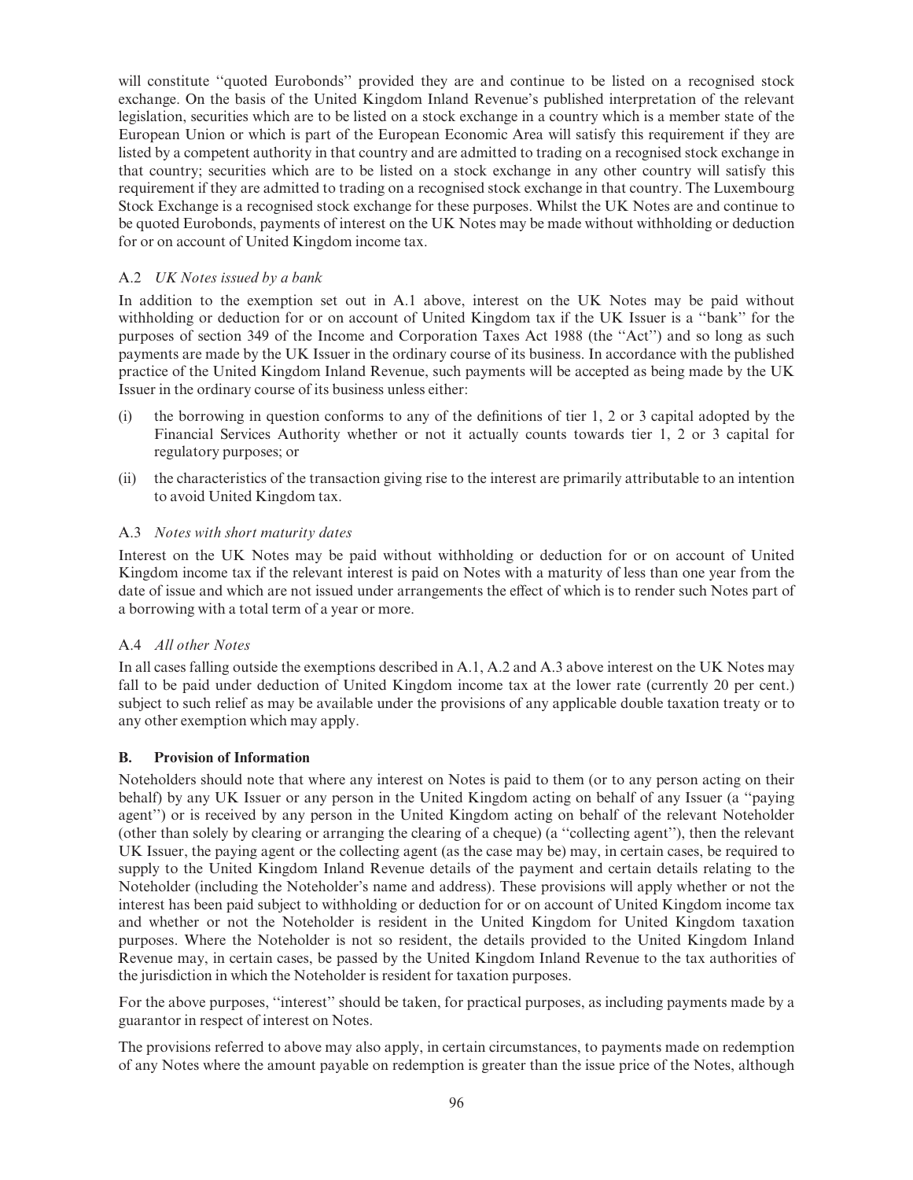will constitute ''quoted Eurobonds'' provided they are and continue to be listed on a recognised stock exchange. On the basis of the United Kingdom Inland Revenue's published interpretation of the relevant legislation, securities which are to be listed on a stock exchange in a country which is a member state of the European Union or which is part of the European Economic Area will satisfy this requirement if they are listed by a competent authority in that country and are admitted to trading on a recognised stock exchange in that country; securities which are to be listed on a stock exchange in any other country will satisfy this requirement if they are admitted to trading on a recognised stock exchange in that country. The Luxembourg Stock Exchange is a recognised stock exchange for these purposes. Whilst the UK Notes are and continue to be quoted Eurobonds, payments of interest on the UK Notes may be made without withholding or deduction for or on account of United Kingdom income tax.

### A.2 *UK Notes issued by a bank*

In addition to the exemption set out in A.1 above, interest on the UK Notes may be paid without withholding or deduction for or on account of United Kingdom tax if the UK Issuer is a ''bank'' for the purposes of section 349 of the Income and Corporation Taxes Act 1988 (the ''Act'') and so long as such payments are made by the UK Issuer in the ordinary course of its business. In accordance with the published practice of the United Kingdom Inland Revenue, such payments will be accepted as being made by the UK Issuer in the ordinary course of its business unless either:

(i) the borrowing in question conforms to any of the definitions of tier 1, 2 or 3 capital adopted by the Financial Services Authority whether or not it actually counts towards tier 1, 2 or 3 capital for regulatory purposes; or

(ii) the characteristics of the transaction giving rise to the interest are primarily attributable to an intention to avoid United Kingdom tax.

### A.3 *Notes with short maturity dates*

Interest on the UK Notes may be paid without withholding or deduction for or on account of United Kingdom income tax if the relevant interest is paid on Notes with a maturity of less than one year from the date of issue and which are not issued under arrangements the effect of which is to render such Notes part of a borrowing with a total term of a year or more.

### A.4 *All other Notes*

In all cases falling outside the exemptions described in A.1, A.2 and A.3 above interest on the UK Notes may fall to be paid under deduction of United Kingdom income tax at the lower rate (currently 20 per cent.) subject to such relief as may be available under the provisions of any applicable double taxation treaty or to any other exemption which may apply.

## B. Provision of Information

Noteholders should note that where any interest on Notes is paid to them (or to any person acting on their behalf) by any UK Issuer or any person in the United Kingdom acting on behalf of any Issuer (a ''paying agent'') or is received by any person in the United Kingdom acting on behalf of the relevant Noteholder (other than solely by clearing or arranging the clearing of a cheque) (a ''collecting agent''), then the relevant UK Issuer, the paying agent or the collecting agent (as the case may be) may, in certain cases, be required to supply to the United Kingdom Inland Revenue details of the payment and certain details relating to the Noteholder (including the Noteholder's name and address). These provisions will apply whether or not the interest has been paid subject to withholding or deduction for or on account of United Kingdom income tax and whether or not the Noteholder is resident in the United Kingdom for United Kingdom taxation purposes. Where the Noteholder is not so resident, the details provided to the United Kingdom Inland Revenue may, in certain cases, be passed by the United Kingdom Inland Revenue to the tax authorities of the jurisdiction in which the Noteholder is resident for taxation purposes.

For the above purposes, ''interest'' should be taken, for practical purposes, as including payments made by a guarantor in respect of interest on Notes.

The provisions referred to above may also apply, in certain circumstances, to payments made on redemption of any Notes where the amount payable on redemption is greater than the issue price of the Notes, although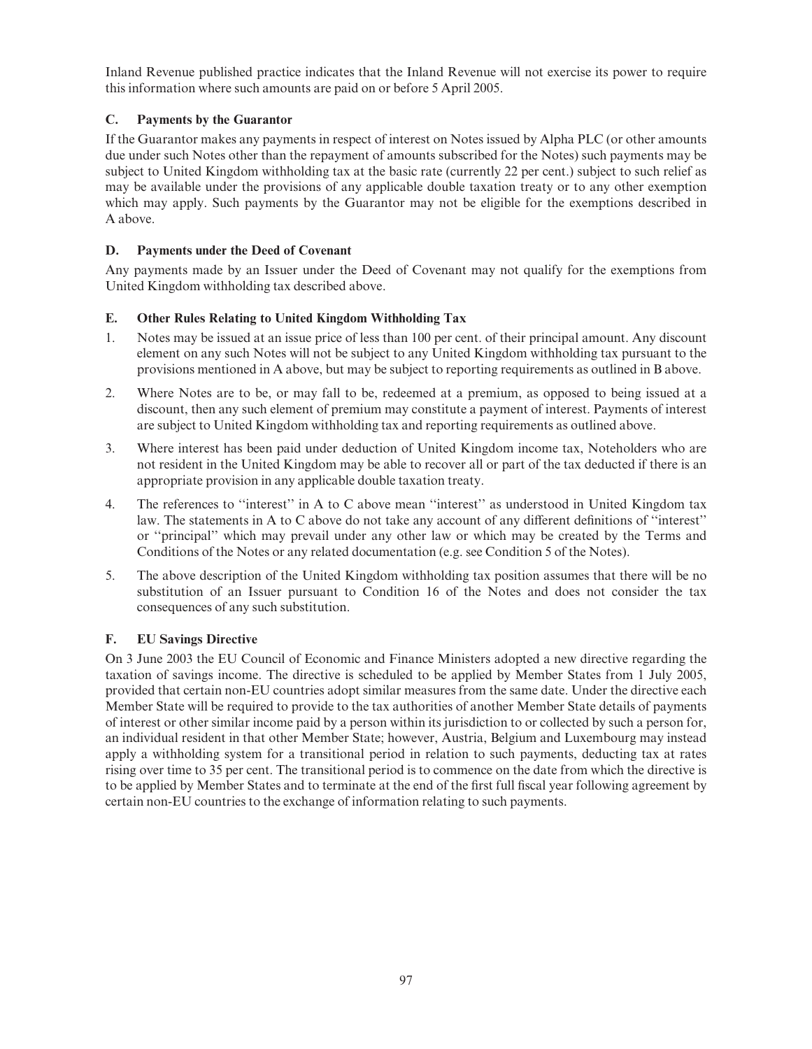Inland Revenue published practice indicates that the Inland Revenue will not exercise its power to require this information where such amounts are paid on or before 5 April 2005.

### C. Payments by the Guarantor

If the Guarantor makes any payments in respect of interest on Notes issued by Alpha PLC (or other amounts due under such Notes other than the repayment of amounts subscribed for the Notes) such payments may be subject to United Kingdom withholding tax at the basic rate (currently 22 per cent.) subject to such relief as may be available under the provisions of any applicable double taxation treaty or to any other exemption which may apply. Such payments by the Guarantor may not be eligible for the exemptions described in A above.

### D. Payments under the Deed of Covenant

Any payments made by an Issuer under the Deed of Covenant may not qualify for the exemptions from United Kingdom withholding tax described above.

### E. Other Rules Relating to United Kingdom Withholding Tax

1. Notes may be issued at an issue price of less than 100 per cent. of their principal amount. Any discount element on any such Notes will not be subject to any United Kingdom withholding tax pursuant to the provisions mentioned in A above, but may be subject to reporting requirements as outlined in B above.
2. Where Notes are to be, or may fall to be, redeemed at a premium, as opposed to being issued at a discount, then any such element of premium may constitute a payment of interest. Payments of interest are subject to United Kingdom withholding tax and reporting requirements as outlined above.
3. Where interest has been paid under deduction of United Kingdom income tax, Noteholders who are not resident in the United Kingdom may be able to recover all or part of the tax deducted if there is an appropriate provision in any applicable double taxation treaty.
4. The references to "interest" in A to C above mean "interest" as understood in United Kingdom tax law. The statements in A to C above do not take any account of any different definitions of "interest" or "principal" which may prevail under any other law or which may be created by the Terms and Conditions of the Notes or any related documentation (e.g. see Condition 5 of the Notes).
5. The above description of the United Kingdom withholding tax position assumes that there will be no substitution of an Issuer pursuant to Condition 16 of the Notes and does not consider the tax consequences of any such substitution.

### F. EU Savings Directive

On 3 June 2003 the EU Council of Economic and Finance Ministers adopted a new directive regarding the taxation of savings income. The directive is scheduled to be applied by Member States from 1 July 2005, provided that certain non-EU countries adopt similar measures from the same date. Under the directive each Member State will be required to provide to the tax authorities of another Member State details of payments of interest or other similar income paid by a person within its jurisdiction to or collected by such a person for, an individual resident in that other Member State; however, Austria, Belgium and Luxembourg may instead apply a withholding system for a transitional period in relation to such payments, deducting tax at rates rising over time to 35 per cent. The transitional period is to commence on the date from which the directive is to be applied by Member States and to terminate at the end of the first full fiscal year following agreement by certain non-EU countries to the exchange of information relating to such payments.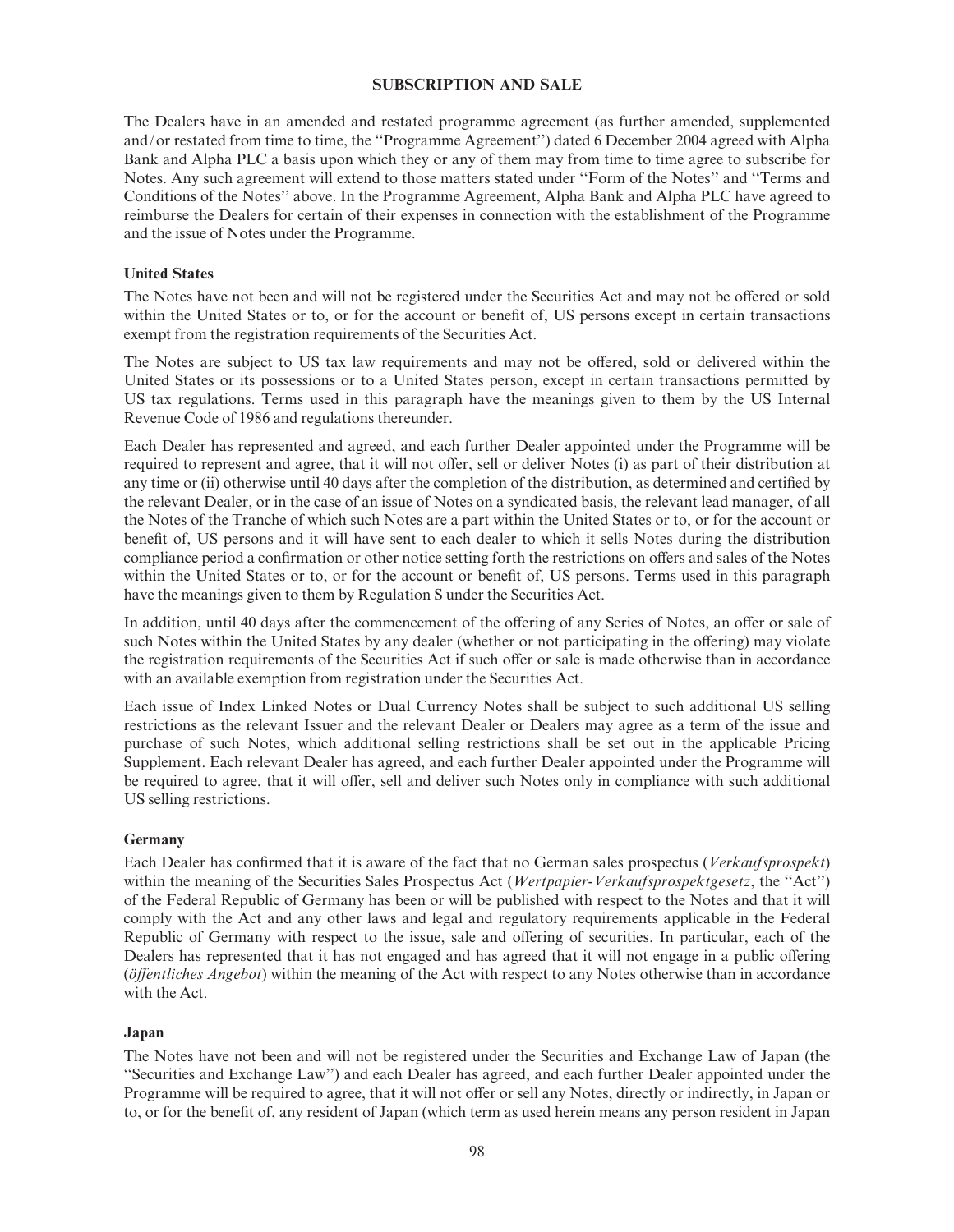## SUBSCRIPTION AND SALE

The Dealers have in an amended and restated programme agreement (as further amended, supplemented and/or restated from time to time, the ''Programme Agreement'') dated 6 December 2004 agreed with Alpha Bank and Alpha PLC a basis upon which they or any of them may from time to time agree to subscribe for Notes. Any such agreement will extend to those matters stated under ''Form of the Notes'' and ''Terms and Conditions of the Notes'' above. In the Programme Agreement, Alpha Bank and Alpha PLC have agreed to reimburse the Dealers for certain of their expenses in connection with the establishment of the Programme and the issue of Notes under the Programme.

### United States

The Notes have not been and will not be registered under the Securities Act and may not be offered or sold within the United States or to, or for the account or benefit of, US persons except in certain transactions exempt from the registration requirements of the Securities Act.

The Notes are subject to US tax law requirements and may not be offered, sold or delivered within the United States or its possessions or to a United States person, except in certain transactions permitted by US tax regulations. Terms used in this paragraph have the meanings given to them by the US Internal Revenue Code of 1986 and regulations thereunder.

Each Dealer has represented and agreed, and each further Dealer appointed under the Programme will be required to represent and agree, that it will not offer, sell or deliver Notes (i) as part of their distribution at any time or (ii) otherwise until 40 days after the completion of the distribution, as determined and certified by the relevant Dealer, or in the case of an issue of Notes on a syndicated basis, the relevant lead manager, of all the Notes of the Tranche of which such Notes are a part within the United States or to, or for the account or benefit of, US persons and it will have sent to each dealer to which it sells Notes during the distribution compliance period a confirmation or other notice setting forth the restrictions on offers and sales of the Notes within the United States or to, or for the account or benefit of, US persons. Terms used in this paragraph have the meanings given to them by Regulation S under the Securities Act.

In addition, until 40 days after the commencement of the offering of any Series of Notes, an offer or sale of such Notes within the United States by any dealer (whether or not participating in the offering) may violate the registration requirements of the Securities Act if such offer or sale is made otherwise than in accordance with an available exemption from registration under the Securities Act.

Each issue of Index Linked Notes or Dual Currency Notes shall be subject to such additional US selling restrictions as the relevant Issuer and the relevant Dealer or Dealers may agree as a term of the issue and purchase of such Notes, which additional selling restrictions shall be set out in the applicable Pricing Supplement. Each relevant Dealer has agreed, and each further Dealer appointed under the Programme will be required to agree, that it will offer, sell and deliver such Notes only in compliance with such additional US selling restrictions.

### Germany

Each Dealer has confirmed that it is aware of the fact that no German sales prospectus (*Verkaufsprospekt*) within the meaning of the Securities Sales Prospectus Act (*Wertpapier-Verkaufsprospektgesetz*, the ''Act'') of the Federal Republic of Germany has been or will be published with respect to the Notes and that it will comply with the Act and any other laws and legal and regulatory requirements applicable in the Federal Republic of Germany with respect to the issue, sale and offering of securities. In particular, each of the Dealers has represented that it has not engaged and has agreed that it will not engage in a public offering (*öffentliches Angebot*) within the meaning of the Act with respect to any Notes otherwise than in accordance with the Act.

### Japan

The Notes have not been and will not be registered under the Securities and Exchange Law of Japan (the ''Securities and Exchange Law'') and each Dealer has agreed, and each further Dealer appointed under the Programme will be required to agree, that it will not offer or sell any Notes, directly or indirectly, in Japan or to, or for the benefit of, any resident of Japan (which term as used herein means any person resident in Japan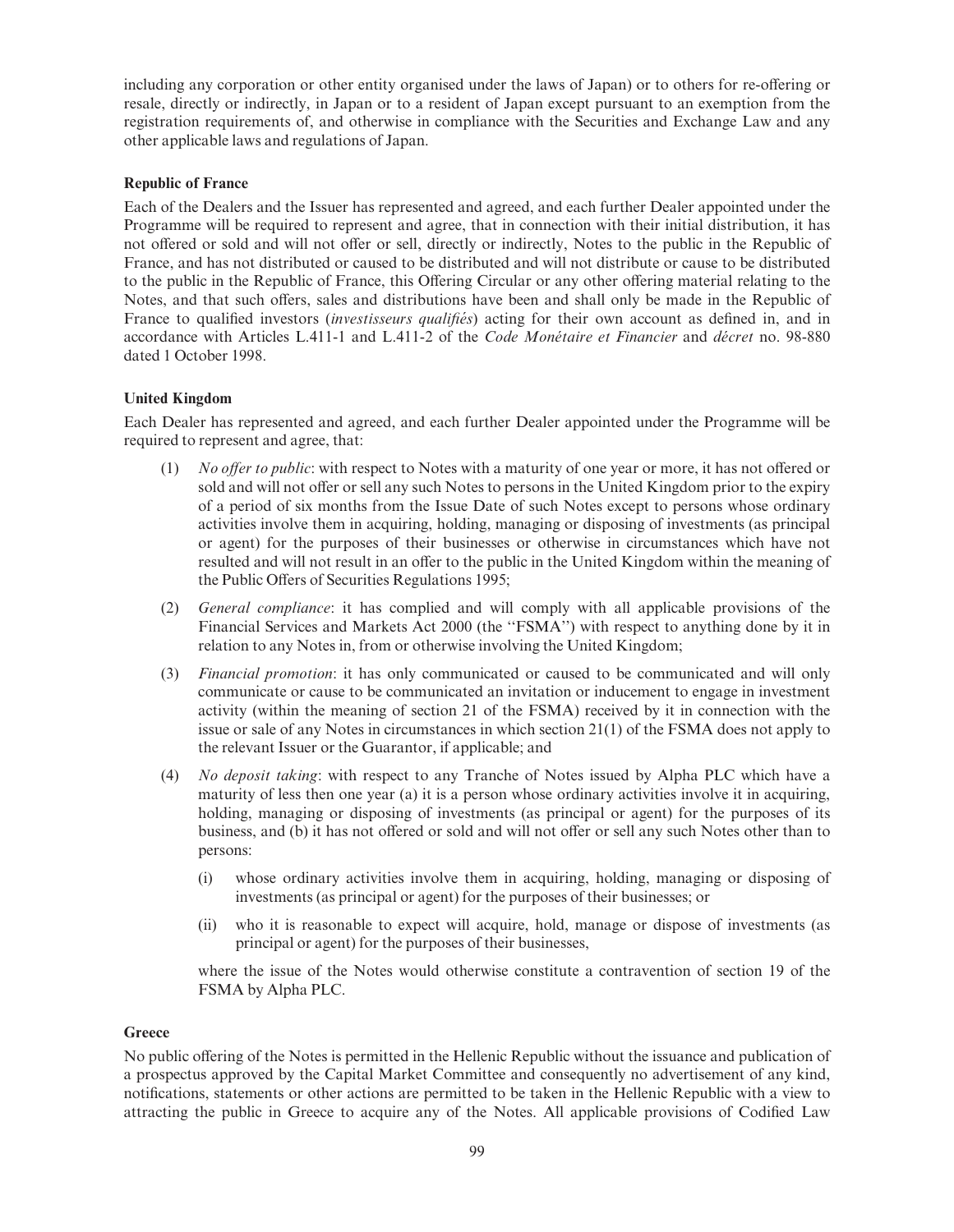including any corporation or other entity organised under the laws of Japan) or to others for re-offering or resale, directly or indirectly, in Japan or to a resident of Japan except pursuant to an exemption from the registration requirements of, and otherwise in compliance with the Securities and Exchange Law and any other applicable laws and regulations of Japan.

**Republic of France**

Each of the Dealers and the Issuer has represented and agreed, and each further Dealer appointed under the Programme will be required to represent and agree, that in connection with their initial distribution, it has not offered or sold and will not offer or sell, directly or indirectly, Notes to the public in the Republic of France, and has not distributed or caused to be distributed and will not distribute or cause to be distributed to the public in the Republic of France, this Offering Circular or any other offering material relating to the Notes, and that such offers, sales and distributions have been and shall only be made in the Republic of France to qualified investors (*investisseurs qualifiés*) acting for their own account as defined in, and in accordance with Articles L.411-1 and L.411-2 of the *Code Monétaire et Financier* and *décret* no. 98-880 dated 1 October 1998.

**United Kingdom**

Each Dealer has represented and agreed, and each further Dealer appointed under the Programme will be required to represent and agree, that:

(1) *No offer to public*: with respect to Notes with a maturity of one year or more, it has not offered or sold and will not offer or sell any such Notes to persons in the United Kingdom prior to the expiry of a period of six months from the Issue Date of such Notes except to persons whose ordinary activities involve them in acquiring, holding, managing or disposing of investments (as principal or agent) for the purposes of their businesses or otherwise in circumstances which have not resulted and will not result in an offer to the public in the United Kingdom within the meaning of the Public Offers of Securities Regulations 1995;

(2) *General compliance*: it has complied and will comply with all applicable provisions of the Financial Services and Markets Act 2000 (the ''FSMA'') with respect to anything done by it in relation to any Notes in, from or otherwise involving the United Kingdom;

(3) *Financial promotion*: it has only communicated or caused to be communicated and will only communicate or cause to be communicated an invitation or inducement to engage in investment activity (within the meaning of section 21 of the FSMA) received by it in connection with the issue or sale of any Notes in circumstances in which section 21(1) of the FSMA does not apply to the relevant Issuer or the Guarantor, if applicable; and

(4) *No deposit taking*: with respect to any Tranche of Notes issued by Alpha PLC which have a maturity of less then one year (a) it is a person whose ordinary activities involve it in acquiring, holding, managing or disposing of investments (as principal or agent) for the purposes of its business, and (b) it has not offered or sold and will not offer or sell any such Notes other than to persons:

    (i) whose ordinary activities involve them in acquiring, holding, managing or disposing of investments (as principal or agent) for the purposes of their businesses; or

    (ii) who it is reasonable to expect will acquire, hold, manage or dispose of investments (as principal or agent) for the purposes of their businesses,

    where the issue of the Notes would otherwise constitute a contravention of section 19 of the FSMA by Alpha PLC.

**Greece**

No public offering of the Notes is permitted in the Hellenic Republic without the issuance and publication of a prospectus approved by the Capital Market Committee and consequently no advertisement of any kind, notifications, statements or other actions are permitted to be taken in the Hellenic Republic with a view to attracting the public in Greece to acquire any of the Notes. All applicable provisions of Codified Law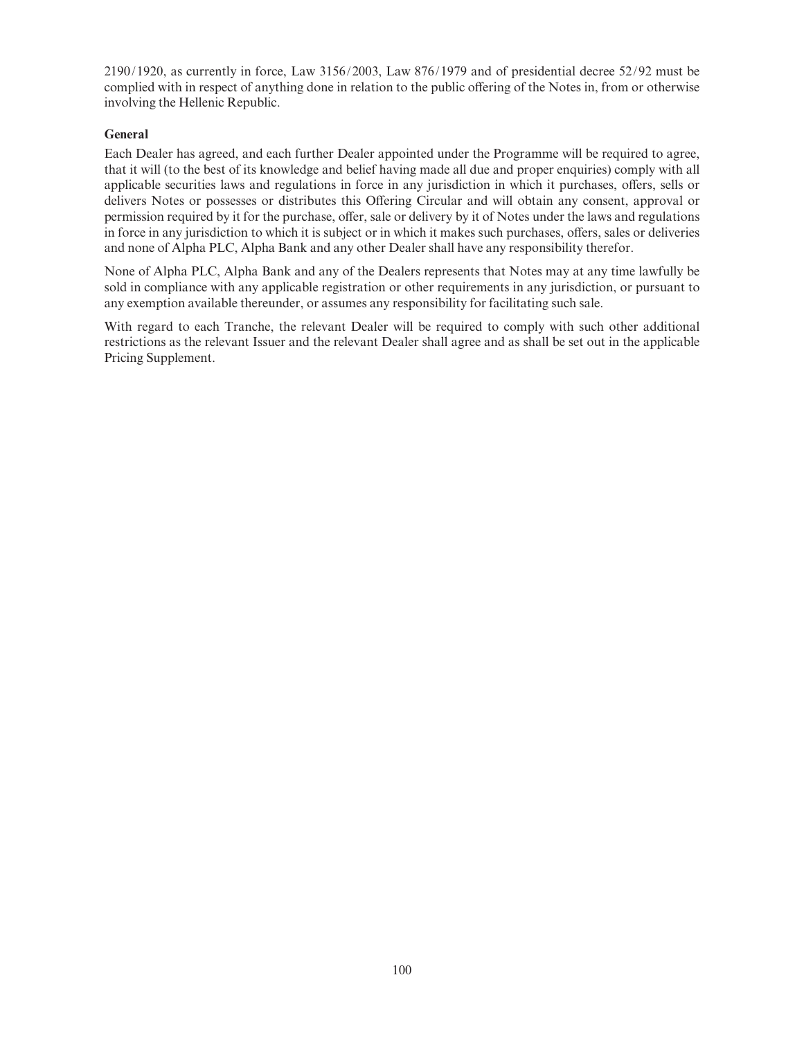2190/1920, as currently in force, Law 3156/2003, Law 876/1979 and of presidential decree 52/92 must be complied with in respect of anything done in relation to the public offering of the Notes in, from or otherwise involving the Hellenic Republic.

**General**

Each Dealer has agreed, and each further Dealer appointed under the Programme will be required to agree, that it will (to the best of its knowledge and belief having made all due and proper enquiries) comply with all applicable securities laws and regulations in force in any jurisdiction in which it purchases, offers, sells or delivers Notes or possesses or distributes this Offering Circular and will obtain any consent, approval or permission required by it for the purchase, offer, sale or delivery by it of Notes under the laws and regulations in force in any jurisdiction to which it is subject or in which it makes such purchases, offers, sales or deliveries and none of Alpha PLC, Alpha Bank and any other Dealer shall have any responsibility therefor.

None of Alpha PLC, Alpha Bank and any of the Dealers represents that Notes may at any time lawfully be sold in compliance with any applicable registration or other requirements in any jurisdiction, or pursuant to any exemption available thereunder, or assumes any responsibility for facilitating such sale.

With regard to each Tranche, the relevant Dealer will be required to comply with such other additional restrictions as the relevant Issuer and the relevant Dealer shall agree and as shall be set out in the applicable Pricing Supplement.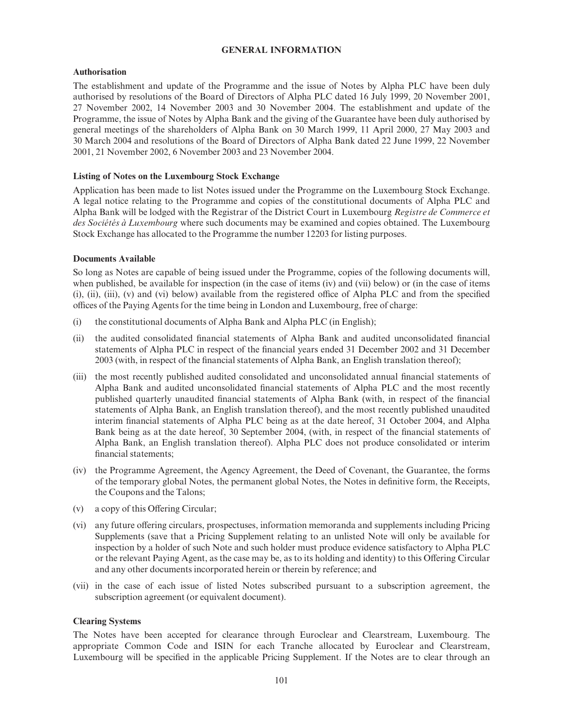## GENERAL INFORMATION

### Authorisation

The establishment and update of the Programme and the issue of Notes by Alpha PLC have been duly authorised by resolutions of the Board of Directors of Alpha PLC dated 16 July 1999, 20 November 2001, 27 November 2002, 14 November 2003 and 30 November 2004. The establishment and update of the Programme, the issue of Notes by Alpha Bank and the giving of the Guarantee have been duly authorised by general meetings of the shareholders of Alpha Bank on 30 March 1999, 11 April 2000, 27 May 2003 and 30 March 2004 and resolutions of the Board of Directors of Alpha Bank dated 22 June 1999, 22 November 2001, 21 November 2002, 6 November 2003 and 23 November 2004.

### Listing of Notes on the Luxembourg Stock Exchange

Application has been made to list Notes issued under the Programme on the Luxembourg Stock Exchange. A legal notice relating to the Programme and copies of the constitutional documents of Alpha PLC and Alpha Bank will be lodged with the Registrar of the District Court in Luxembourg *Registre de Commerce et des Sociétés à Luxembourg* where such documents may be examined and copies obtained. The Luxembourg Stock Exchange has allocated to the Programme the number 12203 for listing purposes.

### Documents Available

So long as Notes are capable of being issued under the Programme, copies of the following documents will, when published, be available for inspection (in the case of items (iv) and (vii) below) or (in the case of items (i), (ii), (iii), (v) and (vi) below) available from the registered office of Alpha PLC and from the specified offices of the Paying Agents for the time being in London and Luxembourg, free of charge:

(i) the constitutional documents of Alpha Bank and Alpha PLC (in English);

(ii) the audited consolidated financial statements of Alpha Bank and audited unconsolidated financial statements of Alpha PLC in respect of the financial years ended 31 December 2002 and 31 December 2003 (with, in respect of the financial statements of Alpha Bank, an English translation thereof);

(iii) the most recently published audited consolidated and unconsolidated annual financial statements of Alpha Bank and audited unconsolidated financial statements of Alpha PLC and the most recently published quarterly unaudited financial statements of Alpha Bank (with, in respect of the financial statements of Alpha Bank, an English translation thereof), and the most recently published unaudited interim financial statements of Alpha PLC being as at the date hereof, 31 October 2004, and Alpha Bank being as at the date hereof, 30 September 2004, (with, in respect of the financial statements of Alpha Bank, an English translation thereof). Alpha PLC does not produce consolidated or interim financial statements;

(iv) the Programme Agreement, the Agency Agreement, the Deed of Covenant, the Guarantee, the forms of the temporary global Notes, the permanent global Notes, the Notes in definitive form, the Receipts, the Coupons and the Talons;

(v) a copy of this Offering Circular;

(vi) any future offering circulars, prospectuses, information memoranda and supplements including Pricing Supplements (save that a Pricing Supplement relating to an unlisted Note will only be available for inspection by a holder of such Note and such holder must produce evidence satisfactory to Alpha PLC or the relevant Paying Agent, as the case may be, as to its holding and identity) to this Offering Circular and any other documents incorporated herein or therein by reference; and

(vii) in the case of each issue of listed Notes subscribed pursuant to a subscription agreement, the subscription agreement (or equivalent document).

### Clearing Systems

The Notes have been accepted for clearance through Euroclear and Clearstream, Luxembourg. The appropriate Common Code and ISIN for each Tranche allocated by Euroclear and Clearstream, Luxembourg will be specified in the applicable Pricing Supplement. If the Notes are to clear through an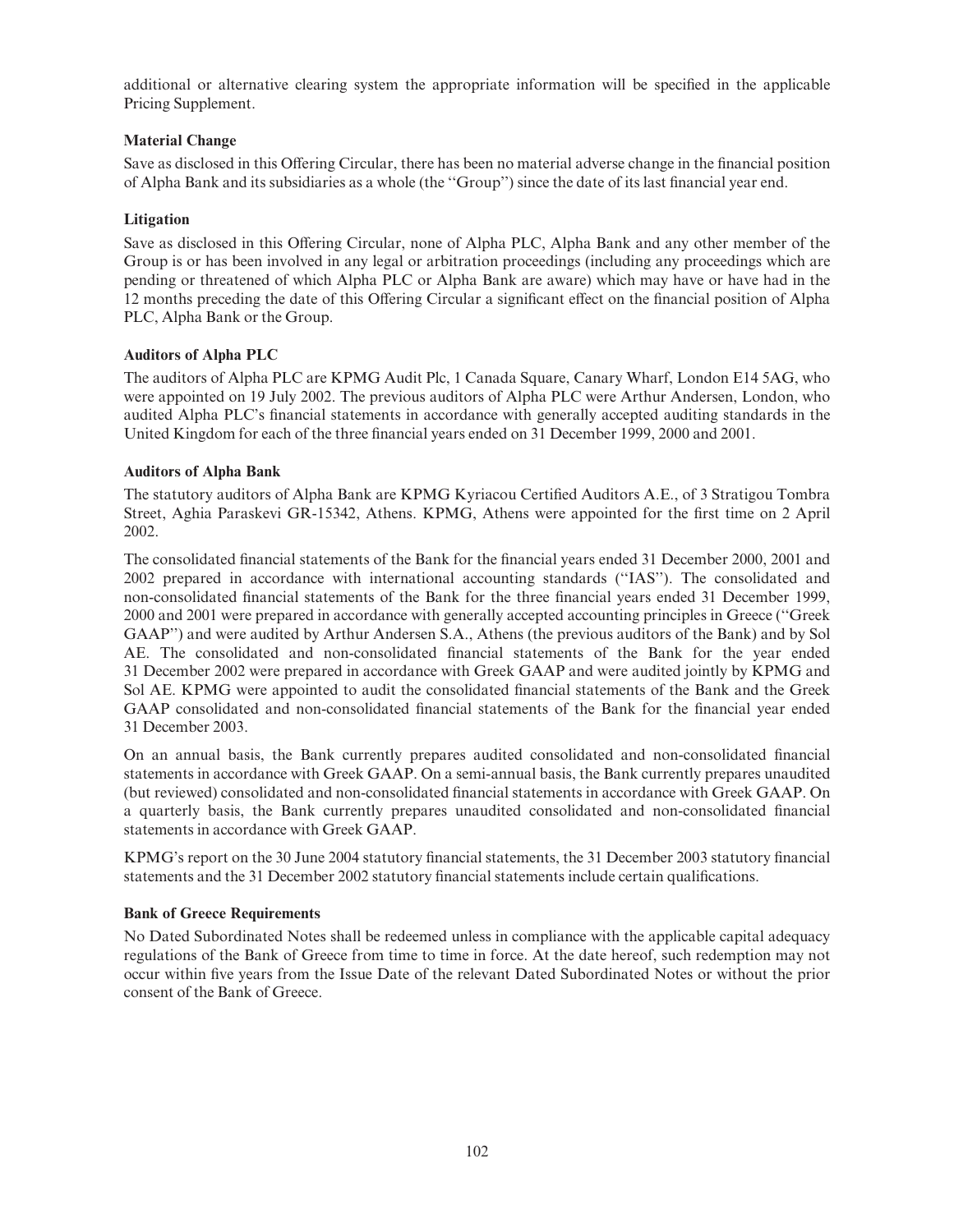additional or alternative clearing system the appropriate information will be specified in the applicable Pricing Supplement.

**Material Change**

Save as disclosed in this Offering Circular, there has been no material adverse change in the financial position of Alpha Bank and its subsidiaries as a whole (the ''Group'') since the date of its last financial year end.

**Litigation**

Save as disclosed in this Offering Circular, none of Alpha PLC, Alpha Bank and any other member of the Group is or has been involved in any legal or arbitration proceedings (including any proceedings which are pending or threatened of which Alpha PLC or Alpha Bank are aware) which may have or have had in the 12 months preceding the date of this Offering Circular a significant effect on the financial position of Alpha PLC, Alpha Bank or the Group.

**Auditors of Alpha PLC**

The auditors of Alpha PLC are KPMG Audit Plc, 1 Canada Square, Canary Wharf, London E14 5AG, who were appointed on 19 July 2002. The previous auditors of Alpha PLC were Arthur Andersen, London, who audited Alpha PLC's financial statements in accordance with generally accepted auditing standards in the United Kingdom for each of the three financial years ended on 31 December 1999, 2000 and 2001.

**Auditors of Alpha Bank**

The statutory auditors of Alpha Bank are KPMG Kyriacou Certified Auditors A.E., of 3 Stratigou Tombra Street, Aghia Paraskevi GR-15342, Athens. KPMG, Athens were appointed for the first time on 2 April 2002.

The consolidated financial statements of the Bank for the financial years ended 31 December 2000, 2001 and 2002 prepared in accordance with international accounting standards (''IAS''). The consolidated and non-consolidated financial statements of the Bank for the three financial years ended 31 December 1999, 2000 and 2001 were prepared in accordance with generally accepted accounting principles in Greece (''Greek GAAP'') and were audited by Arthur Andersen S.A., Athens (the previous auditors of the Bank) and by Sol AE. The consolidated and non-consolidated financial statements of the Bank for the year ended 31 December 2002 were prepared in accordance with Greek GAAP and were audited jointly by KPMG and Sol AE. KPMG were appointed to audit the consolidated financial statements of the Bank and the Greek GAAP consolidated and non-consolidated financial statements of the Bank for the financial year ended 31 December 2003.

On an annual basis, the Bank currently prepares audited consolidated and non-consolidated financial statements in accordance with Greek GAAP. On a semi-annual basis, the Bank currently prepares unaudited (but reviewed) consolidated and non-consolidated financial statements in accordance with Greek GAAP. On a quarterly basis, the Bank currently prepares unaudited consolidated and non-consolidated financial statements in accordance with Greek GAAP.

KPMG's report on the 30 June 2004 statutory financial statements, the 31 December 2003 statutory financial statements and the 31 December 2002 statutory financial statements include certain qualifications.

**Bank of Greece Requirements**

No Dated Subordinated Notes shall be redeemed unless in compliance with the applicable capital adequacy regulations of the Bank of Greece from time to time in force. At the date hereof, such redemption may not occur within five years from the Issue Date of the relevant Dated Subordinated Notes or without the prior consent of the Bank of Greece.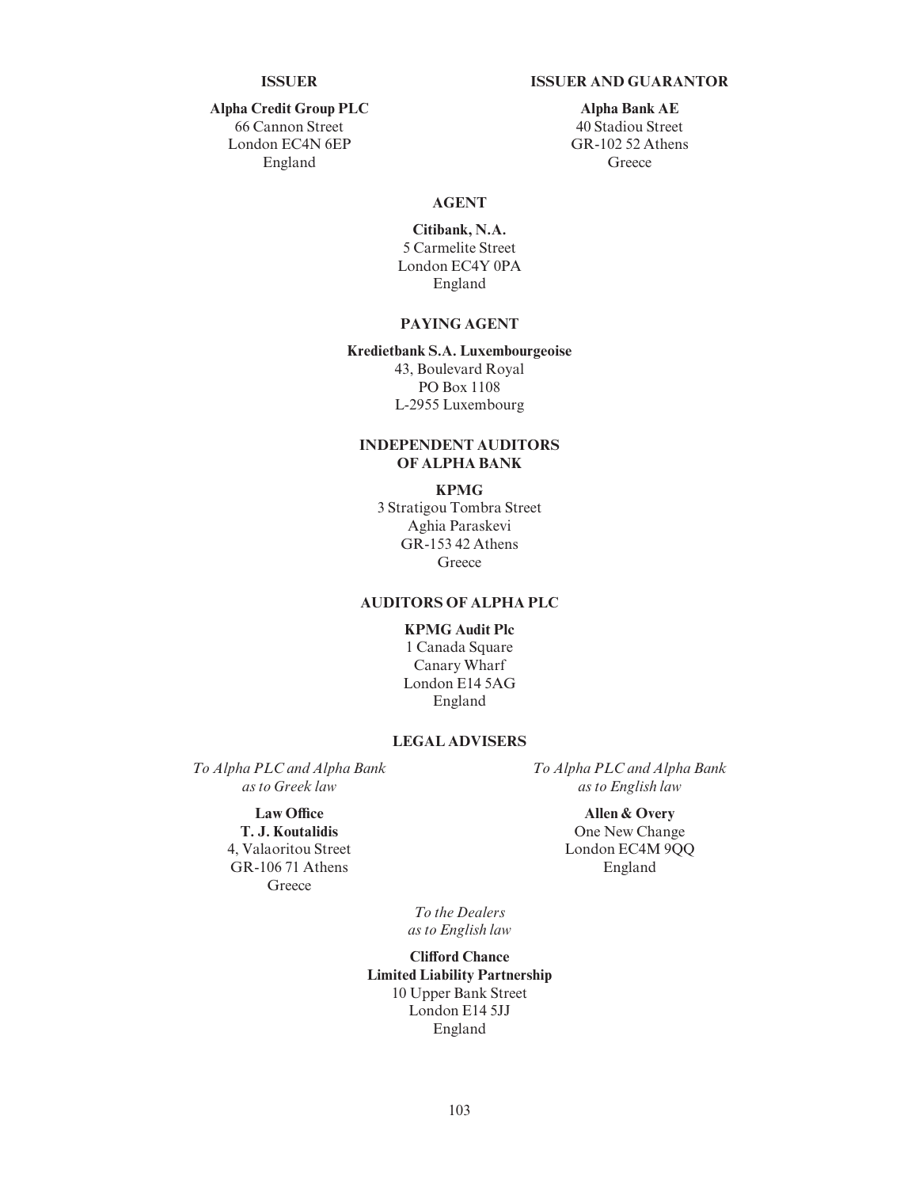**ISSUER**

**Alpha Credit Group PLC**
66 Cannon Street
London EC4N 6EP
England

**ISSUER AND GUARANTOR**

**Alpha Bank AE**
40 Stadiou Street
GR-102 52 Athens
Greece

**AGENT**

**Citibank, N.A.**
5 Carmelite Street
London EC4Y 0PA
England

**PAYING AGENT**

**Kredietbank S.A. Luxembourgeoise**
43, Boulevard Royal
PO Box 1108
L-2955 Luxembourg

**INDEPENDENT AUDITORS OF ALPHA BANK**

**KPMG**
3 Stratigou Tombra Street
Aghia Paraskevi
GR-153 42 Athens
Greece

**AUDITORS OF ALPHA PLC**

**KPMG Audit Plc**
1 Canada Square
Canary Wharf
London E14 5AG
England

**LEGAL ADVISERS**

*To Alpha PLC and Alpha Bank as to Greek law*

**Law Office**
**T. J. Koutalidis**
4, Valaoritou Street
GR-106 71 Athens
Greece

*To Alpha PLC and Alpha Bank as to English law*

**Allen & Overy**
One New Change
London EC4M 9QQ
England

*To the Dealers as to English law*

**Clifford Chance**
**Limited Liability Partnership**
10 Upper Bank Street
London E14 5JJ
England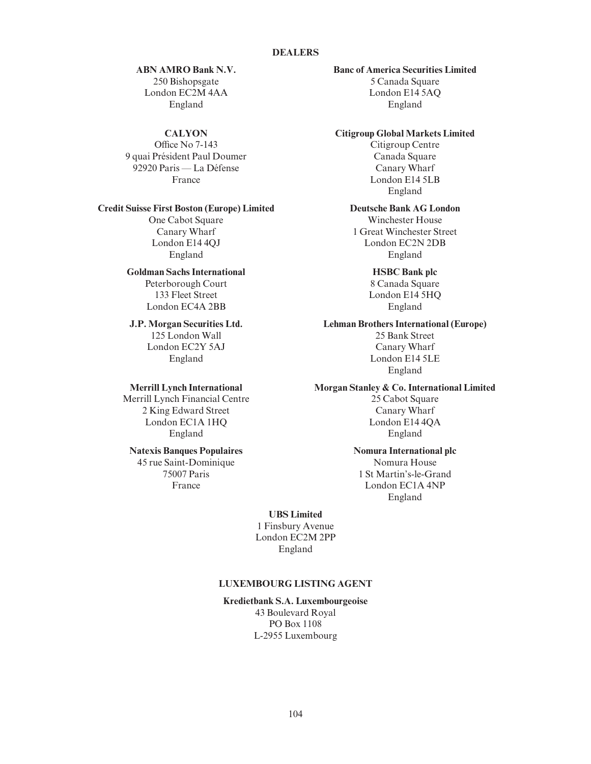## DEALERS

**ABN AMRO Bank N.V.**
250 Bishopsgate
London EC2M 4AA
England

**Banc of America Securities Limited**
5 Canada Square
London E14 5AQ
England

**CALYON**
Office No 7-143
9 quai Président Paul Doumer
92920 Paris — La Défense
France

**Citigroup Global Markets Limited**
Citigroup Centre
Canada Square
Canary Wharf
London E14 5LB
England

**Credit Suisse First Boston (Europe) Limited**
One Cabot Square
Canary Wharf
London E14 4QJ
England

**Deutsche Bank AG London**
Winchester House
1 Great Winchester Street
London EC2N 2DB
England

**Goldman Sachs International**
Peterborough Court
133 Fleet Street
London EC4A 2BB

**HSBC Bank plc**
8 Canada Square
London E14 5HQ
England

**J.P. Morgan Securities Ltd.**
125 London Wall
London EC2Y 5AJ
England

**Lehman Brothers International (Europe)**
25 Bank Street
Canary Wharf
London E14 5LE
England

**Merrill Lynch International**
Merrill Lynch Financial Centre
2 King Edward Street
London EC1A 1HQ
England

**Morgan Stanley & Co. International Limited**
25 Cabot Square
Canary Wharf
London E14 4QA
England

**Natexis Banques Populaires**
45 rue Saint-Dominique
75007 Paris
France

**Nomura International plc**
Nomura House
1 St Martin's-le-Grand
London EC1A 4NP
England

**UBS Limited**
1 Finsbury Avenue
London EC2M 2PP
England

## LUXEMBOURG LISTING AGENT

**Kredietbank S.A. Luxembourgeoise**
43 Boulevard Royal
PO Box 1108
L-2955 Luxembourg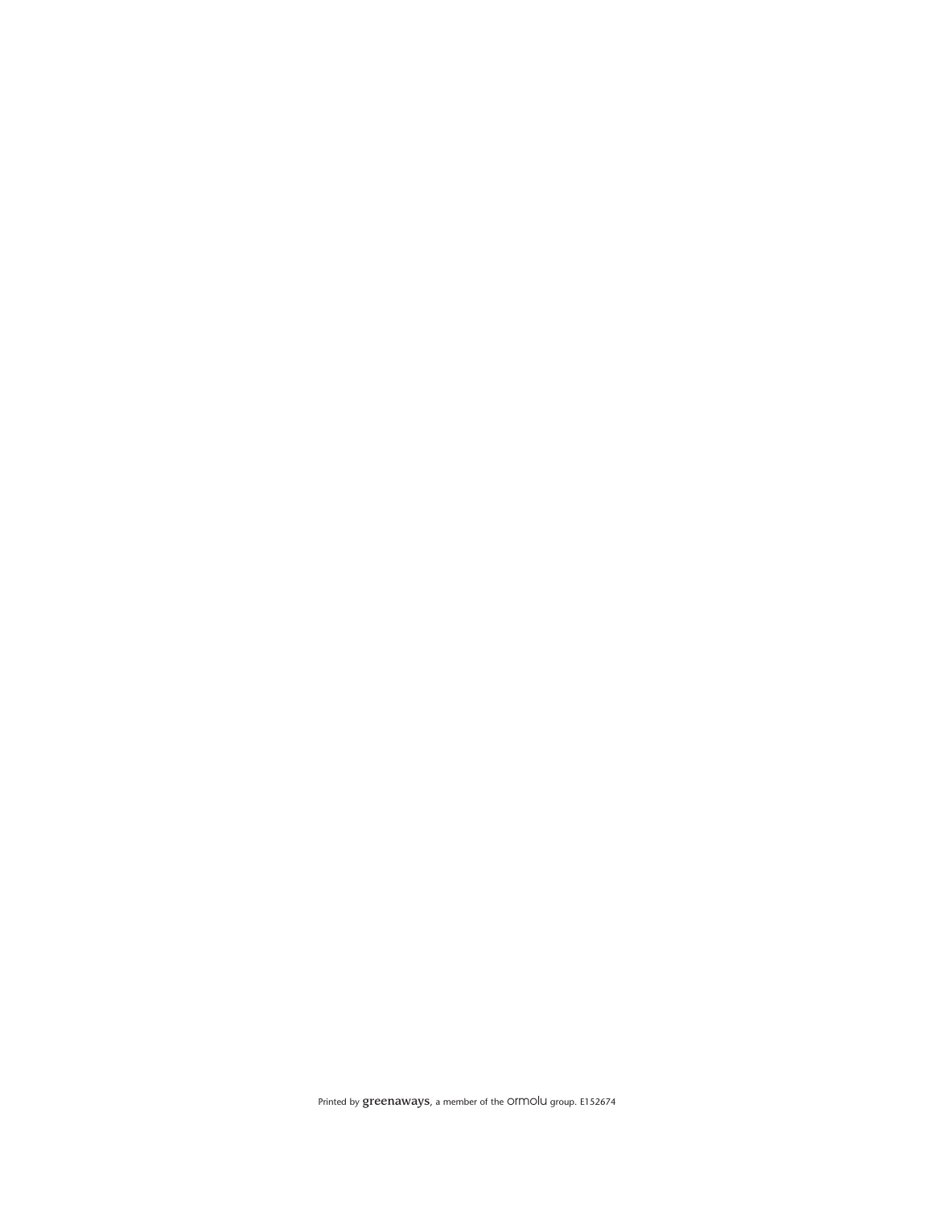Printed by greenaways, a member of the ormolu group. E152674